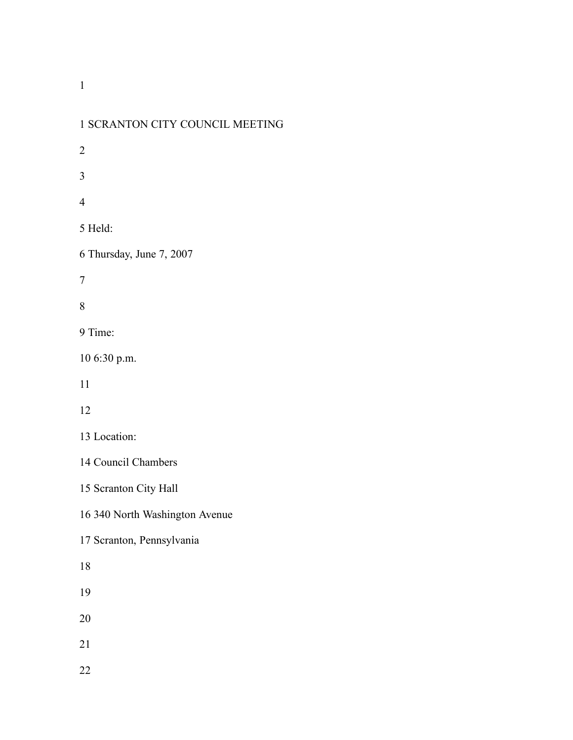1 SCRANTON CITY COUNCIL MEETING

2

3

4

5 Held:

6 Thursday, June 7, 2007

7

8

9 Time:

10 6:30 p.m.

11

12

13 Location:

14 Council Chambers

15 Scranton City Hall

16 340 North Washington Avenue

17 Scranton, Pennsylvania

18

19

20

21

22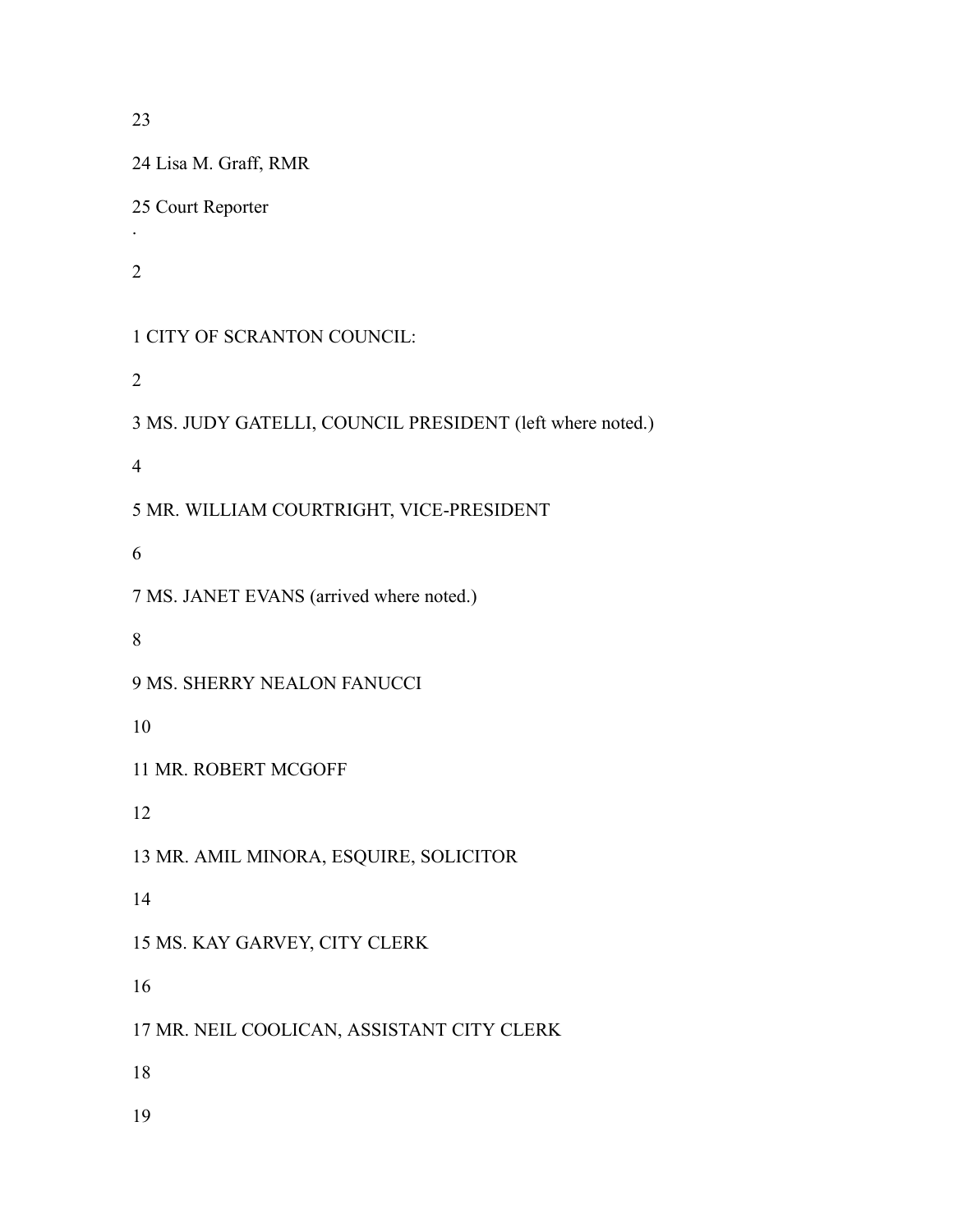23

24 Lisa M. Graff, RMR

25 Court Reporter

1 CITY OF SCRANTON COUNCIL:

2

3 MS. JUDY GATELLI, COUNCIL PRESIDENT (left where noted.)

4

5 MR. WILLIAM COURTRIGHT, VICE-PRESIDENT

6

7 MS. JANET EVANS (arrived where noted.)

8

9 MS. SHERRY NEALON FANUCCI

10

11 MR. ROBERT MCGOFF

12

13 MR. AMIL MINORA, ESQUIRE, SOLICITOR

14

15 MS. KAY GARVEY, CITY CLERK

16

17 MR. NEIL COOLICAN, ASSISTANT CITY CLERK

18

19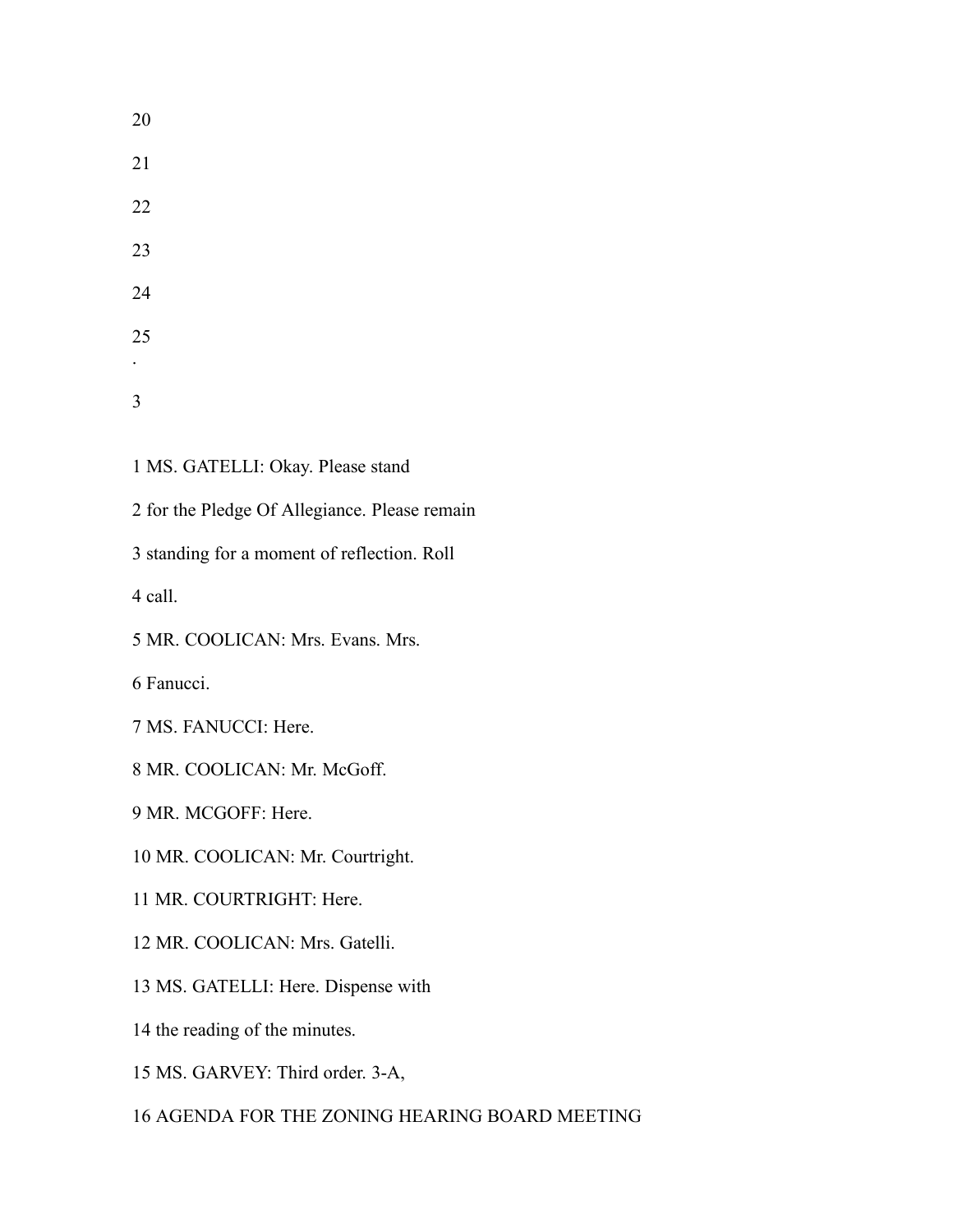1 MS. GATELLI: Okay. Please stand

2 for the Pledge Of Allegiance. Please remain

3 standing for a moment of reflection. Roll

4 call.

5 MR. COOLICAN: Mrs. Evans. Mrs.

6 Fanucci.

7 MS. FANUCCI: Here.

8 MR. COOLICAN: Mr. McGoff.

9 MR. MCGOFF: Here.

10 MR. COOLICAN: Mr. Courtright.

11 MR. COURTRIGHT: Here.

12 MR. COOLICAN: Mrs. Gatelli.

13 MS. GATELLI: Here. Dispense with

14 the reading of the minutes.

15 MS. GARVEY: Third order. 3-A,

16 AGENDA FOR THE ZONING HEARING BOARD MEETING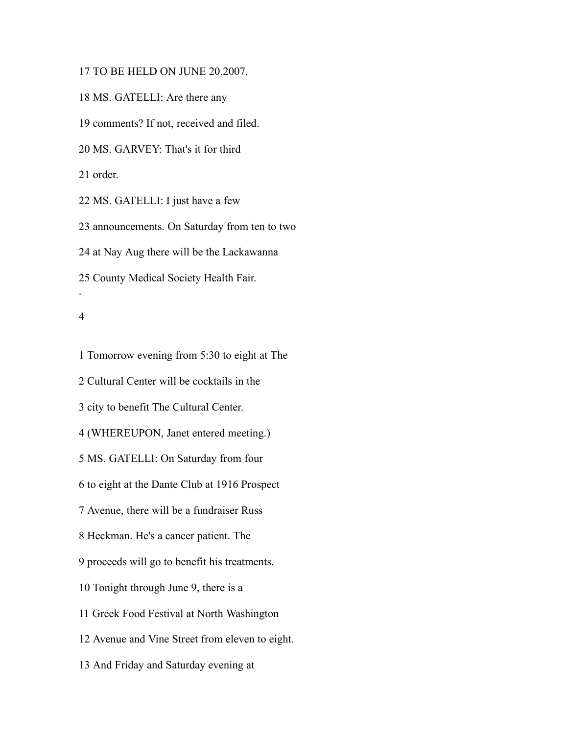17 TO BE HELD ON JUNE 20,2007.

18 MS. GATELLI: Are there any

19 comments? If not, received and filed.

20 MS. GARVEY: That's it for third

21 order.

22 MS. GATELLI: I just have a few

23 announcements. On Saturday from ten to two

24 at Nay Aug there will be the Lackawanna

25 County Medical Society Health Fair.

1 Tomorrow evening from 5:30 to eight at The

2 Cultural Center will be cocktails in the

3 city to benefit The Cultural Center.

4 (WHEREUPON, Janet entered meeting.)

5 MS. GATELLI: On Saturday from four

6 to eight at the Dante Club at 1916 Prospect

7 Avenue, there will be a fundraiser Russ

8 Heckman. He's a cancer patient. The

9 proceeds will go to benefit his treatments.

10 Tonight through June 9, there is a

11 Greek Food Festival at North Washington

12 Avenue and Vine Street from eleven to eight.

13 And Friday and Saturday evening at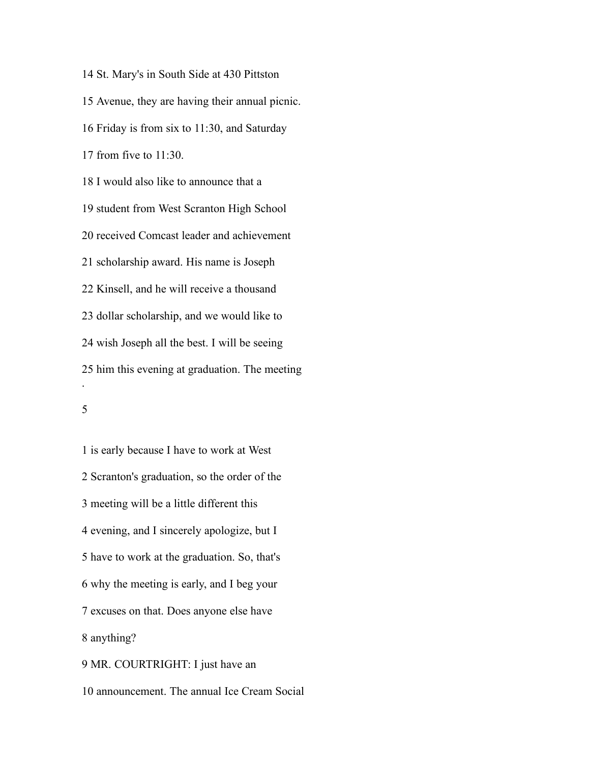14 St. Mary's in South Side at 430 Pittston

15 Avenue, they are having their annual picnic.

16 Friday is from six to 11:30, and Saturday

17 from five to 11:30.

18 I would also like to announce that a

19 student from West Scranton High School

20 received Comcast leader and achievement

21 scholarship award. His name is Joseph

22 Kinsell, and he will receive a thousand

23 dollar scholarship, and we would like to

24 wish Joseph all the best. I will be seeing

25 him this evening at graduation. The meeting

1 is early because I have to work at West

2 Scranton's graduation, so the order of the

3 meeting will be a little different this

4 evening, and I sincerely apologize, but I

5 have to work at the graduation. So, that's

6 why the meeting is early, and I beg your

7 excuses on that. Does anyone else have

8 anything?

9 MR. COURTRIGHT: I just have an

10 announcement. The annual Ice Cream Social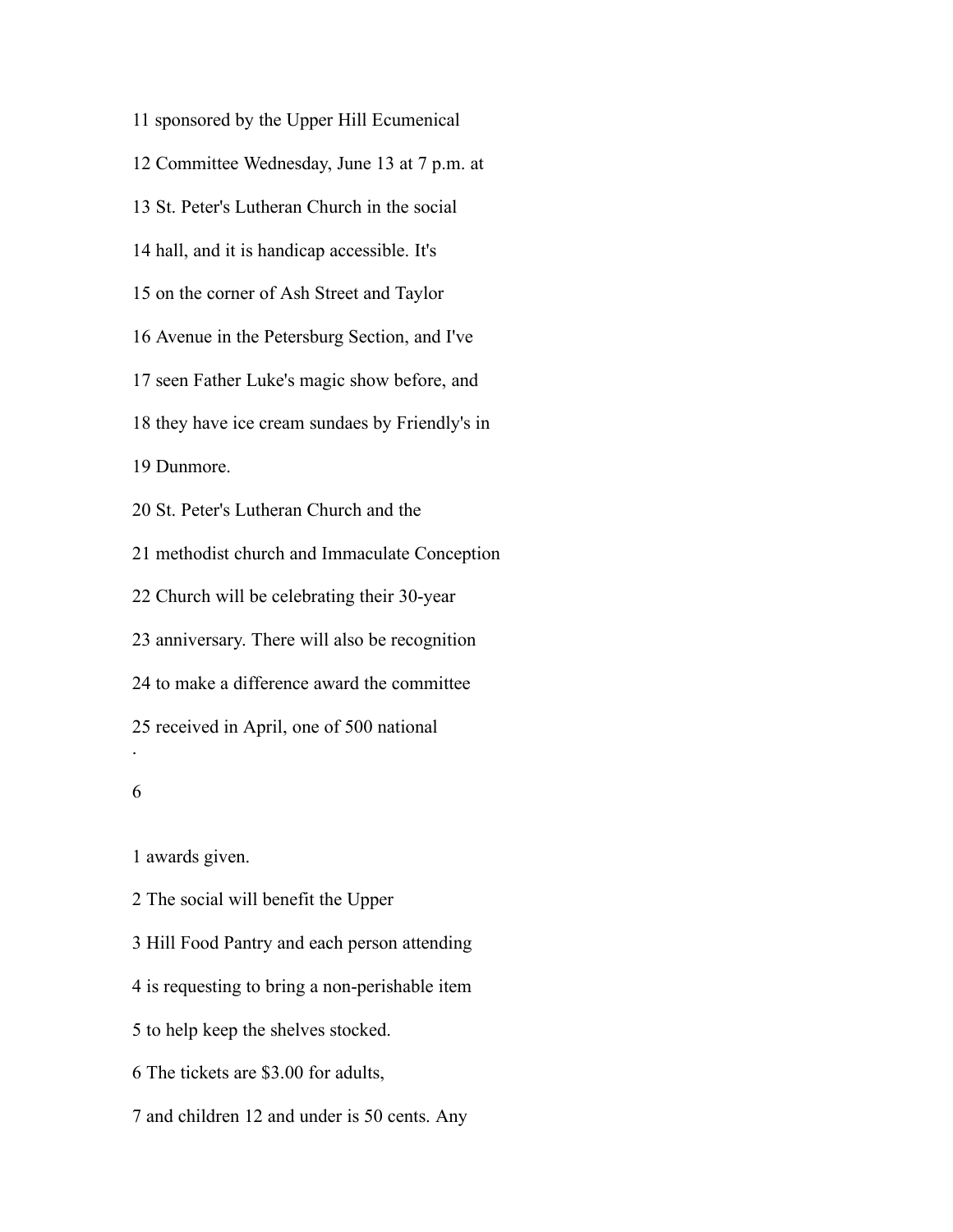11 sponsored by the Upper Hill Ecumenical

12 Committee Wednesday, June 13 at 7 p.m. at

13 St. Peter's Lutheran Church in the social

14 hall, and it is handicap accessible. It's

15 on the corner of Ash Street and Taylor

16 Avenue in the Petersburg Section, and I've

17 seen Father Luke's magic show before, and

18 they have ice cream sundaes by Friendly's in

19 Dunmore.

20 St. Peter's Lutheran Church and the

21 methodist church and Immaculate Conception

22 Church will be celebrating their 30-year

23 anniversary. There will also be recognition

24 to make a difference award the committee

25 received in April, one of 500 national

1 awards given.

2 The social will benefit the Upper

3 Hill Food Pantry and each person attending

4 is requesting to bring a non-perishable item

5 to help keep the shelves stocked.

6 The tickets are $3.00 for adults,

7 and children 12 and under is 50 cents. Any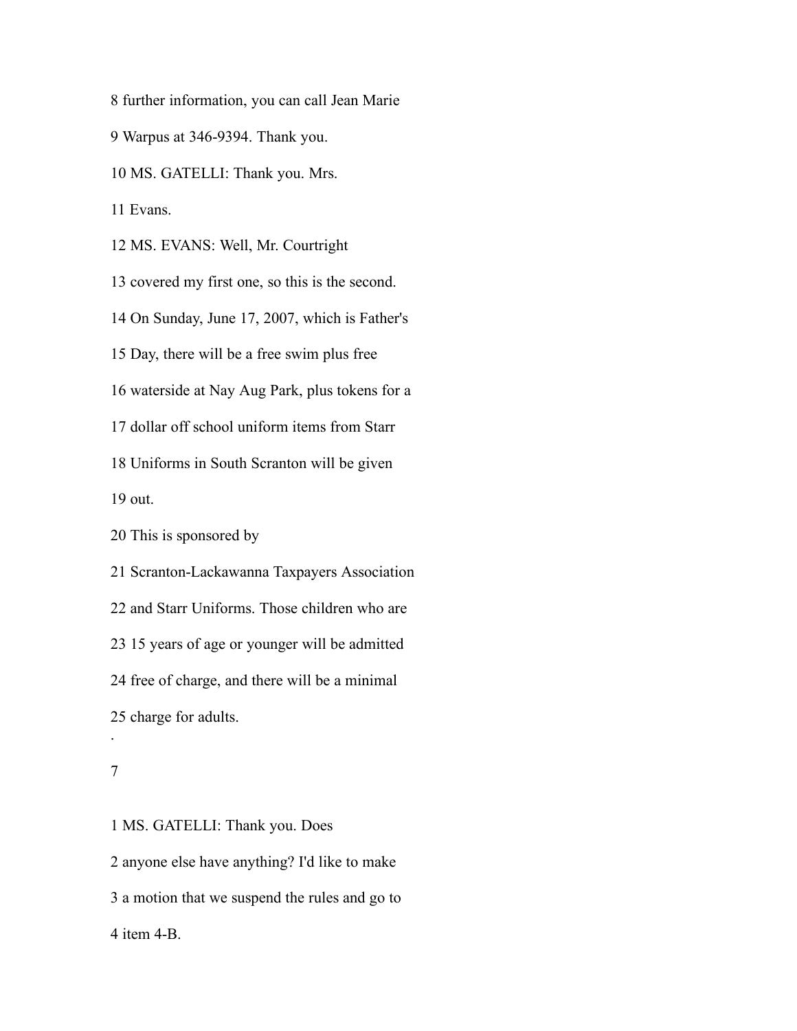8 further information, you can call Jean Marie

9 Warpus at 346-9394. Thank you.

10 MS. GATELLI: Thank you. Mrs.

11 Evans.

12 MS. EVANS: Well, Mr. Courtright

13 covered my first one, so this is the second.

14 On Sunday, June 17, 2007, which is Father's

15 Day, there will be a free swim plus free

16 waterside at Nay Aug Park, plus tokens for a

17 dollar off school uniform items from Starr

18 Uniforms in South Scranton will be given

19 out.

20 This is sponsored by

21 Scranton-Lackawanna Taxpayers Association

22 and Starr Uniforms. Those children who are

23 15 years of age or younger will be admitted

24 free of charge, and there will be a minimal

25 charge for adults.

1 MS. GATELLI: Thank you. Does

2 anyone else have anything? I'd like to make

3 a motion that we suspend the rules and go to

4 item 4-B.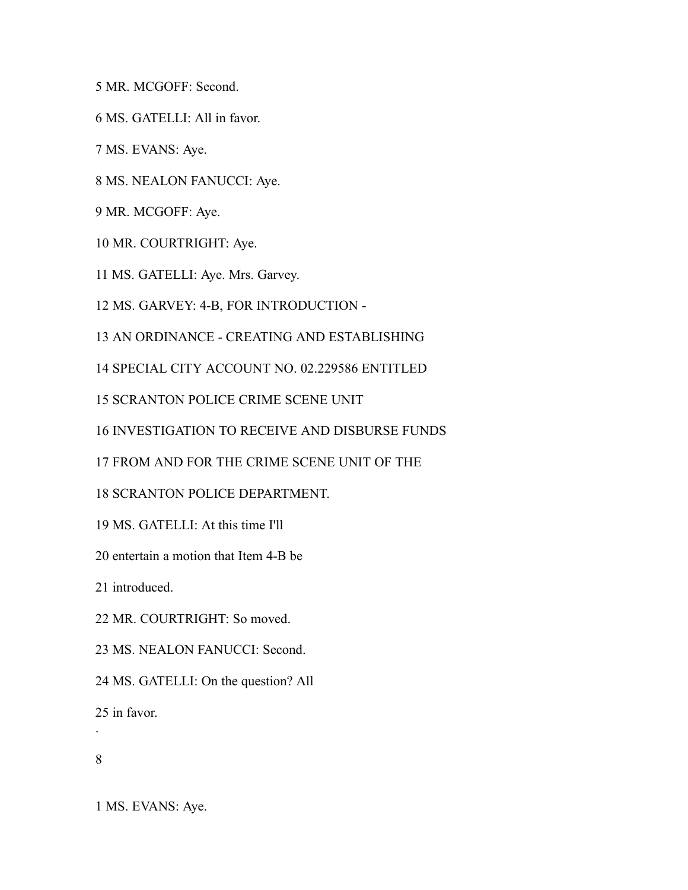5 MR. MCGOFF: Second.

6 MS. GATELLI: All in favor.

7 MS. EVANS: Aye.

8 MS. NEALON FANUCCI: Aye.

9 MR. MCGOFF: Aye.

10 MR. COURTRIGHT: Aye.

11 MS. GATELLI: Aye. Mrs. Garvey.

12 MS. GARVEY: 4-B, FOR INTRODUCTION -

13 AN ORDINANCE - CREATING AND ESTABLISHING

14 SPECIAL CITY ACCOUNT NO. 02.229586 ENTITLED

15 SCRANTON POLICE CRIME SCENE UNIT

16 INVESTIGATION TO RECEIVE AND DISBURSE FUNDS

17 FROM AND FOR THE CRIME SCENE UNIT OF THE

18 SCRANTON POLICE DEPARTMENT.

19 MS. GATELLI: At this time I'll

20 entertain a motion that Item 4-B be

21 introduced.

22 MR. COURTRIGHT: So moved.

23 MS. NEALON FANUCCI: Second.

24 MS. GATELLI: On the question? All

25 in favor.

1 MS. EVANS: Aye.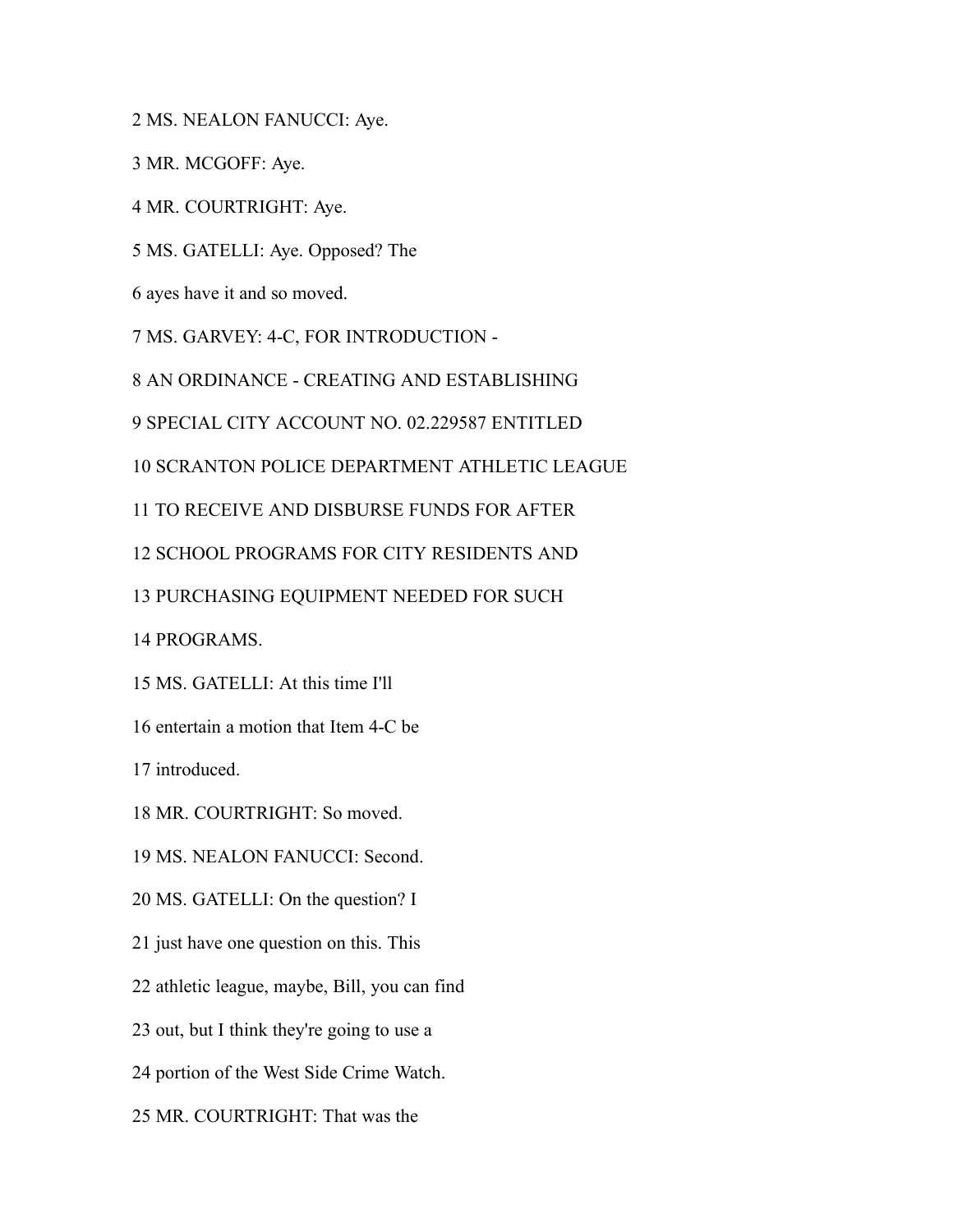2 MS. NEALON FANUCCI: Aye.

3 MR. MCGOFF: Aye.

4 MR. COURTRIGHT: Aye.

5 MS. GATELLI: Aye. Opposed? The

6 ayes have it and so moved.

7 MS. GARVEY: 4-C, FOR INTRODUCTION -

8 AN ORDINANCE - CREATING AND ESTABLISHING

9 SPECIAL CITY ACCOUNT NO. 02.229587 ENTITLED

10 SCRANTON POLICE DEPARTMENT ATHLETIC LEAGUE

11 TO RECEIVE AND DISBURSE FUNDS FOR AFTER

12 SCHOOL PROGRAMS FOR CITY RESIDENTS AND

13 PURCHASING EQUIPMENT NEEDED FOR SUCH

14 PROGRAMS.

15 MS. GATELLI: At this time I'll

16 entertain a motion that Item 4-C be

17 introduced.

18 MR. COURTRIGHT: So moved.

19 MS. NEALON FANUCCI: Second.

20 MS. GATELLI: On the question? I

21 just have one question on this. This

22 athletic league, maybe, Bill, you can find

23 out, but I think they're going to use a

24 portion of the West Side Crime Watch.

25 MR. COURTRIGHT: That was the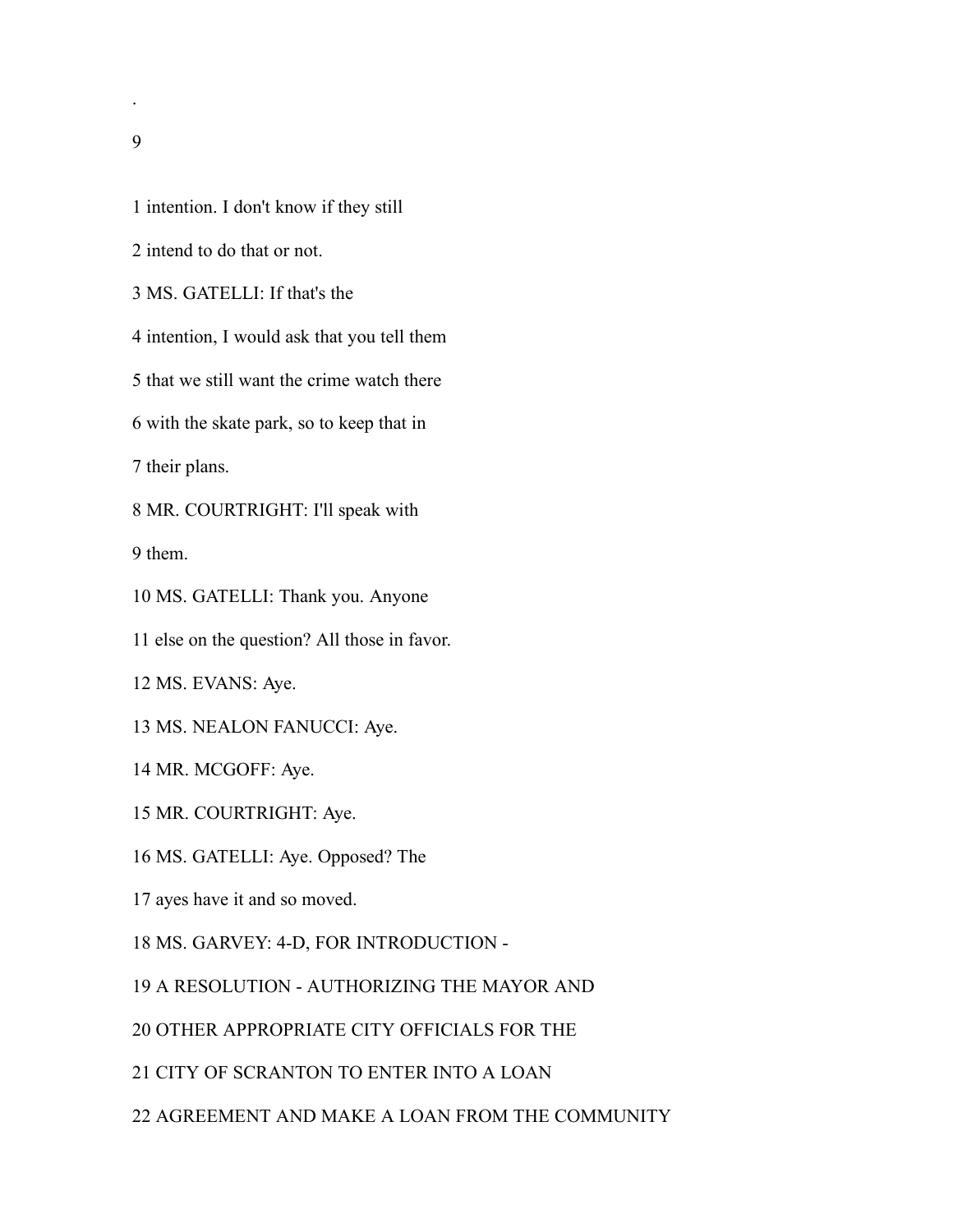1 intention. I don't know if they still

2 intend to do that or not.

3 MS. GATELLI: If that's the

4 intention, I would ask that you tell them

5 that we still want the crime watch there

6 with the skate park, so to keep that in

7 their plans.

8 MR. COURTRIGHT: I'll speak with

9 them.

10 MS. GATELLI: Thank you. Anyone

11 else on the question? All those in favor.

12 MS. EVANS: Aye.

13 MS. NEALON FANUCCI: Aye.

14 MR. MCGOFF: Aye.

15 MR. COURTRIGHT: Aye.

16 MS. GATELLI: Aye. Opposed? The

17 ayes have it and so moved.

18 MS. GARVEY: 4-D, FOR INTRODUCTION -

19 A RESOLUTION - AUTHORIZING THE MAYOR AND

20 OTHER APPROPRIATE CITY OFFICIALS FOR THE

21 CITY OF SCRANTON TO ENTER INTO A LOAN

22 AGREEMENT AND MAKE A LOAN FROM THE COMMUNITY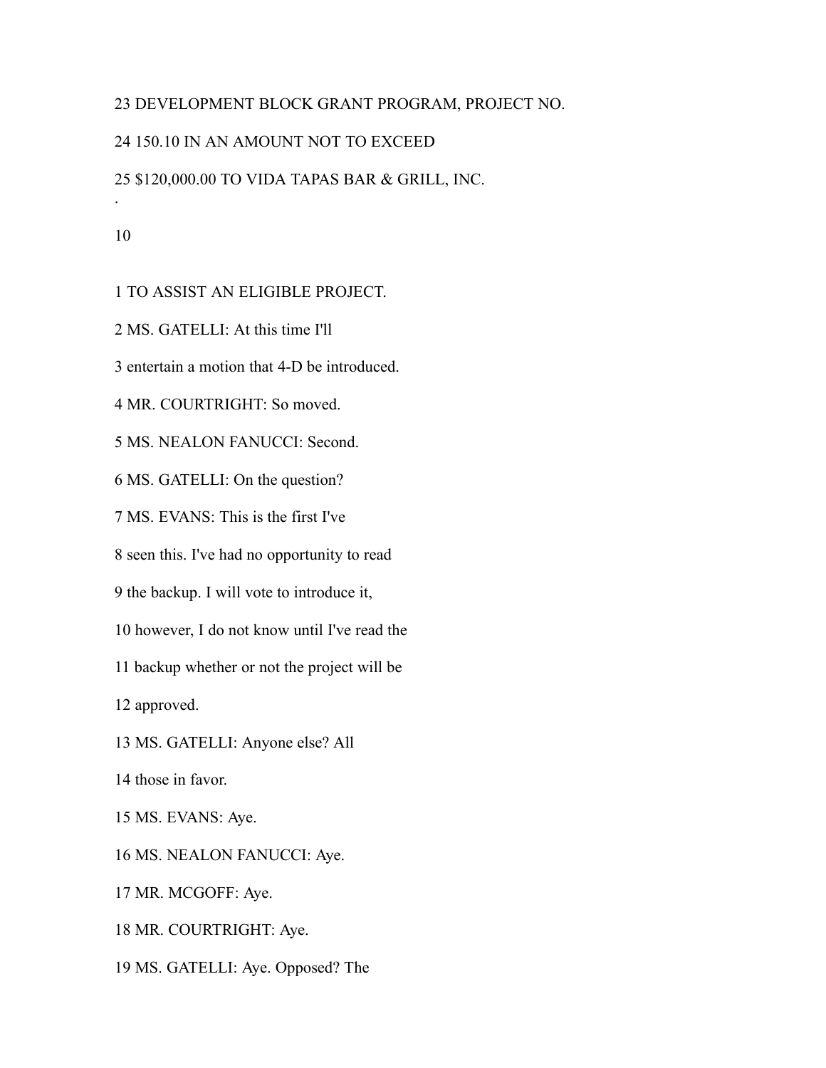23 DEVELOPMENT BLOCK GRANT PROGRAM, PROJECT NO.

24 150.10 IN AN AMOUNT NOT TO EXCEED

25 $120,000.00 TO VIDA TAPAS BAR & GRILL, INC.

1 TO ASSIST AN ELIGIBLE PROJECT.

2 MS. GATELLI: At this time I'll

3 entertain a motion that 4-D be introduced.

4 MR. COURTRIGHT: So moved.

5 MS. NEALON FANUCCI: Second.

6 MS. GATELLI: On the question?

7 MS. EVANS: This is the first I've

8 seen this. I've had no opportunity to read

9 the backup. I will vote to introduce it,

10 however, I do not know until I've read the

11 backup whether or not the project will be

12 approved.

13 MS. GATELLI: Anyone else? All

14 those in favor.

15 MS. EVANS: Aye.

16 MS. NEALON FANUCCI: Aye.

17 MR. MCGOFF: Aye.

18 MR. COURTRIGHT: Aye.

19 MS. GATELLI: Aye. Opposed? The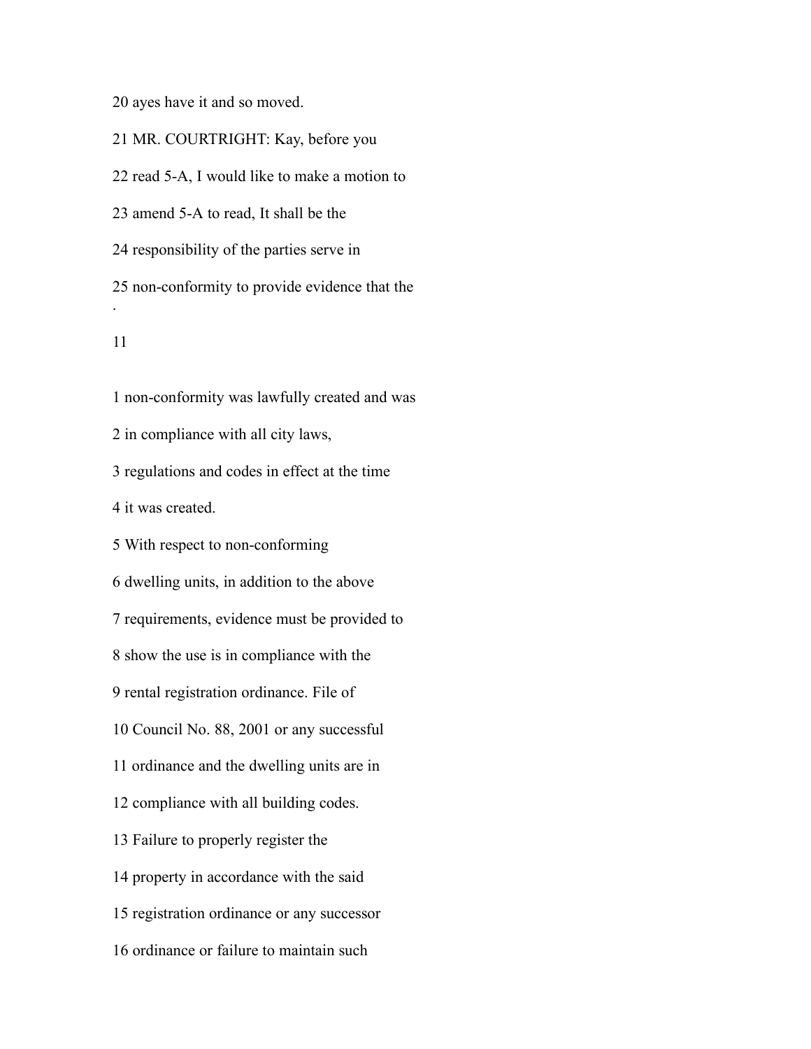20 ayes have it and so moved.

21 MR. COURTRIGHT: Kay, before you

22 read 5-A, I would like to make a motion to

23 amend 5-A to read, It shall be the

24 responsibility of the parties serve in

25 non-conformity to provide evidence that the

1 non-conformity was lawfully created and was

2 in compliance with all city laws,

3 regulations and codes in effect at the time

4 it was created.

5 With respect to non-conforming

6 dwelling units, in addition to the above

7 requirements, evidence must be provided to

8 show the use is in compliance with the

9 rental registration ordinance. File of

10 Council No. 88, 2001 or any successful

11 ordinance and the dwelling units are in

12 compliance with all building codes.

13 Failure to properly register the

14 property in accordance with the said

15 registration ordinance or any successor

16 ordinance or failure to maintain such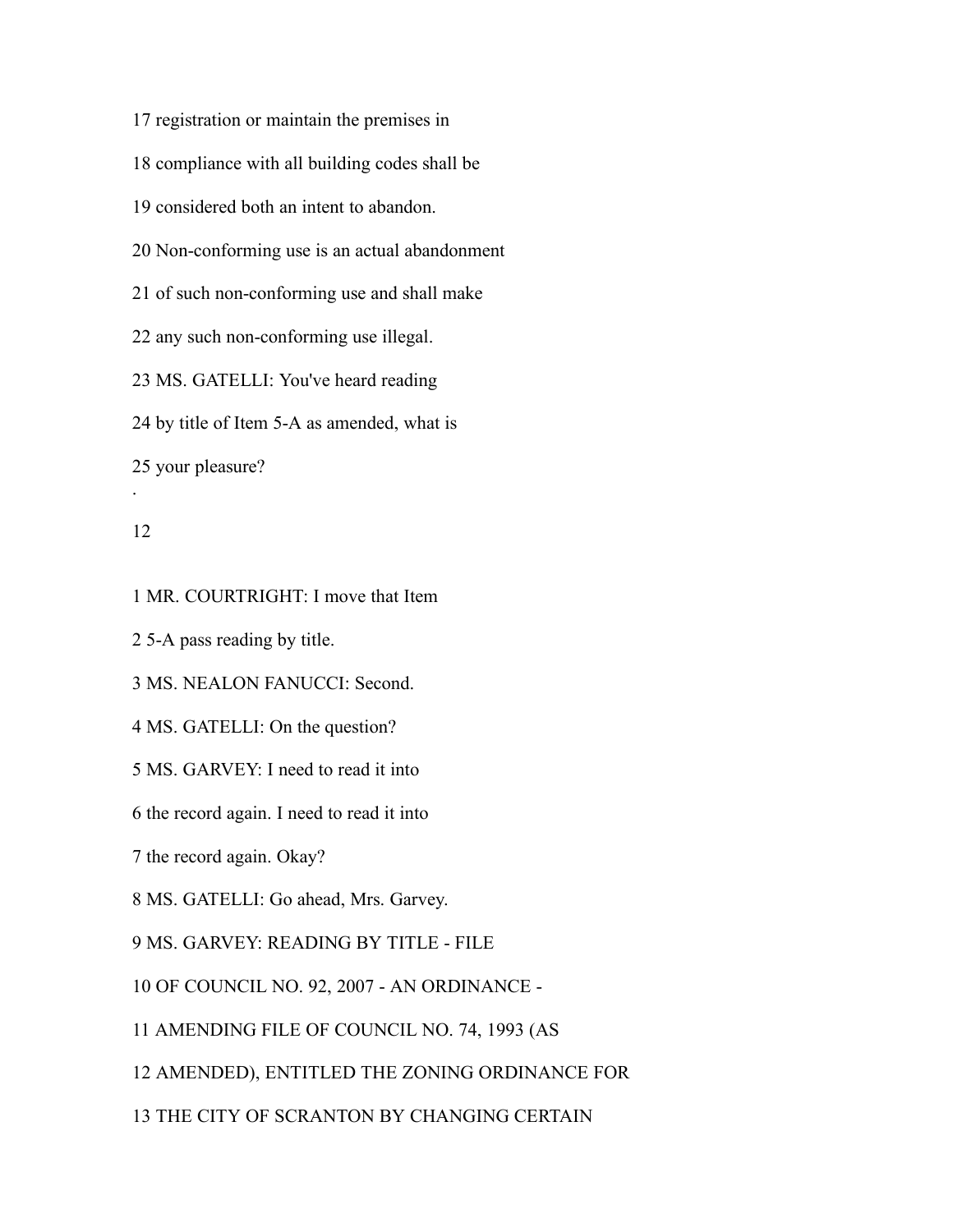17 registration or maintain the premises in

18 compliance with all building codes shall be

19 considered both an intent to abandon.

20 Non-conforming use is an actual abandonment

21 of such non-conforming use and shall make

22 any such non-conforming use illegal.

23 MS. GATELLI: You've heard reading

24 by title of Item 5-A as amended, what is

25 your pleasure?

1 MR. COURTRIGHT: I move that Item

2 5-A pass reading by title.

3 MS. NEALON FANUCCI: Second.

4 MS. GATELLI: On the question?

5 MS. GARVEY: I need to read it into

6 the record again. I need to read it into

7 the record again. Okay?

8 MS. GATELLI: Go ahead, Mrs. Garvey.

9 MS. GARVEY: READING BY TITLE - FILE

10 OF COUNCIL NO. 92, 2007 - AN ORDINANCE -

11 AMENDING FILE OF COUNCIL NO. 74, 1993 (AS

12 AMENDED), ENTITLED THE ZONING ORDINANCE FOR

13 THE CITY OF SCRANTON BY CHANGING CERTAIN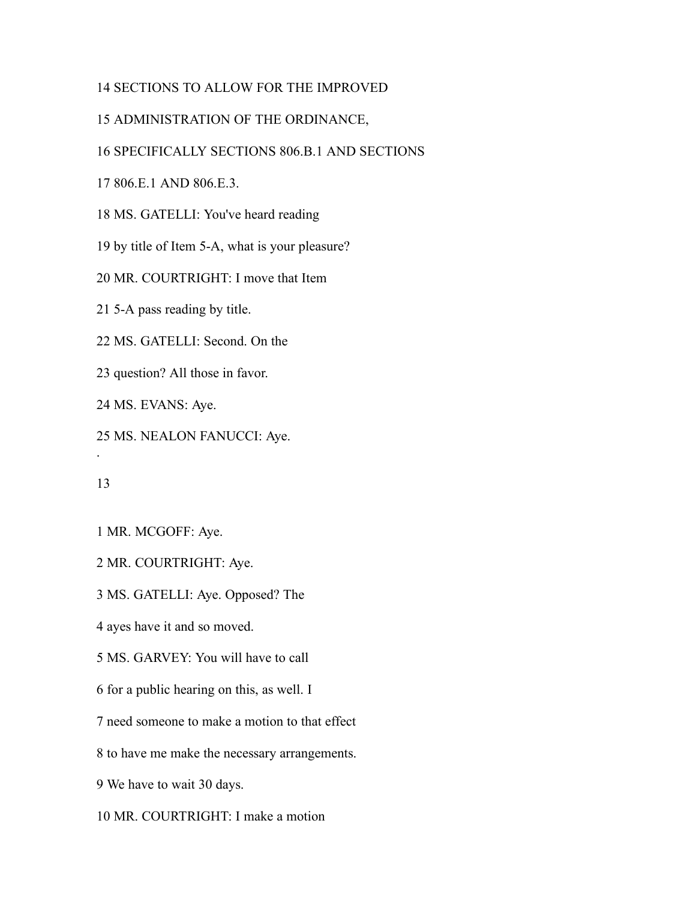14 SECTIONS TO ALLOW FOR THE IMPROVED

15 ADMINISTRATION OF THE ORDINANCE,

16 SPECIFICALLY SECTIONS 806.B.1 AND SECTIONS

17 806.E.1 AND 806.E.3.

18 MS. GATELLI: You've heard reading

19 by title of Item 5-A, what is your pleasure?

20 MR. COURTRIGHT: I move that Item

21 5-A pass reading by title.

22 MS. GATELLI: Second. On the

23 question? All those in favor.

24 MS. EVANS: Aye.

25 MS. NEALON FANUCCI: Aye.

.

13

1 MR. MCGOFF: Aye.

2 MR. COURTRIGHT: Aye.

3 MS. GATELLI: Aye. Opposed? The

4 ayes have it and so moved.

5 MS. GARVEY: You will have to call

6 for a public hearing on this, as well. I

7 need someone to make a motion to that effect

8 to have me make the necessary arrangements.

9 We have to wait 30 days.

10 MR. COURTRIGHT: I make a motion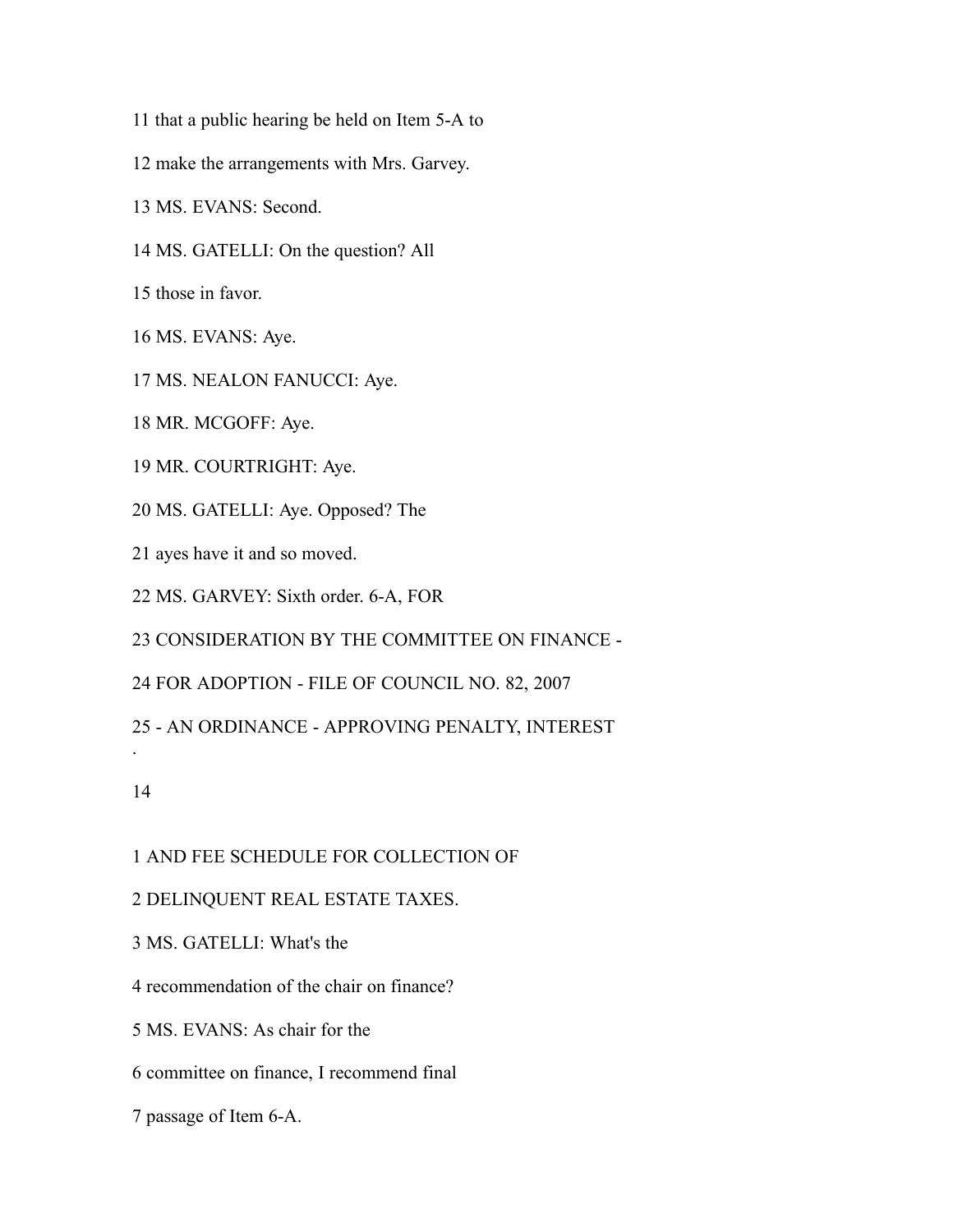11 that a public hearing be held on Item 5-A to

12 make the arrangements with Mrs. Garvey.

13 MS. EVANS: Second.

14 MS. GATELLI: On the question? All

15 those in favor.

16 MS. EVANS: Aye.

17 MS. NEALON FANUCCI: Aye.

18 MR. MCGOFF: Aye.

19 MR. COURTRIGHT: Aye.

20 MS. GATELLI: Aye. Opposed? The

21 ayes have it and so moved.

22 MS. GARVEY: Sixth order. 6-A, FOR

23 CONSIDERATION BY THE COMMITTEE ON FINANCE -

24 FOR ADOPTION - FILE OF COUNCIL NO. 82, 2007

25 - AN ORDINANCE - APPROVING PENALTY, INTEREST

1 AND FEE SCHEDULE FOR COLLECTION OF

2 DELINQUENT REAL ESTATE TAXES.

3 MS. GATELLI: What's the

4 recommendation of the chair on finance?

5 MS. EVANS: As chair for the

6 committee on finance, I recommend final

7 passage of Item 6-A.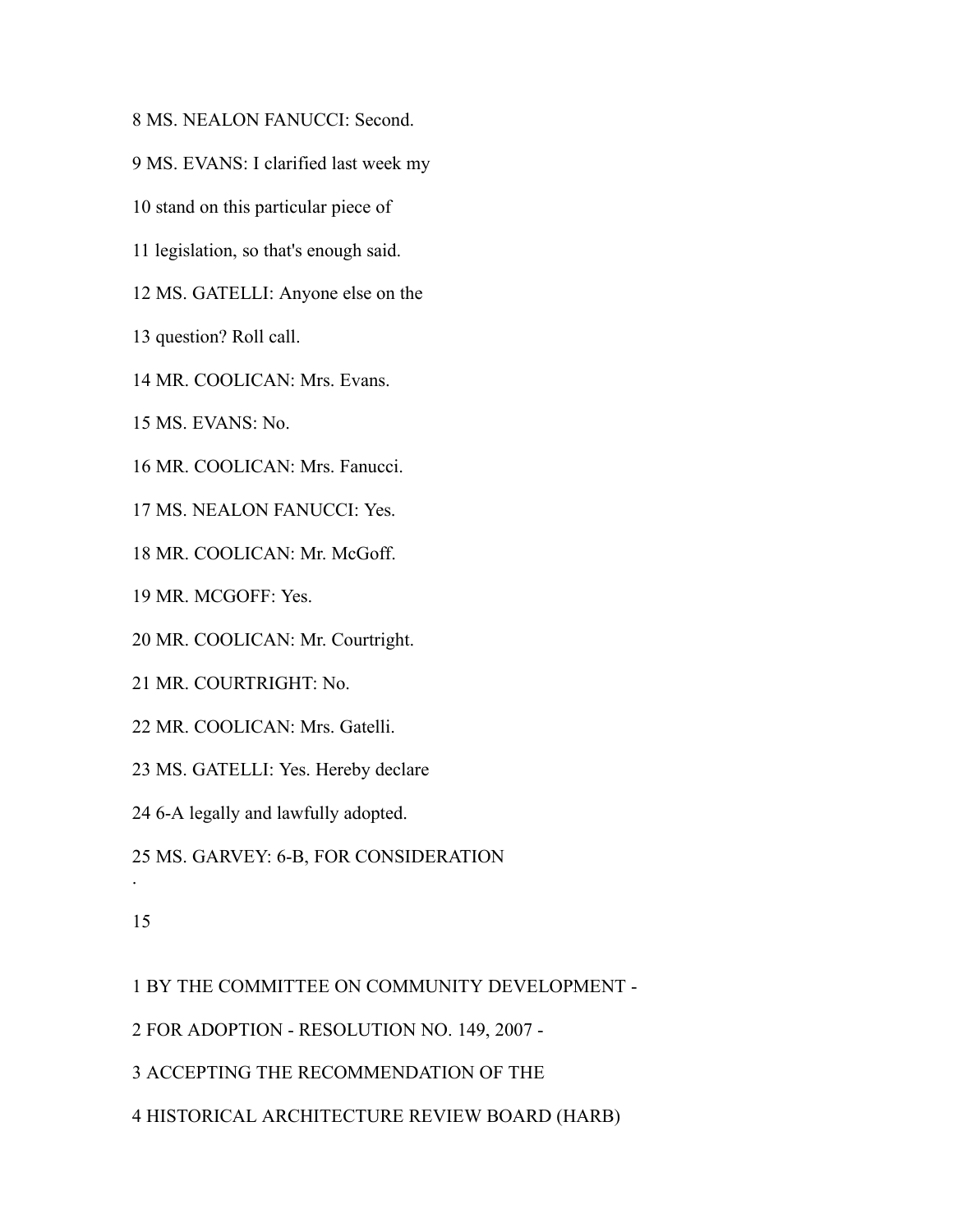8 MS. NEALON FANUCCI: Second.

9 MS. EVANS: I clarified last week my

10 stand on this particular piece of

11 legislation, so that's enough said.

12 MS. GATELLI: Anyone else on the

13 question? Roll call.

14 MR. COOLICAN: Mrs. Evans.

15 MS. EVANS: No.

16 MR. COOLICAN: Mrs. Fanucci.

17 MS. NEALON FANUCCI: Yes.

18 MR. COOLICAN: Mr. McGoff.

19 MR. MCGOFF: Yes.

20 MR. COOLICAN: Mr. Courtright.

21 MR. COURTRIGHT: No.

22 MR. COOLICAN: Mrs. Gatelli.

23 MS. GATELLI: Yes. Hereby declare

24 6-A legally and lawfully adopted.

25 MS. GARVEY: 6-B, FOR CONSIDERATION

1 BY THE COMMITTEE ON COMMUNITY DEVELOPMENT -

2 FOR ADOPTION - RESOLUTION NO. 149, 2007 -

3 ACCEPTING THE RECOMMENDATION OF THE

4 HISTORICAL ARCHITECTURE REVIEW BOARD (HARB)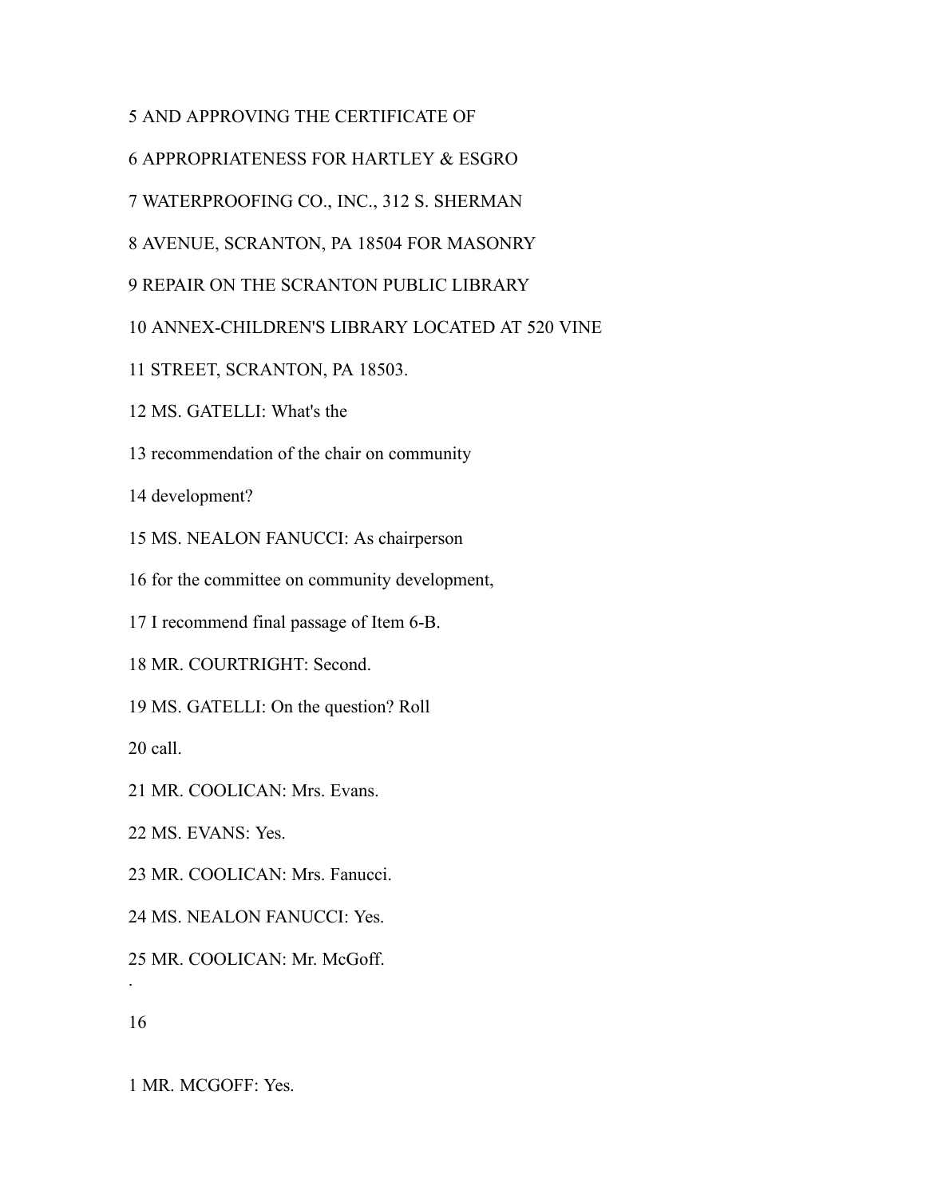5 AND APPROVING THE CERTIFICATE OF

6 APPROPRIATENESS FOR HARTLEY & ESGRO

7 WATERPROOFING CO., INC., 312 S. SHERMAN

8 AVENUE, SCRANTON, PA 18504 FOR MASONRY

9 REPAIR ON THE SCRANTON PUBLIC LIBRARY

10 ANNEX-CHILDREN'S LIBRARY LOCATED AT 520 VINE

11 STREET, SCRANTON, PA 18503.

12 MS. GATELLI: What's the

13 recommendation of the chair on community

14 development?

15 MS. NEALON FANUCCI: As chairperson

16 for the committee on community development,

17 I recommend final passage of Item 6-B.

18 MR. COURTRIGHT: Second.

19 MS. GATELLI: On the question? Roll

20 call.

21 MR. COOLICAN: Mrs. Evans.

22 MS. EVANS: Yes.

23 MR. COOLICAN: Mrs. Fanucci.

24 MS. NEALON FANUCCI: Yes.

25 MR. COOLICAN: Mr. McGoff.

1 MR. MCGOFF: Yes.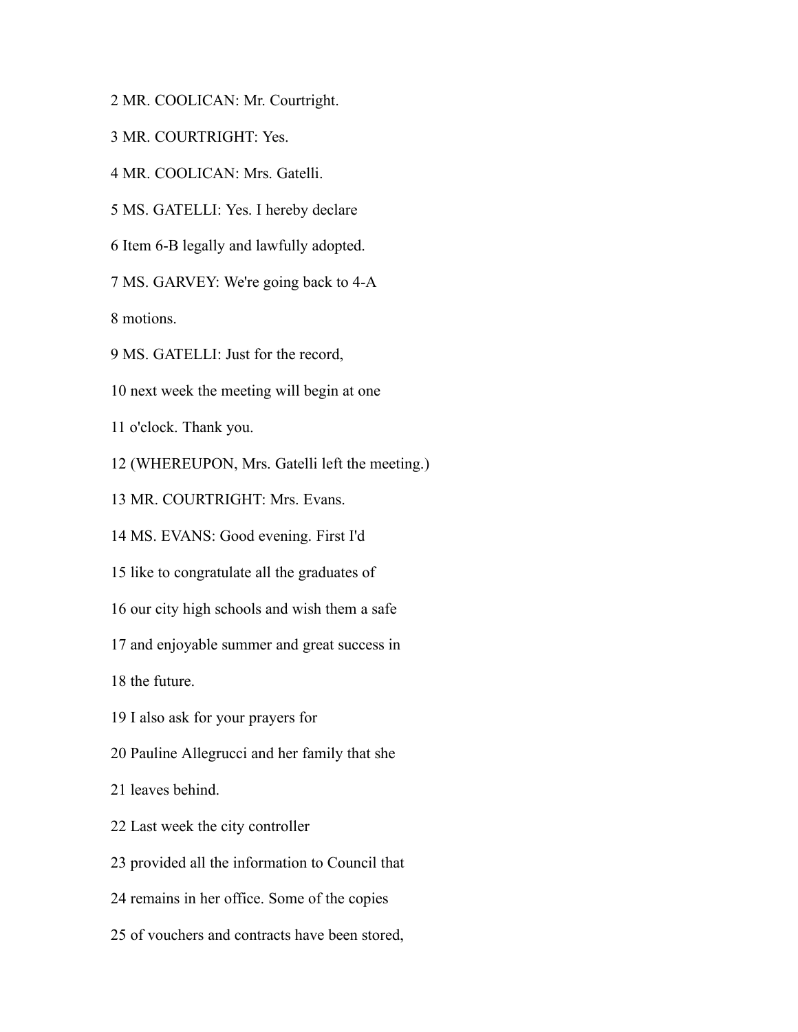2 MR. COOLICAN: Mr. Courtright.

3 MR. COURTRIGHT: Yes.

4 MR. COOLICAN: Mrs. Gatelli.

5 MS. GATELLI: Yes. I hereby declare

6 Item 6-B legally and lawfully adopted.

7 MS. GARVEY: We're going back to 4-A

8 motions.

9 MS. GATELLI: Just for the record,

10 next week the meeting will begin at one

11 o'clock. Thank you.

12 (WHEREUPON, Mrs. Gatelli left the meeting.)

13 MR. COURTRIGHT: Mrs. Evans.

14 MS. EVANS: Good evening. First I'd

15 like to congratulate all the graduates of

16 our city high schools and wish them a safe

17 and enjoyable summer and great success in

18 the future.

19 I also ask for your prayers for

20 Pauline Allegrucci and her family that she

21 leaves behind.

22 Last week the city controller

23 provided all the information to Council that

24 remains in her office. Some of the copies

25 of vouchers and contracts have been stored,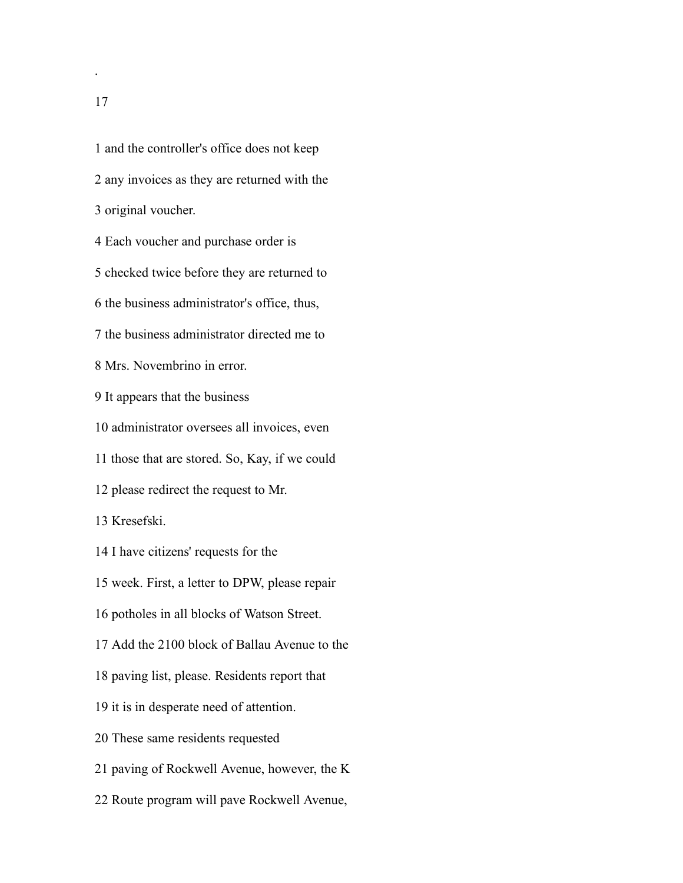1 and the controller's office does not keep

2 any invoices as they are returned with the

3 original voucher.

4 Each voucher and purchase order is

5 checked twice before they are returned to

6 the business administrator's office, thus,

7 the business administrator directed me to

8 Mrs. Novembrino in error.

9 It appears that the business

10 administrator oversees all invoices, even

11 those that are stored. So, Kay, if we could

12 please redirect the request to Mr.

13 Kresefski.

14 I have citizens' requests for the

15 week. First, a letter to DPW, please repair

16 potholes in all blocks of Watson Street.

17 Add the 2100 block of Ballau Avenue to the

18 paving list, please. Residents report that

19 it is in desperate need of attention.

20 These same residents requested

21 paving of Rockwell Avenue, however, the K

22 Route program will pave Rockwell Avenue,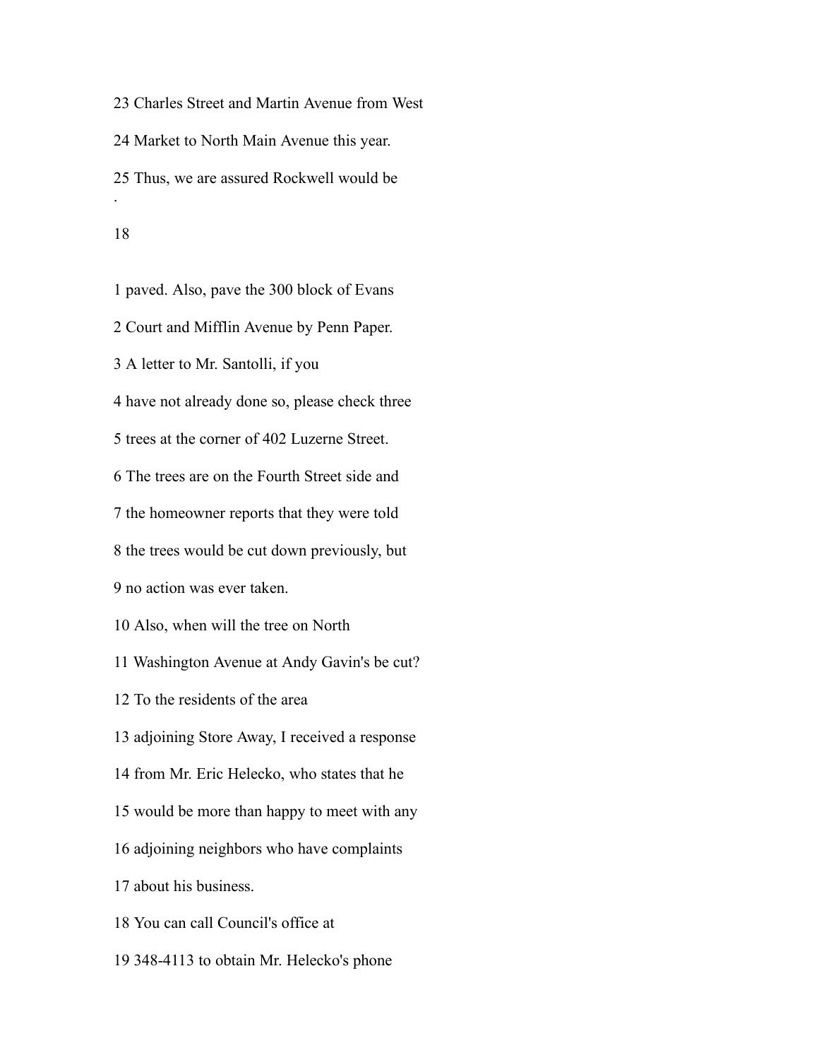23 Charles Street and Martin Avenue from West

24 Market to North Main Avenue this year.

25 Thus, we are assured Rockwell would be

1 paved. Also, pave the 300 block of Evans

2 Court and Mifflin Avenue by Penn Paper.

3 A letter to Mr. Santolli, if you

4 have not already done so, please check three

5 trees at the corner of 402 Luzerne Street.

6 The trees are on the Fourth Street side and

7 the homeowner reports that they were told

8 the trees would be cut down previously, but

9 no action was ever taken.

10 Also, when will the tree on North

11 Washington Avenue at Andy Gavin's be cut?

12 To the residents of the area

13 adjoining Store Away, I received a response

14 from Mr. Eric Helecko, who states that he

15 would be more than happy to meet with any

16 adjoining neighbors who have complaints

17 about his business.

18 You can call Council's office at

19 348-4113 to obtain Mr. Helecko's phone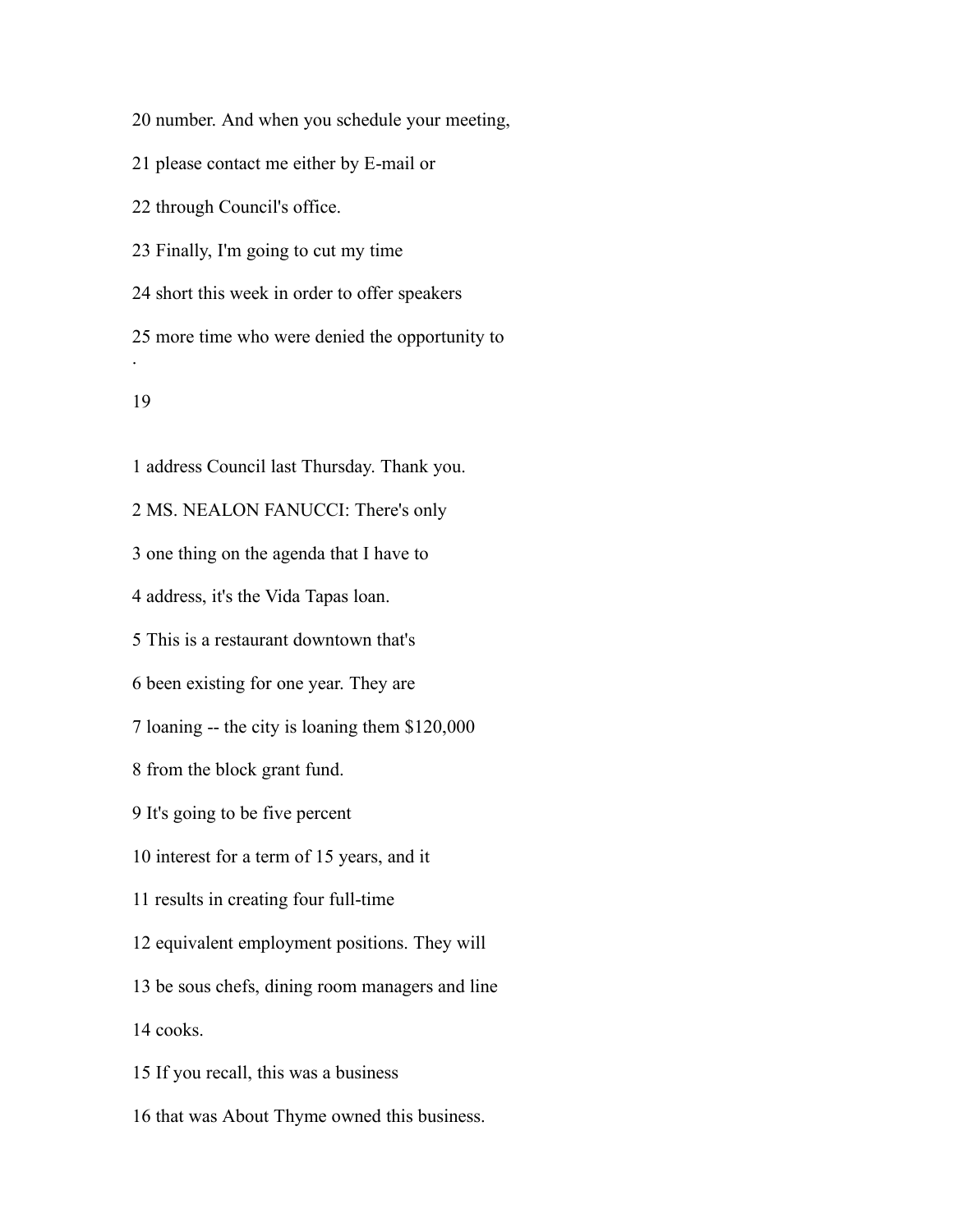20 number. And when you schedule your meeting,

21 please contact me either by E-mail or

22 through Council's office.

23 Finally, I'm going to cut my time

24 short this week in order to offer speakers

25 more time who were denied the opportunity to

1 address Council last Thursday. Thank you.

2 MS. NEALON FANUCCI: There's only

3 one thing on the agenda that I have to

4 address, it's the Vida Tapas loan.

5 This is a restaurant downtown that's

6 been existing for one year. They are

7 loaning -- the city is loaning them $120,000

8 from the block grant fund.

9 It's going to be five percent

10 interest for a term of 15 years, and it

11 results in creating four full-time

12 equivalent employment positions. They will

13 be sous chefs, dining room managers and line

14 cooks.

15 If you recall, this was a business

16 that was About Thyme owned this business.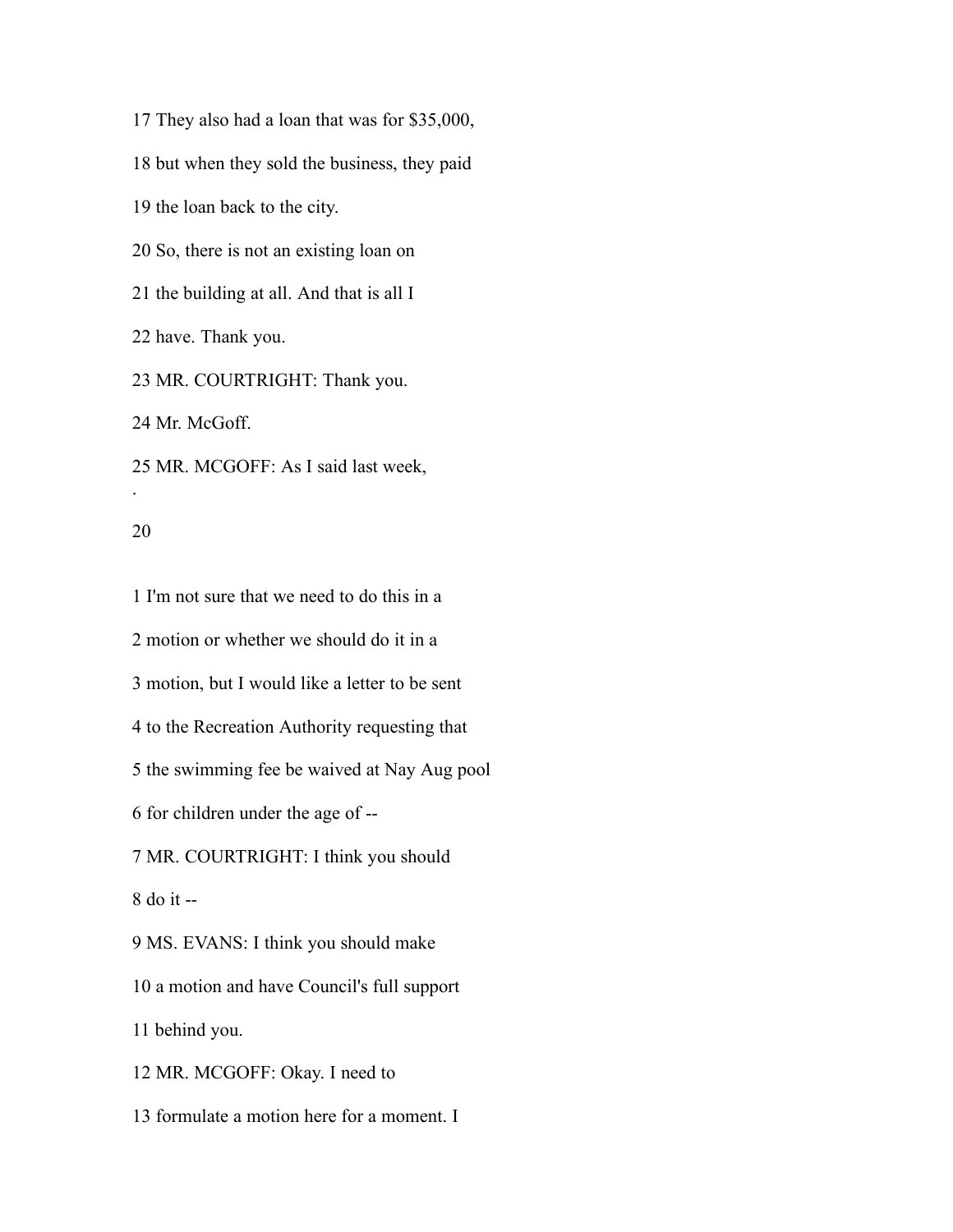17 They also had a loan that was for $35,000,

18 but when they sold the business, they paid

19 the loan back to the city.

20 So, there is not an existing loan on

21 the building at all. And that is all I

22 have. Thank you.

23 MR. COURTRIGHT: Thank you.

24 Mr. McGoff.

25 MR. MCGOFF: As I said last week,

1 I'm not sure that we need to do this in a

2 motion or whether we should do it in a

3 motion, but I would like a letter to be sent

4 to the Recreation Authority requesting that

5 the swimming fee be waived at Nay Aug pool

6 for children under the age of --

7 MR. COURTRIGHT: I think you should

8 do it --

9 MS. EVANS: I think you should make

10 a motion and have Council's full support

11 behind you.

12 MR. MCGOFF: Okay. I need to

13 formulate a motion here for a moment. I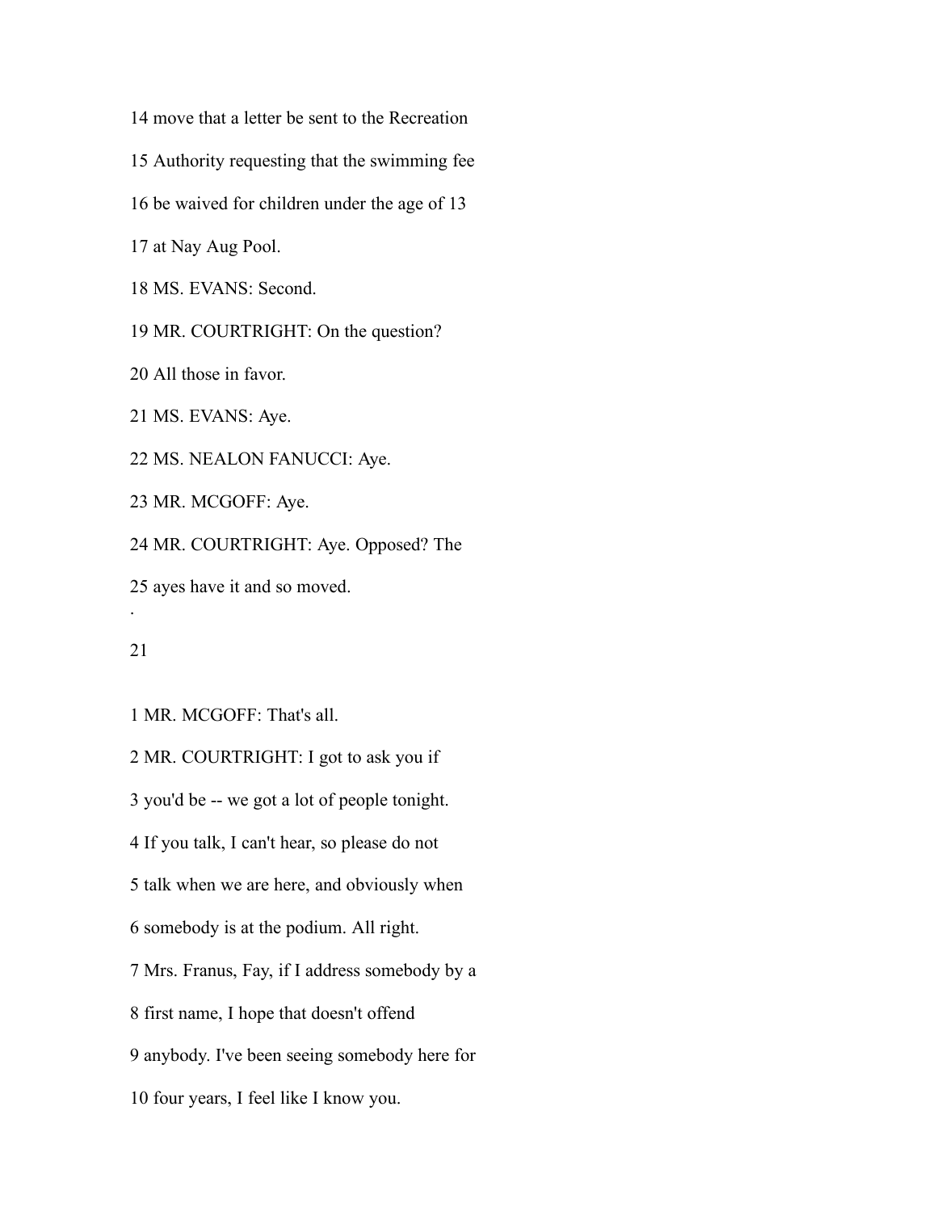14 move that a letter be sent to the Recreation

15 Authority requesting that the swimming fee

16 be waived for children under the age of 13

17 at Nay Aug Pool.

18 MS. EVANS: Second.

19 MR. COURTRIGHT: On the question?

20 All those in favor.

21 MS. EVANS: Aye.

22 MS. NEALON FANUCCI: Aye.

23 MR. MCGOFF: Aye.

24 MR. COURTRIGHT: Aye. Opposed? The

25 ayes have it and so moved.

1 MR. MCGOFF: That's all.

2 MR. COURTRIGHT: I got to ask you if

3 you'd be -- we got a lot of people tonight.

4 If you talk, I can't hear, so please do not

5 talk when we are here, and obviously when

6 somebody is at the podium. All right.

7 Mrs. Franus, Fay, if I address somebody by a

8 first name, I hope that doesn't offend

9 anybody. I've been seeing somebody here for

10 four years, I feel like I know you.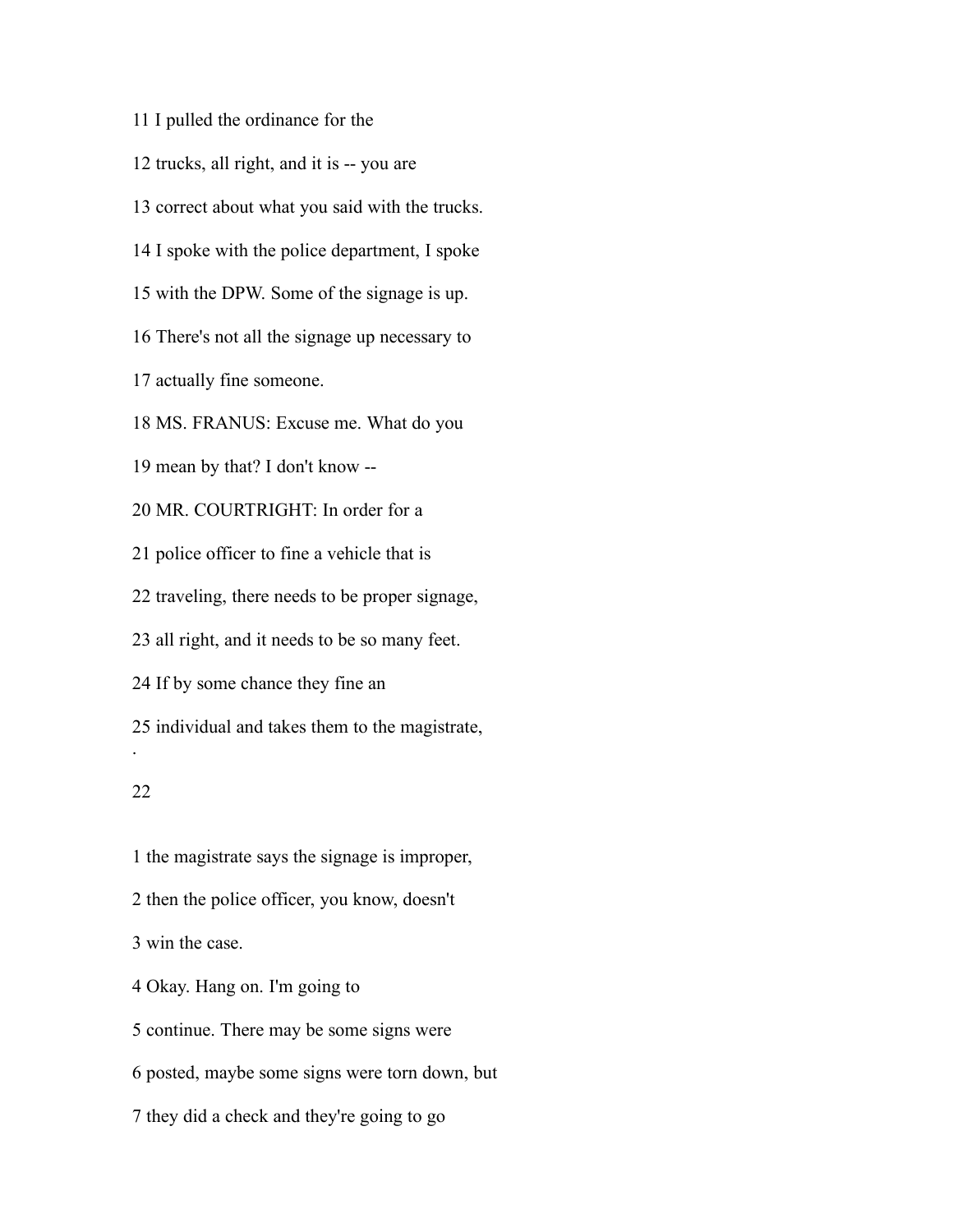11 I pulled the ordinance for the

12 trucks, all right, and it is -- you are

13 correct about what you said with the trucks.

14 I spoke with the police department, I spoke

15 with the DPW. Some of the signage is up.

16 There's not all the signage up necessary to

17 actually fine someone.

18 MS. FRANUS: Excuse me. What do you

19 mean by that? I don't know --

20 MR. COURTRIGHT: In order for a

21 police officer to fine a vehicle that is

22 traveling, there needs to be proper signage,

23 all right, and it needs to be so many feet.

24 If by some chance they fine an

25 individual and takes them to the magistrate,

.

22

1 the magistrate says the signage is improper,

2 then the police officer, you know, doesn't

3 win the case.

4 Okay. Hang on. I'm going to

5 continue. There may be some signs were

6 posted, maybe some signs were torn down, but

7 they did a check and they're going to go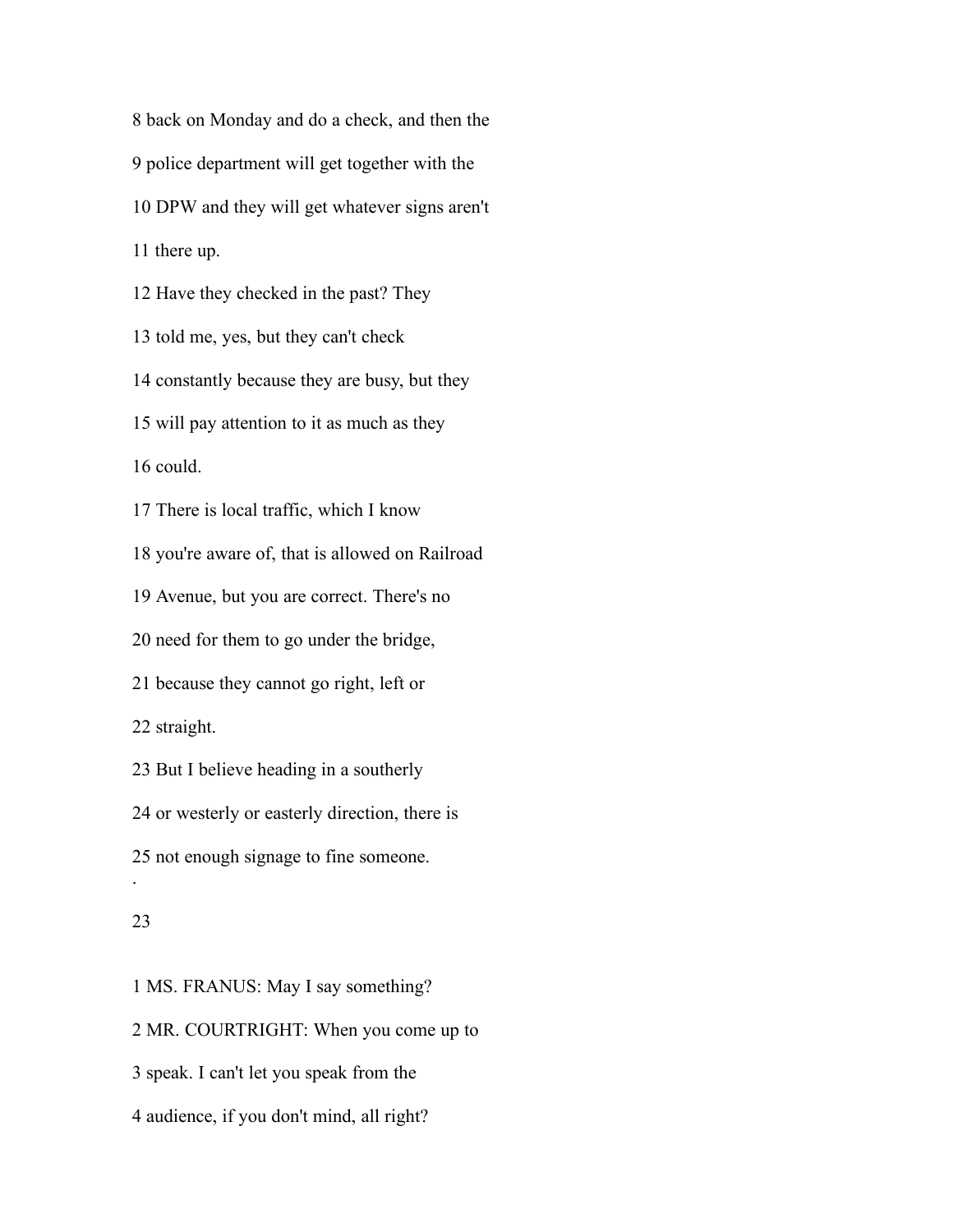8 back on Monday and do a check, and then the

9 police department will get together with the

10 DPW and they will get whatever signs aren't

11 there up.

12 Have they checked in the past? They

13 told me, yes, but they can't check

14 constantly because they are busy, but they

15 will pay attention to it as much as they

16 could.

17 There is local traffic, which I know

18 you're aware of, that is allowed on Railroad

19 Avenue, but you are correct. There's no

20 need for them to go under the bridge,

21 because they cannot go right, left or

22 straight.

23 But I believe heading in a southerly

24 or westerly or easterly direction, there is

25 not enough signage to fine someone.

1 MS. FRANUS: May I say something?

2 MR. COURTRIGHT: When you come up to

3 speak. I can't let you speak from the

4 audience, if you don't mind, all right?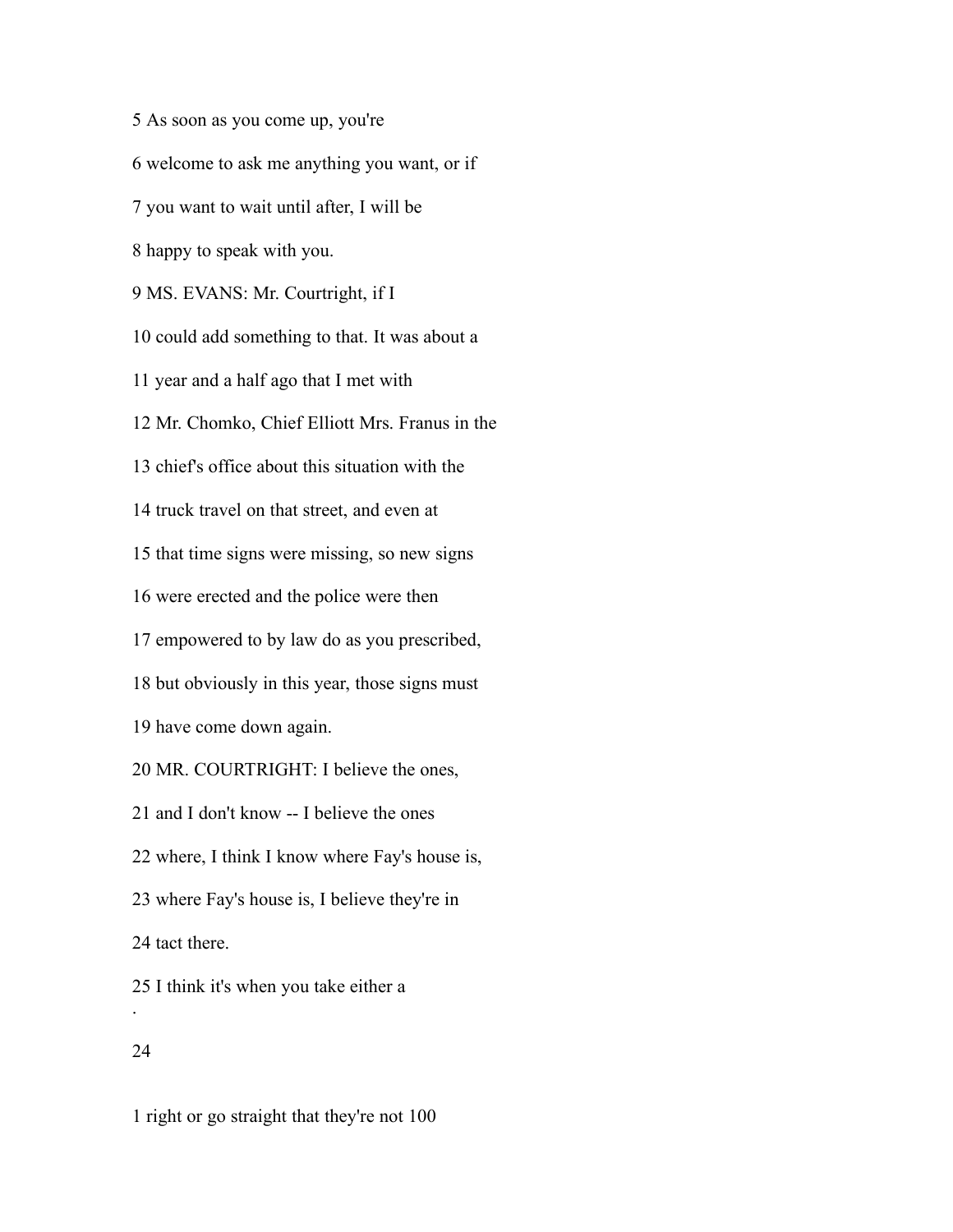5 As soon as you come up, you're

6 welcome to ask me anything you want, or if

7 you want to wait until after, I will be

8 happy to speak with you.

9 MS. EVANS: Mr. Courtright, if I

10 could add something to that. It was about a

11 year and a half ago that I met with

12 Mr. Chomko, Chief Elliott Mrs. Franus in the

13 chief's office about this situation with the

14 truck travel on that street, and even at

15 that time signs were missing, so new signs

16 were erected and the police were then

17 empowered to by law do as you prescribed,

18 but obviously in this year, those signs must

19 have come down again.

20 MR. COURTRIGHT: I believe the ones,

21 and I don't know -- I believe the ones

22 where, I think I know where Fay's house is,

23 where Fay's house is, I believe they're in

24 tact there.

25 I think it's when you take either a

.

1 right or go straight that they're not 100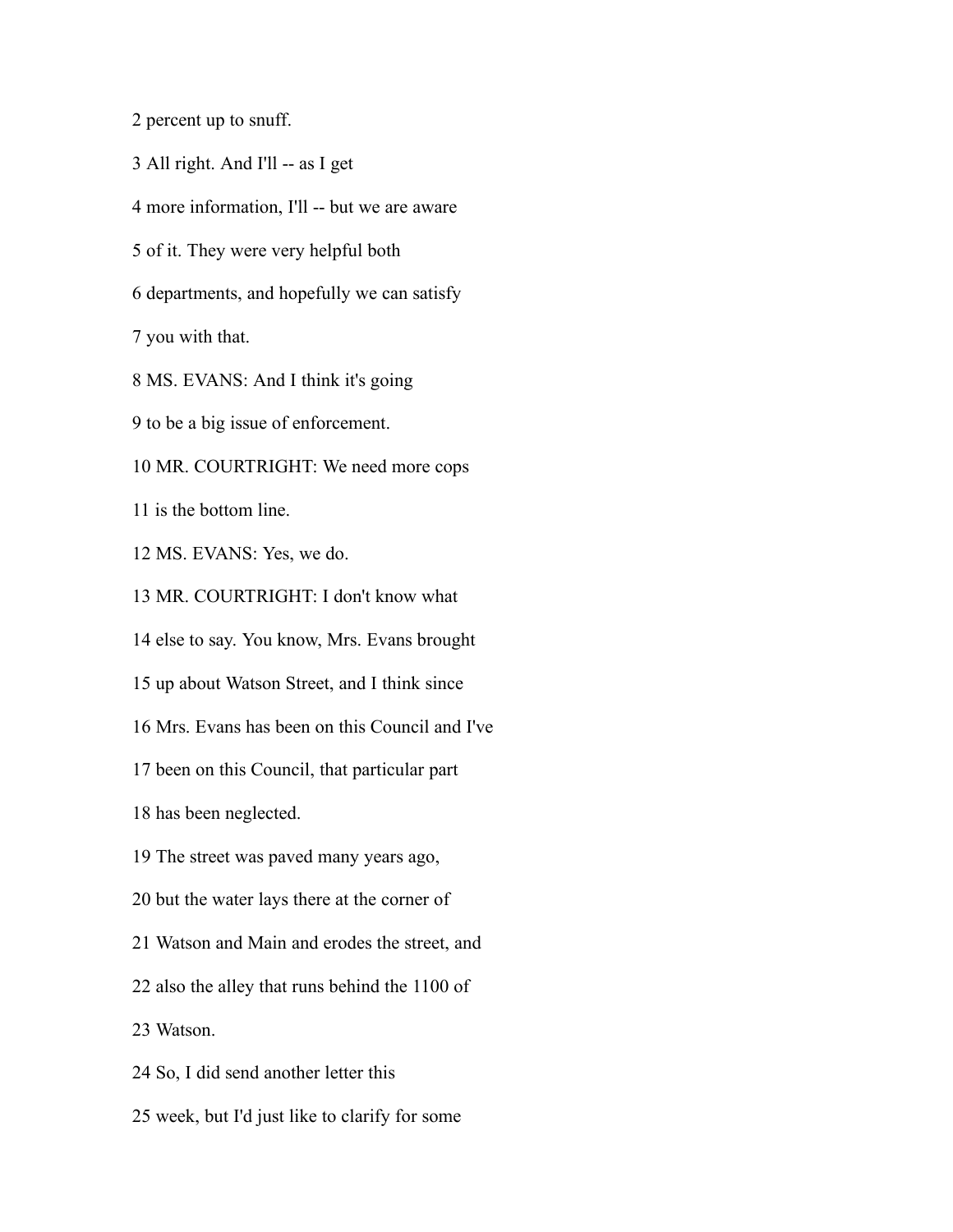2 percent up to snuff.

3 All right. And I'll -- as I get

4 more information, I'll -- but we are aware

5 of it. They were very helpful both

6 departments, and hopefully we can satisfy

7 you with that.

8 MS. EVANS: And I think it's going

9 to be a big issue of enforcement.

10 MR. COURTRIGHT: We need more cops

11 is the bottom line.

12 MS. EVANS: Yes, we do.

13 MR. COURTRIGHT: I don't know what

14 else to say. You know, Mrs. Evans brought

15 up about Watson Street, and I think since

16 Mrs. Evans has been on this Council and I've

17 been on this Council, that particular part

18 has been neglected.

19 The street was paved many years ago,

20 but the water lays there at the corner of

21 Watson and Main and erodes the street, and

22 also the alley that runs behind the 1100 of

23 Watson.

24 So, I did send another letter this

25 week, but I'd just like to clarify for some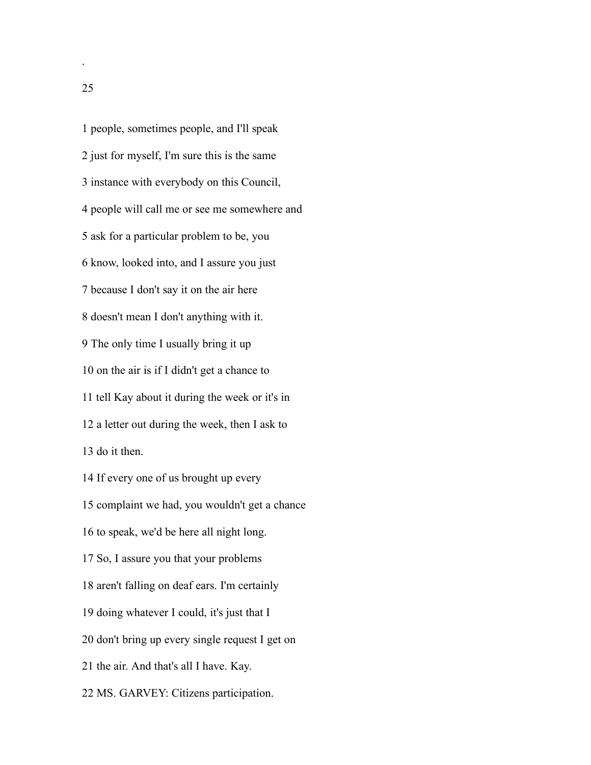1 people, sometimes people, and I'll speak

2 just for myself, I'm sure this is the same

3 instance with everybody on this Council,

4 people will call me or see me somewhere and

5 ask for a particular problem to be, you

6 know, looked into, and I assure you just

7 because I don't say it on the air here

8 doesn't mean I don't anything with it.

9 The only time I usually bring it up

10 on the air is if I didn't get a chance to

11 tell Kay about it during the week or it's in

12 a letter out during the week, then I ask to

13 do it then.

14 If every one of us brought up every

15 complaint we had, you wouldn't get a chance

16 to speak, we'd be here all night long.

17 So, I assure you that your problems

18 aren't falling on deaf ears. I'm certainly

19 doing whatever I could, it's just that I

20 don't bring up every single request I get on

21 the air. And that's all I have. Kay.

22 MS. GARVEY: Citizens participation.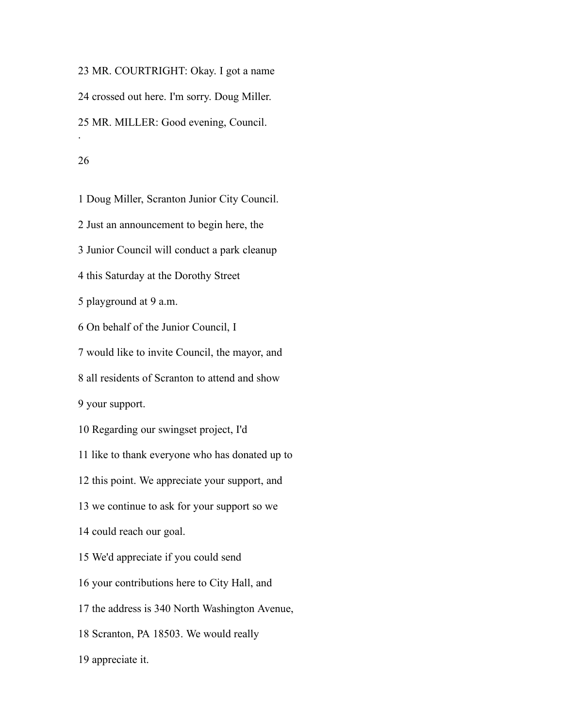23 MR. COURTRIGHT: Okay. I got a name

24 crossed out here. I'm sorry. Doug Miller.

25 MR. MILLER: Good evening, Council.

1 Doug Miller, Scranton Junior City Council.

2 Just an announcement to begin here, the

3 Junior Council will conduct a park cleanup

4 this Saturday at the Dorothy Street

5 playground at 9 a.m.

6 On behalf of the Junior Council, I

7 would like to invite Council, the mayor, and

8 all residents of Scranton to attend and show

9 your support.

10 Regarding our swingset project, I'd

11 like to thank everyone who has donated up to

12 this point. We appreciate your support, and

13 we continue to ask for your support so we

14 could reach our goal.

15 We'd appreciate if you could send

16 your contributions here to City Hall, and

17 the address is 340 North Washington Avenue,

18 Scranton, PA 18503. We would really

19 appreciate it.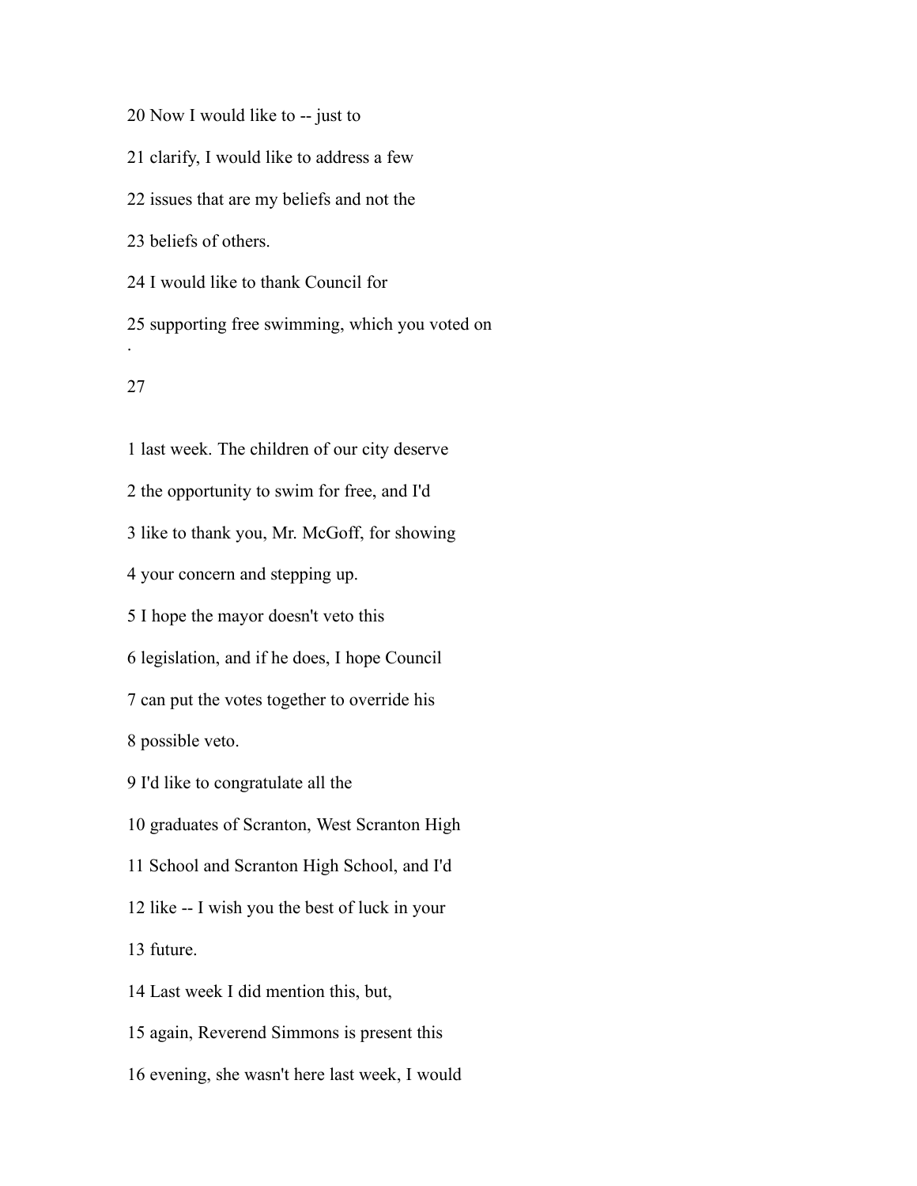20 Now I would like to -- just to

21 clarify, I would like to address a few

22 issues that are my beliefs and not the

23 beliefs of others.

24 I would like to thank Council for

25 supporting free swimming, which you voted on

1 last week. The children of our city deserve

2 the opportunity to swim for free, and I'd

3 like to thank you, Mr. McGoff, for showing

4 your concern and stepping up.

5 I hope the mayor doesn't veto this

6 legislation, and if he does, I hope Council

7 can put the votes together to override his

8 possible veto.

9 I'd like to congratulate all the

10 graduates of Scranton, West Scranton High

11 School and Scranton High School, and I'd

12 like -- I wish you the best of luck in your

13 future.

14 Last week I did mention this, but,

15 again, Reverend Simmons is present this

16 evening, she wasn't here last week, I would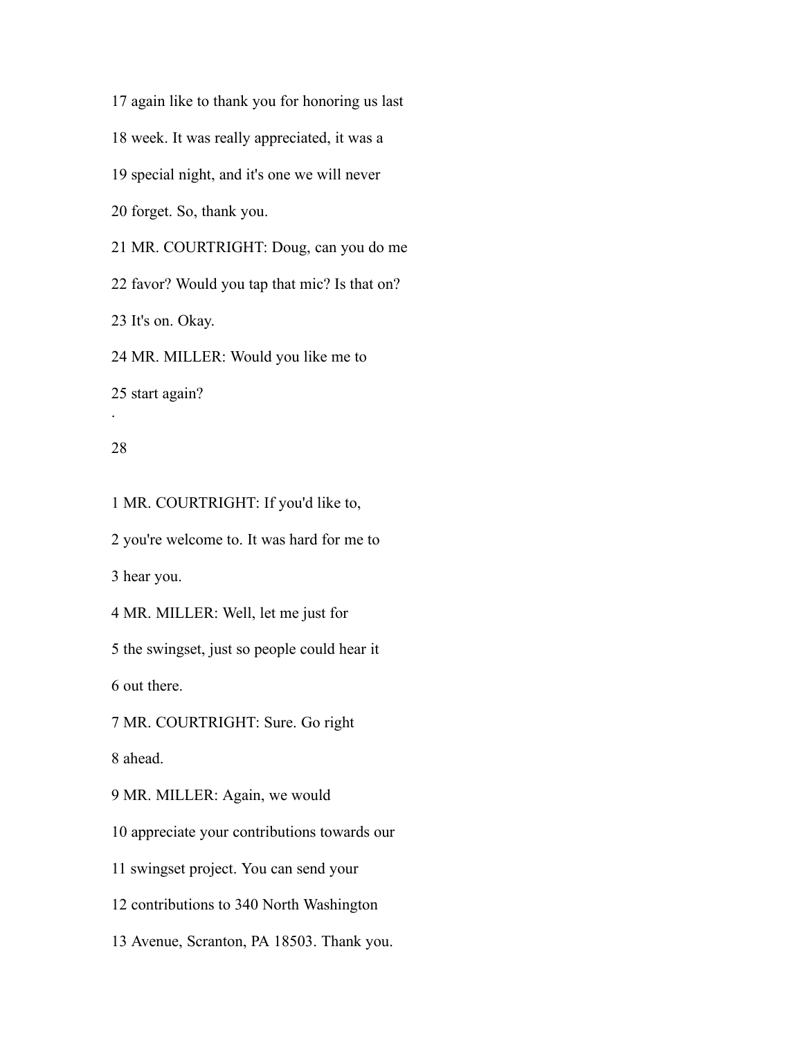17 again like to thank you for honoring us last

18 week. It was really appreciated, it was a

19 special night, and it's one we will never

20 forget. So, thank you.

21 MR. COURTRIGHT: Doug, can you do me

22 favor? Would you tap that mic? Is that on?

23 It's on. Okay.

24 MR. MILLER: Would you like me to

25 start again?

.

1 MR. COURTRIGHT: If you'd like to,

2 you're welcome to. It was hard for me to

3 hear you.

4 MR. MILLER: Well, let me just for

5 the swingset, just so people could hear it

6 out there.

7 MR. COURTRIGHT: Sure. Go right

8 ahead.

9 MR. MILLER: Again, we would

10 appreciate your contributions towards our

11 swingset project. You can send your

12 contributions to 340 North Washington

13 Avenue, Scranton, PA 18503. Thank you.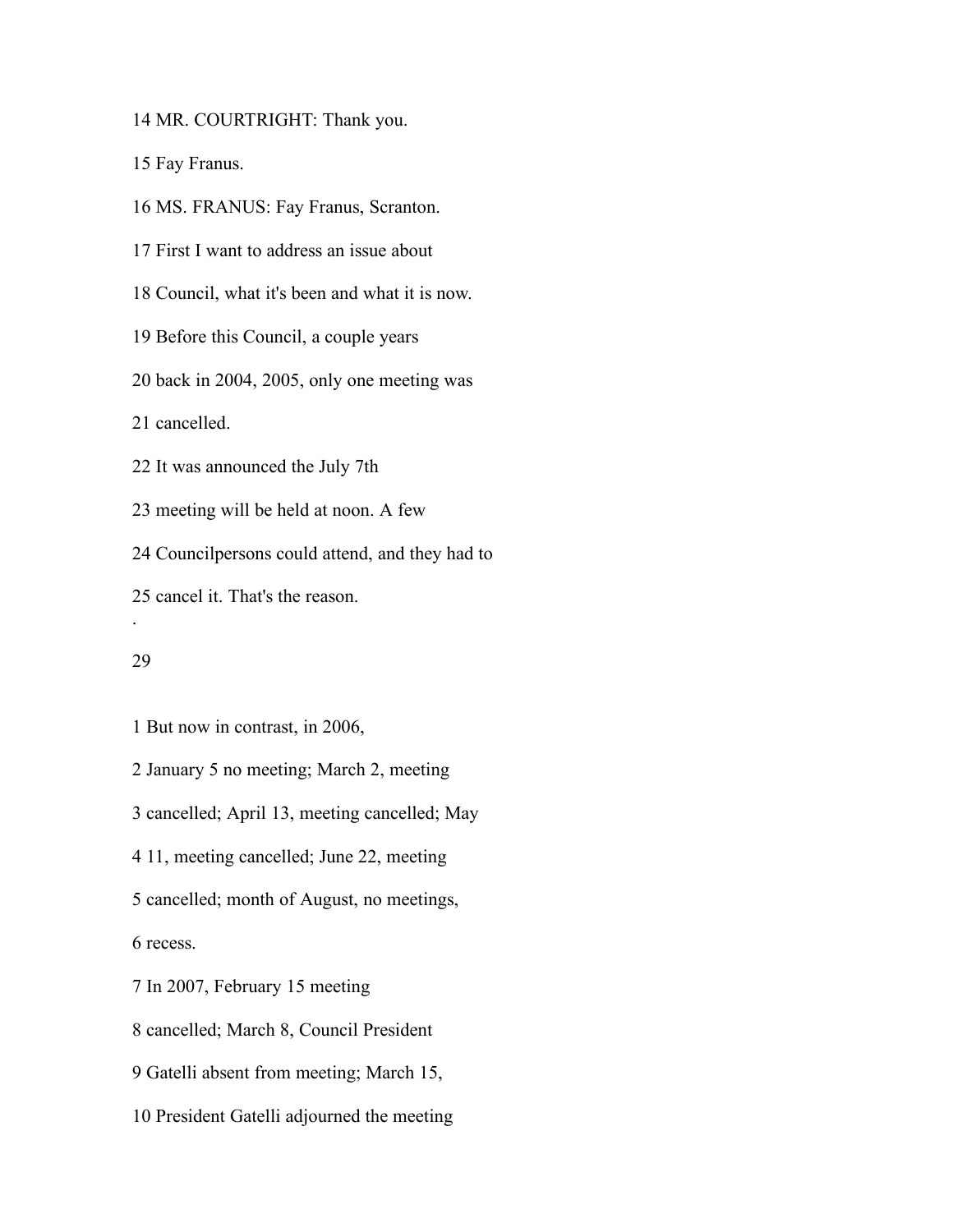14 MR. COURTRIGHT: Thank you.

15 Fay Franus.

16 MS. FRANUS: Fay Franus, Scranton.

17 First I want to address an issue about

18 Council, what it's been and what it is now.

19 Before this Council, a couple years

20 back in 2004, 2005, only one meeting was

21 cancelled.

22 It was announced the July 7th

23 meeting will be held at noon. A few

24 Councilpersons could attend, and they had to

25 cancel it. That's the reason.

1 But now in contrast, in 2006,

2 January 5 no meeting; March 2, meeting

3 cancelled; April 13, meeting cancelled; May

4 11, meeting cancelled; June 22, meeting

5 cancelled; month of August, no meetings,

6 recess.

7 In 2007, February 15 meeting

8 cancelled; March 8, Council President

9 Gatelli absent from meeting; March 15,

10 President Gatelli adjourned the meeting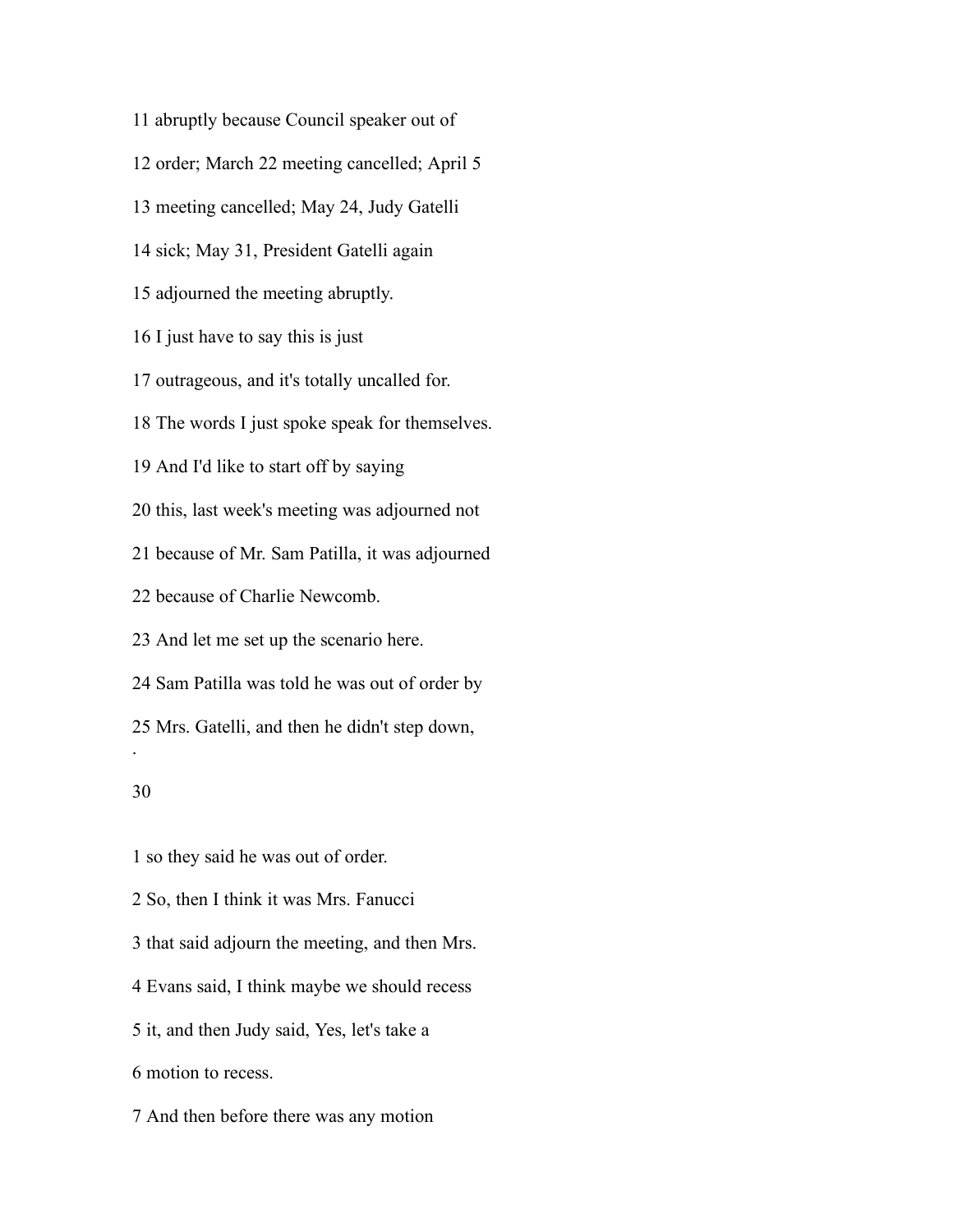11 abruptly because Council speaker out of

12 order; March 22 meeting cancelled; April 5

13 meeting cancelled; May 24, Judy Gatelli

14 sick; May 31, President Gatelli again

15 adjourned the meeting abruptly.

16 I just have to say this is just

17 outrageous, and it's totally uncalled for.

18 The words I just spoke speak for themselves.

19 And I'd like to start off by saying

20 this, last week's meeting was adjourned not

21 because of Mr. Sam Patilla, it was adjourned

22 because of Charlie Newcomb.

23 And let me set up the scenario here.

24 Sam Patilla was told he was out of order by

25 Mrs. Gatelli, and then he didn't step down,

1 so they said he was out of order.

2 So, then I think it was Mrs. Fanucci

3 that said adjourn the meeting, and then Mrs.

4 Evans said, I think maybe we should recess

5 it, and then Judy said, Yes, let's take a

6 motion to recess.

7 And then before there was any motion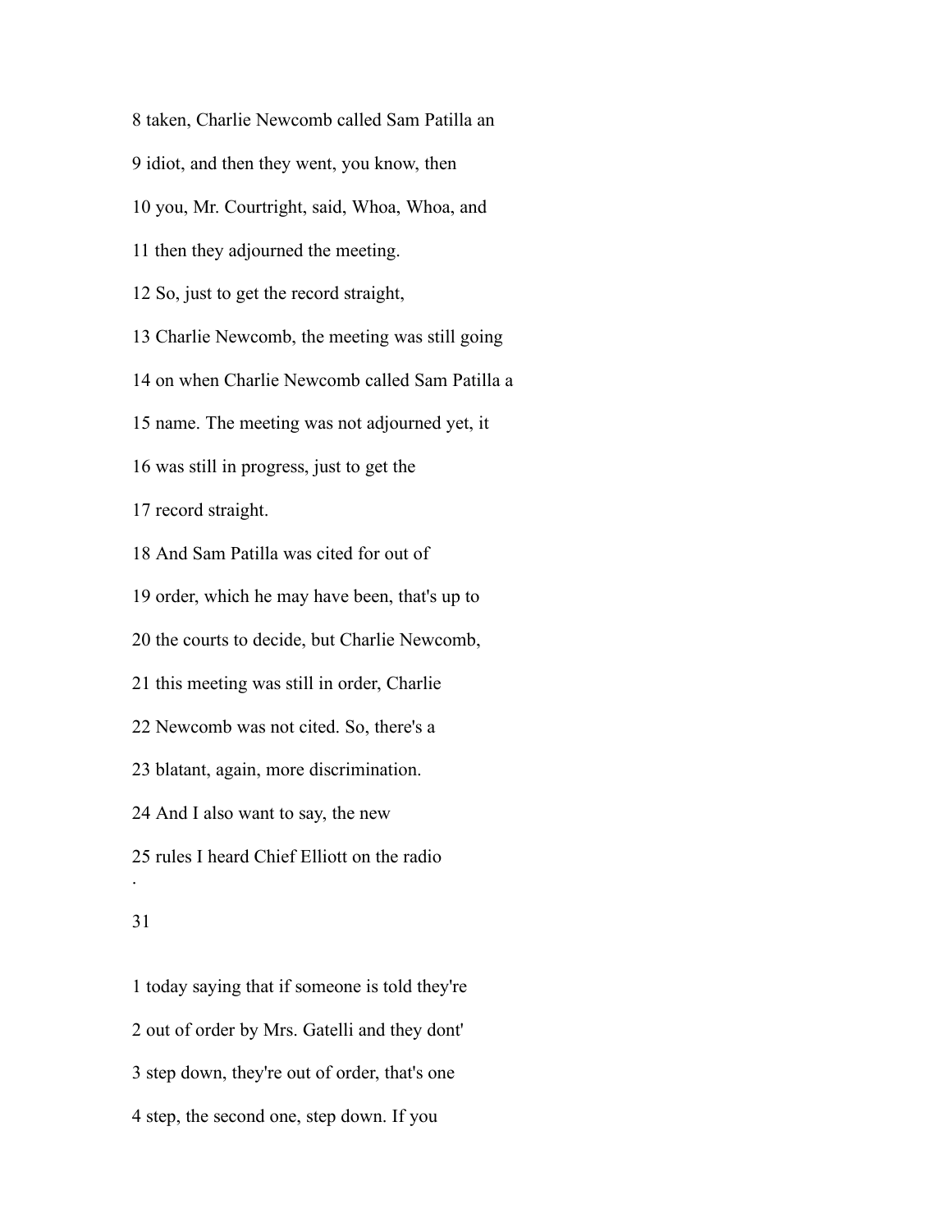8 taken, Charlie Newcomb called Sam Patilla an

9 idiot, and then they went, you know, then

10 you, Mr. Courtright, said, Whoa, Whoa, and

11 then they adjourned the meeting.

12 So, just to get the record straight,

13 Charlie Newcomb, the meeting was still going

14 on when Charlie Newcomb called Sam Patilla a

15 name. The meeting was not adjourned yet, it

16 was still in progress, just to get the

17 record straight.

18 And Sam Patilla was cited for out of

19 order, which he may have been, that's up to

20 the courts to decide, but Charlie Newcomb,

21 this meeting was still in order, Charlie

22 Newcomb was not cited. So, there's a

23 blatant, again, more discrimination.

24 And I also want to say, the new

25 rules I heard Chief Elliott on the radio

1 today saying that if someone is told they're

2 out of order by Mrs. Gatelli and they dont'

3 step down, they're out of order, that's one

4 step, the second one, step down. If you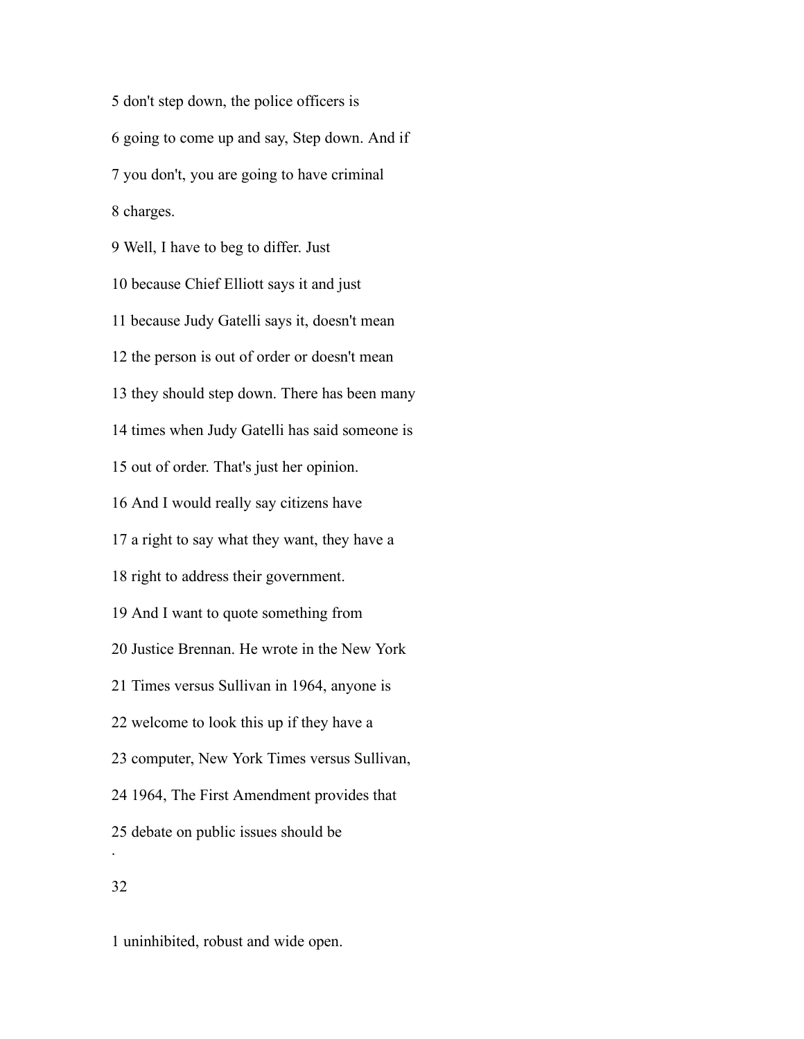5 don't step down, the police officers is

6 going to come up and say, Step down. And if

7 you don't, you are going to have criminal

8 charges.

9 Well, I have to beg to differ. Just

10 because Chief Elliott says it and just

11 because Judy Gatelli says it, doesn't mean

12 the person is out of order or doesn't mean

13 they should step down. There has been many

14 times when Judy Gatelli has said someone is

15 out of order. That's just her opinion.

16 And I would really say citizens have

17 a right to say what they want, they have a

18 right to address their government.

19 And I want to quote something from

20 Justice Brennan. He wrote in the New York

21 Times versus Sullivan in 1964, anyone is

22 welcome to look this up if they have a

23 computer, New York Times versus Sullivan,

24 1964, The First Amendment provides that

25 debate on public issues should be

.

32

1 uninhibited, robust and wide open.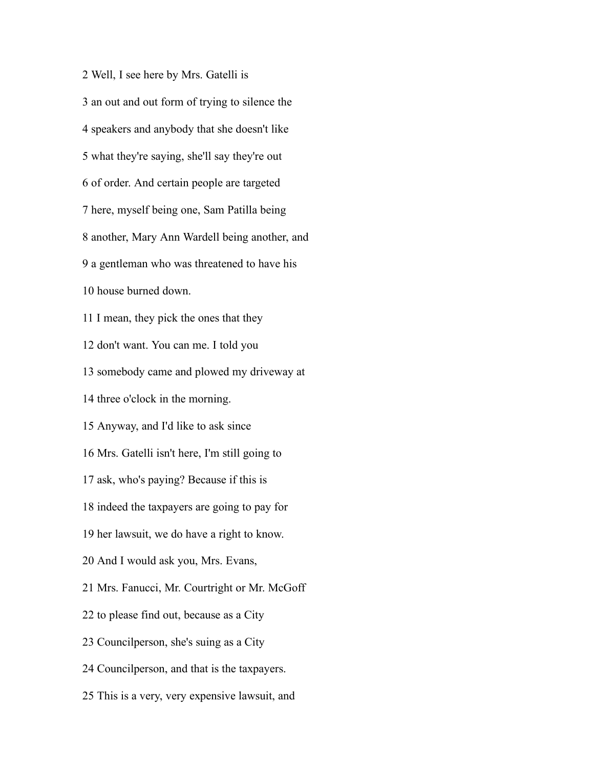2 Well, I see here by Mrs. Gatelli is

3 an out and out form of trying to silence the

4 speakers and anybody that she doesn't like

5 what they're saying, she'll say they're out

6 of order. And certain people are targeted

7 here, myself being one, Sam Patilla being

8 another, Mary Ann Wardell being another, and

9 a gentleman who was threatened to have his

10 house burned down.

11 I mean, they pick the ones that they

12 don't want. You can me. I told you

13 somebody came and plowed my driveway at

14 three o'clock in the morning.

15 Anyway, and I'd like to ask since

16 Mrs. Gatelli isn't here, I'm still going to

17 ask, who's paying? Because if this is

18 indeed the taxpayers are going to pay for

19 her lawsuit, we do have a right to know.

20 And I would ask you, Mrs. Evans,

21 Mrs. Fanucci, Mr. Courtright or Mr. McGoff

22 to please find out, because as a City

23 Councilperson, she's suing as a City

24 Councilperson, and that is the taxpayers.

25 This is a very, very expensive lawsuit, and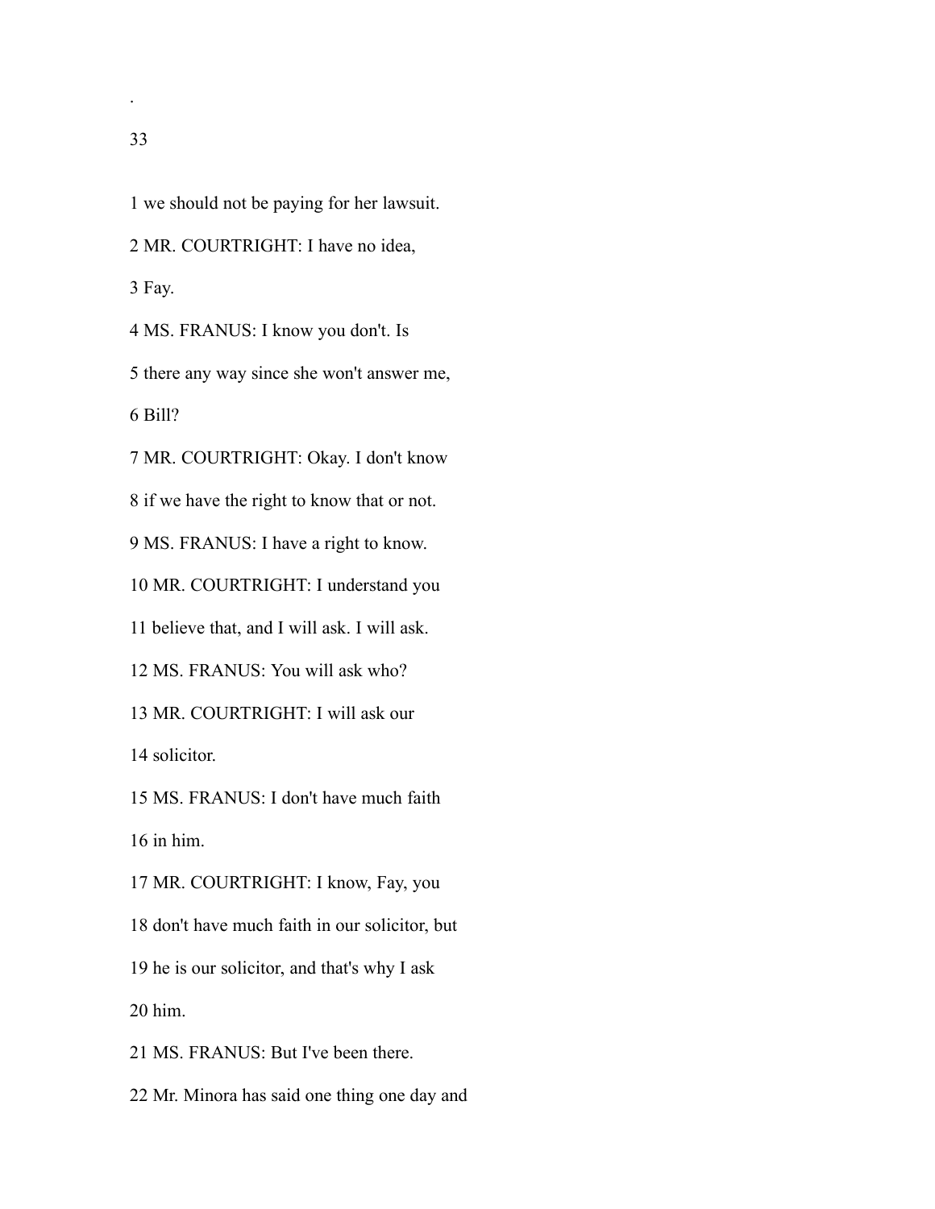1 we should not be paying for her lawsuit.

2 MR. COURTRIGHT: I have no idea,

3 Fay.

4 MS. FRANUS: I know you don't. Is

5 there any way since she won't answer me,

6 Bill?

7 MR. COURTRIGHT: Okay. I don't know

8 if we have the right to know that or not.

9 MS. FRANUS: I have a right to know.

10 MR. COURTRIGHT: I understand you

11 believe that, and I will ask. I will ask.

12 MS. FRANUS: You will ask who?

13 MR. COURTRIGHT: I will ask our

14 solicitor.

15 MS. FRANUS: I don't have much faith

16 in him.

17 MR. COURTRIGHT: I know, Fay, you

18 don't have much faith in our solicitor, but

19 he is our solicitor, and that's why I ask

20 him.

21 MS. FRANUS: But I've been there.

22 Mr. Minora has said one thing one day and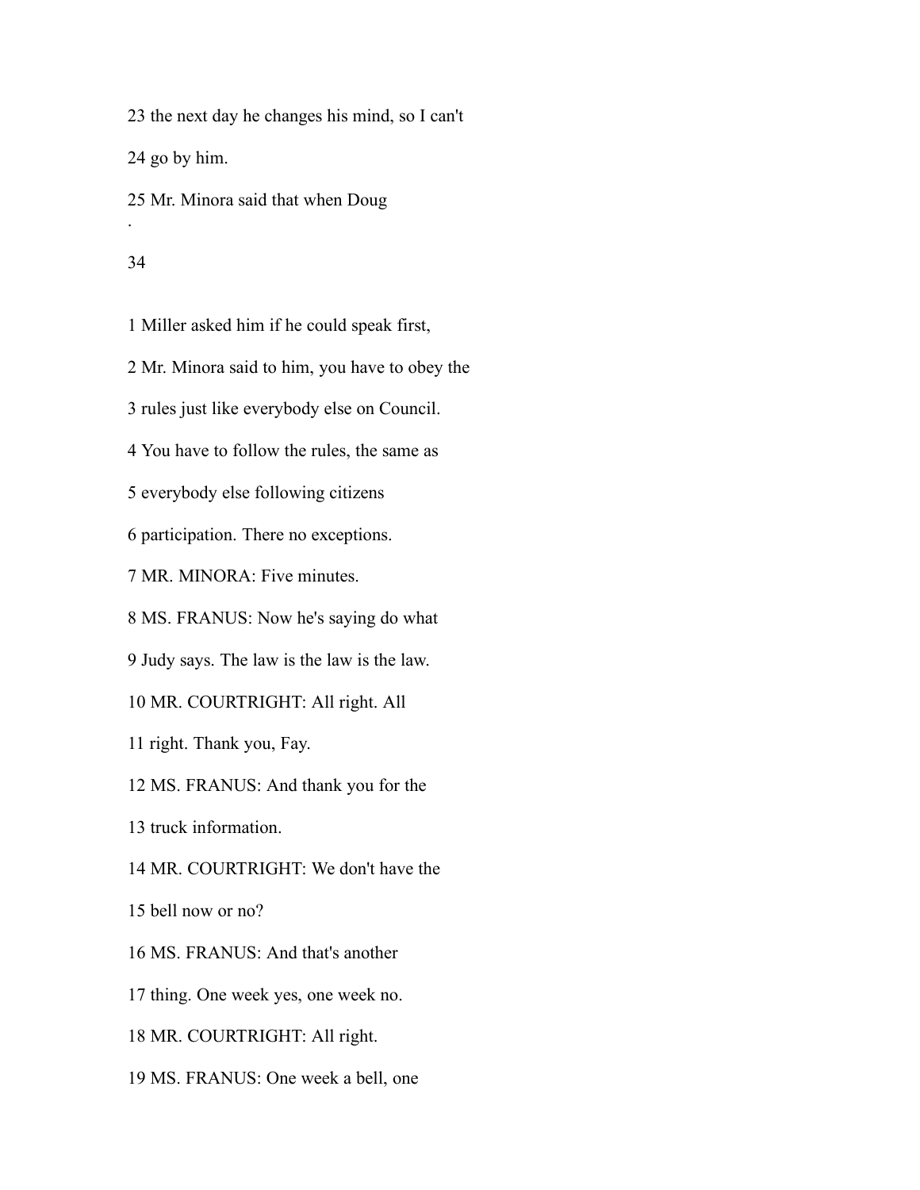23 the next day he changes his mind, so I can't

24 go by him.

25 Mr. Minora said that when Doug

1 Miller asked him if he could speak first,

2 Mr. Minora said to him, you have to obey the

3 rules just like everybody else on Council.

4 You have to follow the rules, the same as

5 everybody else following citizens

6 participation. There no exceptions.

7 MR. MINORA: Five minutes.

8 MS. FRANUS: Now he's saying do what

9 Judy says. The law is the law is the law.

10 MR. COURTRIGHT: All right. All

11 right. Thank you, Fay.

12 MS. FRANUS: And thank you for the

13 truck information.

14 MR. COURTRIGHT: We don't have the

15 bell now or no?

16 MS. FRANUS: And that's another

17 thing. One week yes, one week no.

18 MR. COURTRIGHT: All right.

19 MS. FRANUS: One week a bell, one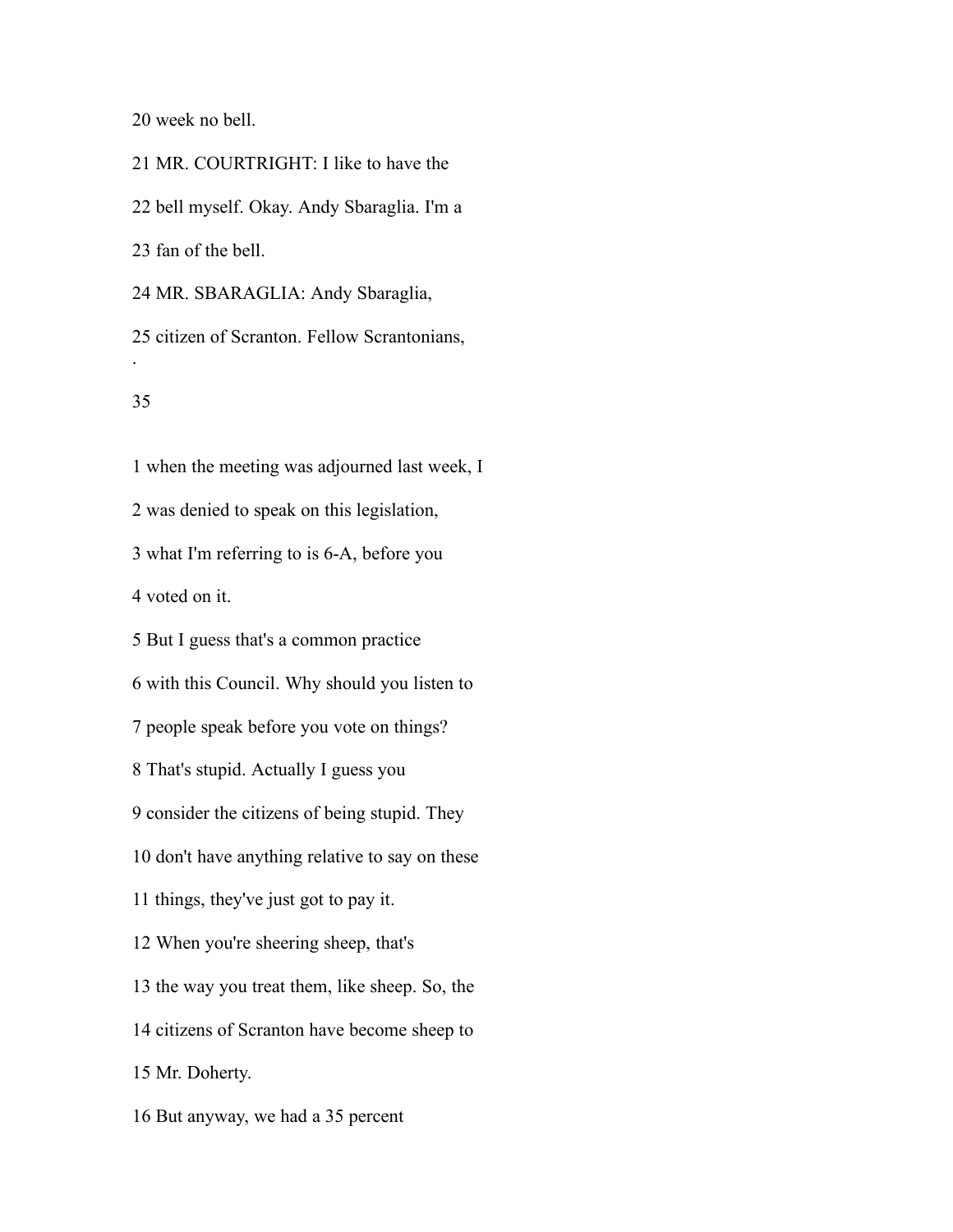20 week no bell.

21 MR. COURTRIGHT: I like to have the

22 bell myself. Okay. Andy Sbaraglia. I'm a

23 fan of the bell.

24 MR. SBARAGLIA: Andy Sbaraglia,

25 citizen of Scranton. Fellow Scrantonians,

1 when the meeting was adjourned last week, I

2 was denied to speak on this legislation,

3 what I'm referring to is 6-A, before you

4 voted on it.

5 But I guess that's a common practice

6 with this Council. Why should you listen to

7 people speak before you vote on things?

8 That's stupid. Actually I guess you

9 consider the citizens of being stupid. They

10 don't have anything relative to say on these

11 things, they've just got to pay it.

12 When you're sheering sheep, that's

13 the way you treat them, like sheep. So, the

14 citizens of Scranton have become sheep to

15 Mr. Doherty.

16 But anyway, we had a 35 percent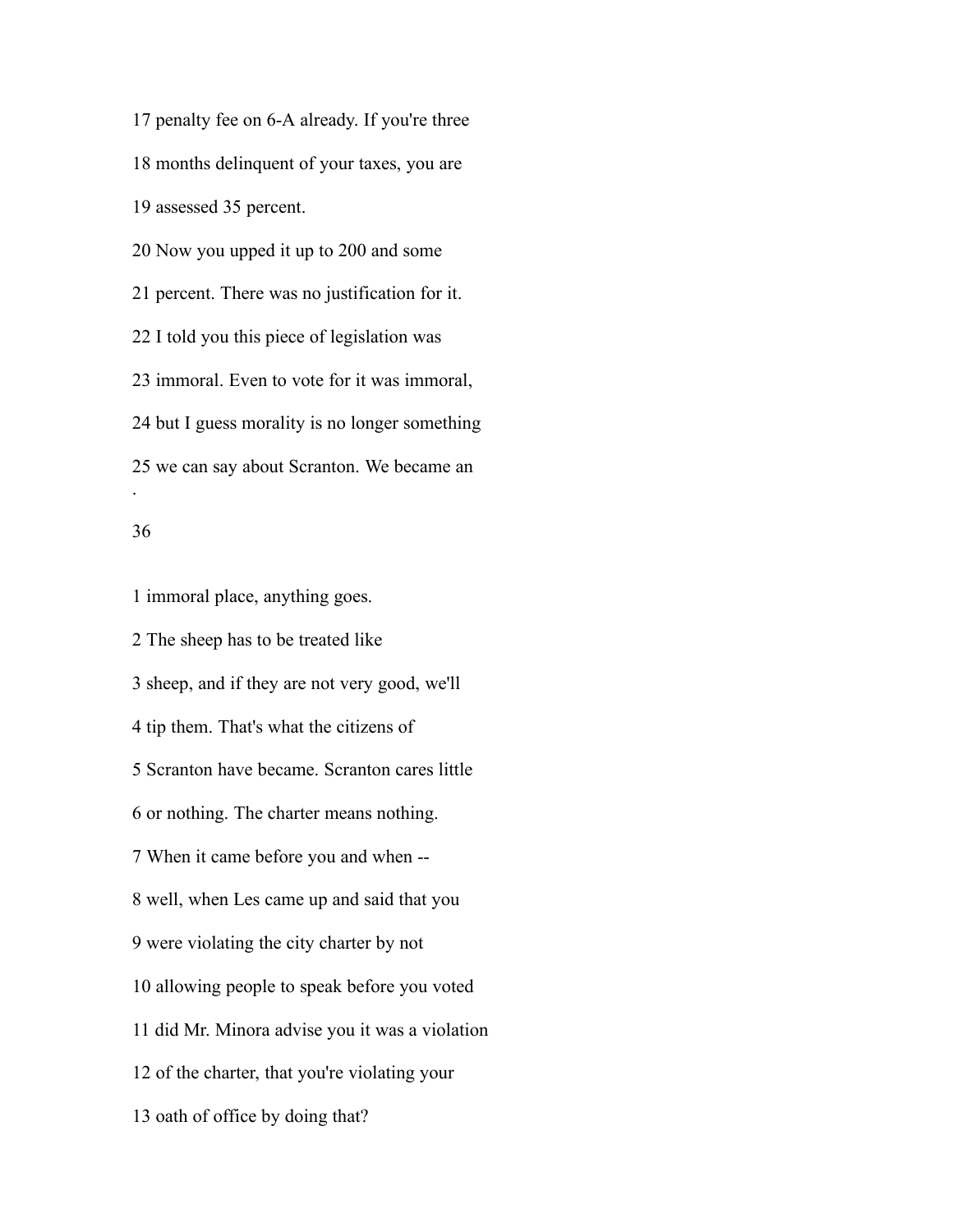17 penalty fee on 6-A already. If you're three

18 months delinquent of your taxes, you are

19 assessed 35 percent.

20 Now you upped it up to 200 and some

21 percent. There was no justification for it.

22 I told you this piece of legislation was

23 immoral. Even to vote for it was immoral,

24 but I guess morality is no longer something

25 we can say about Scranton. We became an

1 immoral place, anything goes.

2 The sheep has to be treated like

3 sheep, and if they are not very good, we'll

4 tip them. That's what the citizens of

5 Scranton have became. Scranton cares little

6 or nothing. The charter means nothing.

7 When it came before you and when --

8 well, when Les came up and said that you

9 were violating the city charter by not

10 allowing people to speak before you voted

11 did Mr. Minora advise you it was a violation

12 of the charter, that you're violating your

13 oath of office by doing that?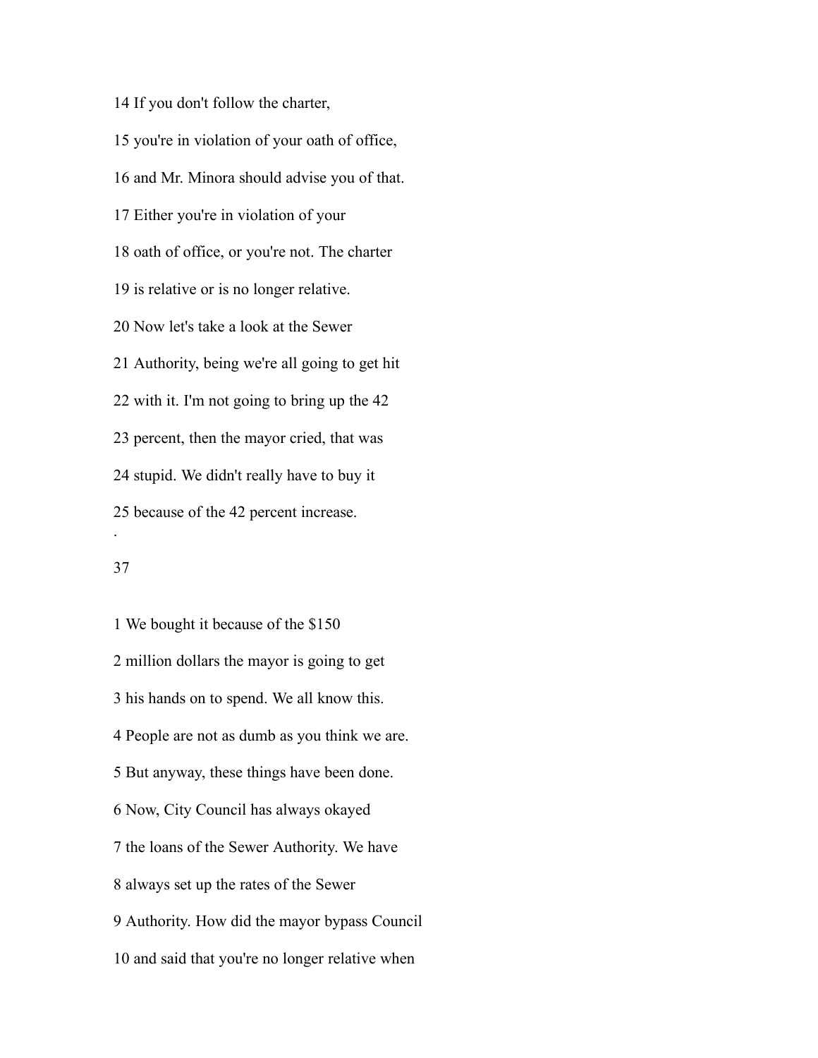14 If you don't follow the charter,

15 you're in violation of your oath of office,

16 and Mr. Minora should advise you of that.

17 Either you're in violation of your

18 oath of office, or you're not. The charter

19 is relative or is no longer relative.

20 Now let's take a look at the Sewer

21 Authority, being we're all going to get hit

22 with it. I'm not going to bring up the 42

23 percent, then the mayor cried, that was

24 stupid. We didn't really have to buy it

25 because of the 42 percent increase.

.

37

1 We bought it because of the $150

2 million dollars the mayor is going to get

3 his hands on to spend. We all know this.

4 People are not as dumb as you think we are.

5 But anyway, these things have been done.

6 Now, City Council has always okayed

7 the loans of the Sewer Authority. We have

8 always set up the rates of the Sewer

9 Authority. How did the mayor bypass Council

10 and said that you're no longer relative when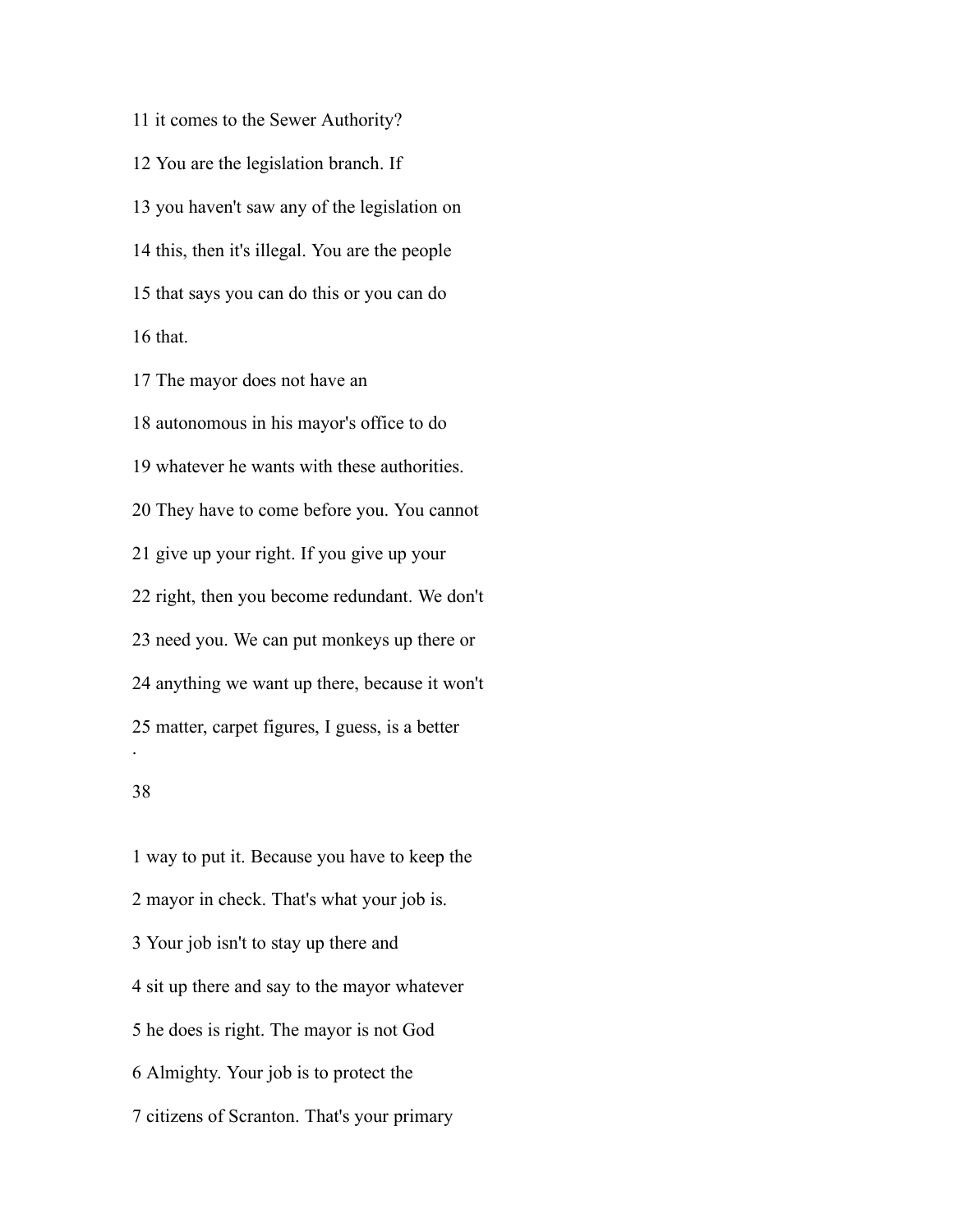11 it comes to the Sewer Authority?

12 You are the legislation branch. If

13 you haven't saw any of the legislation on

14 this, then it's illegal. You are the people

15 that says you can do this or you can do

16 that.

17 The mayor does not have an

18 autonomous in his mayor's office to do

19 whatever he wants with these authorities.

20 They have to come before you. You cannot

21 give up your right. If you give up your

22 right, then you become redundant. We don't

23 need you. We can put monkeys up there or

24 anything we want up there, because it won't

25 matter, carpet figures, I guess, is a better

1 way to put it. Because you have to keep the

2 mayor in check. That's what your job is.

3 Your job isn't to stay up there and

4 sit up there and say to the mayor whatever

5 he does is right. The mayor is not God

6 Almighty. Your job is to protect the

7 citizens of Scranton. That's your primary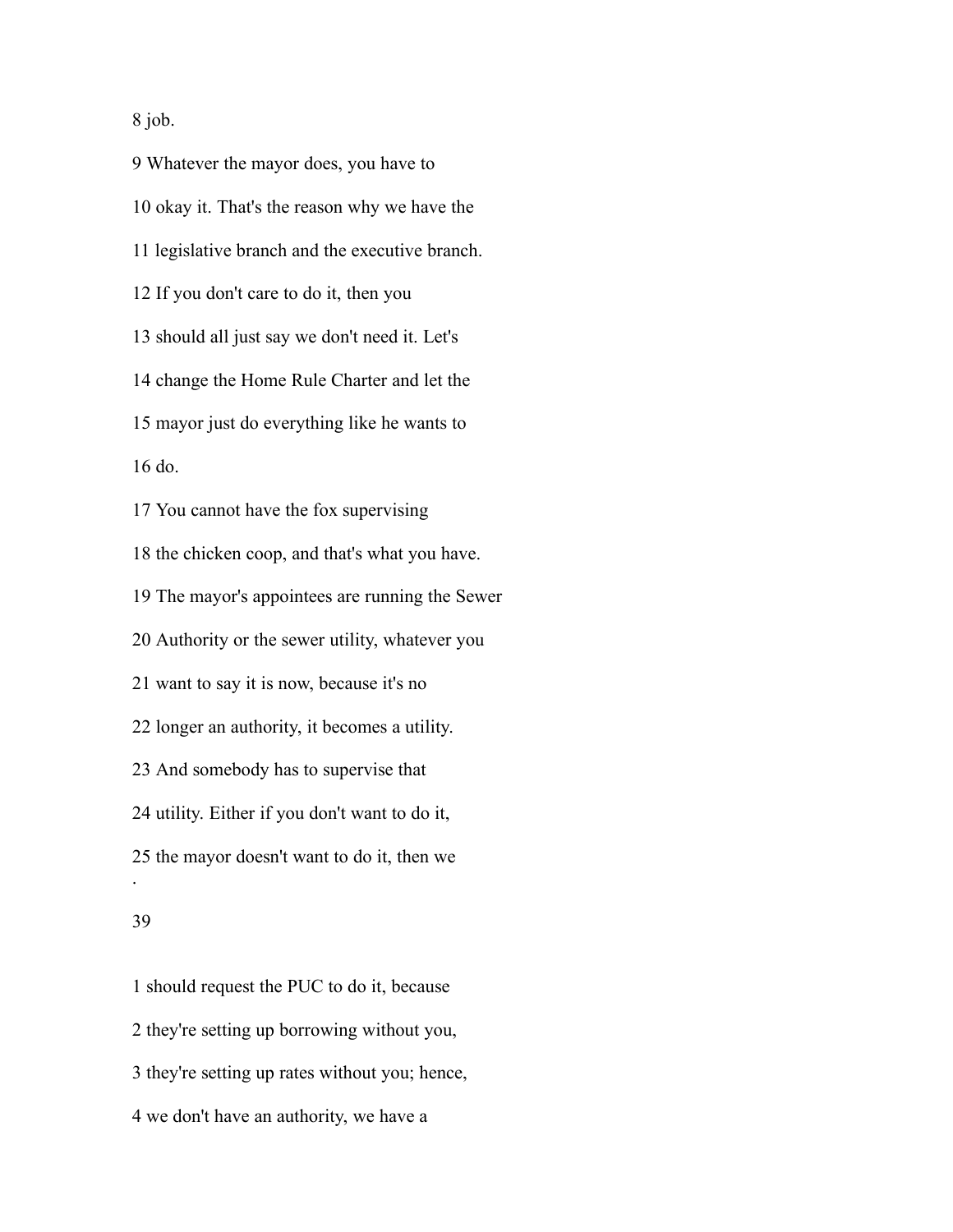8 job.

9 Whatever the mayor does, you have to

10 okay it. That's the reason why we have the

11 legislative branch and the executive branch.

12 If you don't care to do it, then you

13 should all just say we don't need it. Let's

14 change the Home Rule Charter and let the

15 mayor just do everything like he wants to

16 do.

17 You cannot have the fox supervising

18 the chicken coop, and that's what you have.

19 The mayor's appointees are running the Sewer

20 Authority or the sewer utility, whatever you

21 want to say it is now, because it's no

22 longer an authority, it becomes a utility.

23 And somebody has to supervise that

24 utility. Either if you don't want to do it,

25 the mayor doesn't want to do it, then we

1 should request the PUC to do it, because

2 they're setting up borrowing without you,

3 they're setting up rates without you; hence,

4 we don't have an authority, we have a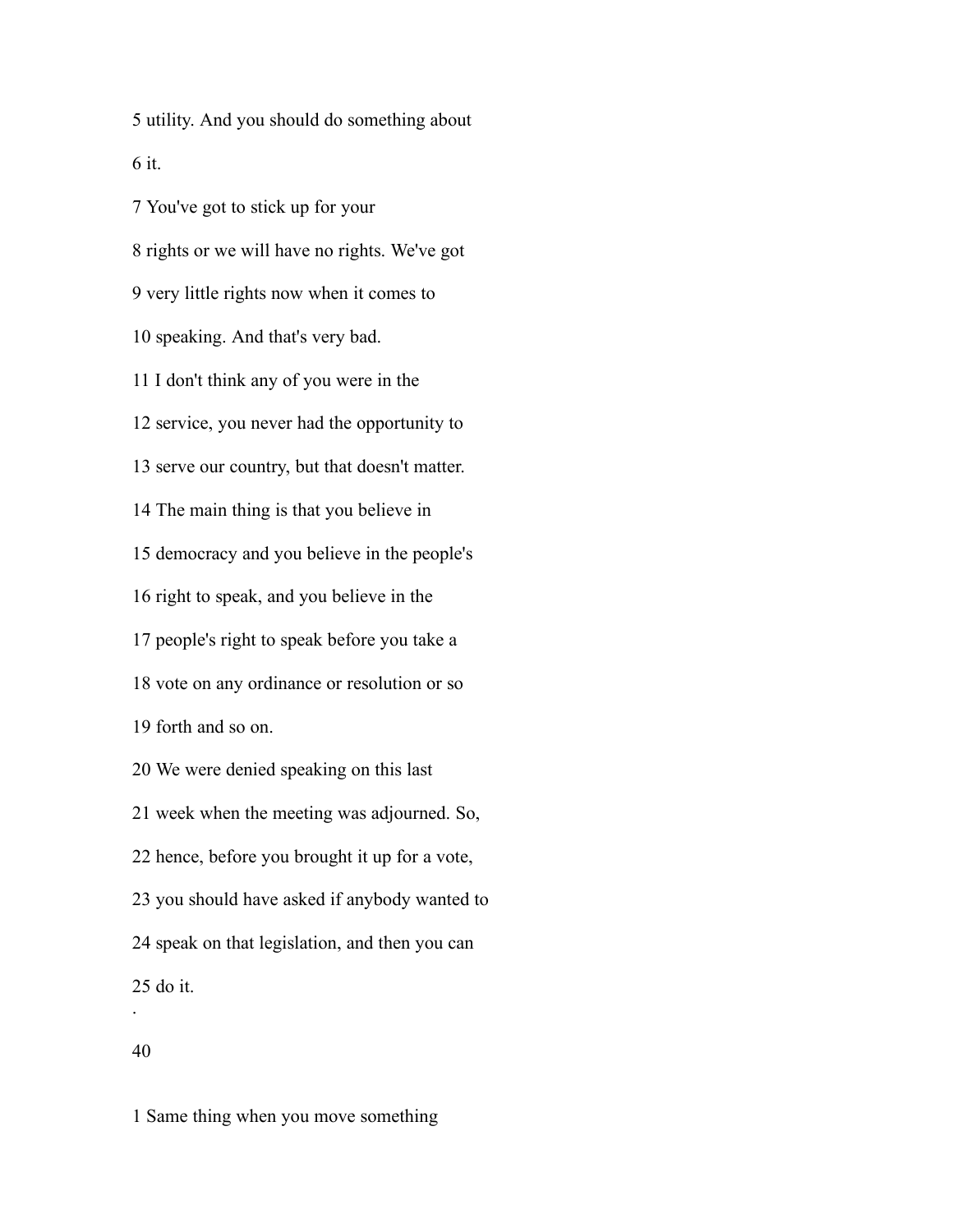5 utility. And you should do something about

6 it.

7 You've got to stick up for your

8 rights or we will have no rights. We've got

9 very little rights now when it comes to

10 speaking. And that's very bad.

11 I don't think any of you were in the

12 service, you never had the opportunity to

13 serve our country, but that doesn't matter.

14 The main thing is that you believe in

15 democracy and you believe in the people's

16 right to speak, and you believe in the

17 people's right to speak before you take a

18 vote on any ordinance or resolution or so

19 forth and so on.

20 We were denied speaking on this last

21 week when the meeting was adjourned. So,

22 hence, before you brought it up for a vote,

23 you should have asked if anybody wanted to

24 speak on that legislation, and then you can

25 do it.

1 Same thing when you move something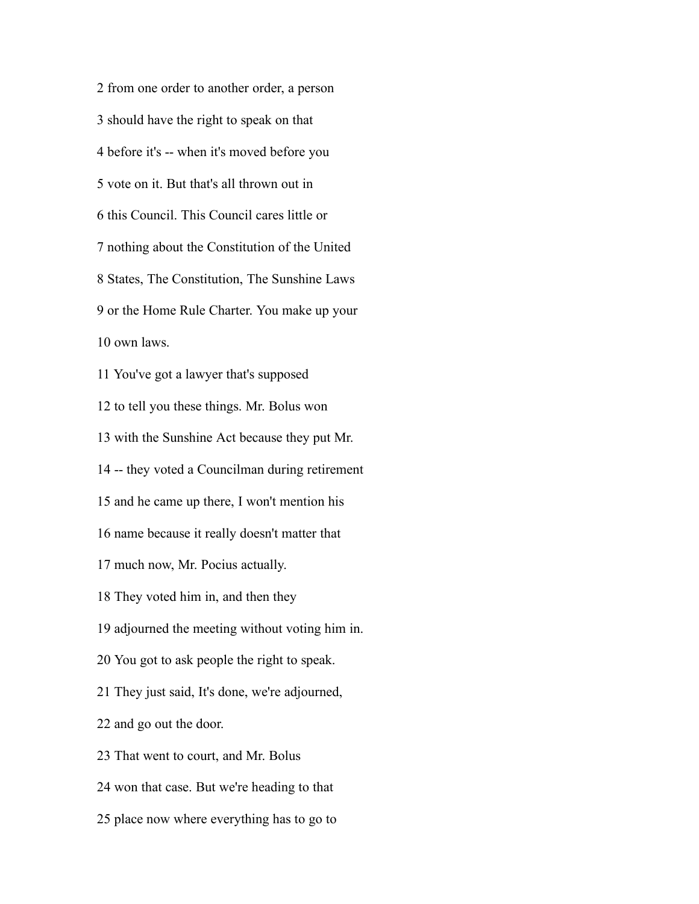2 from one order to another order, a person

3 should have the right to speak on that

4 before it's -- when it's moved before you

5 vote on it. But that's all thrown out in

6 this Council. This Council cares little or

7 nothing about the Constitution of the United

8 States, The Constitution, The Sunshine Laws

9 or the Home Rule Charter. You make up your

10 own laws.

11 You've got a lawyer that's supposed

12 to tell you these things. Mr. Bolus won

13 with the Sunshine Act because they put Mr.

14 -- they voted a Councilman during retirement

15 and he came up there, I won't mention his

16 name because it really doesn't matter that

17 much now, Mr. Pocius actually.

18 They voted him in, and then they

19 adjourned the meeting without voting him in.

20 You got to ask people the right to speak.

21 They just said, It's done, we're adjourned,

22 and go out the door.

23 That went to court, and Mr. Bolus

24 won that case. But we're heading to that

25 place now where everything has to go to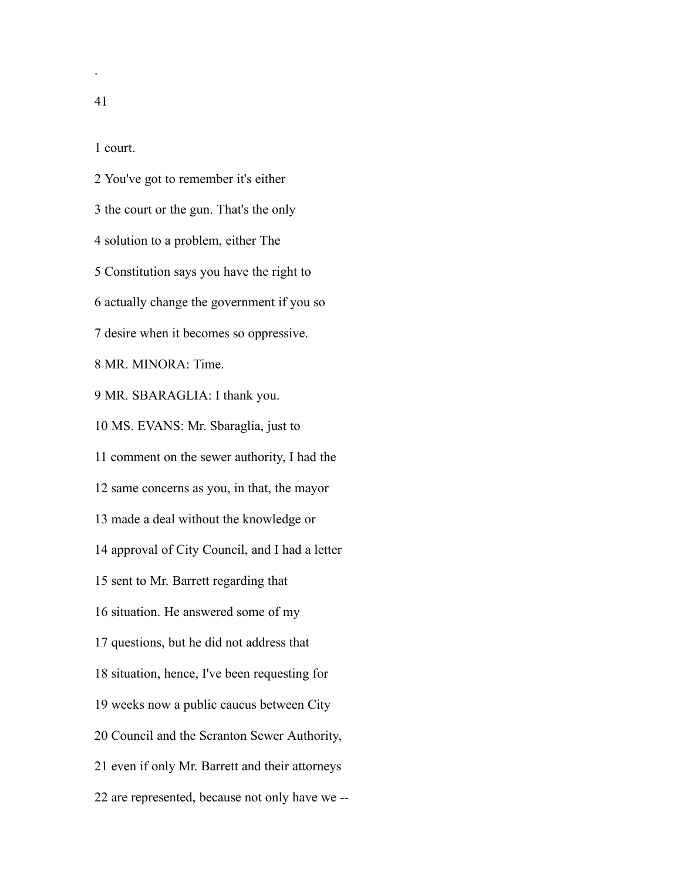1 court.

2 You've got to remember it's either

3 the court or the gun. That's the only

4 solution to a problem, either The

5 Constitution says you have the right to

6 actually change the government if you so

7 desire when it becomes so oppressive.

8 MR. MINORA: Time.

9 MR. SBARAGLIA: I thank you.

10 MS. EVANS: Mr. Sbaraglia, just to

11 comment on the sewer authority, I had the

12 same concerns as you, in that, the mayor

13 made a deal without the knowledge or

14 approval of City Council, and I had a letter

15 sent to Mr. Barrett regarding that

16 situation. He answered some of my

17 questions, but he did not address that

18 situation, hence, I've been requesting for

19 weeks now a public caucus between City

20 Council and the Scranton Sewer Authority,

21 even if only Mr. Barrett and their attorneys

22 are represented, because not only have we --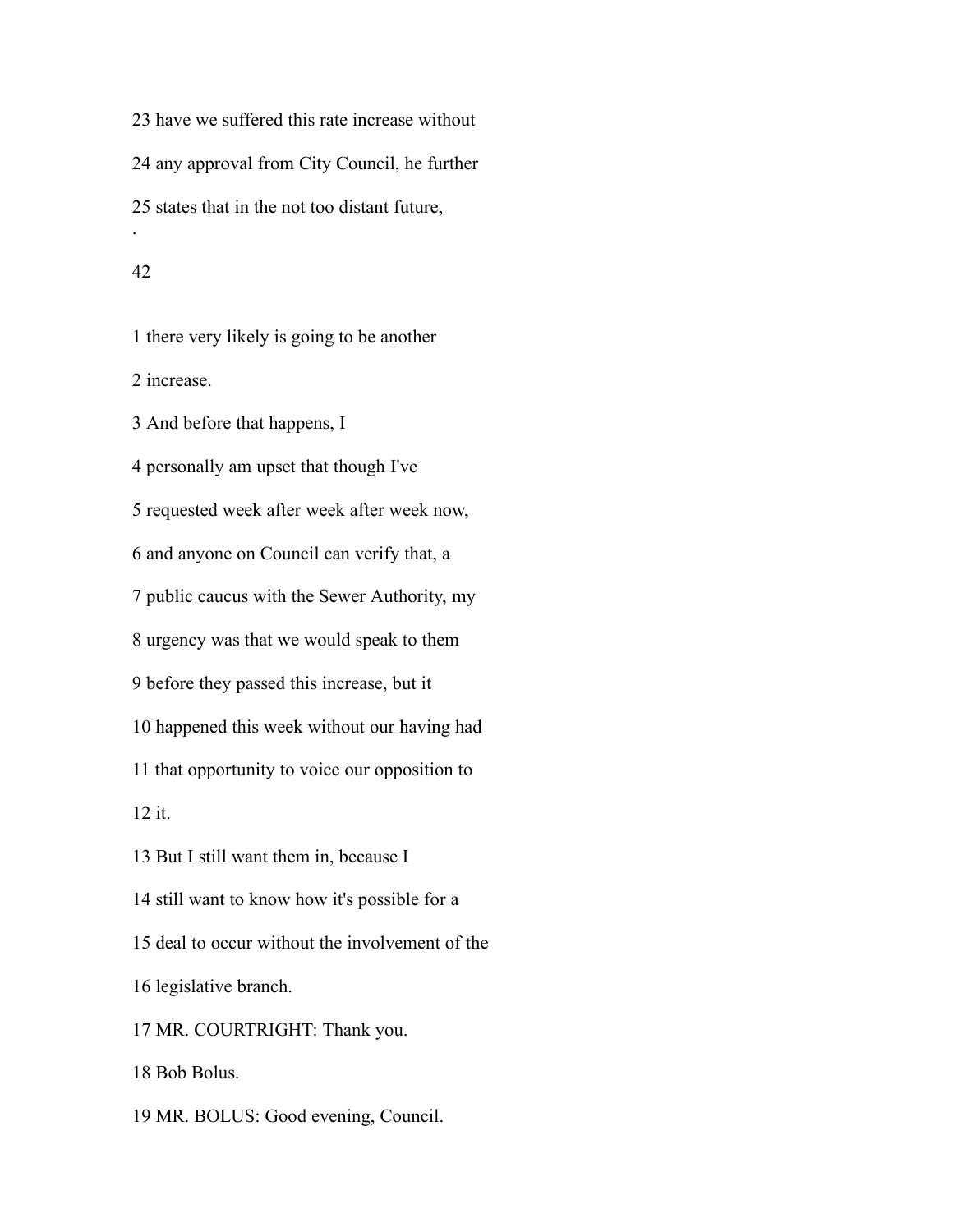23 have we suffered this rate increase without

24 any approval from City Council, he further

25 states that in the not too distant future,

1 there very likely is going to be another

2 increase.

3 And before that happens, I

4 personally am upset that though I've

5 requested week after week after week now,

6 and anyone on Council can verify that, a

7 public caucus with the Sewer Authority, my

8 urgency was that we would speak to them

9 before they passed this increase, but it

10 happened this week without our having had

11 that opportunity to voice our opposition to

12 it.

13 But I still want them in, because I

14 still want to know how it's possible for a

15 deal to occur without the involvement of the

16 legislative branch.

17 MR. COURTRIGHT: Thank you.

18 Bob Bolus.

19 MR. BOLUS: Good evening, Council.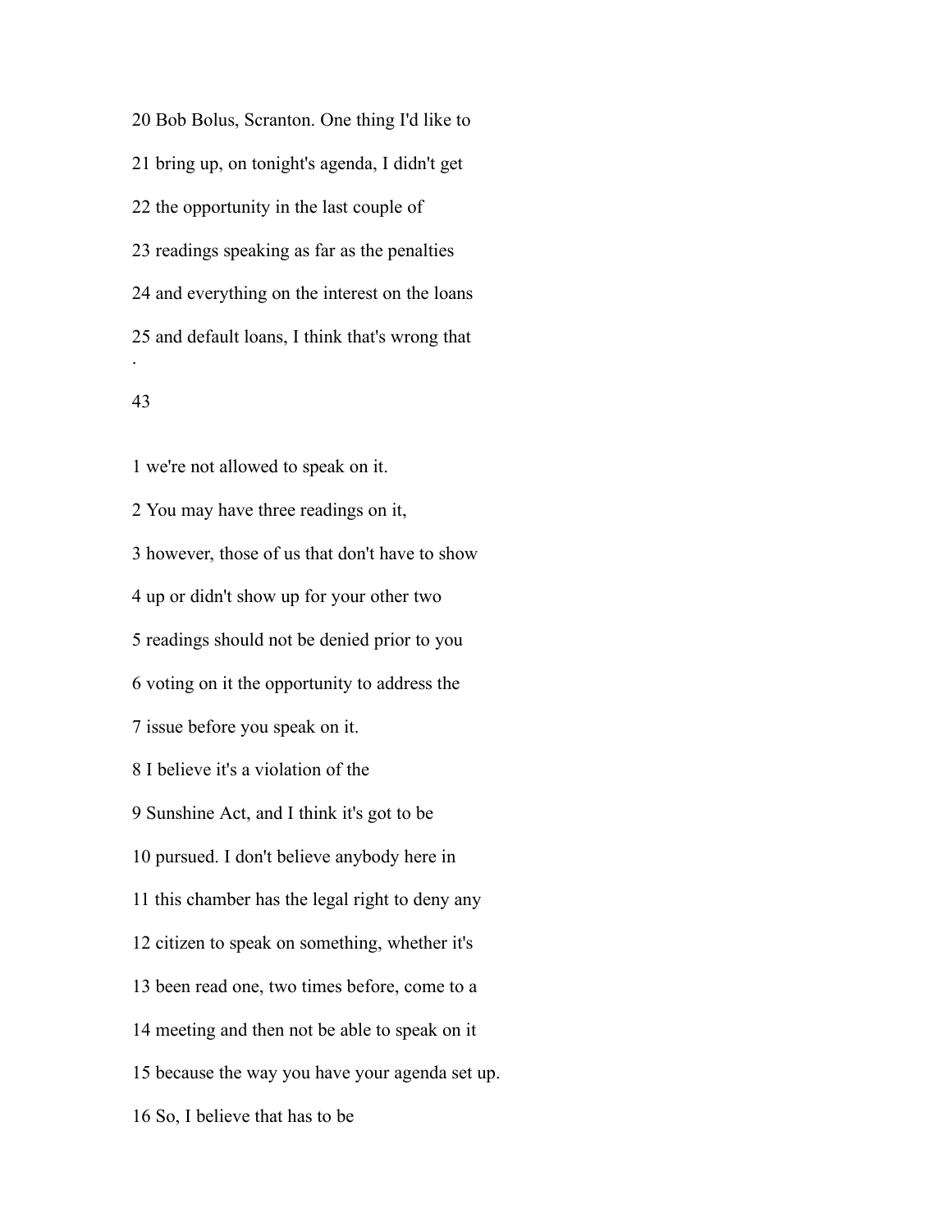20 Bob Bolus, Scranton. One thing I'd like to

21 bring up, on tonight's agenda, I didn't get

22 the opportunity in the last couple of

23 readings speaking as far as the penalties

24 and everything on the interest on the loans

25 and default loans, I think that's wrong that

1 we're not allowed to speak on it.

2 You may have three readings on it,

3 however, those of us that don't have to show

4 up or didn't show up for your other two

5 readings should not be denied prior to you

6 voting on it the opportunity to address the

7 issue before you speak on it.

8 I believe it's a violation of the

9 Sunshine Act, and I think it's got to be

10 pursued. I don't believe anybody here in

11 this chamber has the legal right to deny any

12 citizen to speak on something, whether it's

13 been read one, two times before, come to a

14 meeting and then not be able to speak on it

15 because the way you have your agenda set up.

16 So, I believe that has to be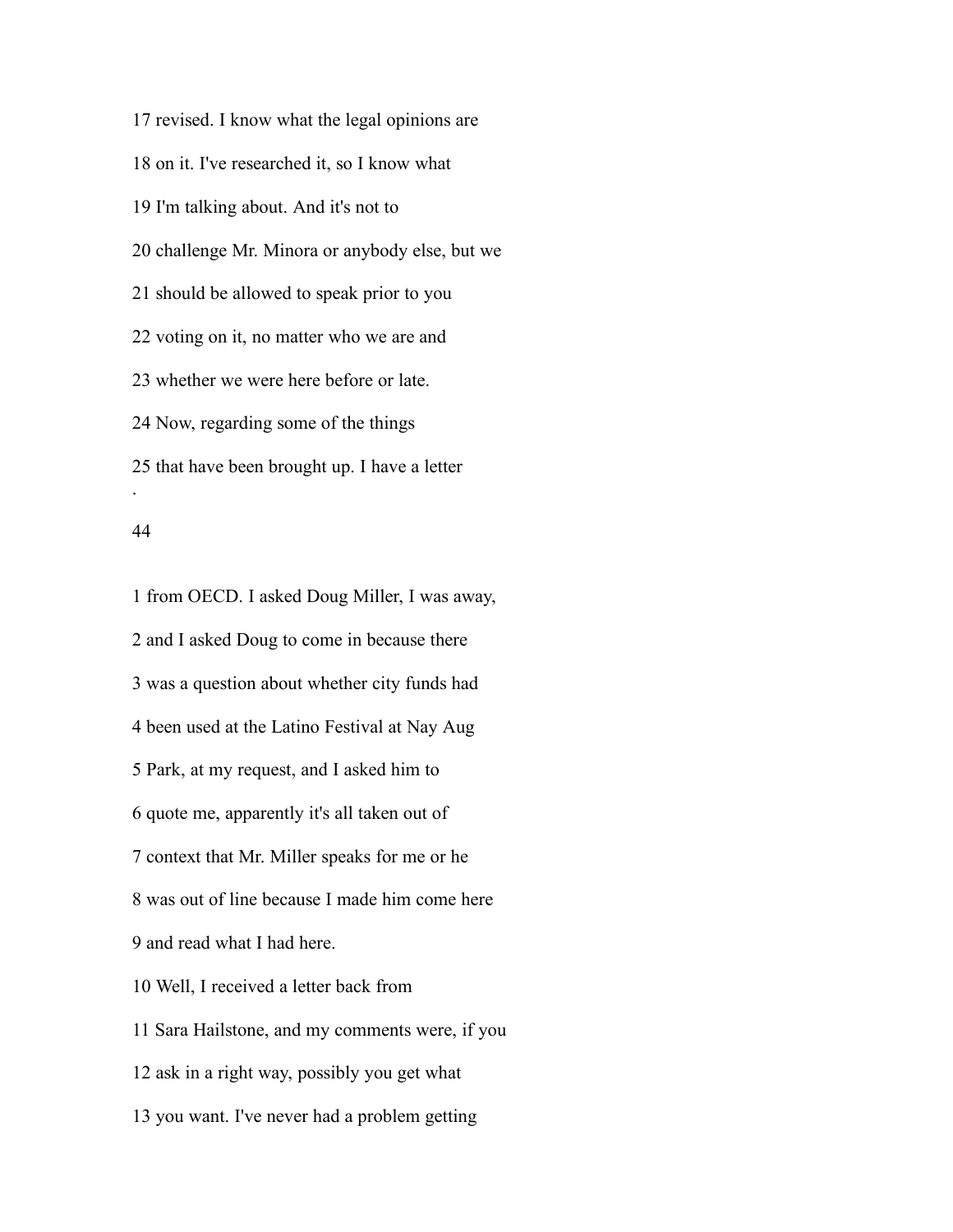17 revised. I know what the legal opinions are

18 on it. I've researched it, so I know what

19 I'm talking about. And it's not to

20 challenge Mr. Minora or anybody else, but we

21 should be allowed to speak prior to you

22 voting on it, no matter who we are and

23 whether we were here before or late.

24 Now, regarding some of the things

25 that have been brought up. I have a letter

.

1 from OECD. I asked Doug Miller, I was away,

2 and I asked Doug to come in because there

3 was a question about whether city funds had

4 been used at the Latino Festival at Nay Aug

5 Park, at my request, and I asked him to

6 quote me, apparently it's all taken out of

7 context that Mr. Miller speaks for me or he

8 was out of line because I made him come here

9 and read what I had here.

10 Well, I received a letter back from

11 Sara Hailstone, and my comments were, if you

12 ask in a right way, possibly you get what

13 you want. I've never had a problem getting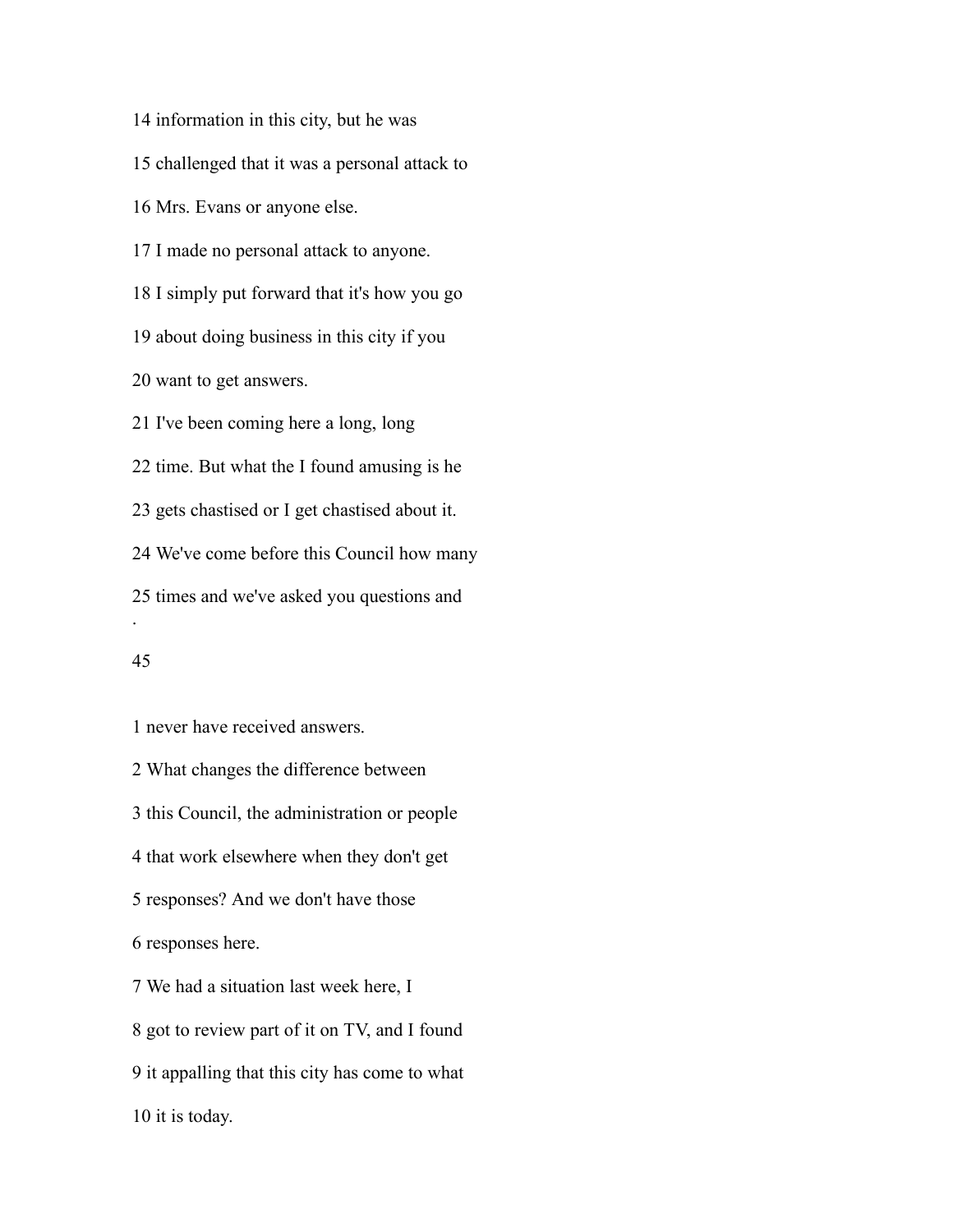14 information in this city, but he was

15 challenged that it was a personal attack to

16 Mrs. Evans or anyone else.

17 I made no personal attack to anyone.

18 I simply put forward that it's how you go

19 about doing business in this city if you

20 want to get answers.

21 I've been coming here a long, long

22 time. But what the I found amusing is he

23 gets chastised or I get chastised about it.

24 We've come before this Council how many

25 times and we've asked you questions and

1 never have received answers.

2 What changes the difference between

3 this Council, the administration or people

4 that work elsewhere when they don't get

5 responses? And we don't have those

6 responses here.

7 We had a situation last week here, I

8 got to review part of it on TV, and I found

9 it appalling that this city has come to what

10 it is today.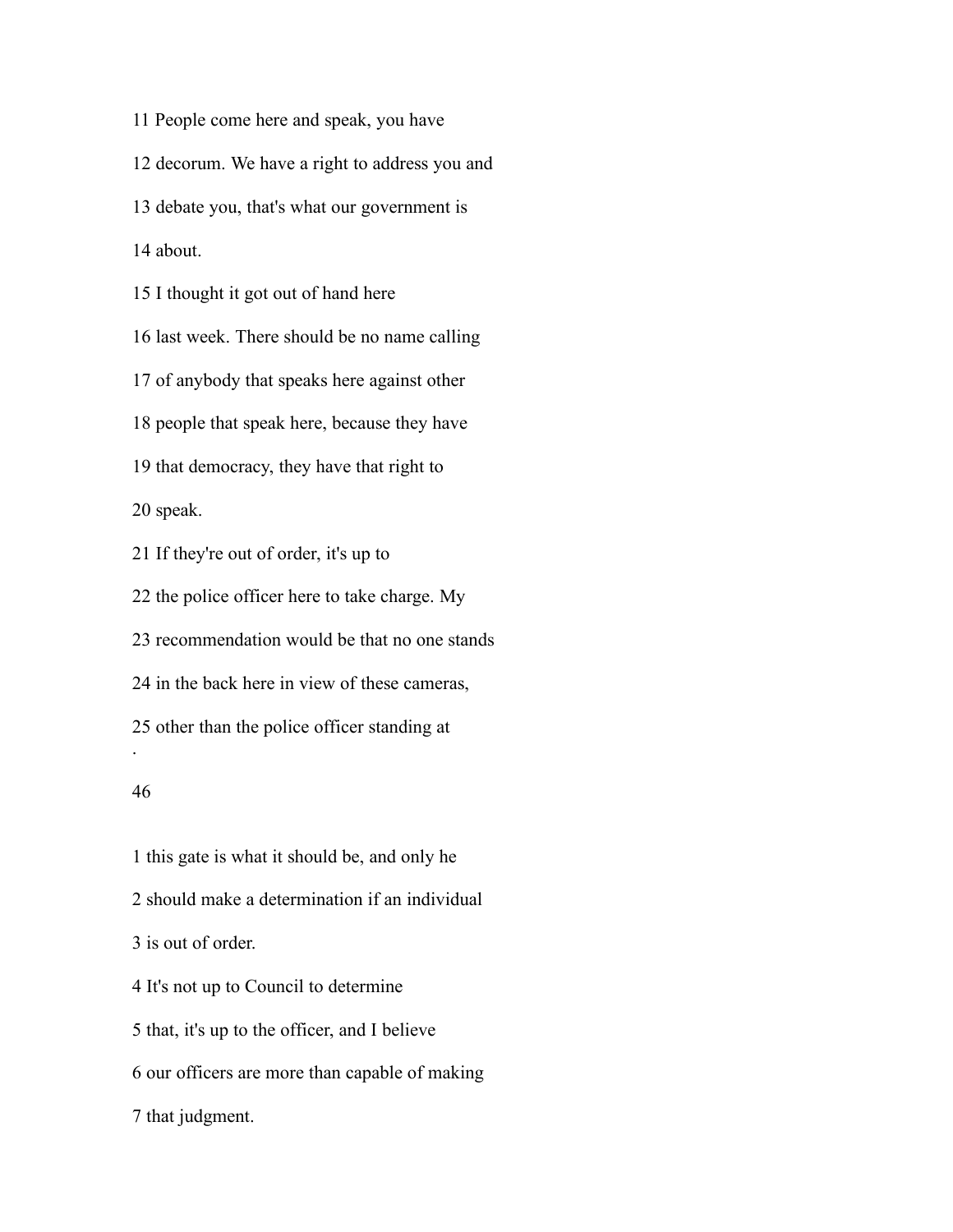11 People come here and speak, you have

12 decorum. We have a right to address you and

13 debate you, that's what our government is

14 about.

15 I thought it got out of hand here

16 last week. There should be no name calling

17 of anybody that speaks here against other

18 people that speak here, because they have

19 that democracy, they have that right to

20 speak.

21 If they're out of order, it's up to

22 the police officer here to take charge. My

23 recommendation would be that no one stands

24 in the back here in view of these cameras,

25 other than the police officer standing at

1 this gate is what it should be, and only he

2 should make a determination if an individual

3 is out of order.

4 It's not up to Council to determine

5 that, it's up to the officer, and I believe

6 our officers are more than capable of making

7 that judgment.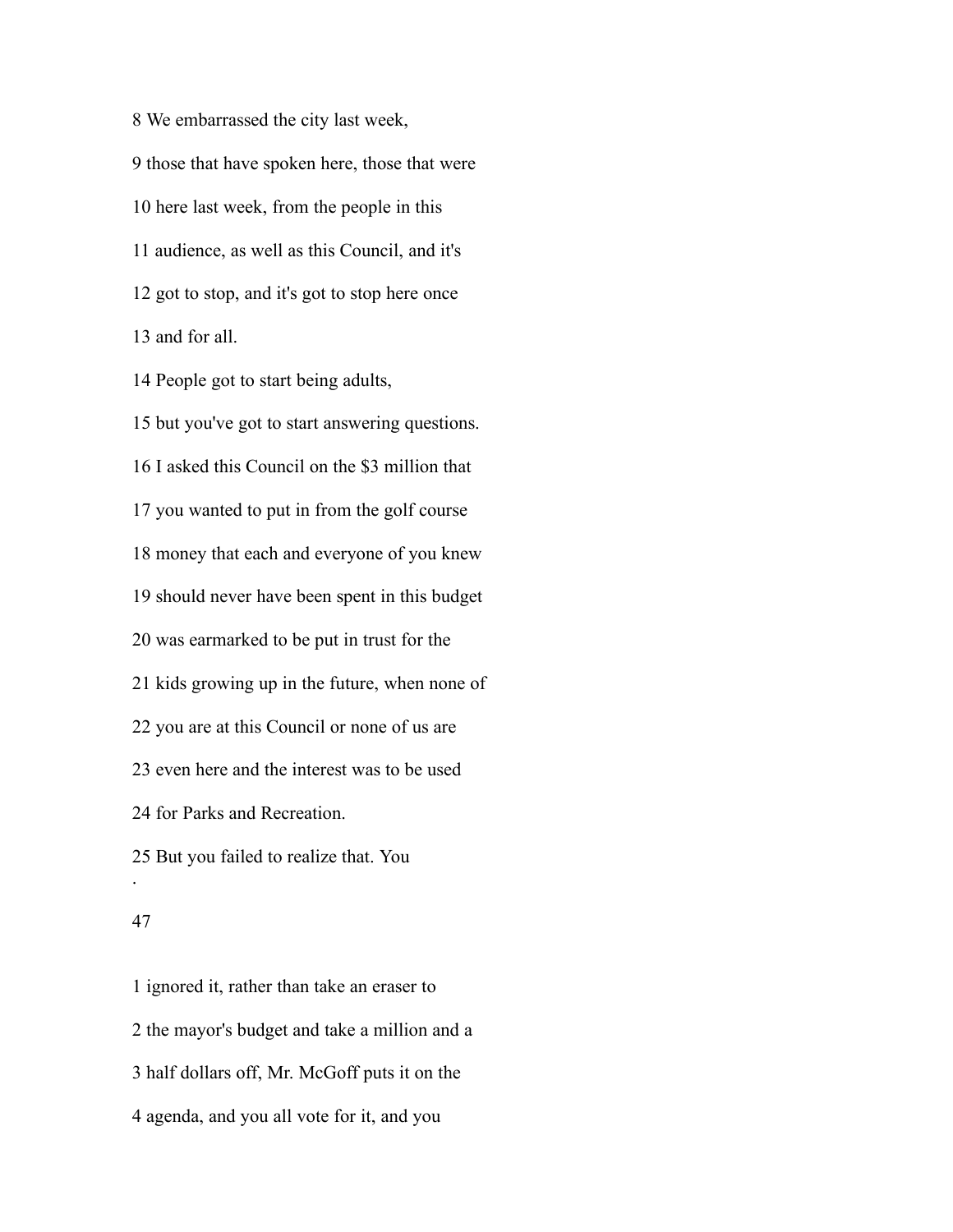8 We embarrassed the city last week,

9 those that have spoken here, those that were

10 here last week, from the people in this

11 audience, as well as this Council, and it's

12 got to stop, and it's got to stop here once

13 and for all.

14 People got to start being adults,

15 but you've got to start answering questions.

16 I asked this Council on the $3 million that

17 you wanted to put in from the golf course

18 money that each and everyone of you knew

19 should never have been spent in this budget

20 was earmarked to be put in trust for the

21 kids growing up in the future, when none of

22 you are at this Council or none of us are

23 even here and the interest was to be used

24 for Parks and Recreation.

25 But you failed to realize that. You

1 ignored it, rather than take an eraser to

2 the mayor's budget and take a million and a

3 half dollars off, Mr. McGoff puts it on the

4 agenda, and you all vote for it, and you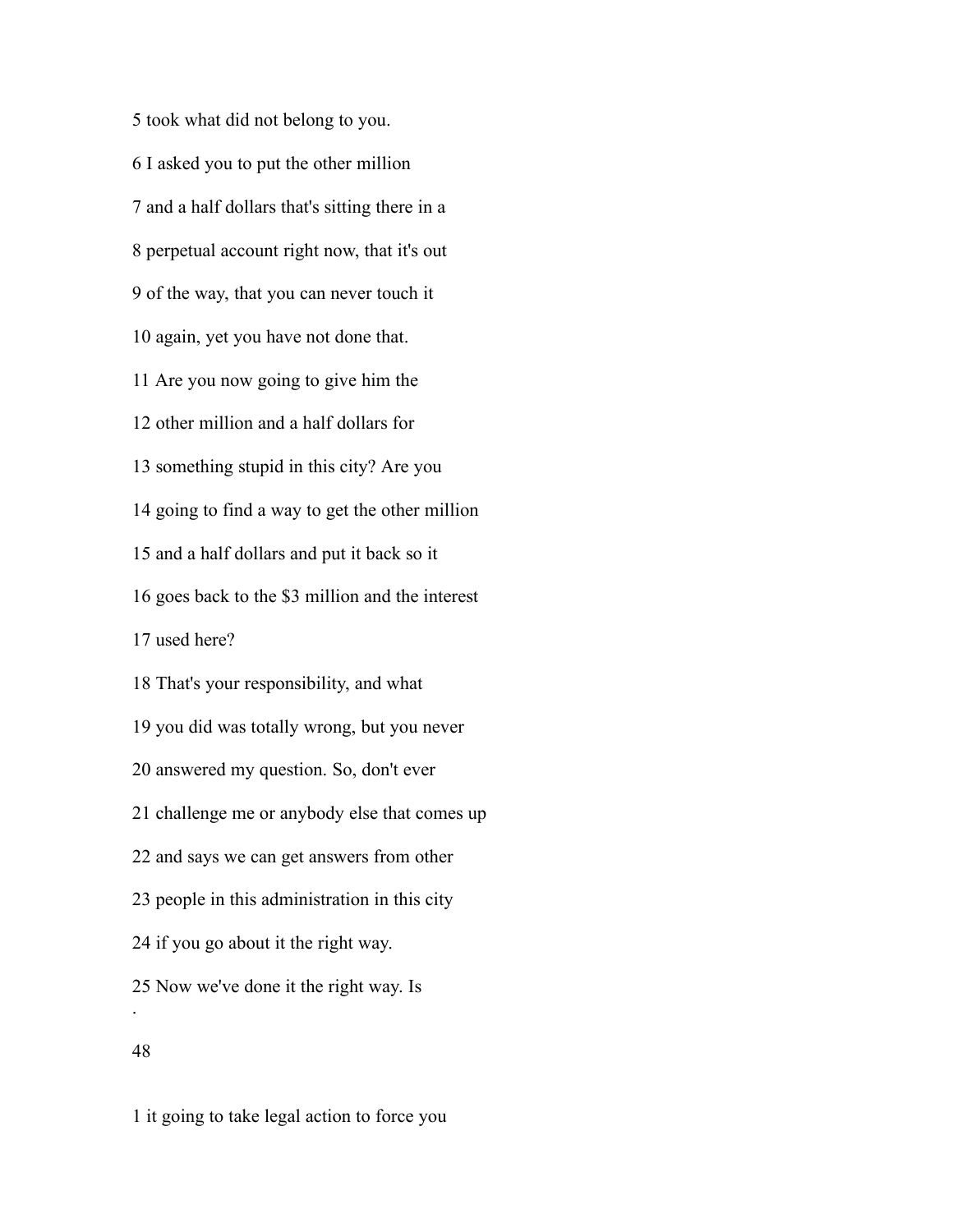5 took what did not belong to you.

6 I asked you to put the other million

7 and a half dollars that's sitting there in a

8 perpetual account right now, that it's out

9 of the way, that you can never touch it

10 again, yet you have not done that.

11 Are you now going to give him the

12 other million and a half dollars for

13 something stupid in this city? Are you

14 going to find a way to get the other million

15 and a half dollars and put it back so it

16 goes back to the $3 million and the interest

17 used here?

18 That's your responsibility, and what

19 you did was totally wrong, but you never

20 answered my question. So, don't ever

21 challenge me or anybody else that comes up

22 and says we can get answers from other

23 people in this administration in this city

24 if you go about it the right way.

25 Now we've done it the right way. Is

1 it going to take legal action to force you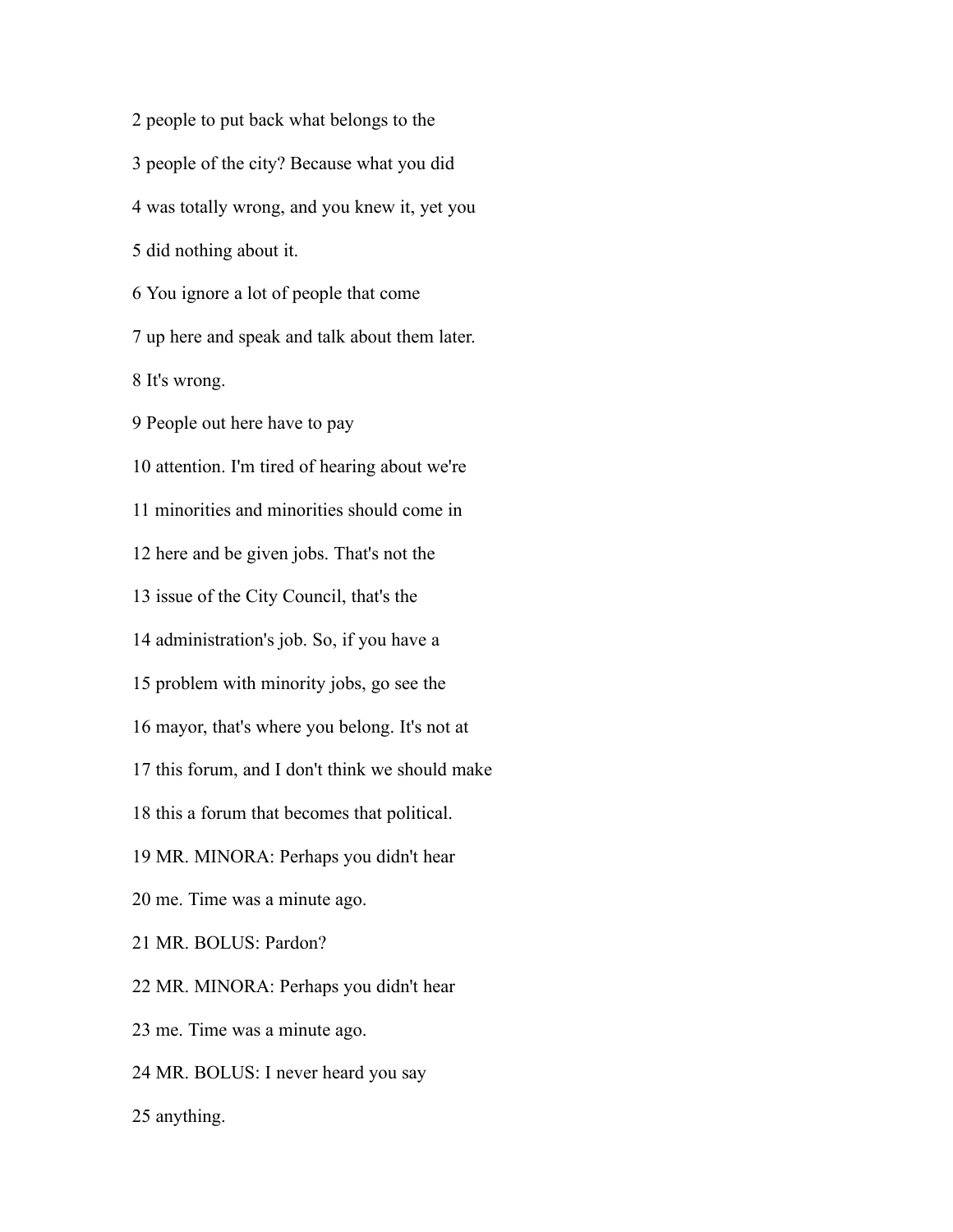2 people to put back what belongs to the

3 people of the city? Because what you did

4 was totally wrong, and you knew it, yet you

5 did nothing about it.

6 You ignore a lot of people that come

7 up here and speak and talk about them later.

8 It's wrong.

9 People out here have to pay

10 attention. I'm tired of hearing about we're

11 minorities and minorities should come in

12 here and be given jobs. That's not the

13 issue of the City Council, that's the

14 administration's job. So, if you have a

15 problem with minority jobs, go see the

16 mayor, that's where you belong. It's not at

17 this forum, and I don't think we should make

18 this a forum that becomes that political.

19 MR. MINORA: Perhaps you didn't hear

20 me. Time was a minute ago.

21 MR. BOLUS: Pardon?

22 MR. MINORA: Perhaps you didn't hear

23 me. Time was a minute ago.

24 MR. BOLUS: I never heard you say

25 anything.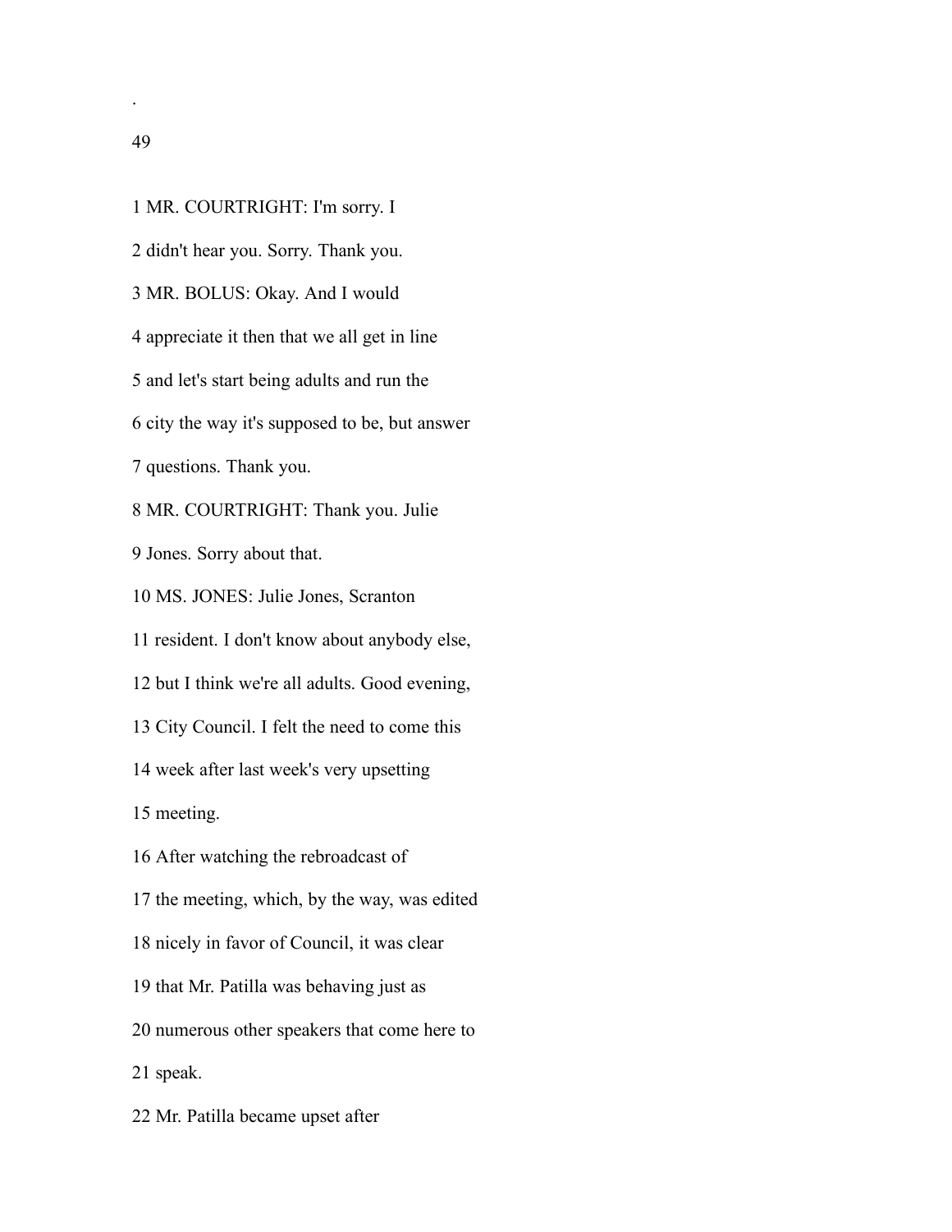1 MR. COURTRIGHT: I'm sorry. I

2 didn't hear you. Sorry. Thank you.

3 MR. BOLUS: Okay. And I would

4 appreciate it then that we all get in line

5 and let's start being adults and run the

6 city the way it's supposed to be, but answer

7 questions. Thank you.

8 MR. COURTRIGHT: Thank you. Julie

9 Jones. Sorry about that.

10 MS. JONES: Julie Jones, Scranton

11 resident. I don't know about anybody else,

12 but I think we're all adults. Good evening,

13 City Council. I felt the need to come this

14 week after last week's very upsetting

15 meeting.

16 After watching the rebroadcast of

17 the meeting, which, by the way, was edited

18 nicely in favor of Council, it was clear

19 that Mr. Patilla was behaving just as

20 numerous other speakers that come here to

21 speak.

22 Mr. Patilla became upset after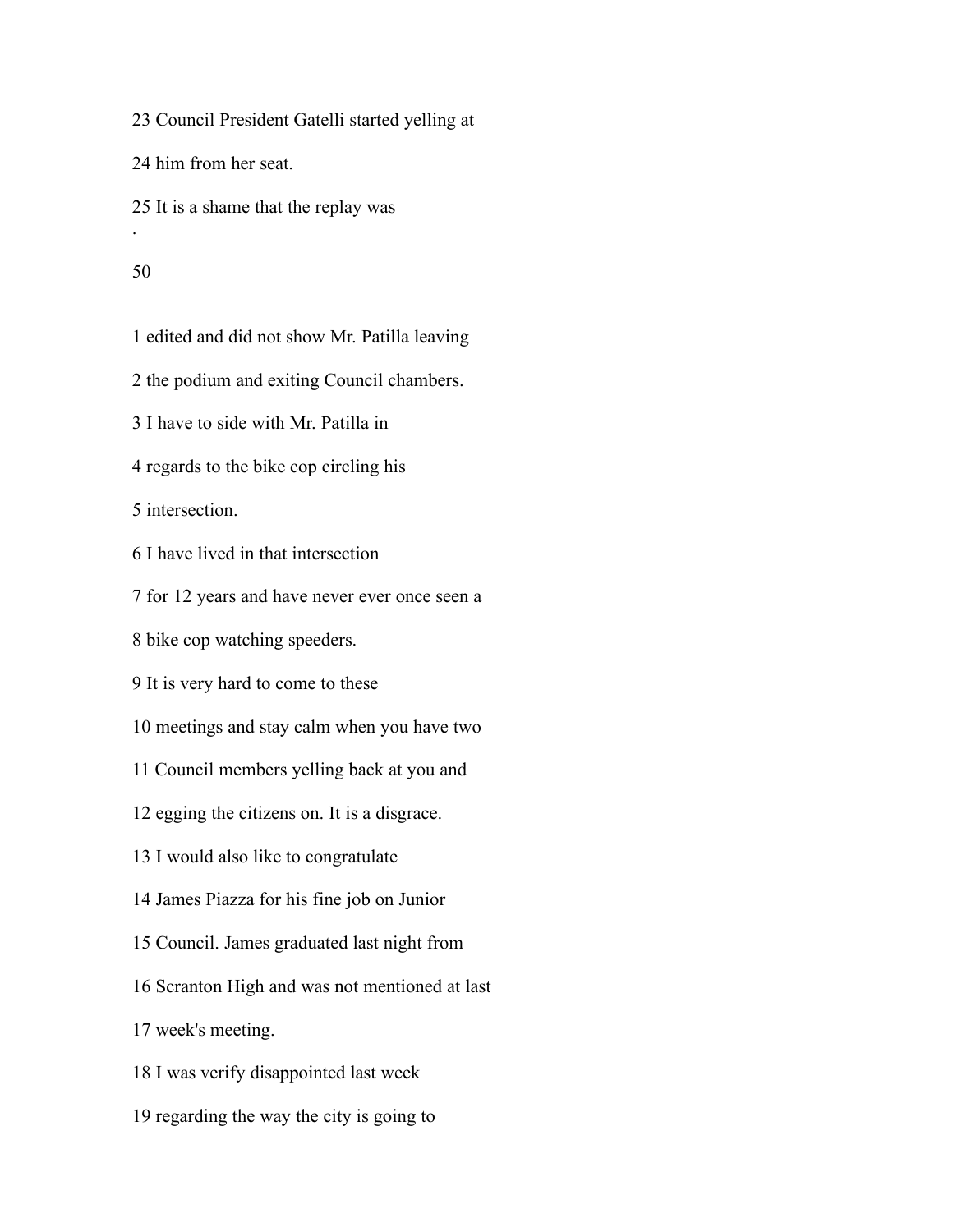23 Council President Gatelli started yelling at

24 him from her seat.

25 It is a shame that the replay was

.

1 edited and did not show Mr. Patilla leaving

2 the podium and exiting Council chambers.

3 I have to side with Mr. Patilla in

4 regards to the bike cop circling his

5 intersection.

6 I have lived in that intersection

7 for 12 years and have never ever once seen a

8 bike cop watching speeders.

9 It is very hard to come to these

10 meetings and stay calm when you have two

11 Council members yelling back at you and

12 egging the citizens on. It is a disgrace.

13 I would also like to congratulate

14 James Piazza for his fine job on Junior

15 Council. James graduated last night from

16 Scranton High and was not mentioned at last

17 week's meeting.

18 I was verify disappointed last week

19 regarding the way the city is going to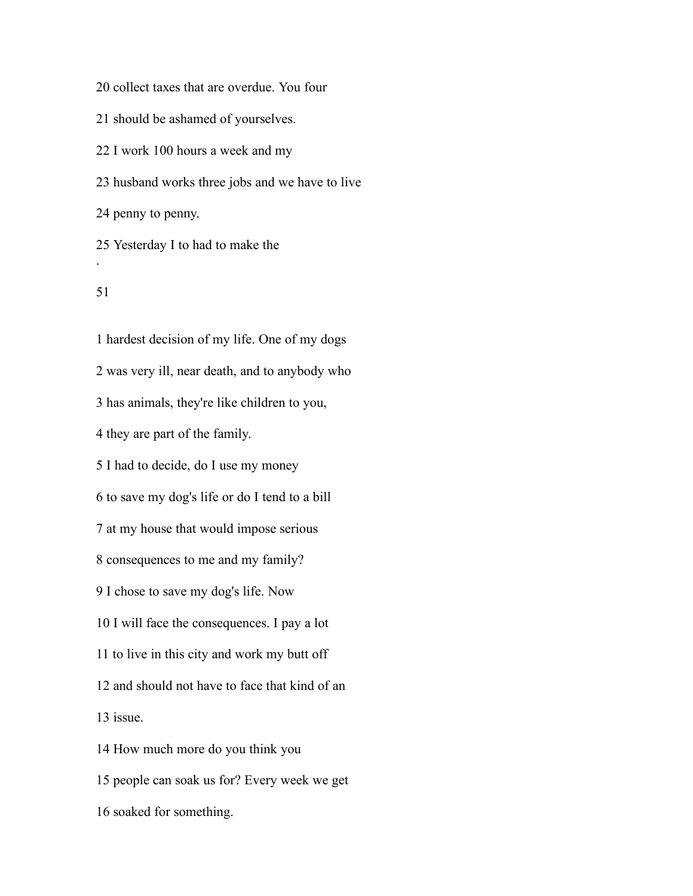20 collect taxes that are overdue. You four

21 should be ashamed of yourselves.

22 I work 100 hours a week and my

23 husband works three jobs and we have to live

24 penny to penny.

25 Yesterday I to had to make the

1 hardest decision of my life. One of my dogs

2 was very ill, near death, and to anybody who

3 has animals, they're like children to you,

4 they are part of the family.

5 I had to decide, do I use my money

6 to save my dog's life or do I tend to a bill

7 at my house that would impose serious

8 consequences to me and my family?

9 I chose to save my dog's life. Now

10 I will face the consequences. I pay a lot

11 to live in this city and work my butt off

12 and should not have to face that kind of an

13 issue.

14 How much more do you think you

15 people can soak us for? Every week we get

16 soaked for something.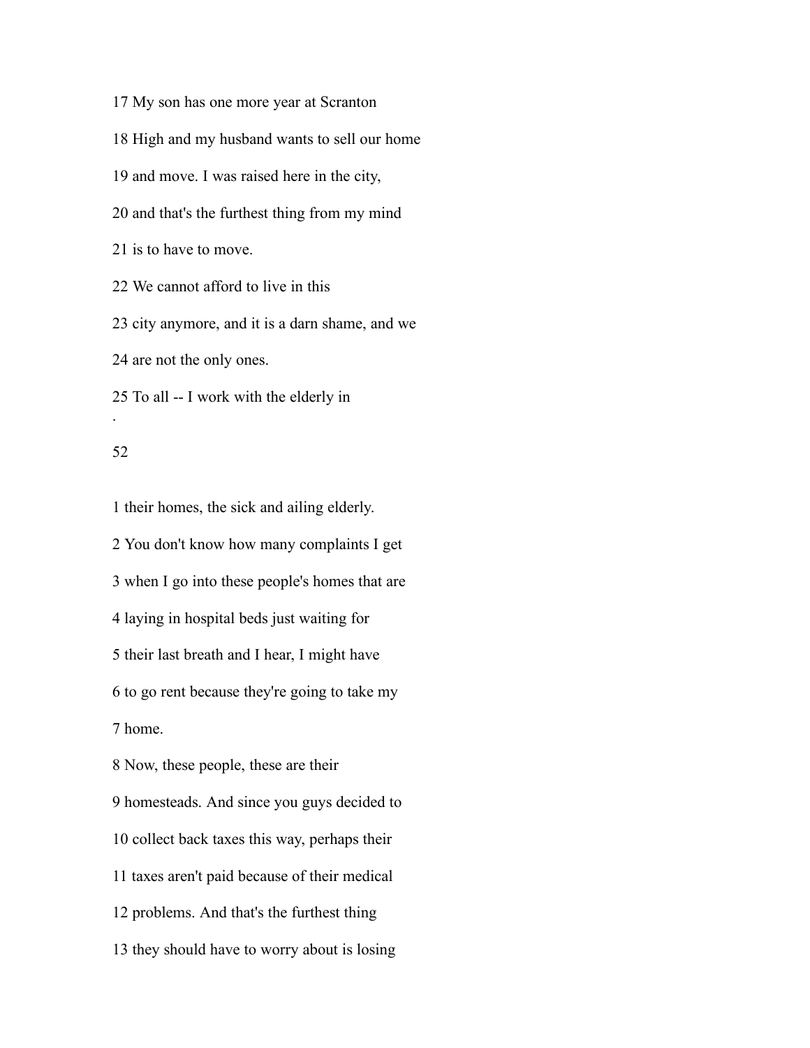17 My son has one more year at Scranton

18 High and my husband wants to sell our home

19 and move. I was raised here in the city,

20 and that's the furthest thing from my mind

21 is to have to move.

22 We cannot afford to live in this

23 city anymore, and it is a darn shame, and we

24 are not the only ones.

25 To all -- I work with the elderly in

1 their homes, the sick and ailing elderly.

2 You don't know how many complaints I get

3 when I go into these people's homes that are

4 laying in hospital beds just waiting for

5 their last breath and I hear, I might have

6 to go rent because they're going to take my

7 home.

8 Now, these people, these are their

9 homesteads. And since you guys decided to

10 collect back taxes this way, perhaps their

11 taxes aren't paid because of their medical

12 problems. And that's the furthest thing

13 they should have to worry about is losing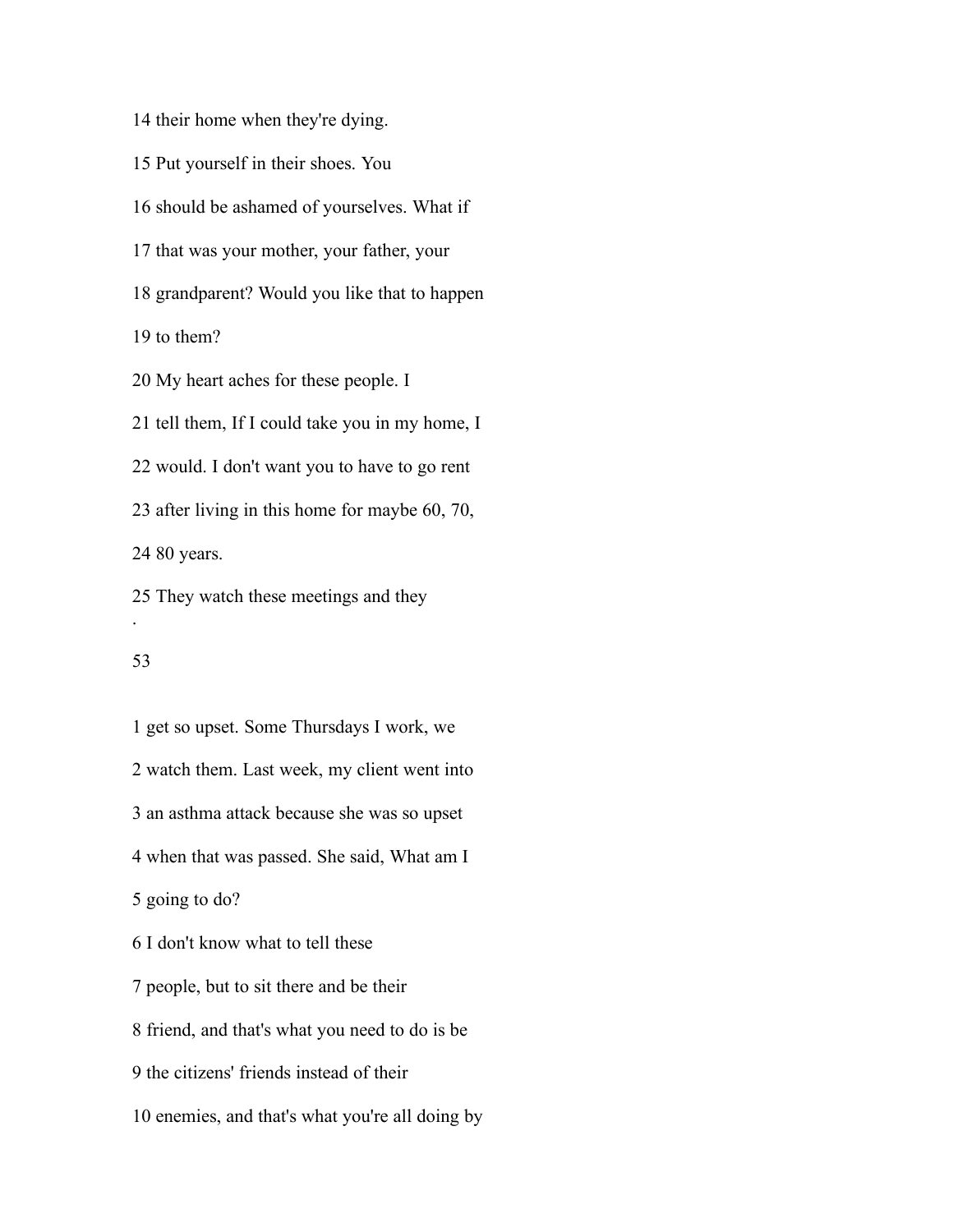14 their home when they're dying.

15 Put yourself in their shoes. You

16 should be ashamed of yourselves. What if

17 that was your mother, your father, your

18 grandparent? Would you like that to happen

19 to them?

20 My heart aches for these people. I

21 tell them, If I could take you in my home, I

22 would. I don't want you to have to go rent

23 after living in this home for maybe 60, 70,

24 80 years.

25 They watch these meetings and they

1 get so upset. Some Thursdays I work, we

2 watch them. Last week, my client went into

3 an asthma attack because she was so upset

4 when that was passed. She said, What am I

5 going to do?

6 I don't know what to tell these

7 people, but to sit there and be their

8 friend, and that's what you need to do is be

9 the citizens' friends instead of their

10 enemies, and that's what you're all doing by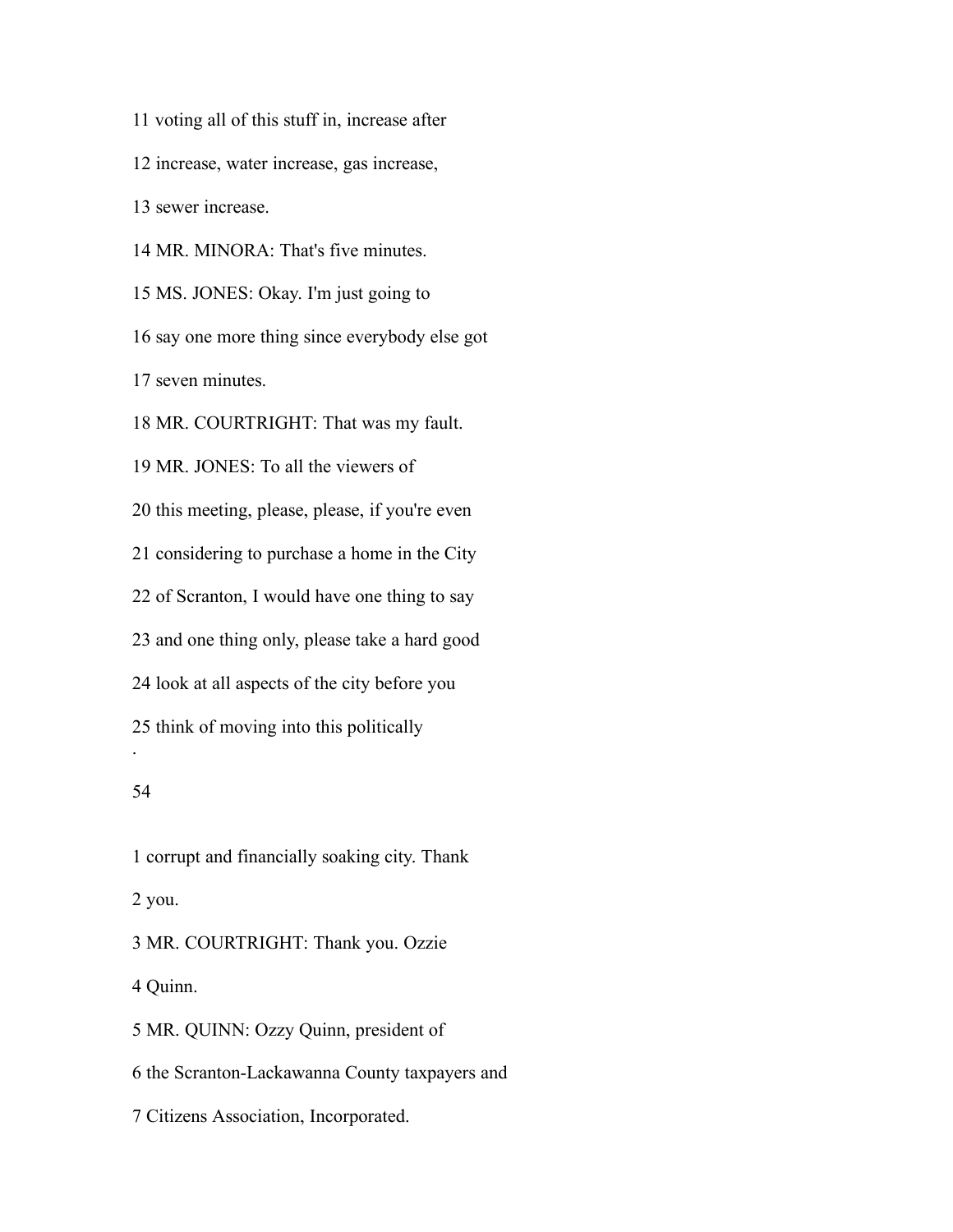11 voting all of this stuff in, increase after

12 increase, water increase, gas increase,

13 sewer increase.

14 MR. MINORA: That's five minutes.

15 MS. JONES: Okay. I'm just going to

16 say one more thing since everybody else got

17 seven minutes.

18 MR. COURTRIGHT: That was my fault.

19 MR. JONES: To all the viewers of

20 this meeting, please, please, if you're even

21 considering to purchase a home in the City

22 of Scranton, I would have one thing to say

23 and one thing only, please take a hard good

24 look at all aspects of the city before you

25 think of moving into this politically

.

1 corrupt and financially soaking city. Thank

2 you.

3 MR. COURTRIGHT: Thank you. Ozzie

4 Quinn.

5 MR. QUINN: Ozzy Quinn, president of

6 the Scranton-Lackawanna County taxpayers and

7 Citizens Association, Incorporated.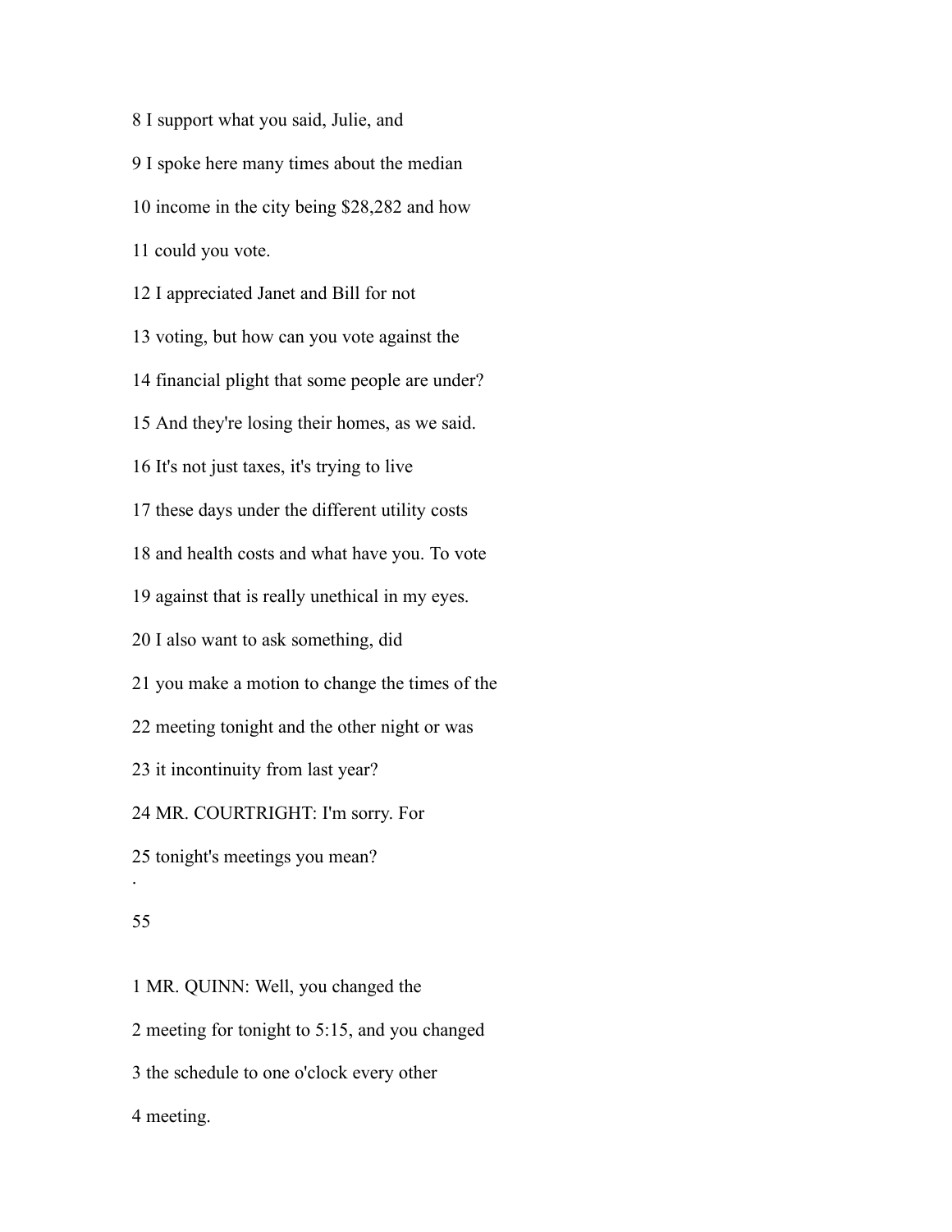8 I support what you said, Julie, and

9 I spoke here many times about the median

10 income in the city being $28,282 and how

11 could you vote.

12 I appreciated Janet and Bill for not

13 voting, but how can you vote against the

14 financial plight that some people are under?

15 And they're losing their homes, as we said.

16 It's not just taxes, it's trying to live

17 these days under the different utility costs

18 and health costs and what have you. To vote

19 against that is really unethical in my eyes.

20 I also want to ask something, did

21 you make a motion to change the times of the

22 meeting tonight and the other night or was

23 it incontinuity from last year?

24 MR. COURTRIGHT: I'm sorry. For

25 tonight's meetings you mean?

1 MR. QUINN: Well, you changed the

2 meeting for tonight to 5:15, and you changed

3 the schedule to one o'clock every other

4 meeting.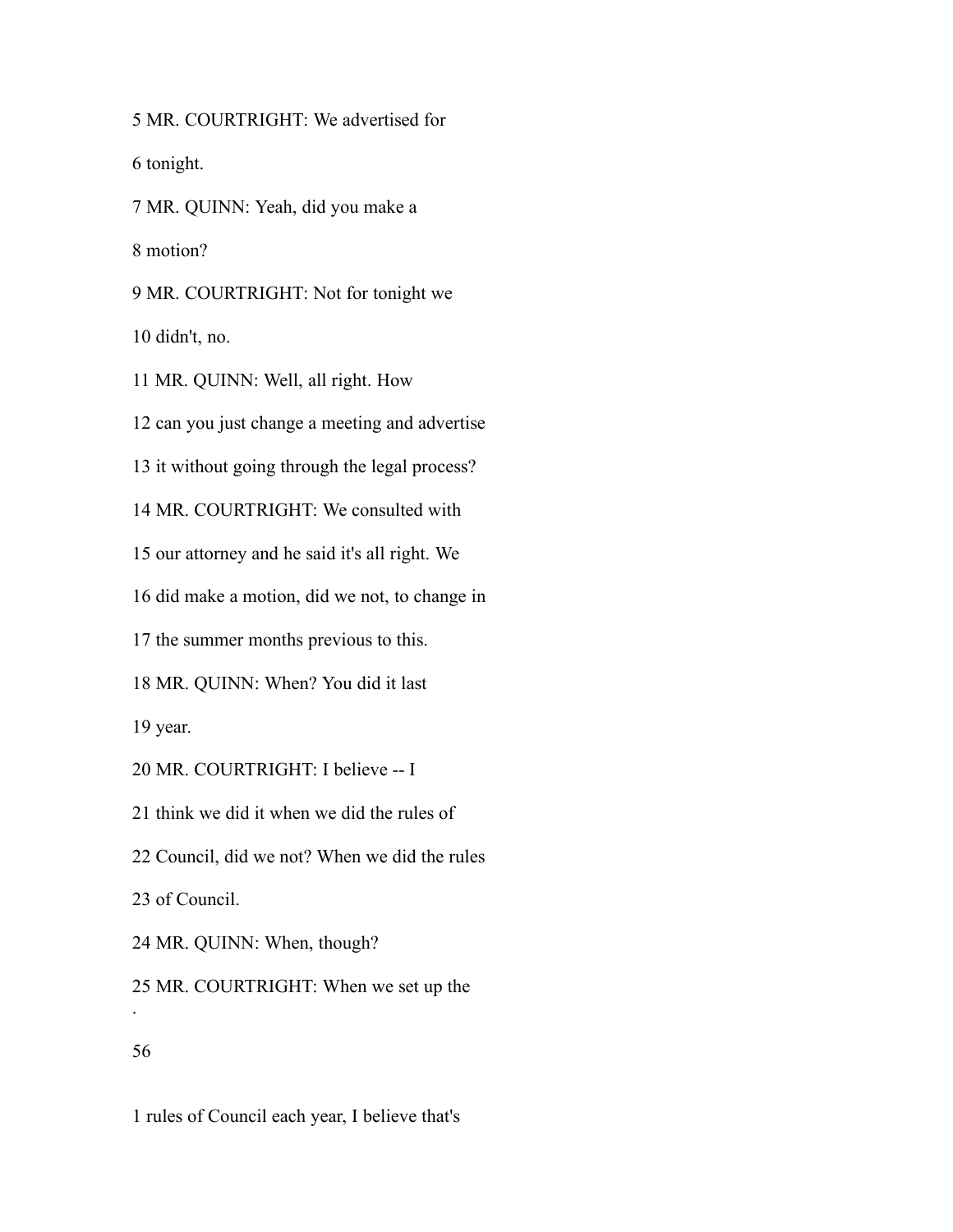5 MR. COURTRIGHT: We advertised for

6 tonight.

7 MR. QUINN: Yeah, did you make a

8 motion?

9 MR. COURTRIGHT: Not for tonight we

10 didn't, no.

11 MR. QUINN: Well, all right. How

12 can you just change a meeting and advertise

13 it without going through the legal process?

14 MR. COURTRIGHT: We consulted with

15 our attorney and he said it's all right. We

16 did make a motion, did we not, to change in

17 the summer months previous to this.

18 MR. QUINN: When? You did it last

19 year.

20 MR. COURTRIGHT: I believe -- I

21 think we did it when we did the rules of

22 Council, did we not? When we did the rules

23 of Council.

24 MR. QUINN: When, though?

25 MR. COURTRIGHT: When we set up the

1 rules of Council each year, I believe that's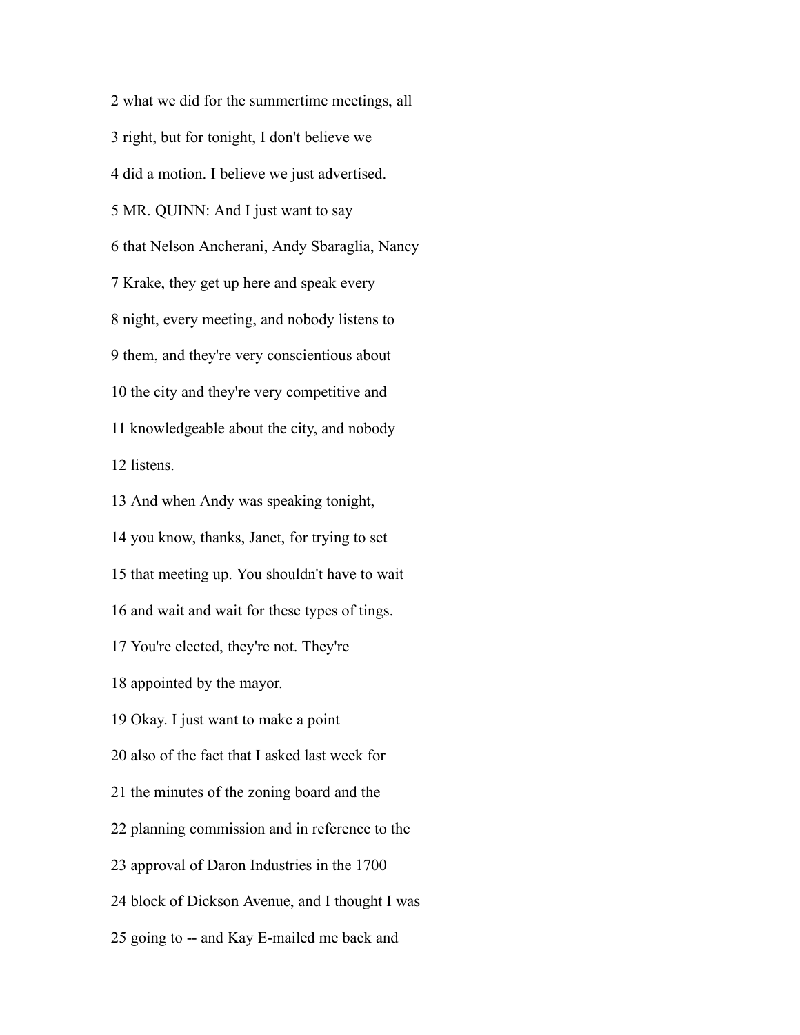2 what we did for the summertime meetings, all

3 right, but for tonight, I don't believe we

4 did a motion. I believe we just advertised.

5 MR. QUINN: And I just want to say

6 that Nelson Ancherani, Andy Sbaraglia, Nancy

7 Krake, they get up here and speak every

8 night, every meeting, and nobody listens to

9 them, and they're very conscientious about

10 the city and they're very competitive and

11 knowledgeable about the city, and nobody

12 listens.

13 And when Andy was speaking tonight,

14 you know, thanks, Janet, for trying to set

15 that meeting up. You shouldn't have to wait

16 and wait and wait for these types of tings.

17 You're elected, they're not. They're

18 appointed by the mayor.

19 Okay. I just want to make a point

20 also of the fact that I asked last week for

21 the minutes of the zoning board and the

22 planning commission and in reference to the

23 approval of Daron Industries in the 1700

24 block of Dickson Avenue, and I thought I was

25 going to -- and Kay E-mailed me back and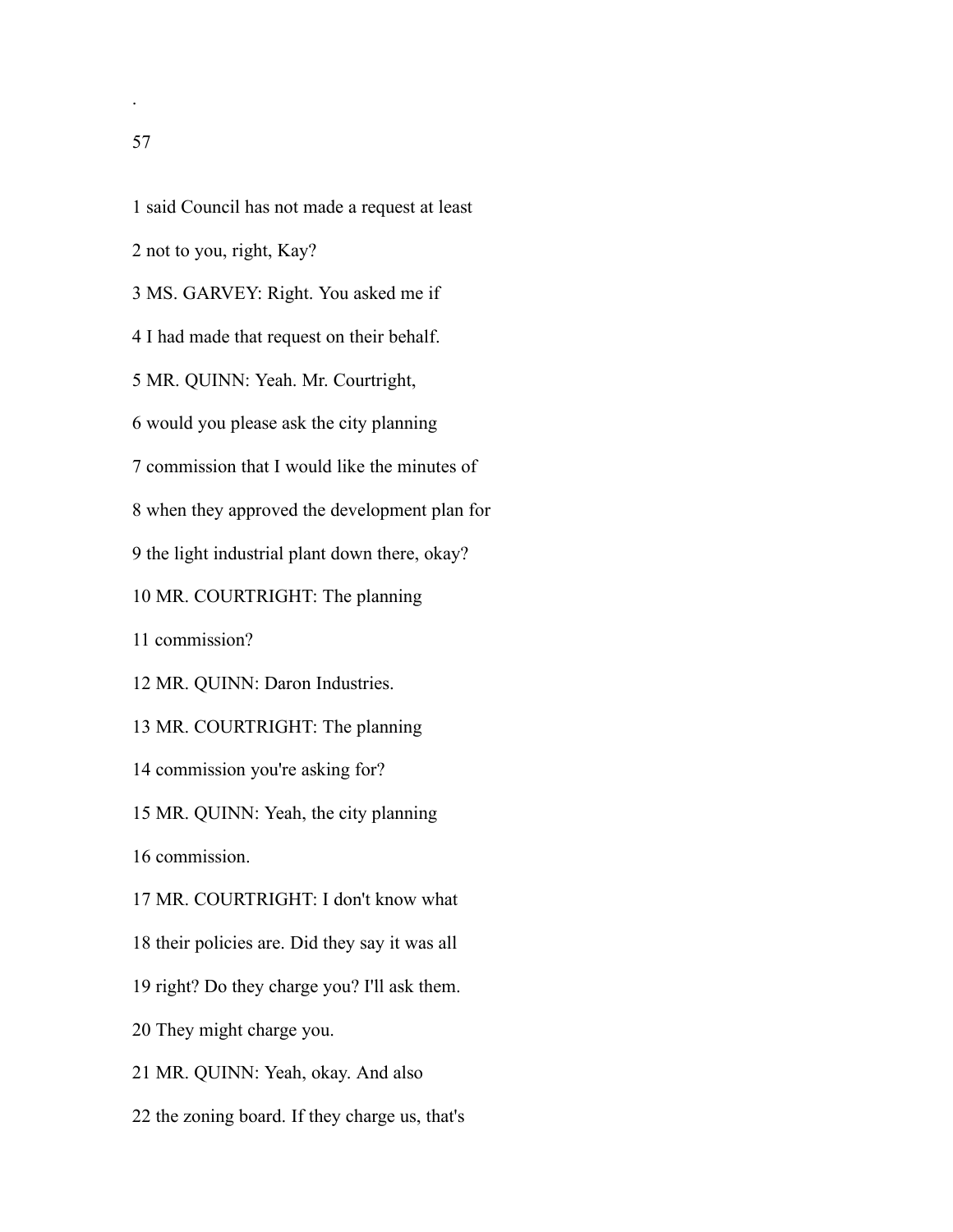1 said Council has not made a request at least

2 not to you, right, Kay?

3 MS. GARVEY: Right. You asked me if

4 I had made that request on their behalf.

5 MR. QUINN: Yeah. Mr. Courtright,

6 would you please ask the city planning

7 commission that I would like the minutes of

8 when they approved the development plan for

9 the light industrial plant down there, okay?

10 MR. COURTRIGHT: The planning

11 commission?

12 MR. QUINN: Daron Industries.

13 MR. COURTRIGHT: The planning

14 commission you're asking for?

15 MR. QUINN: Yeah, the city planning

16 commission.

17 MR. COURTRIGHT: I don't know what

18 their policies are. Did they say it was all

19 right? Do they charge you? I'll ask them.

20 They might charge you.

21 MR. QUINN: Yeah, okay. And also

22 the zoning board. If they charge us, that's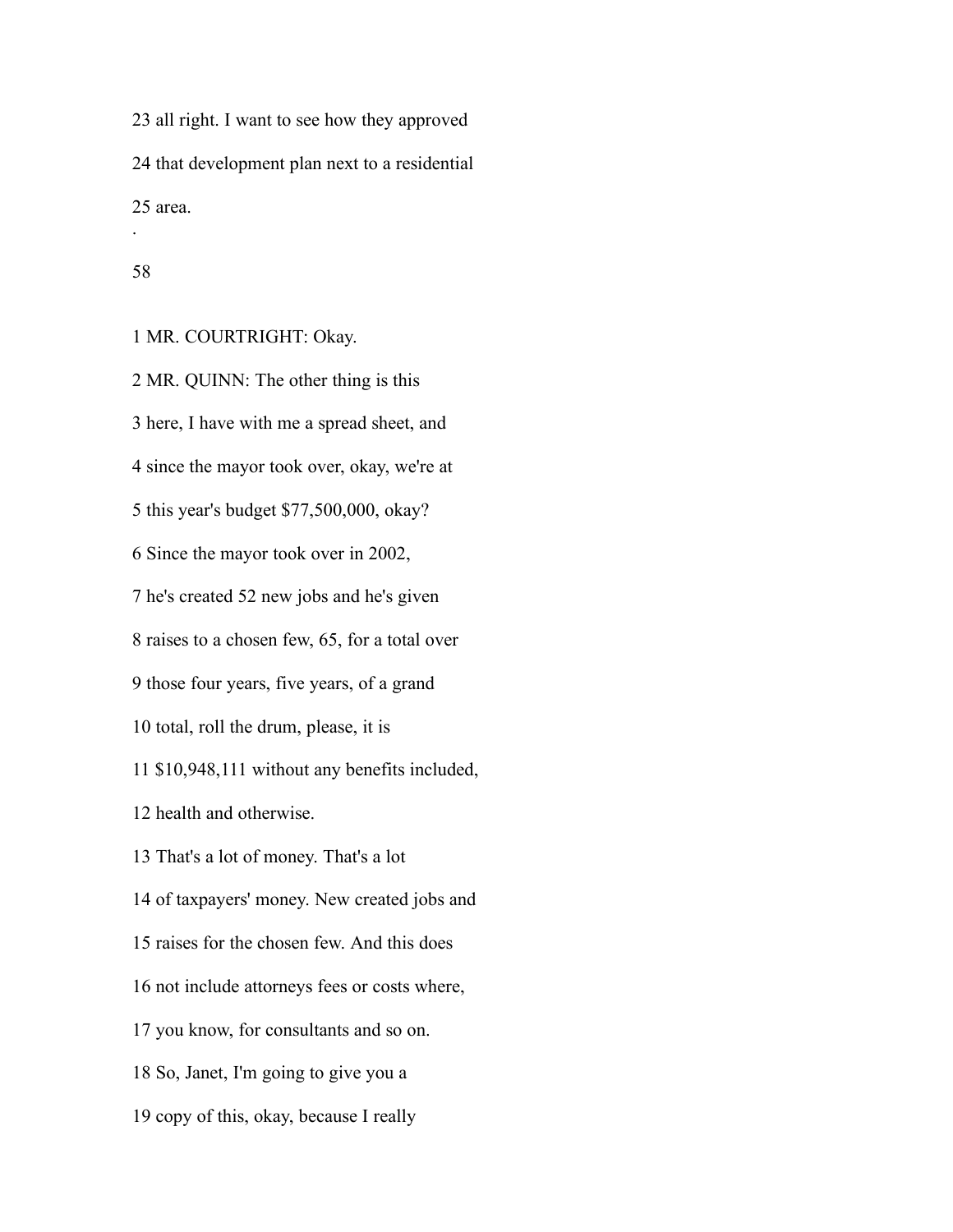23 all right. I want to see how they approved

24 that development plan next to a residential

25 area.

1 MR. COURTRIGHT: Okay.

2 MR. QUINN: The other thing is this

3 here, I have with me a spread sheet, and

4 since the mayor took over, okay, we're at

5 this year's budget $77,500,000, okay?

6 Since the mayor took over in 2002,

7 he's created 52 new jobs and he's given

8 raises to a chosen few, 65, for a total over

9 those four years, five years, of a grand

10 total, roll the drum, please, it is

11 $10,948,111 without any benefits included,

12 health and otherwise.

13 That's a lot of money. That's a lot

14 of taxpayers' money. New created jobs and

15 raises for the chosen few. And this does

16 not include attorneys fees or costs where,

17 you know, for consultants and so on.

18 So, Janet, I'm going to give you a

19 copy of this, okay, because I really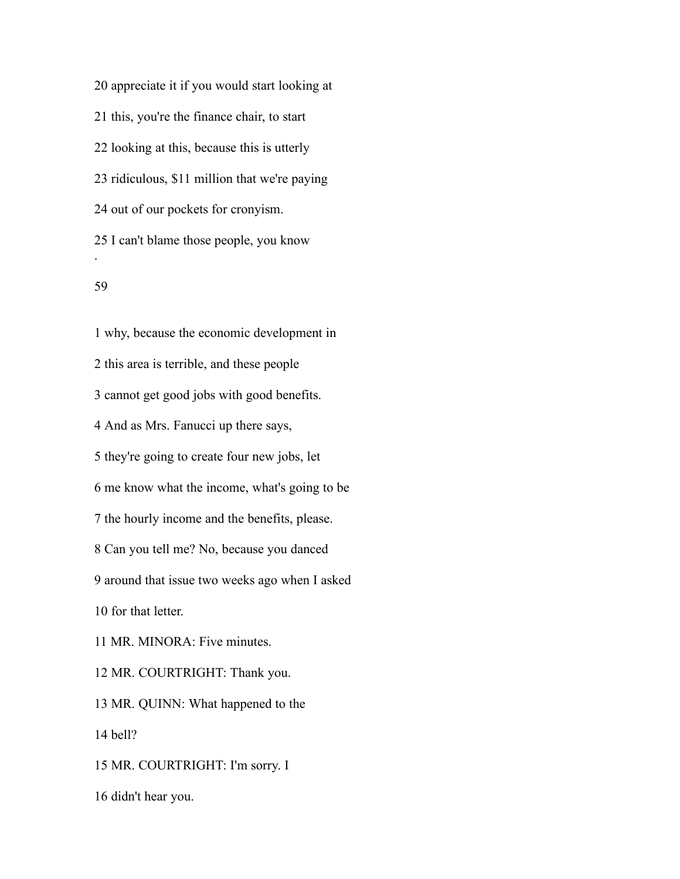20 appreciate it if you would start looking at

21 this, you're the finance chair, to start

22 looking at this, because this is utterly

23 ridiculous, $11 million that we're paying

24 out of our pockets for cronyism.

25 I can't blame those people, you know

1 why, because the economic development in

2 this area is terrible, and these people

3 cannot get good jobs with good benefits.

4 And as Mrs. Fanucci up there says,

5 they're going to create four new jobs, let

6 me know what the income, what's going to be

7 the hourly income and the benefits, please.

8 Can you tell me? No, because you danced

9 around that issue two weeks ago when I asked

10 for that letter.

11 MR. MINORA: Five minutes.

12 MR. COURTRIGHT: Thank you.

13 MR. QUINN: What happened to the

14 bell?

15 MR. COURTRIGHT: I'm sorry. I

16 didn't hear you.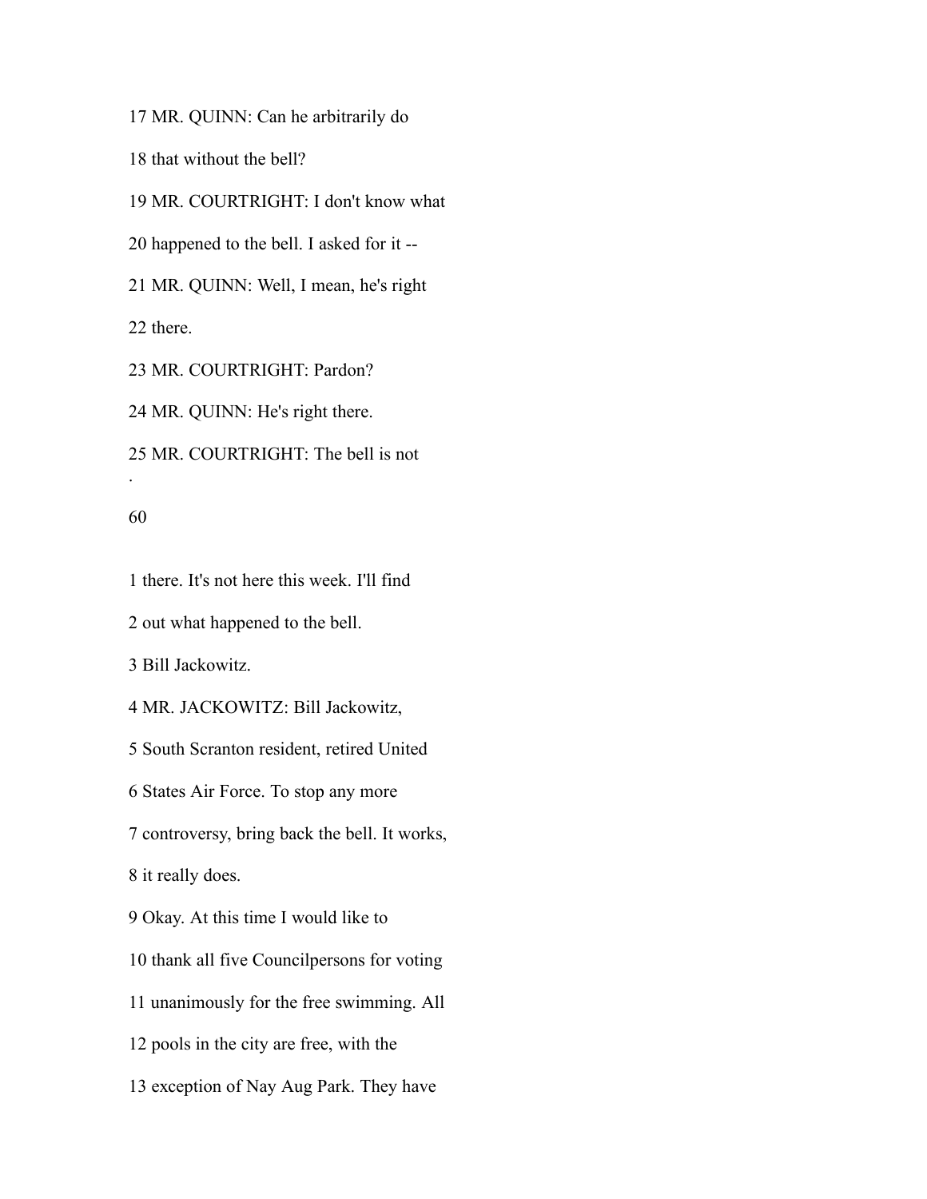17 MR. QUINN: Can he arbitrarily do

18 that without the bell?

19 MR. COURTRIGHT: I don't know what

20 happened to the bell. I asked for it --

21 MR. QUINN: Well, I mean, he's right

22 there.

23 MR. COURTRIGHT: Pardon?

24 MR. QUINN: He's right there.

25 MR. COURTRIGHT: The bell is not

1 there. It's not here this week. I'll find

2 out what happened to the bell.

3 Bill Jackowitz.

4 MR. JACKOWITZ: Bill Jackowitz,

5 South Scranton resident, retired United

6 States Air Force. To stop any more

7 controversy, bring back the bell. It works,

8 it really does.

9 Okay. At this time I would like to

10 thank all five Councilpersons for voting

11 unanimously for the free swimming. All

12 pools in the city are free, with the

13 exception of Nay Aug Park. They have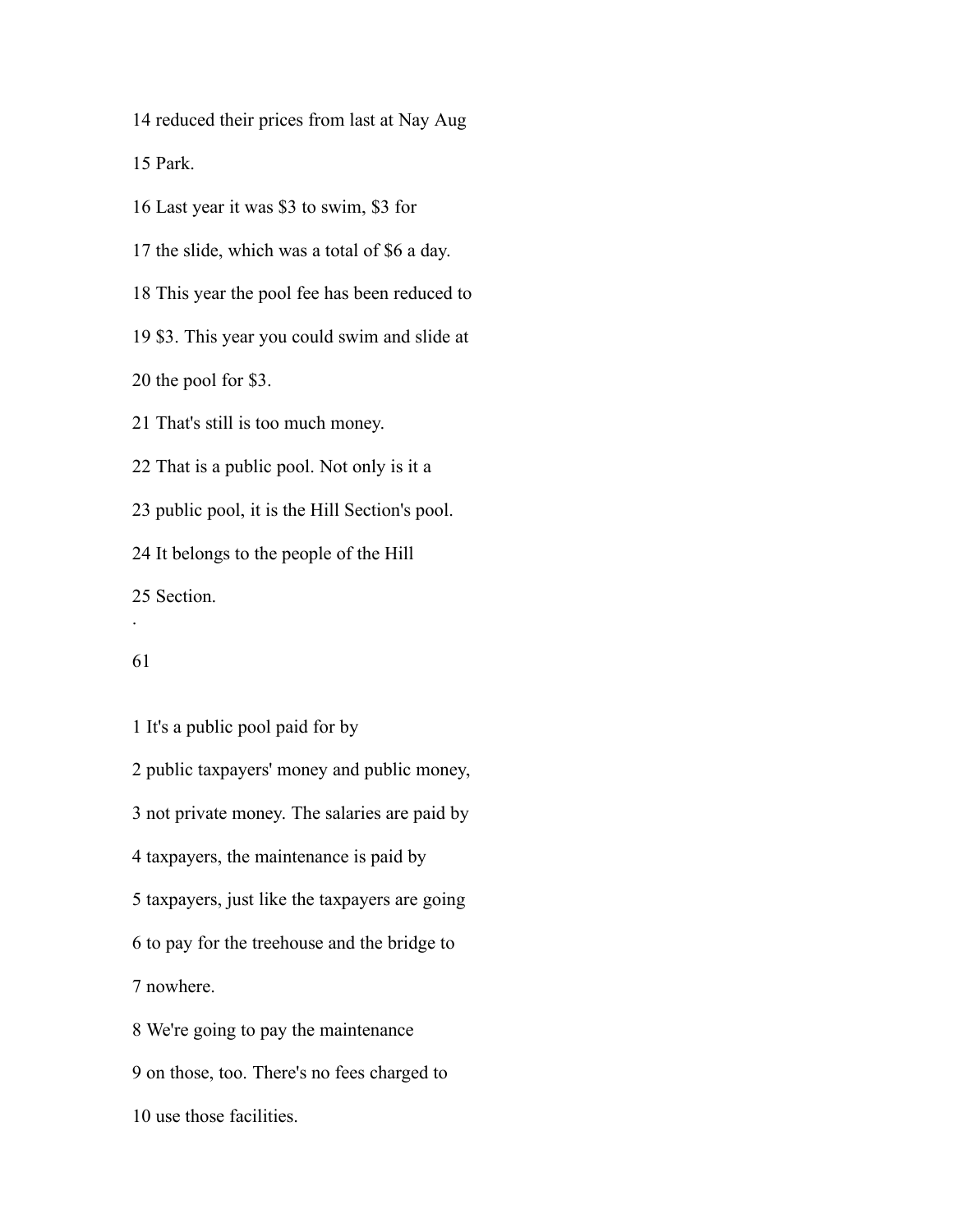14 reduced their prices from last at Nay Aug

15 Park.

16 Last year it was $3 to swim, $3 for

17 the slide, which was a total of $6 a day.

18 This year the pool fee has been reduced to

19 $3. This year you could swim and slide at

20 the pool for $3.

21 That's still is too much money.

22 That is a public pool. Not only is it a

23 public pool, it is the Hill Section's pool.

24 It belongs to the people of the Hill

25 Section.

1 It's a public pool paid for by

2 public taxpayers' money and public money,

3 not private money. The salaries are paid by

4 taxpayers, the maintenance is paid by

5 taxpayers, just like the taxpayers are going

6 to pay for the treehouse and the bridge to

7 nowhere.

8 We're going to pay the maintenance

9 on those, too. There's no fees charged to

10 use those facilities.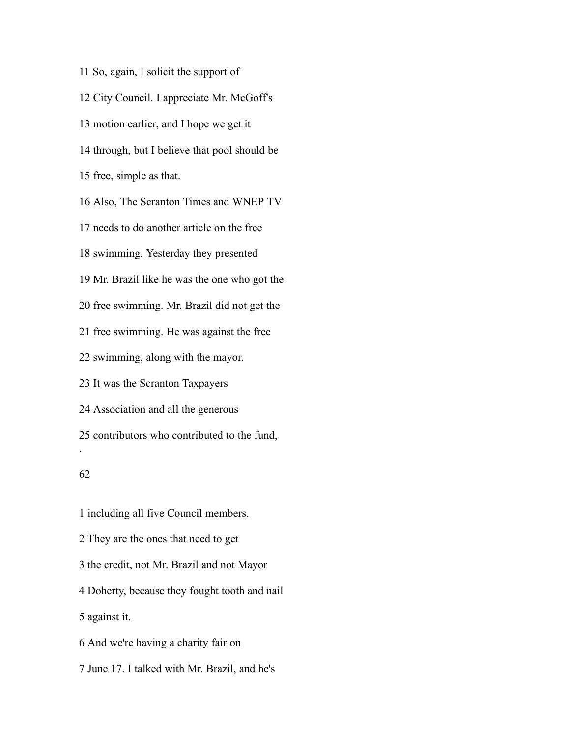11 So, again, I solicit the support of

12 City Council. I appreciate Mr. McGoff's

13 motion earlier, and I hope we get it

14 through, but I believe that pool should be

15 free, simple as that.

16 Also, The Scranton Times and WNEP TV

17 needs to do another article on the free

18 swimming. Yesterday they presented

19 Mr. Brazil like he was the one who got the

20 free swimming. Mr. Brazil did not get the

21 free swimming. He was against the free

22 swimming, along with the mayor.

23 It was the Scranton Taxpayers

24 Association and all the generous

25 contributors who contributed to the fund,

1 including all five Council members.

2 They are the ones that need to get

3 the credit, not Mr. Brazil and not Mayor

4 Doherty, because they fought tooth and nail

5 against it.

6 And we're having a charity fair on

7 June 17. I talked with Mr. Brazil, and he's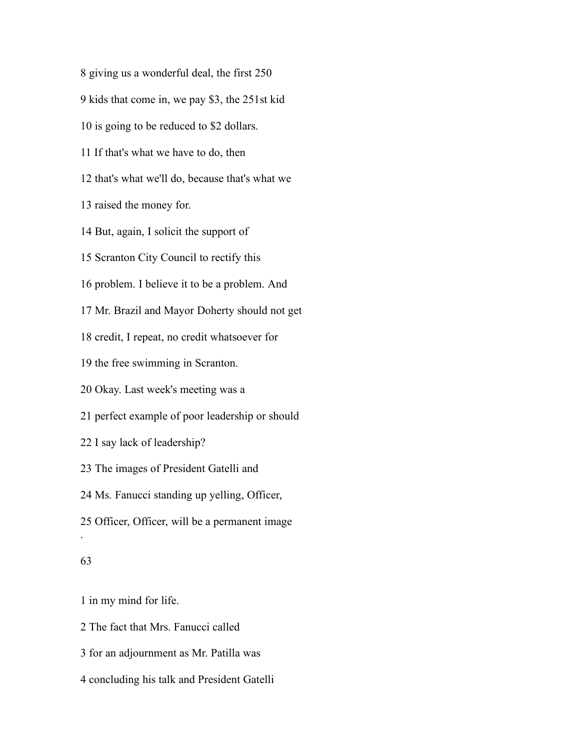8 giving us a wonderful deal, the first 250

9 kids that come in, we pay $3, the 251st kid

10 is going to be reduced to $2 dollars.

11 If that's what we have to do, then

12 that's what we'll do, because that's what we

13 raised the money for.

14 But, again, I solicit the support of

15 Scranton City Council to rectify this

16 problem. I believe it to be a problem. And

17 Mr. Brazil and Mayor Doherty should not get

18 credit, I repeat, no credit whatsoever for

19 the free swimming in Scranton.

20 Okay. Last week's meeting was a

21 perfect example of poor leadership or should

22 I say lack of leadership?

23 The images of President Gatelli and

24 Ms. Fanucci standing up yelling, Officer,

25 Officer, Officer, will be a permanent image

1 in my mind for life.

2 The fact that Mrs. Fanucci called

3 for an adjournment as Mr. Patilla was

4 concluding his talk and President Gatelli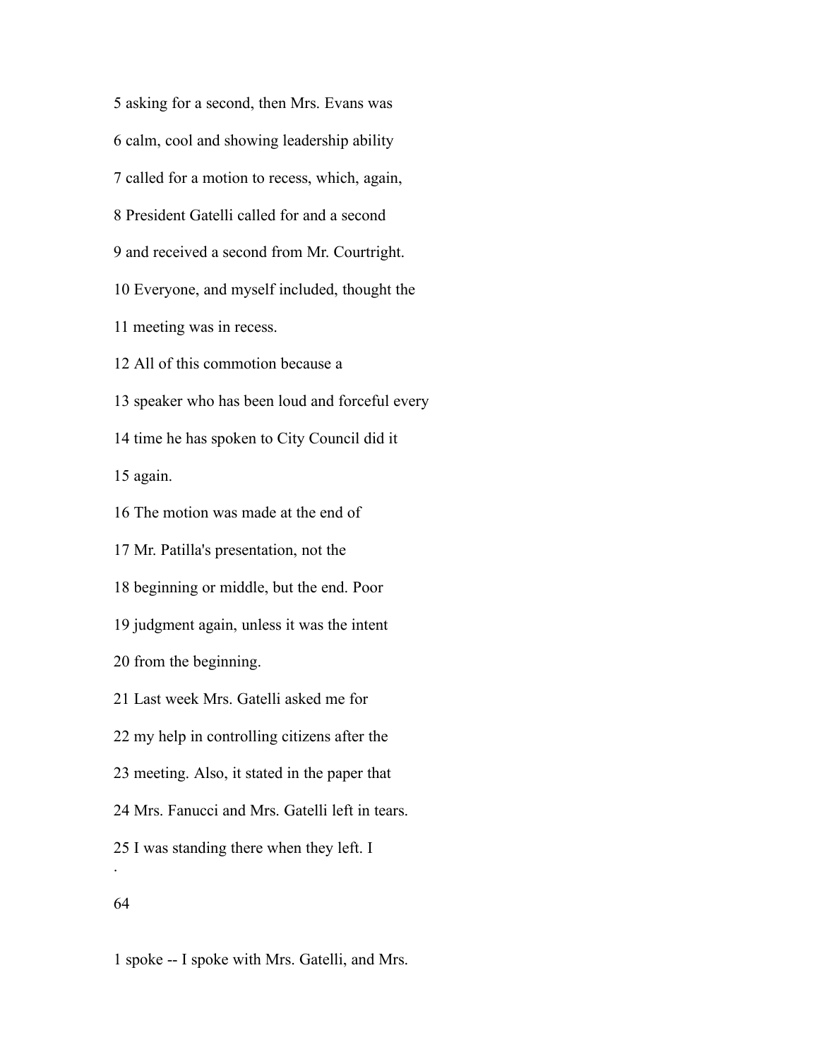5 asking for a second, then Mrs. Evans was

6 calm, cool and showing leadership ability

7 called for a motion to recess, which, again,

8 President Gatelli called for and a second

9 and received a second from Mr. Courtright.

10 Everyone, and myself included, thought the

11 meeting was in recess.

12 All of this commotion because a

13 speaker who has been loud and forceful every

14 time he has spoken to City Council did it

15 again.

16 The motion was made at the end of

17 Mr. Patilla's presentation, not the

18 beginning or middle, but the end. Poor

19 judgment again, unless it was the intent

20 from the beginning.

21 Last week Mrs. Gatelli asked me for

22 my help in controlling citizens after the

23 meeting. Also, it stated in the paper that

24 Mrs. Fanucci and Mrs. Gatelli left in tears.

25 I was standing there when they left. I

1 spoke -- I spoke with Mrs. Gatelli, and Mrs.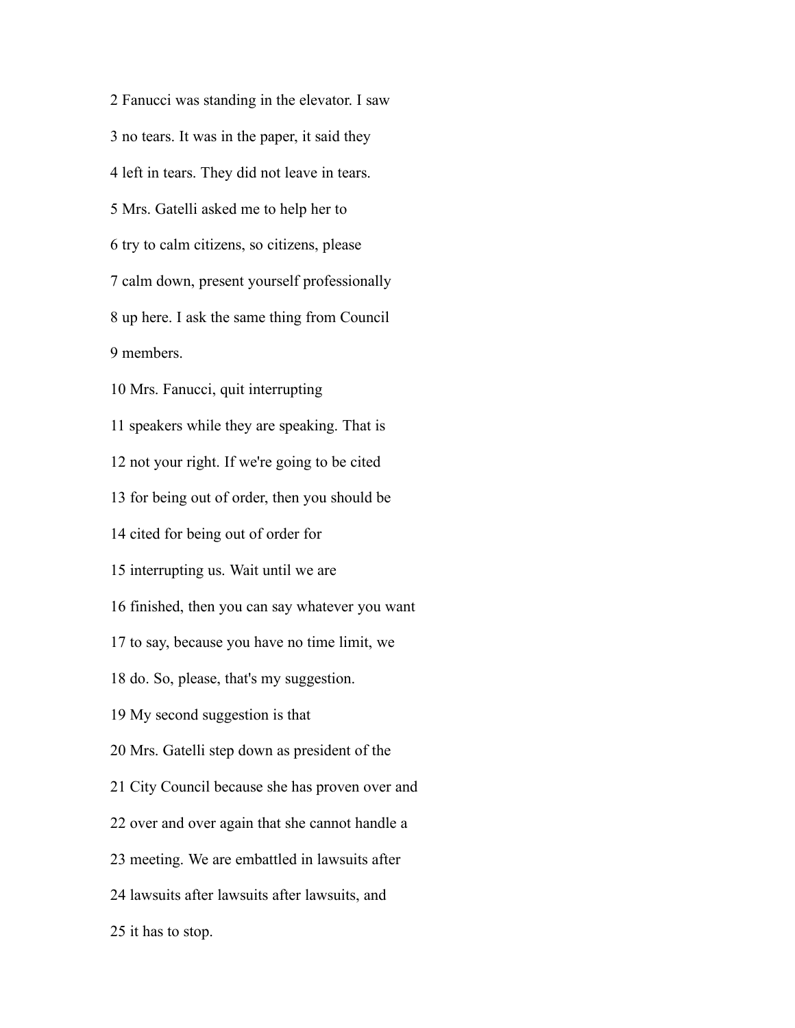2 Fanucci was standing in the elevator. I saw

3 no tears. It was in the paper, it said they

4 left in tears. They did not leave in tears.

5 Mrs. Gatelli asked me to help her to

6 try to calm citizens, so citizens, please

7 calm down, present yourself professionally

8 up here. I ask the same thing from Council

9 members.

10 Mrs. Fanucci, quit interrupting

11 speakers while they are speaking. That is

12 not your right. If we're going to be cited

13 for being out of order, then you should be

14 cited for being out of order for

15 interrupting us. Wait until we are

16 finished, then you can say whatever you want

17 to say, because you have no time limit, we

18 do. So, please, that's my suggestion.

19 My second suggestion is that

20 Mrs. Gatelli step down as president of the

21 City Council because she has proven over and

22 over and over again that she cannot handle a

23 meeting. We are embattled in lawsuits after

24 lawsuits after lawsuits after lawsuits, and

25 it has to stop.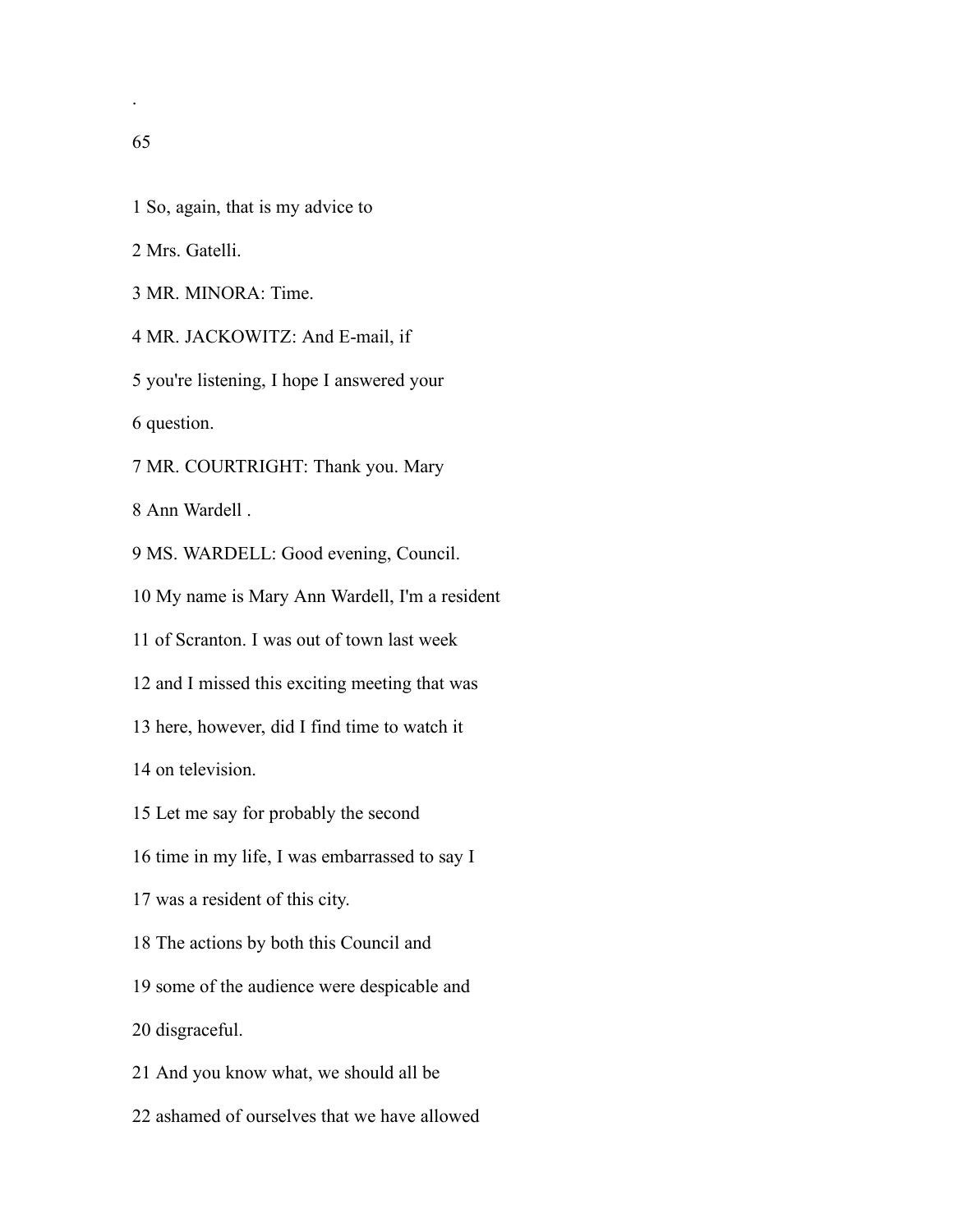1 So, again, that is my advice to

2 Mrs. Gatelli.

3 MR. MINORA: Time.

4 MR. JACKOWITZ: And E-mail, if

5 you're listening, I hope I answered your

6 question.

7 MR. COURTRIGHT: Thank you. Mary

8 Ann Wardell .

9 MS. WARDELL: Good evening, Council.

10 My name is Mary Ann Wardell, I'm a resident

11 of Scranton. I was out of town last week

12 and I missed this exciting meeting that was

13 here, however, did I find time to watch it

14 on television.

15 Let me say for probably the second

16 time in my life, I was embarrassed to say I

17 was a resident of this city.

18 The actions by both this Council and

19 some of the audience were despicable and

20 disgraceful.

21 And you know what, we should all be

22 ashamed of ourselves that we have allowed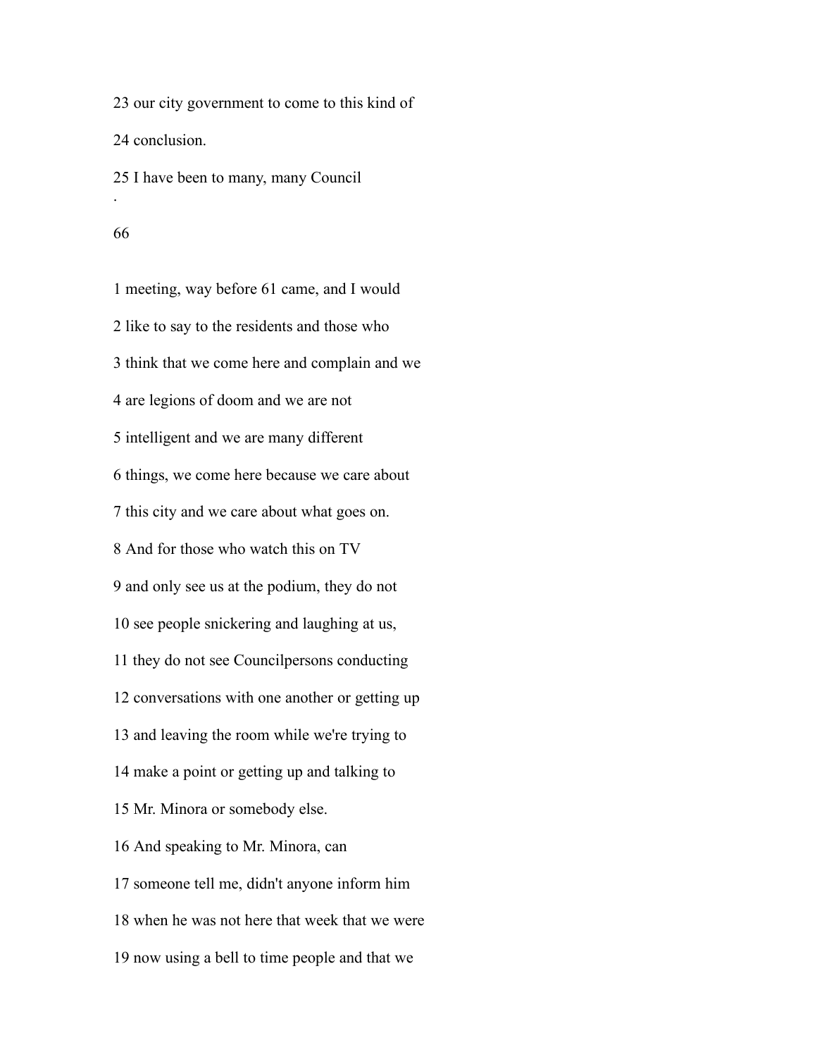23 our city government to come to this kind of

24 conclusion.

25 I have been to many, many Council

1 meeting, way before 61 came, and I would

2 like to say to the residents and those who

3 think that we come here and complain and we

4 are legions of doom and we are not

5 intelligent and we are many different

6 things, we come here because we care about

7 this city and we care about what goes on.

8 And for those who watch this on TV

9 and only see us at the podium, they do not

10 see people snickering and laughing at us,

11 they do not see Councilpersons conducting

12 conversations with one another or getting up

13 and leaving the room while we're trying to

14 make a point or getting up and talking to

15 Mr. Minora or somebody else.

16 And speaking to Mr. Minora, can

17 someone tell me, didn't anyone inform him

18 when he was not here that week that we were

19 now using a bell to time people and that we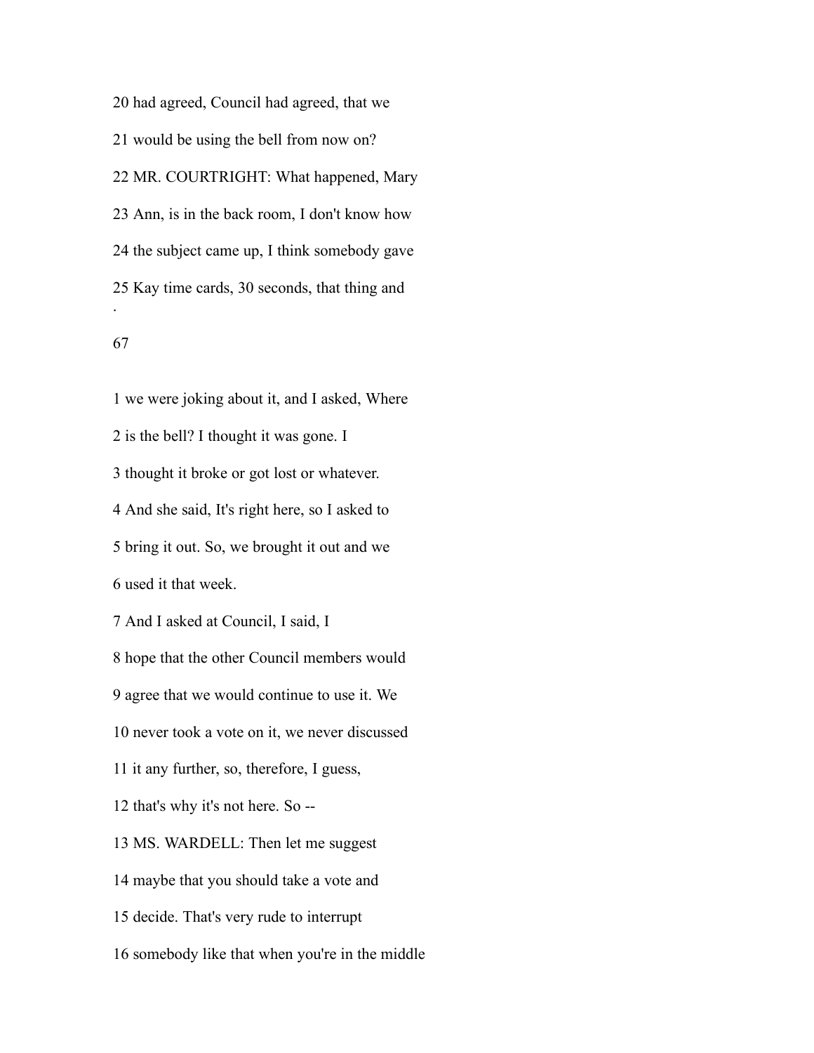20 had agreed, Council had agreed, that we

21 would be using the bell from now on?

22 MR. COURTRIGHT: What happened, Mary

23 Ann, is in the back room, I don't know how

24 the subject came up, I think somebody gave

25 Kay time cards, 30 seconds, that thing and

1 we were joking about it, and I asked, Where

2 is the bell? I thought it was gone. I

3 thought it broke or got lost or whatever.

4 And she said, It's right here, so I asked to

5 bring it out. So, we brought it out and we

6 used it that week.

7 And I asked at Council, I said, I

8 hope that the other Council members would

9 agree that we would continue to use it. We

10 never took a vote on it, we never discussed

11 it any further, so, therefore, I guess,

12 that's why it's not here. So --

13 MS. WARDELL: Then let me suggest

14 maybe that you should take a vote and

15 decide. That's very rude to interrupt

16 somebody like that when you're in the middle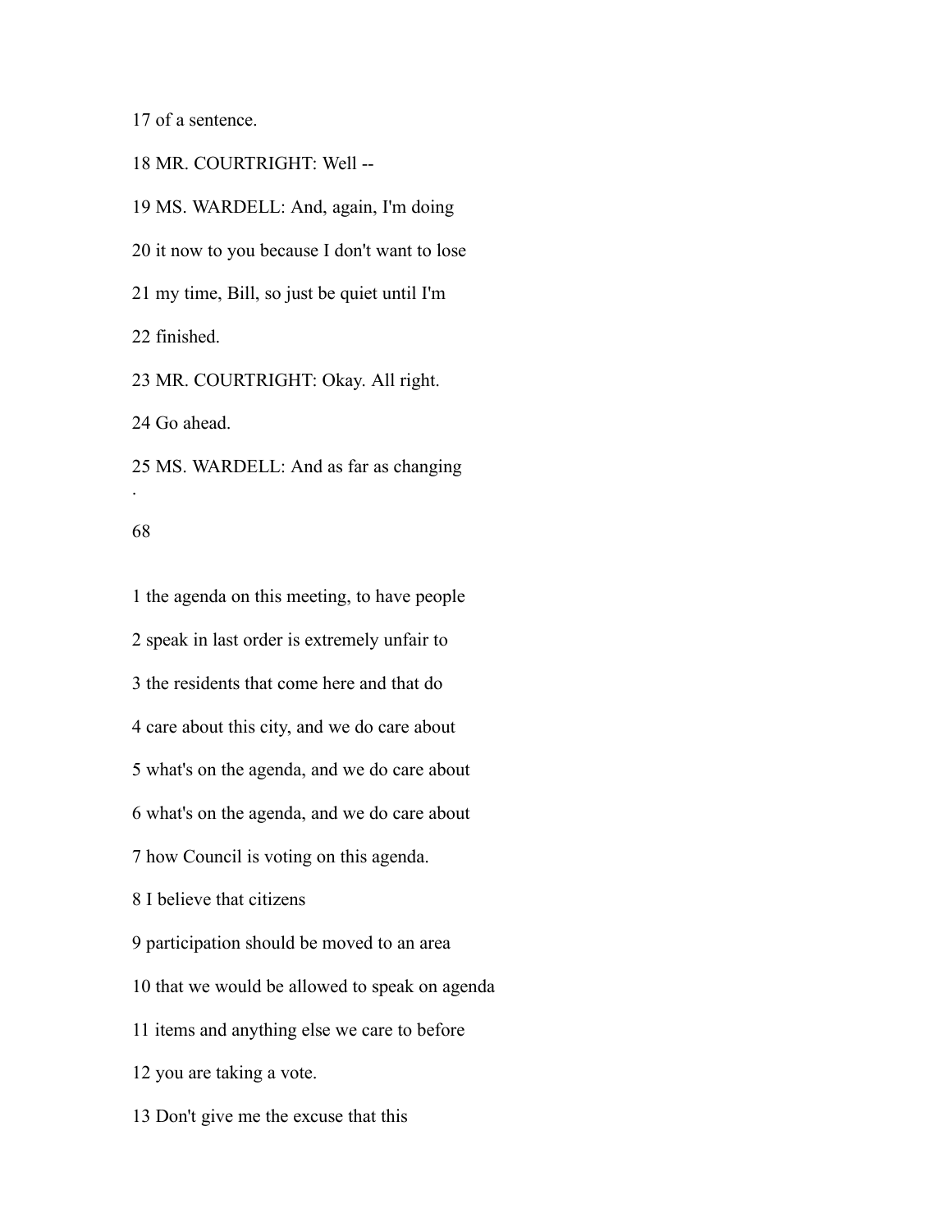17 of a sentence.

18 MR. COURTRIGHT: Well --

19 MS. WARDELL: And, again, I'm doing

20 it now to you because I don't want to lose

21 my time, Bill, so just be quiet until I'm

22 finished.

23 MR. COURTRIGHT: Okay. All right.

24 Go ahead.

25 MS. WARDELL: And as far as changing

1 the agenda on this meeting, to have people

2 speak in last order is extremely unfair to

3 the residents that come here and that do

4 care about this city, and we do care about

5 what's on the agenda, and we do care about

6 what's on the agenda, and we do care about

7 how Council is voting on this agenda.

8 I believe that citizens

9 participation should be moved to an area

10 that we would be allowed to speak on agenda

11 items and anything else we care to before

12 you are taking a vote.

13 Don't give me the excuse that this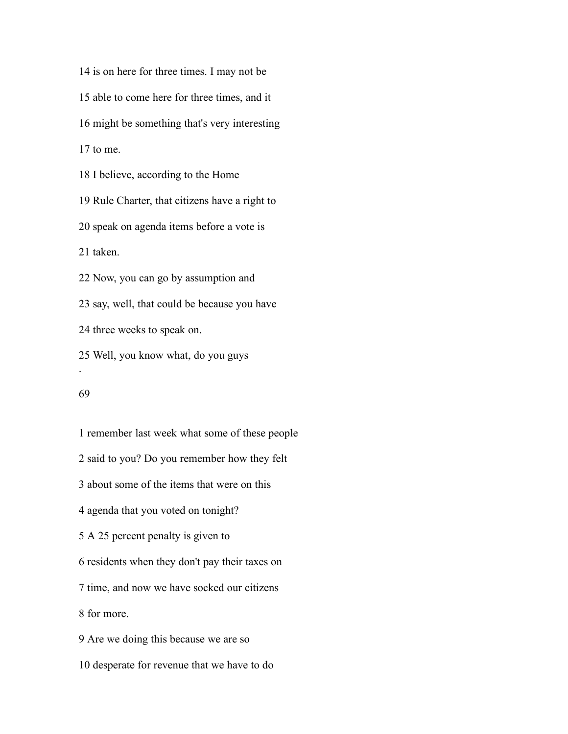14 is on here for three times. I may not be

15 able to come here for three times, and it

16 might be something that's very interesting

17 to me.

18 I believe, according to the Home

19 Rule Charter, that citizens have a right to

20 speak on agenda items before a vote is

21 taken.

22 Now, you can go by assumption and

23 say, well, that could be because you have

24 three weeks to speak on.

25 Well, you know what, do you guys

1 remember last week what some of these people

2 said to you? Do you remember how they felt

3 about some of the items that were on this

4 agenda that you voted on tonight?

5 A 25 percent penalty is given to

6 residents when they don't pay their taxes on

7 time, and now we have socked our citizens

8 for more.

9 Are we doing this because we are so

10 desperate for revenue that we have to do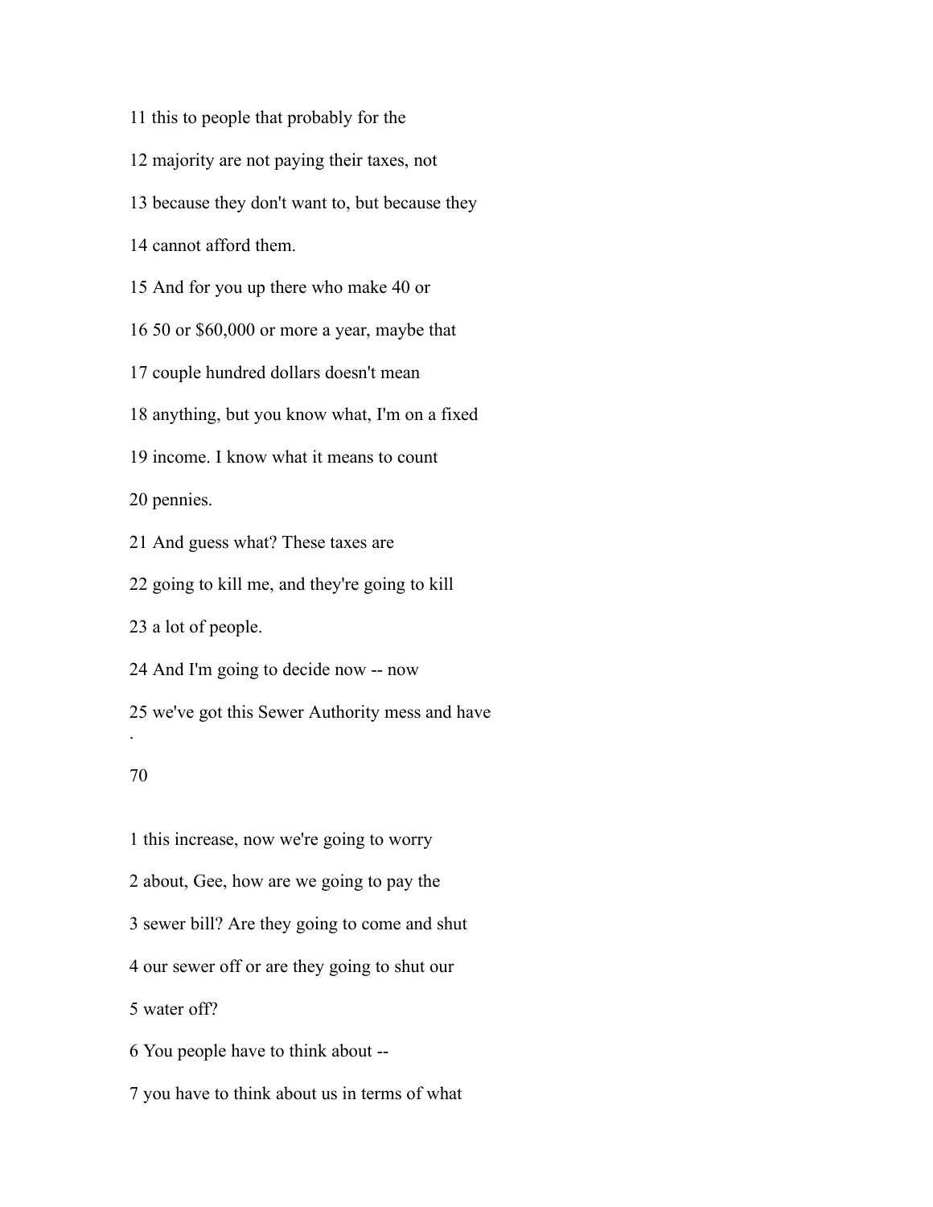11 this to people that probably for the

12 majority are not paying their taxes, not

13 because they don't want to, but because they

14 cannot afford them.

15 And for you up there who make 40 or

16 50 or $60,000 or more a year, maybe that

17 couple hundred dollars doesn't mean

18 anything, but you know what, I'm on a fixed

19 income. I know what it means to count

20 pennies.

21 And guess what? These taxes are

22 going to kill me, and they're going to kill

23 a lot of people.

24 And I'm going to decide now -- now

25 we've got this Sewer Authority mess and have

1 this increase, now we're going to worry

2 about, Gee, how are we going to pay the

3 sewer bill? Are they going to come and shut

4 our sewer off or are they going to shut our

5 water off?

6 You people have to think about --

7 you have to think about us in terms of what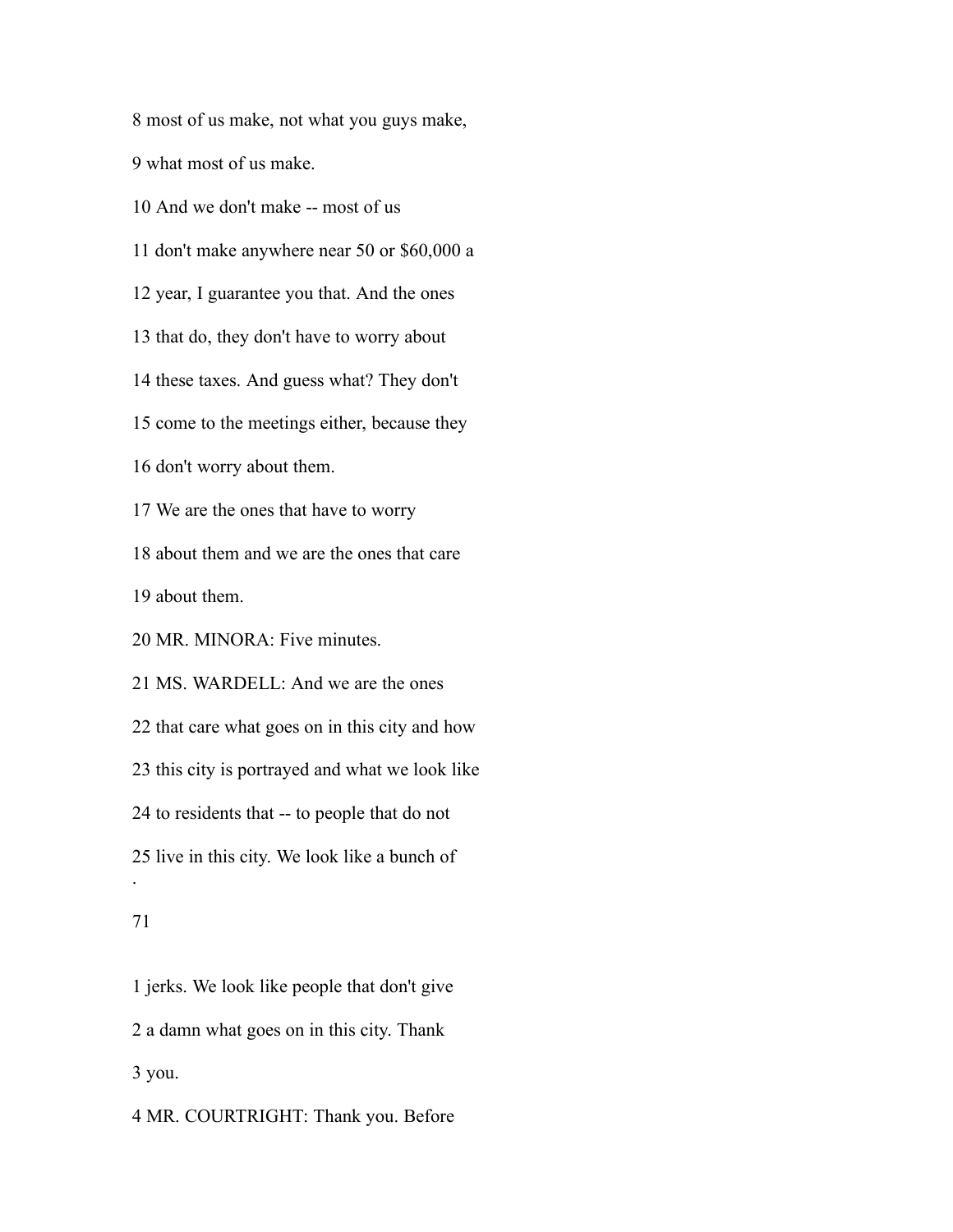8 most of us make, not what you guys make,

9 what most of us make.

10 And we don't make -- most of us

11 don't make anywhere near 50 or $60,000 a

12 year, I guarantee you that. And the ones

13 that do, they don't have to worry about

14 these taxes. And guess what? They don't

15 come to the meetings either, because they

16 don't worry about them.

17 We are the ones that have to worry

18 about them and we are the ones that care

19 about them.

20 MR. MINORA: Five minutes.

21 MS. WARDELL: And we are the ones

22 that care what goes on in this city and how

23 this city is portrayed and what we look like

24 to residents that -- to people that do not

25 live in this city. We look like a bunch of

1 jerks. We look like people that don't give

2 a damn what goes on in this city. Thank

3 you.

4 MR. COURTRIGHT: Thank you. Before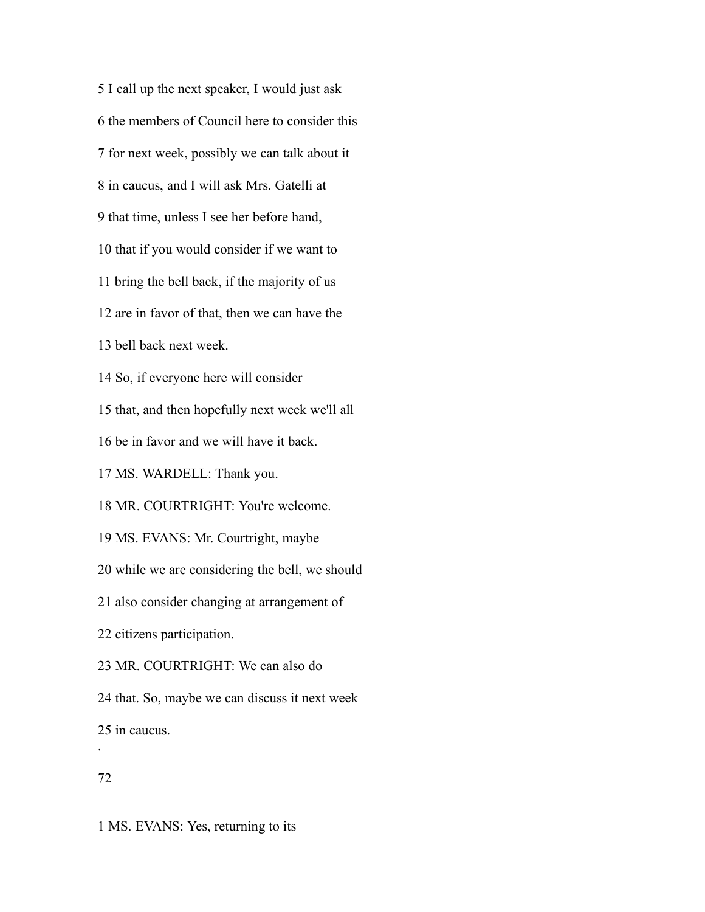5 I call up the next speaker, I would just ask

6 the members of Council here to consider this

7 for next week, possibly we can talk about it

8 in caucus, and I will ask Mrs. Gatelli at

9 that time, unless I see her before hand,

10 that if you would consider if we want to

11 bring the bell back, if the majority of us

12 are in favor of that, then we can have the

13 bell back next week.

14 So, if everyone here will consider

15 that, and then hopefully next week we'll all

16 be in favor and we will have it back.

17 MS. WARDELL: Thank you.

18 MR. COURTRIGHT: You're welcome.

19 MS. EVANS: Mr. Courtright, maybe

20 while we are considering the bell, we should

21 also consider changing at arrangement of

22 citizens participation.

23 MR. COURTRIGHT: We can also do

24 that. So, maybe we can discuss it next week

25 in caucus.

1 MS. EVANS: Yes, returning to its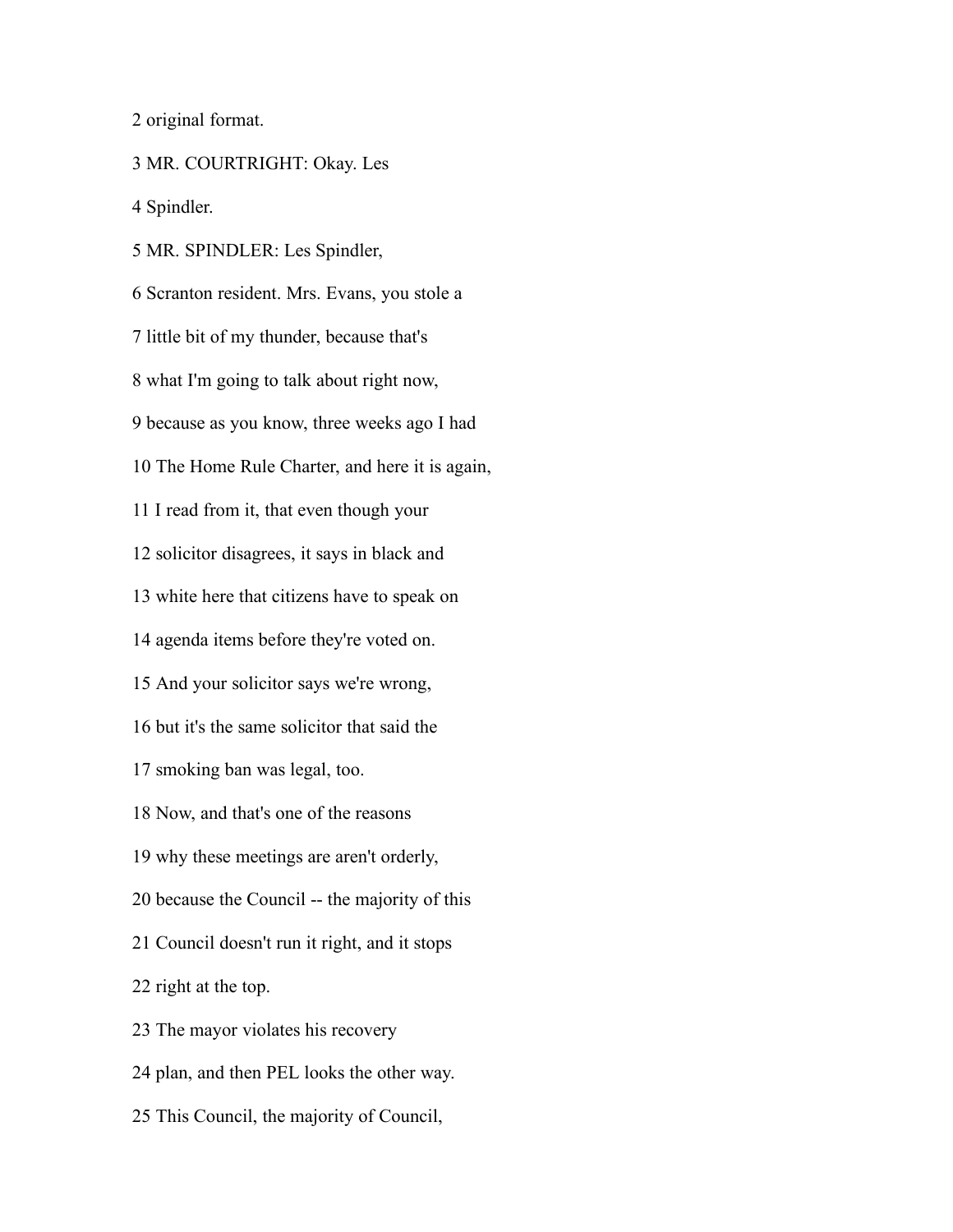2 original format.

3 MR. COURTRIGHT: Okay. Les

4 Spindler.

5 MR. SPINDLER: Les Spindler,

6 Scranton resident. Mrs. Evans, you stole a

7 little bit of my thunder, because that's

8 what I'm going to talk about right now,

9 because as you know, three weeks ago I had

10 The Home Rule Charter, and here it is again,

11 I read from it, that even though your

12 solicitor disagrees, it says in black and

13 white here that citizens have to speak on

14 agenda items before they're voted on.

15 And your solicitor says we're wrong,

16 but it's the same solicitor that said the

17 smoking ban was legal, too.

18 Now, and that's one of the reasons

19 why these meetings are aren't orderly,

20 because the Council -- the majority of this

21 Council doesn't run it right, and it stops

22 right at the top.

23 The mayor violates his recovery

24 plan, and then PEL looks the other way.

25 This Council, the majority of Council,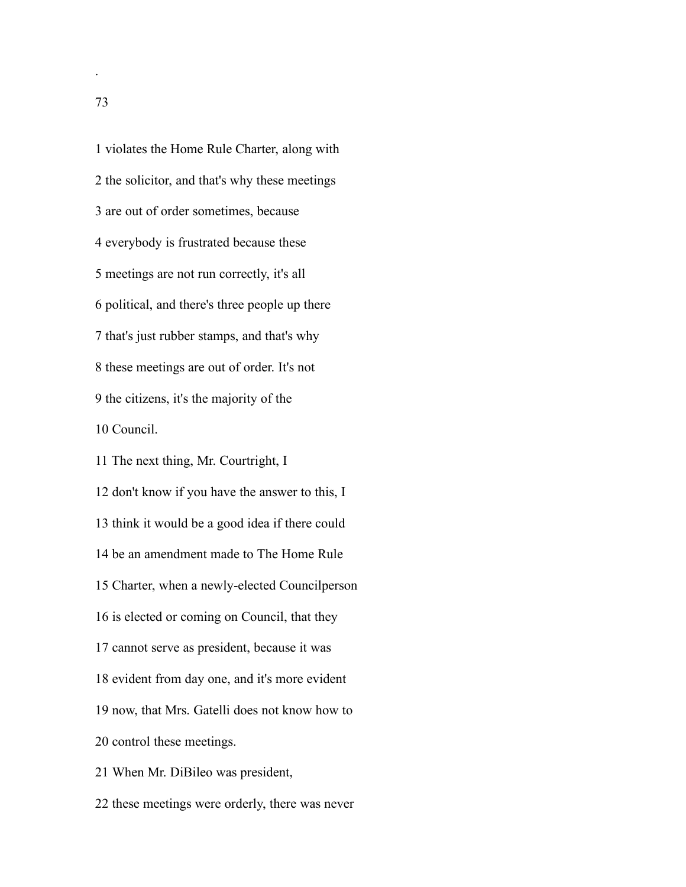1 violates the Home Rule Charter, along with

2 the solicitor, and that's why these meetings

3 are out of order sometimes, because

4 everybody is frustrated because these

5 meetings are not run correctly, it's all

6 political, and there's three people up there

7 that's just rubber stamps, and that's why

8 these meetings are out of order. It's not

9 the citizens, it's the majority of the

10 Council.

11 The next thing, Mr. Courtright, I

12 don't know if you have the answer to this, I

13 think it would be a good idea if there could

14 be an amendment made to The Home Rule

15 Charter, when a newly-elected Councilperson

16 is elected or coming on Council, that they

17 cannot serve as president, because it was

18 evident from day one, and it's more evident

19 now, that Mrs. Gatelli does not know how to

20 control these meetings.

21 When Mr. DiBileo was president,

22 these meetings were orderly, there was never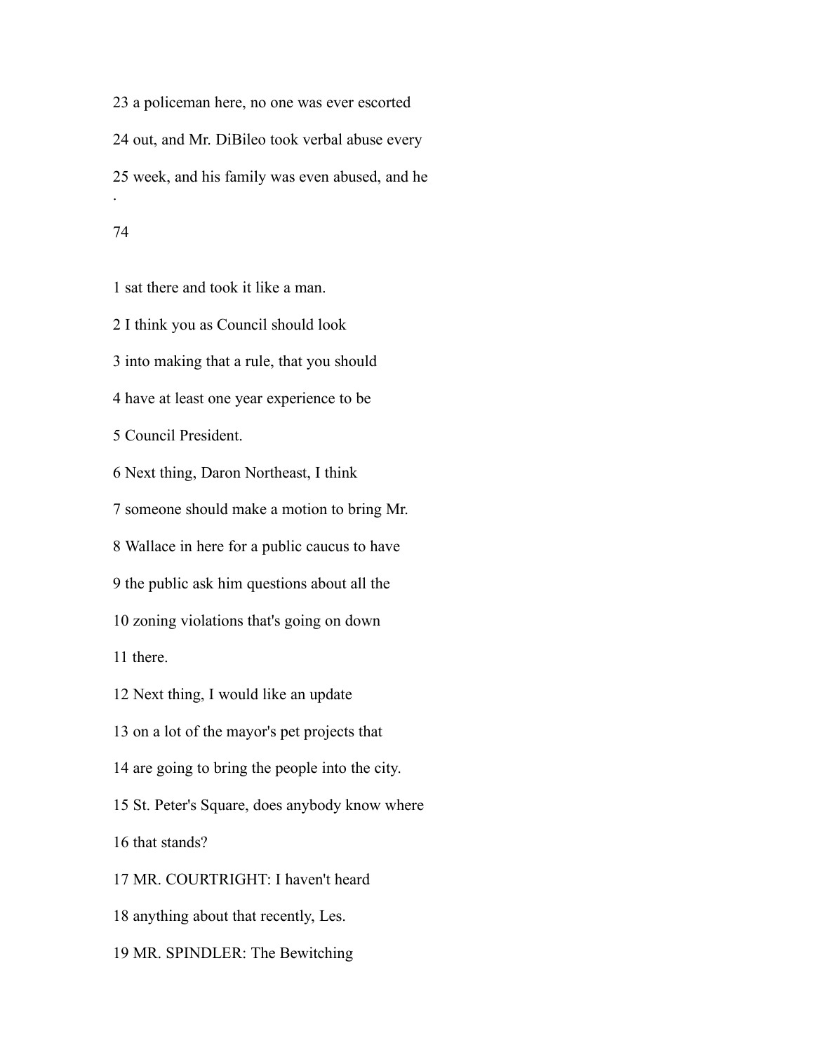23 a policeman here, no one was ever escorted

24 out, and Mr. DiBileo took verbal abuse every

25 week, and his family was even abused, and he

.

1 sat there and took it like a man.

2 I think you as Council should look

3 into making that a rule, that you should

4 have at least one year experience to be

5 Council President.

6 Next thing, Daron Northeast, I think

7 someone should make a motion to bring Mr.

8 Wallace in here for a public caucus to have

9 the public ask him questions about all the

10 zoning violations that's going on down

11 there.

12 Next thing, I would like an update

13 on a lot of the mayor's pet projects that

14 are going to bring the people into the city.

15 St. Peter's Square, does anybody know where

16 that stands?

17 MR. COURTRIGHT: I haven't heard

18 anything about that recently, Les.

19 MR. SPINDLER: The Bewitching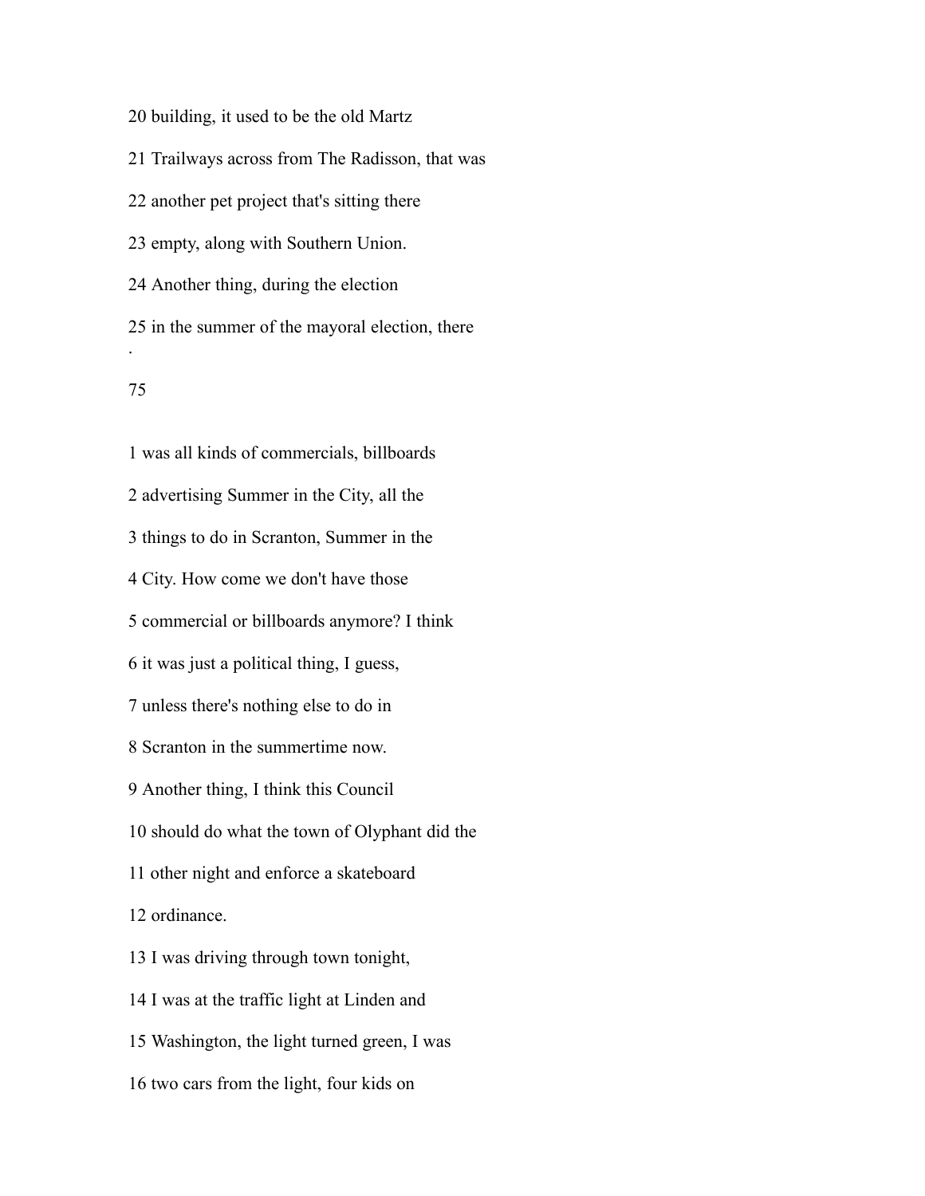20 building, it used to be the old Martz

21 Trailways across from The Radisson, that was

22 another pet project that's sitting there

23 empty, along with Southern Union.

24 Another thing, during the election

25 in the summer of the mayoral election, there

1 was all kinds of commercials, billboards

2 advertising Summer in the City, all the

3 things to do in Scranton, Summer in the

4 City. How come we don't have those

5 commercial or billboards anymore? I think

6 it was just a political thing, I guess,

7 unless there's nothing else to do in

8 Scranton in the summertime now.

9 Another thing, I think this Council

10 should do what the town of Olyphant did the

11 other night and enforce a skateboard

12 ordinance.

13 I was driving through town tonight,

14 I was at the traffic light at Linden and

15 Washington, the light turned green, I was

16 two cars from the light, four kids on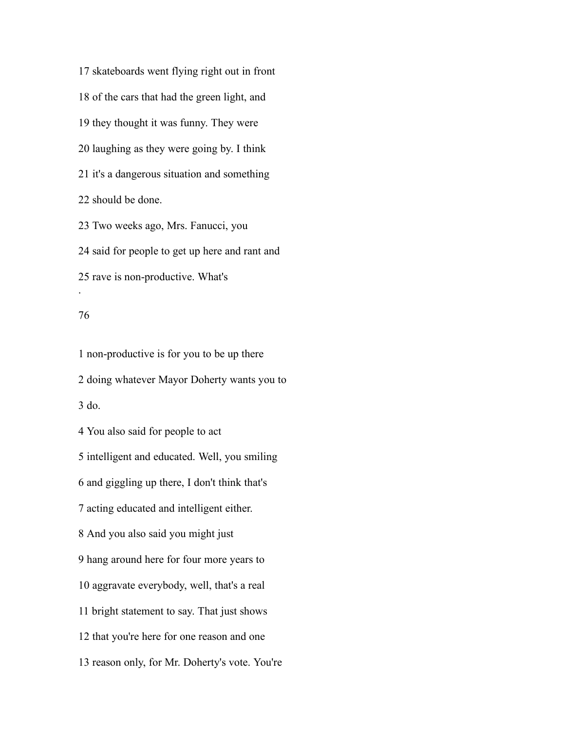17 skateboards went flying right out in front

18 of the cars that had the green light, and

19 they thought it was funny. They were

20 laughing as they were going by. I think

21 it's a dangerous situation and something

22 should be done.

23 Two weeks ago, Mrs. Fanucci, you

24 said for people to get up here and rant and

25 rave is non-productive. What's

1 non-productive is for you to be up there

2 doing whatever Mayor Doherty wants you to

3 do.

4 You also said for people to act

5 intelligent and educated. Well, you smiling

6 and giggling up there, I don't think that's

7 acting educated and intelligent either.

8 And you also said you might just

9 hang around here for four more years to

10 aggravate everybody, well, that's a real

11 bright statement to say. That just shows

12 that you're here for one reason and one

13 reason only, for Mr. Doherty's vote. You're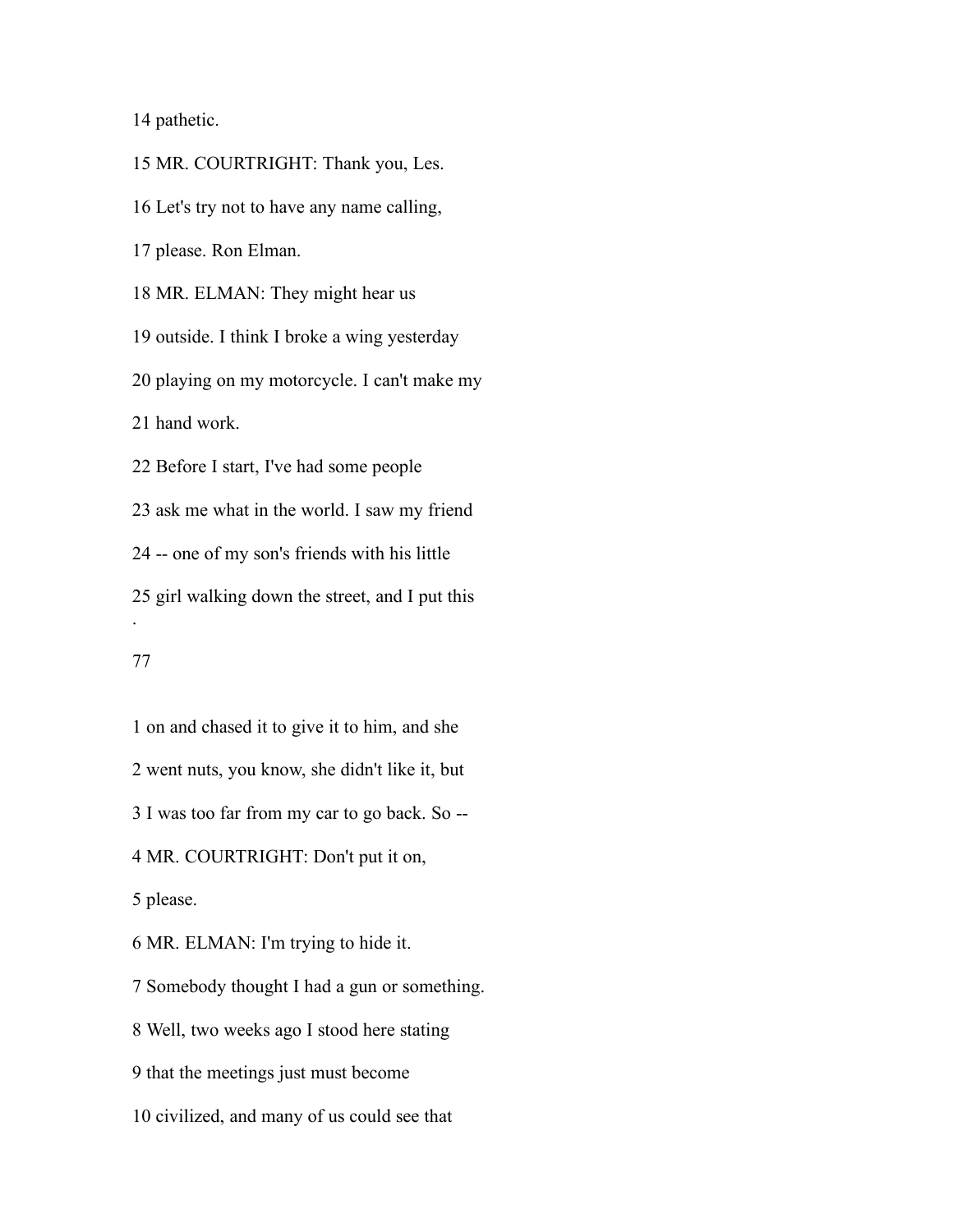14 pathetic.

15 MR. COURTRIGHT: Thank you, Les.

16 Let's try not to have any name calling,

17 please. Ron Elman.

18 MR. ELMAN: They might hear us

19 outside. I think I broke a wing yesterday

20 playing on my motorcycle. I can't make my

21 hand work.

22 Before I start, I've had some people

23 ask me what in the world. I saw my friend

24 -- one of my son's friends with his little

25 girl walking down the street, and I put this

1 on and chased it to give it to him, and she

2 went nuts, you know, she didn't like it, but

3 I was too far from my car to go back. So --

4 MR. COURTRIGHT: Don't put it on,

5 please.

6 MR. ELMAN: I'm trying to hide it.

7 Somebody thought I had a gun or something.

8 Well, two weeks ago I stood here stating

9 that the meetings just must become

10 civilized, and many of us could see that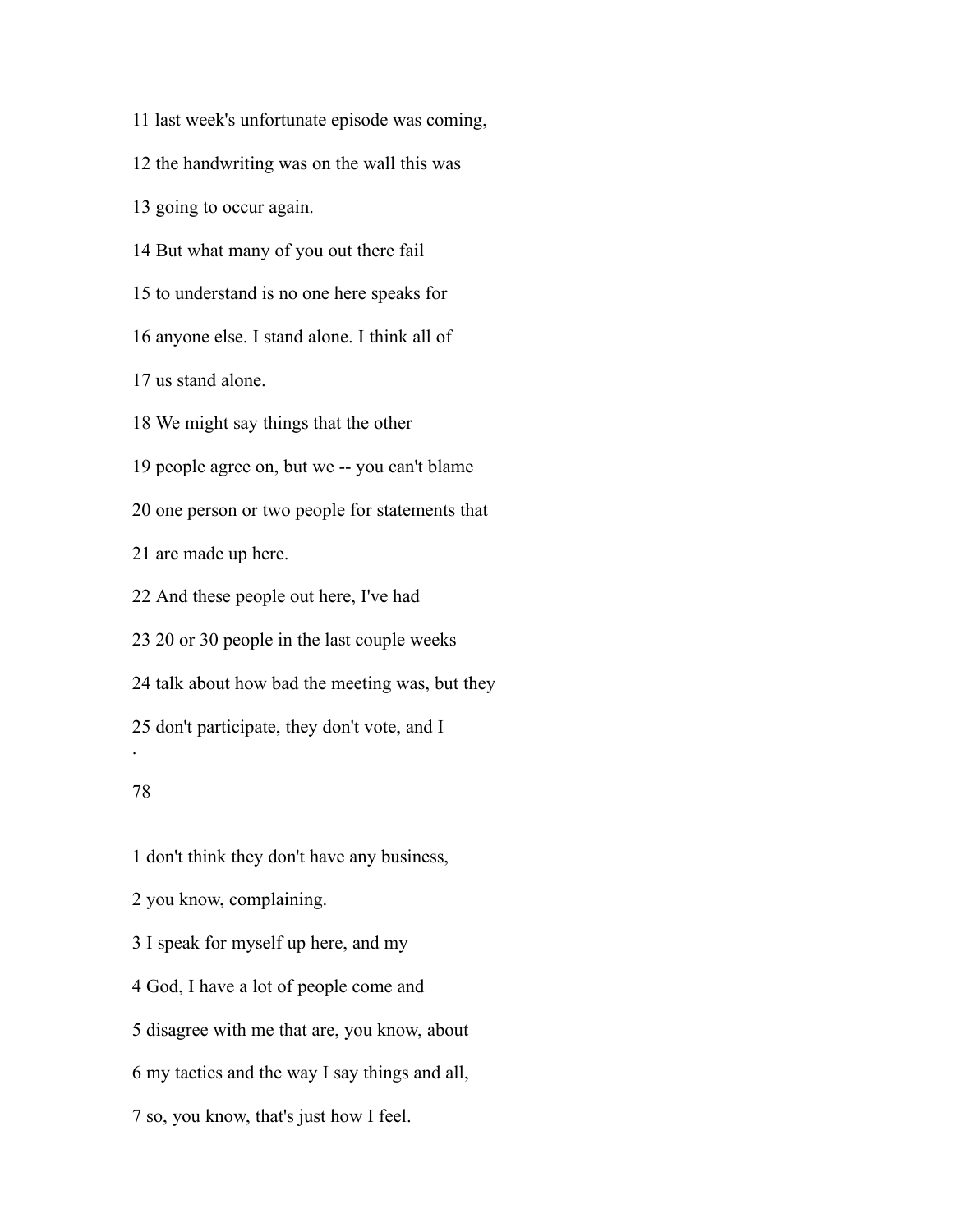11 last week's unfortunate episode was coming,

12 the handwriting was on the wall this was

13 going to occur again.

14 But what many of you out there fail

15 to understand is no one here speaks for

16 anyone else. I stand alone. I think all of

17 us stand alone.

18 We might say things that the other

19 people agree on, but we -- you can't blame

20 one person or two people for statements that

21 are made up here.

22 And these people out here, I've had

23 20 or 30 people in the last couple weeks

24 talk about how bad the meeting was, but they

25 don't participate, they don't vote, and I

1 don't think they don't have any business,

2 you know, complaining.

3 I speak for myself up here, and my

4 God, I have a lot of people come and

5 disagree with me that are, you know, about

6 my tactics and the way I say things and all,

7 so, you know, that's just how I feel.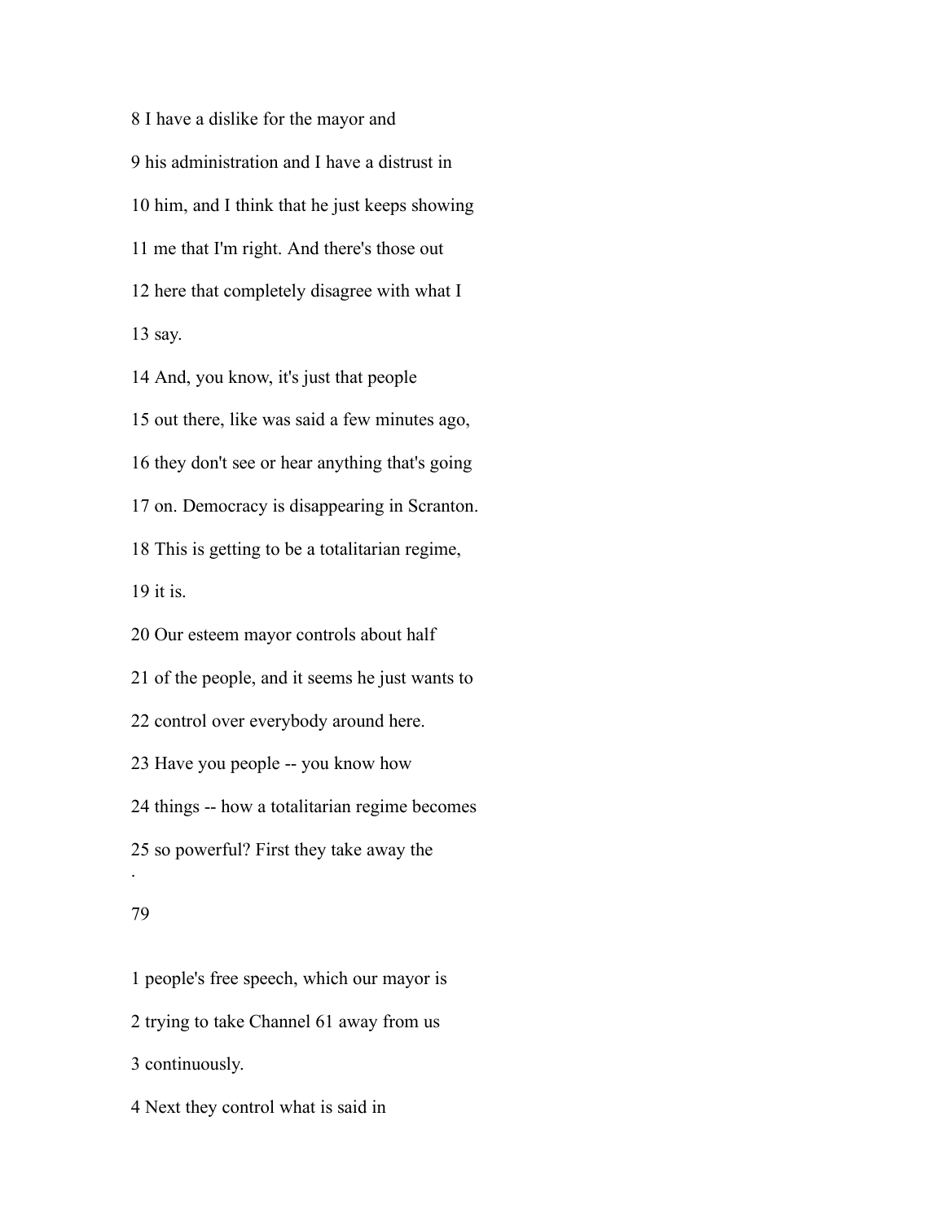8 I have a dislike for the mayor and

9 his administration and I have a distrust in

10 him, and I think that he just keeps showing

11 me that I'm right. And there's those out

12 here that completely disagree with what I

13 say.

14 And, you know, it's just that people

15 out there, like was said a few minutes ago,

16 they don't see or hear anything that's going

17 on. Democracy is disappearing in Scranton.

18 This is getting to be a totalitarian regime,

19 it is.

20 Our esteem mayor controls about half

21 of the people, and it seems he just wants to

22 control over everybody around here.

23 Have you people -- you know how

24 things -- how a totalitarian regime becomes

25 so powerful? First they take away the

1 people's free speech, which our mayor is

2 trying to take Channel 61 away from us

3 continuously.

4 Next they control what is said in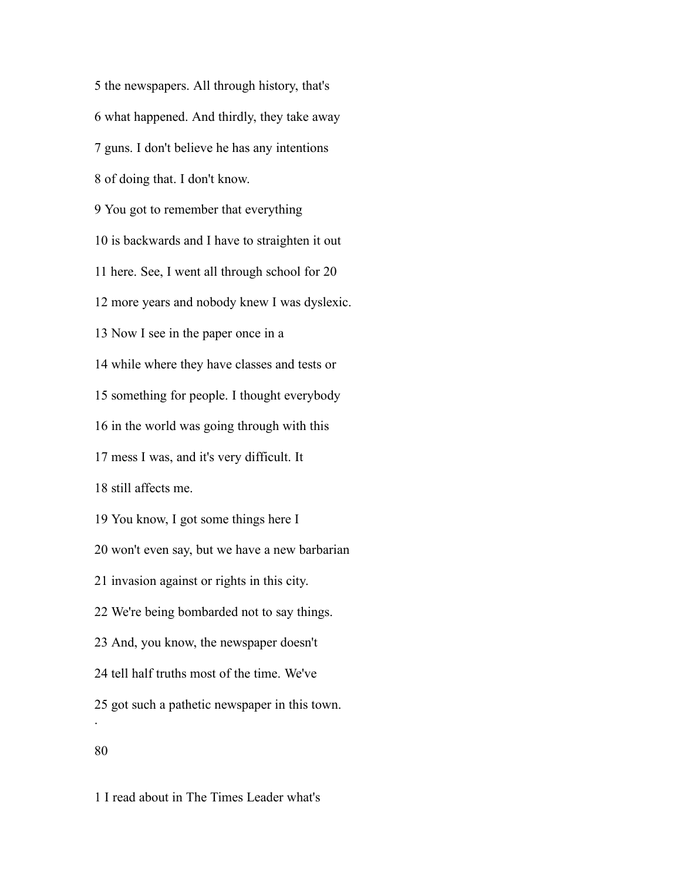5 the newspapers. All through history, that's

6 what happened. And thirdly, they take away

7 guns. I don't believe he has any intentions

8 of doing that. I don't know.

9 You got to remember that everything

10 is backwards and I have to straighten it out

11 here. See, I went all through school for 20

12 more years and nobody knew I was dyslexic.

13 Now I see in the paper once in a

14 while where they have classes and tests or

15 something for people. I thought everybody

16 in the world was going through with this

17 mess I was, and it's very difficult. It

18 still affects me.

19 You know, I got some things here I

20 won't even say, but we have a new barbarian

21 invasion against or rights in this city.

22 We're being bombarded not to say things.

23 And, you know, the newspaper doesn't

24 tell half truths most of the time. We've

25 got such a pathetic newspaper in this town.

1 I read about in The Times Leader what's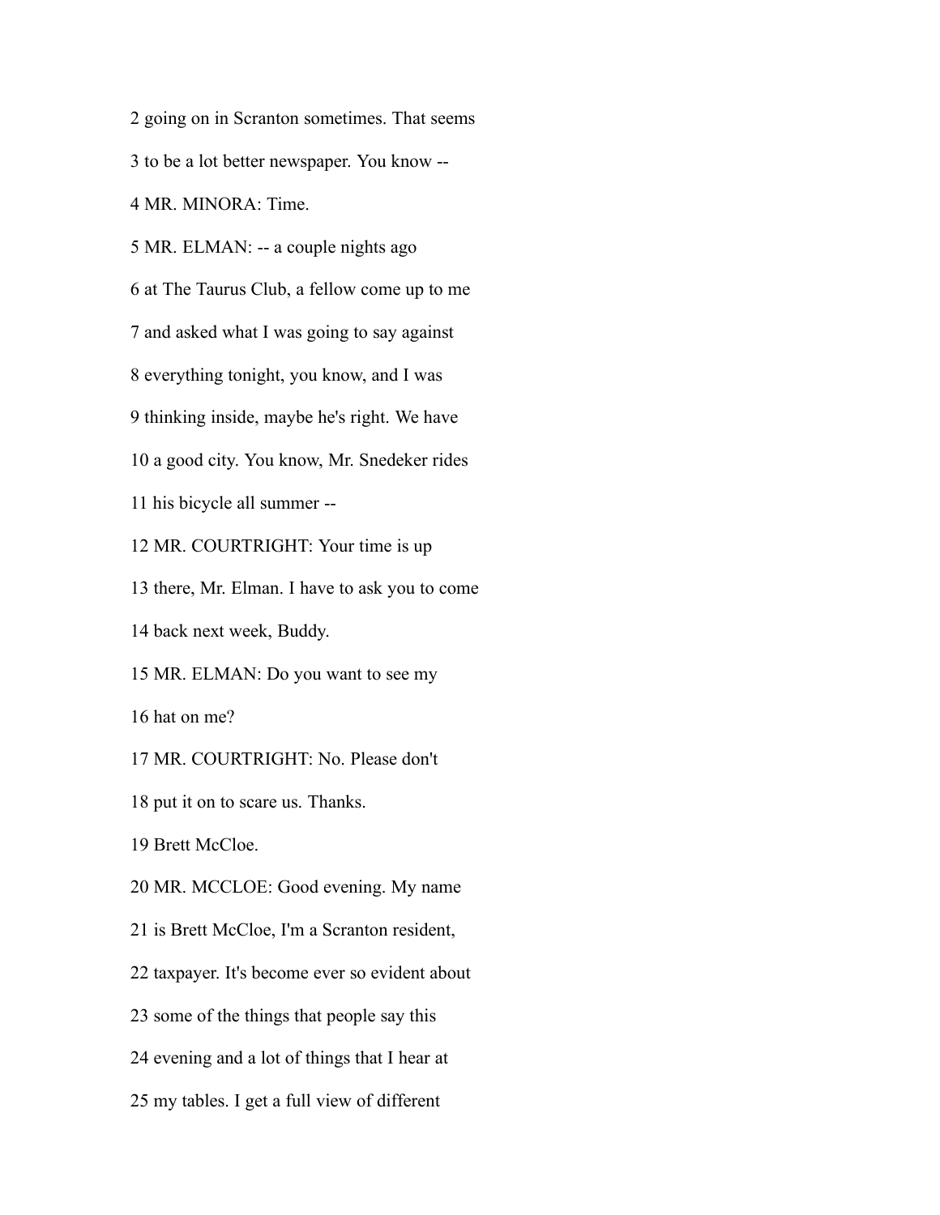2 going on in Scranton sometimes. That seems

3 to be a lot better newspaper. You know --

4 MR. MINORA: Time.

5 MR. ELMAN: -- a couple nights ago

6 at The Taurus Club, a fellow come up to me

7 and asked what I was going to say against

8 everything tonight, you know, and I was

9 thinking inside, maybe he's right. We have

10 a good city. You know, Mr. Snedeker rides

11 his bicycle all summer --

12 MR. COURTRIGHT: Your time is up

13 there, Mr. Elman. I have to ask you to come

14 back next week, Buddy.

15 MR. ELMAN: Do you want to see my

16 hat on me?

17 MR. COURTRIGHT: No. Please don't

18 put it on to scare us. Thanks.

19 Brett McCloe.

20 MR. MCCLOE: Good evening. My name

21 is Brett McCloe, I'm a Scranton resident,

22 taxpayer. It's become ever so evident about

23 some of the things that people say this

24 evening and a lot of things that I hear at

25 my tables. I get a full view of different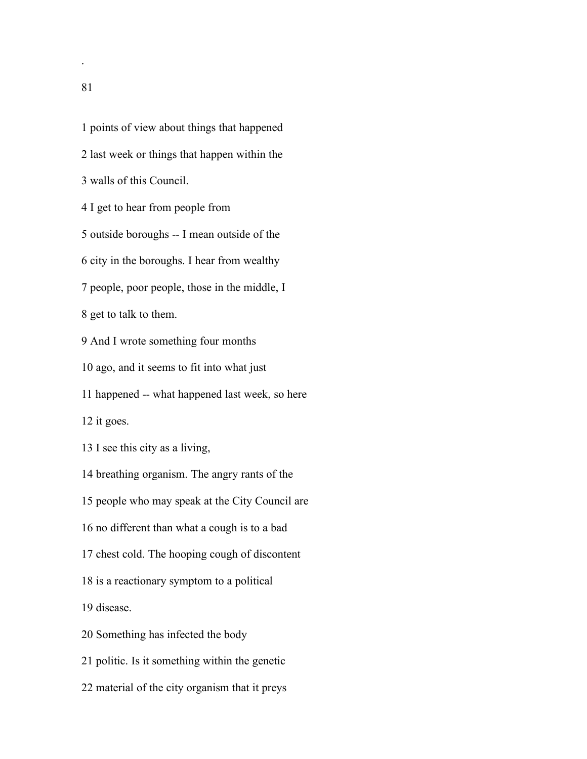1 points of view about things that happened

2 last week or things that happen within the

3 walls of this Council.

4 I get to hear from people from

5 outside boroughs -- I mean outside of the

6 city in the boroughs. I hear from wealthy

7 people, poor people, those in the middle, I

8 get to talk to them.

9 And I wrote something four months

10 ago, and it seems to fit into what just

11 happened -- what happened last week, so here

12 it goes.

13 I see this city as a living,

14 breathing organism. The angry rants of the

15 people who may speak at the City Council are

16 no different than what a cough is to a bad

17 chest cold. The hooping cough of discontent

18 is a reactionary symptom to a political

19 disease.

20 Something has infected the body

21 politic. Is it something within the genetic

22 material of the city organism that it preys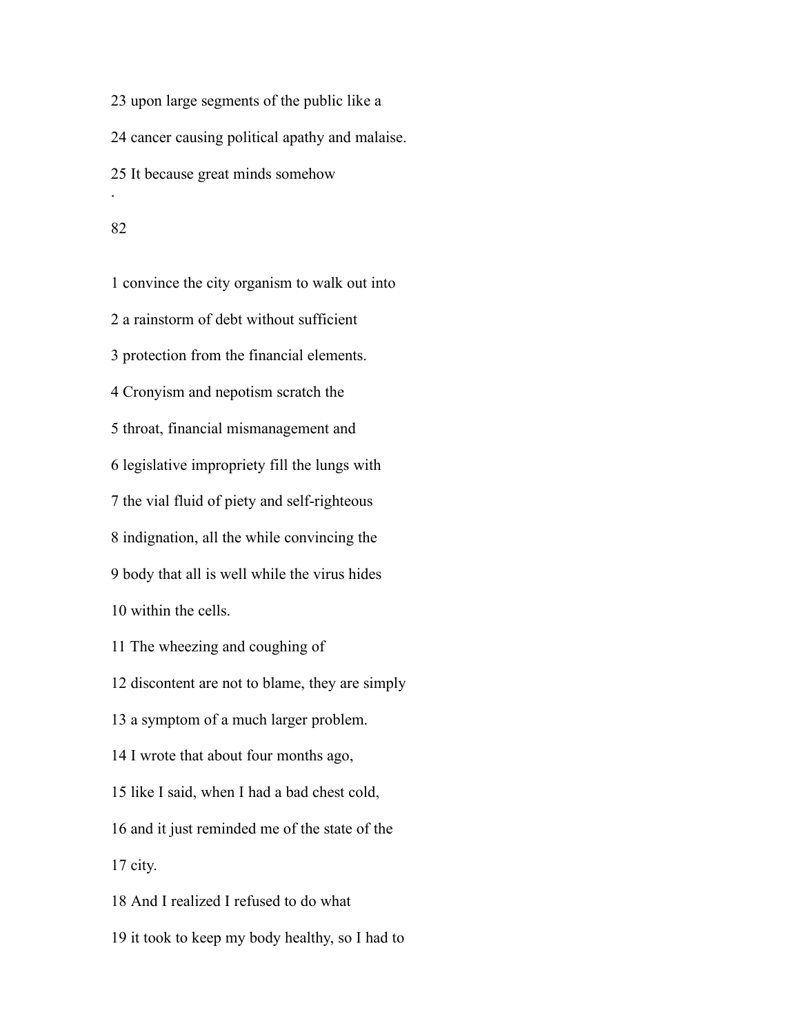23 upon large segments of the public like a

24 cancer causing political apathy and malaise.

25 It because great minds somehow

1 convince the city organism to walk out into

2 a rainstorm of debt without sufficient

3 protection from the financial elements.

4 Cronyism and nepotism scratch the

5 throat, financial mismanagement and

6 legislative impropriety fill the lungs with

7 the vial fluid of piety and self-righteous

8 indignation, all the while convincing the

9 body that all is well while the virus hides

10 within the cells.

11 The wheezing and coughing of

12 discontent are not to blame, they are simply

13 a symptom of a much larger problem.

14 I wrote that about four months ago,

15 like I said, when I had a bad chest cold,

16 and it just reminded me of the state of the

17 city.

18 And I realized I refused to do what

19 it took to keep my body healthy, so I had to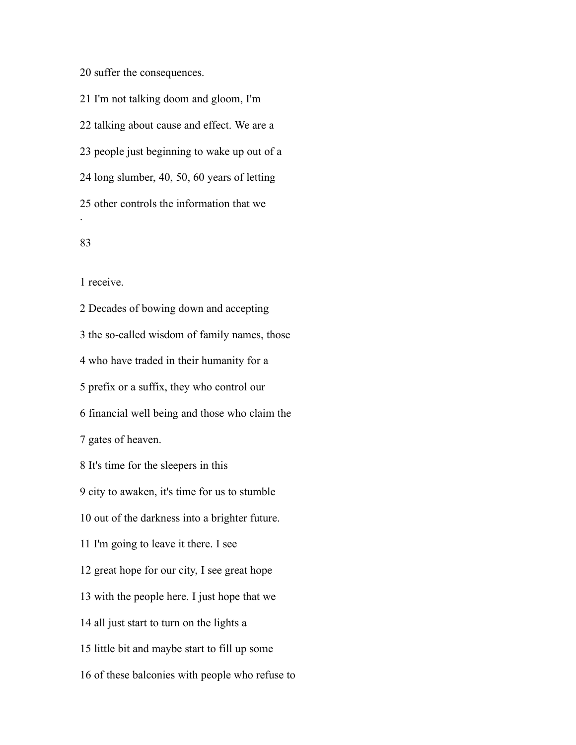20 suffer the consequences.

21 I'm not talking doom and gloom, I'm

22 talking about cause and effect. We are a

23 people just beginning to wake up out of a

24 long slumber, 40, 50, 60 years of letting

25 other controls the information that we

1 receive.

2 Decades of bowing down and accepting

3 the so-called wisdom of family names, those

4 who have traded in their humanity for a

5 prefix or a suffix, they who control our

6 financial well being and those who claim the

7 gates of heaven.

8 It's time for the sleepers in this

9 city to awaken, it's time for us to stumble

10 out of the darkness into a brighter future.

11 I'm going to leave it there. I see

12 great hope for our city, I see great hope

13 with the people here. I just hope that we

14 all just start to turn on the lights a

15 little bit and maybe start to fill up some

16 of these balconies with people who refuse to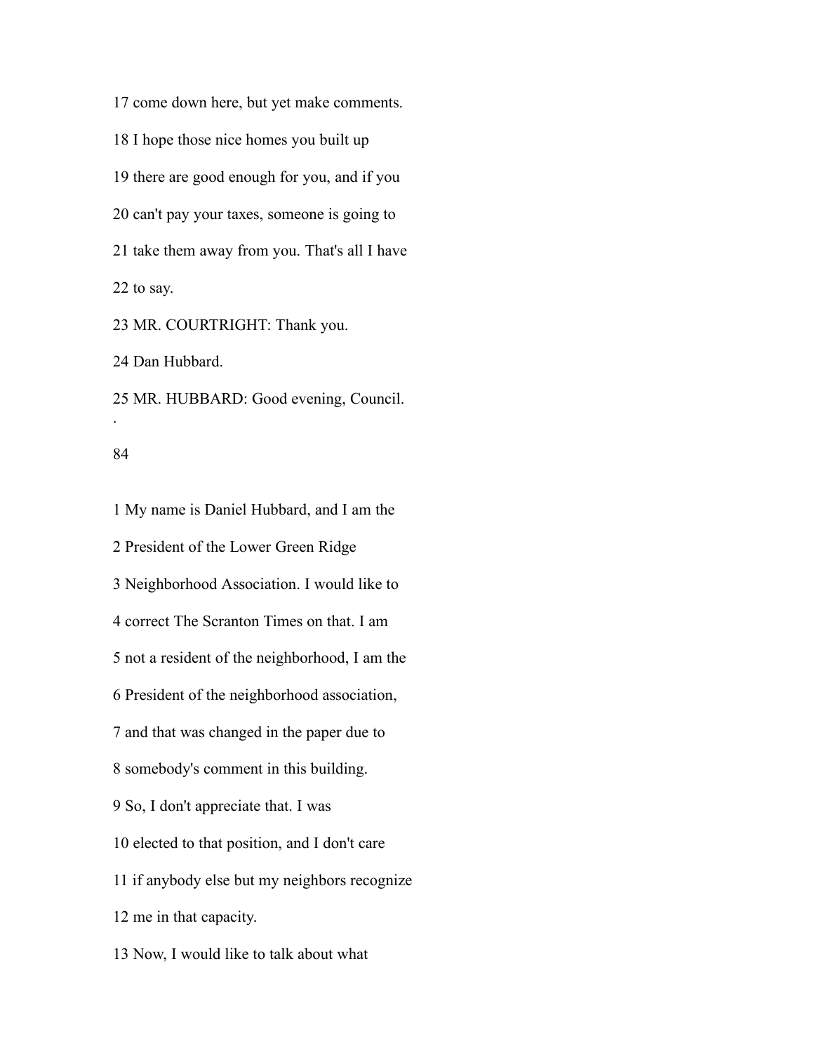17 come down here, but yet make comments.

18 I hope those nice homes you built up

19 there are good enough for you, and if you

20 can't pay your taxes, someone is going to

21 take them away from you. That's all I have

22 to say.

23 MR. COURTRIGHT: Thank you.

24 Dan Hubbard.

25 MR. HUBBARD: Good evening, Council.

1 My name is Daniel Hubbard, and I am the

2 President of the Lower Green Ridge

3 Neighborhood Association. I would like to

4 correct The Scranton Times on that. I am

5 not a resident of the neighborhood, I am the

6 President of the neighborhood association,

7 and that was changed in the paper due to

8 somebody's comment in this building.

9 So, I don't appreciate that. I was

10 elected to that position, and I don't care

11 if anybody else but my neighbors recognize

12 me in that capacity.

13 Now, I would like to talk about what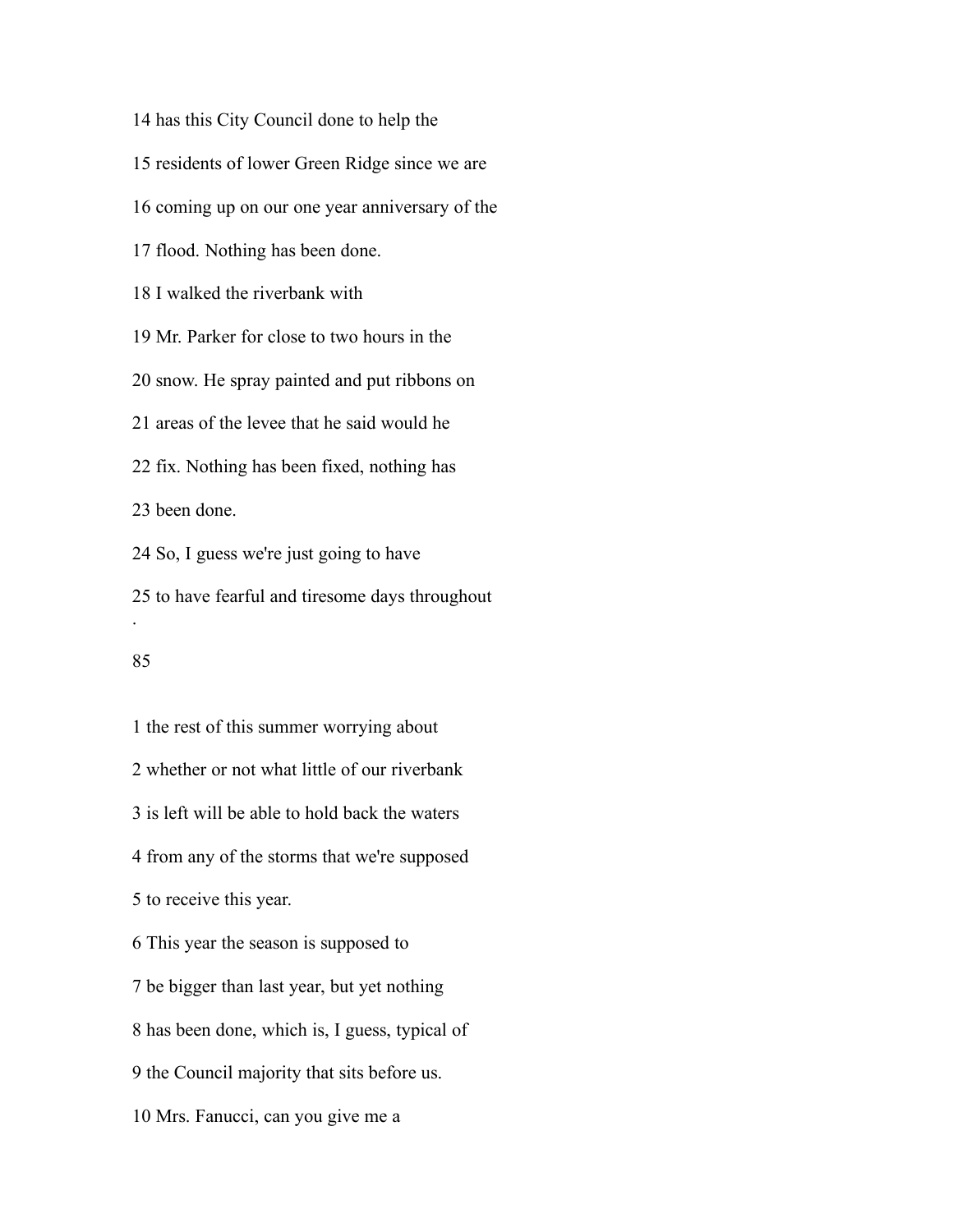14 has this City Council done to help the

15 residents of lower Green Ridge since we are

16 coming up on our one year anniversary of the

17 flood. Nothing has been done.

18 I walked the riverbank with

19 Mr. Parker for close to two hours in the

20 snow. He spray painted and put ribbons on

21 areas of the levee that he said would he

22 fix. Nothing has been fixed, nothing has

23 been done.

24 So, I guess we're just going to have

25 to have fearful and tiresome days throughout

1 the rest of this summer worrying about

2 whether or not what little of our riverbank

3 is left will be able to hold back the waters

4 from any of the storms that we're supposed

5 to receive this year.

6 This year the season is supposed to

7 be bigger than last year, but yet nothing

8 has been done, which is, I guess, typical of

9 the Council majority that sits before us.

10 Mrs. Fanucci, can you give me a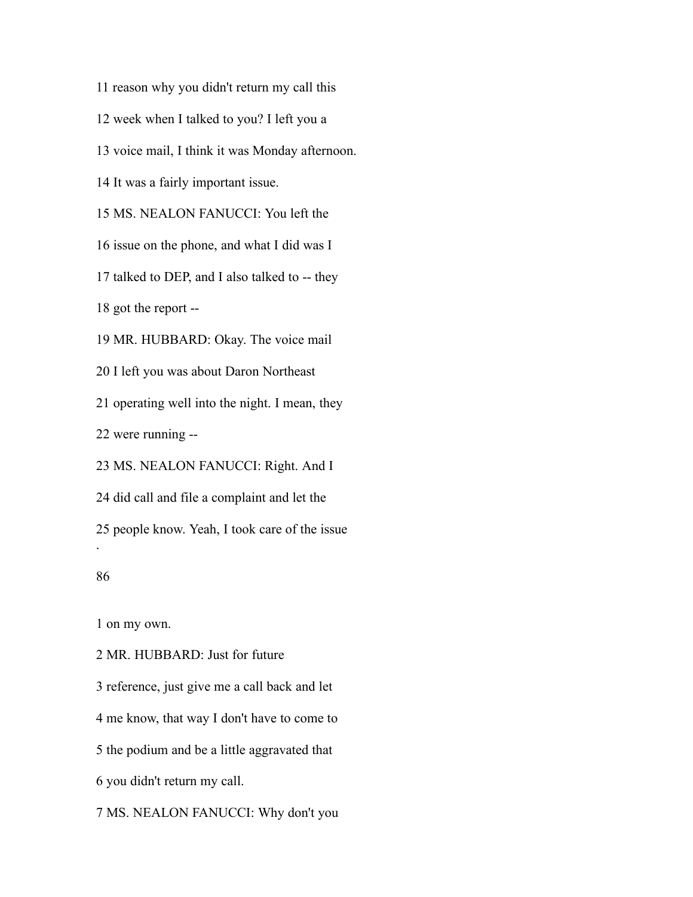11 reason why you didn't return my call this

12 week when I talked to you? I left you a

13 voice mail, I think it was Monday afternoon.

14 It was a fairly important issue.

15 MS. NEALON FANUCCI: You left the

16 issue on the phone, and what I did was I

17 talked to DEP, and I also talked to -- they

18 got the report --

19 MR. HUBBARD: Okay. The voice mail

20 I left you was about Daron Northeast

21 operating well into the night. I mean, they

22 were running --

23 MS. NEALON FANUCCI: Right. And I

24 did call and file a complaint and let the

25 people know. Yeah, I took care of the issue

1 on my own.

2 MR. HUBBARD: Just for future

3 reference, just give me a call back and let

4 me know, that way I don't have to come to

5 the podium and be a little aggravated that

6 you didn't return my call.

7 MS. NEALON FANUCCI: Why don't you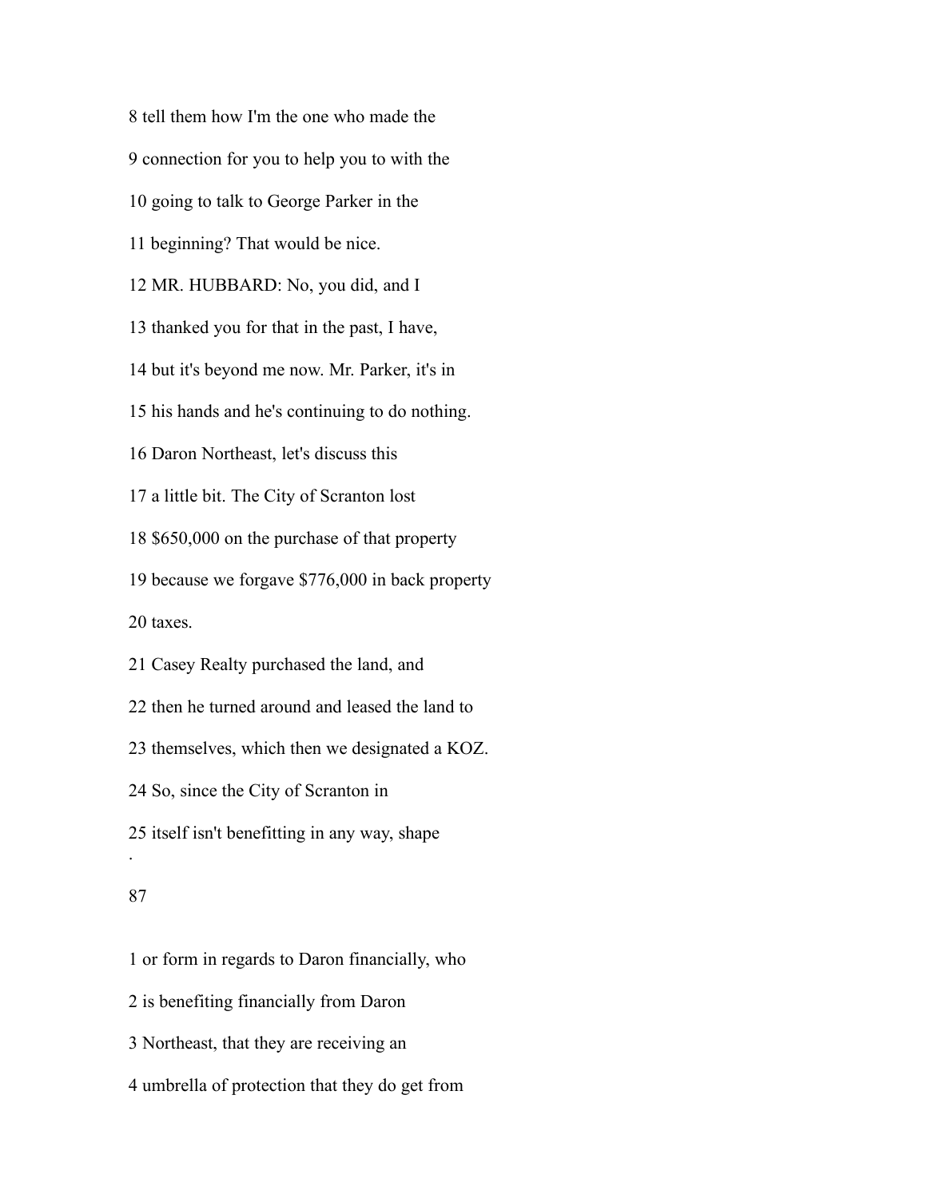8 tell them how I'm the one who made the

9 connection for you to help you to with the

10 going to talk to George Parker in the

11 beginning? That would be nice.

12 MR. HUBBARD: No, you did, and I

13 thanked you for that in the past, I have,

14 but it's beyond me now. Mr. Parker, it's in

15 his hands and he's continuing to do nothing.

16 Daron Northeast, let's discuss this

17 a little bit. The City of Scranton lost

18 $650,000 on the purchase of that property

19 because we forgave $776,000 in back property

20 taxes.

21 Casey Realty purchased the land, and

22 then he turned around and leased the land to

23 themselves, which then we designated a KOZ.

24 So, since the City of Scranton in

25 itself isn't benefitting in any way, shape

1 or form in regards to Daron financially, who

2 is benefiting financially from Daron

3 Northeast, that they are receiving an

4 umbrella of protection that they do get from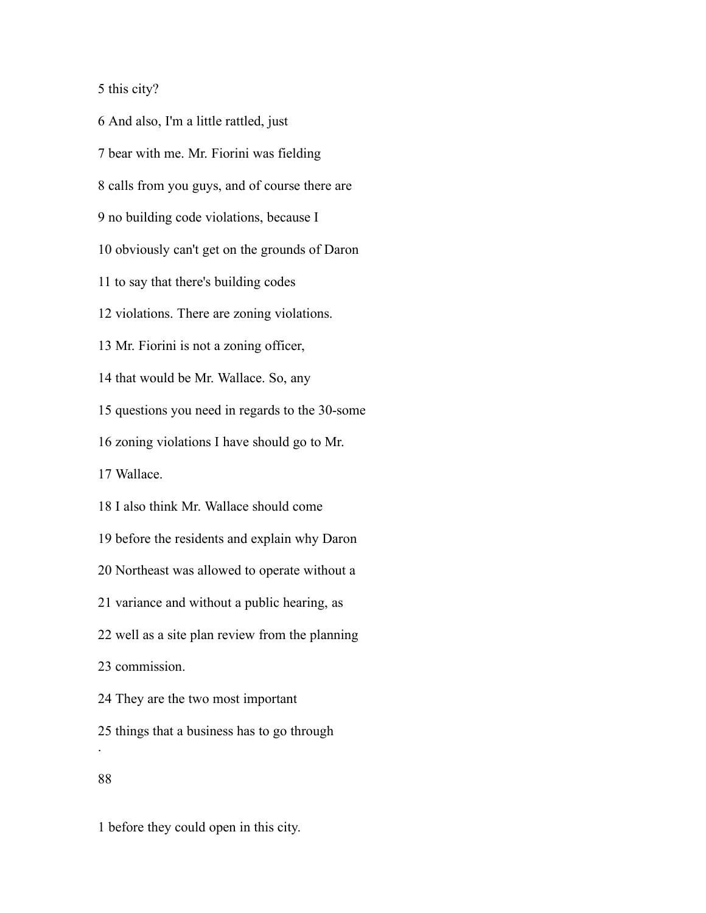5 this city?

6 And also, I'm a little rattled, just

7 bear with me. Mr. Fiorini was fielding

8 calls from you guys, and of course there are

9 no building code violations, because I

10 obviously can't get on the grounds of Daron

11 to say that there's building codes

12 violations. There are zoning violations.

13 Mr. Fiorini is not a zoning officer,

14 that would be Mr. Wallace. So, any

15 questions you need in regards to the 30-some

16 zoning violations I have should go to Mr.

17 Wallace.

18 I also think Mr. Wallace should come

19 before the residents and explain why Daron

20 Northeast was allowed to operate without a

21 variance and without a public hearing, as

22 well as a site plan review from the planning

23 commission.

24 They are the two most important

25 things that a business has to go through

1 before they could open in this city.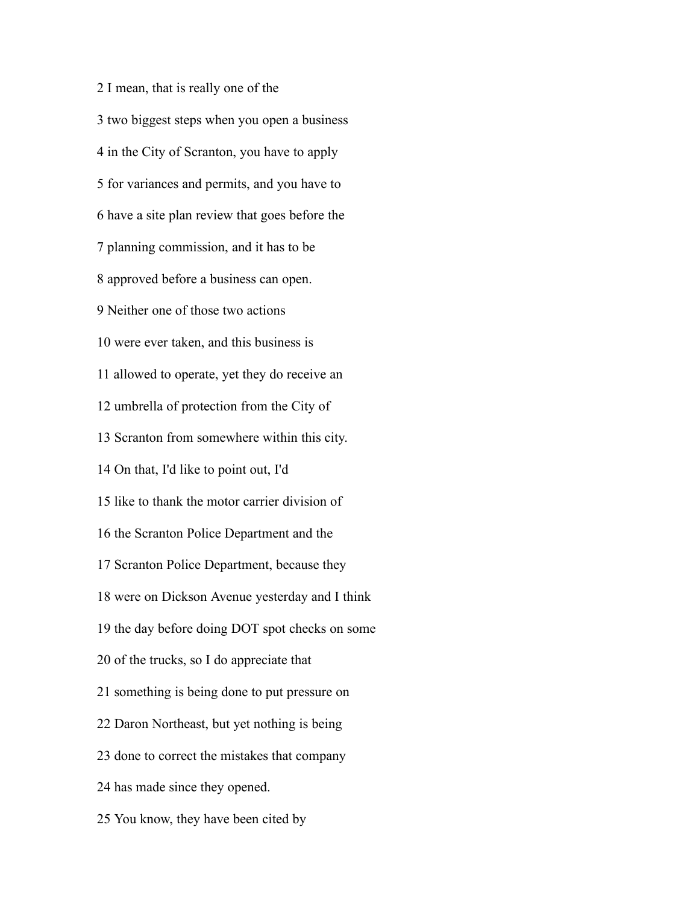2 I mean, that is really one of the

3 two biggest steps when you open a business

4 in the City of Scranton, you have to apply

5 for variances and permits, and you have to

6 have a site plan review that goes before the

7 planning commission, and it has to be

8 approved before a business can open.

9 Neither one of those two actions

10 were ever taken, and this business is

11 allowed to operate, yet they do receive an

12 umbrella of protection from the City of

13 Scranton from somewhere within this city.

14 On that, I'd like to point out, I'd

15 like to thank the motor carrier division of

16 the Scranton Police Department and the

17 Scranton Police Department, because they

18 were on Dickson Avenue yesterday and I think

19 the day before doing DOT spot checks on some

20 of the trucks, so I do appreciate that

21 something is being done to put pressure on

22 Daron Northeast, but yet nothing is being

23 done to correct the mistakes that company

24 has made since they opened.

25 You know, they have been cited by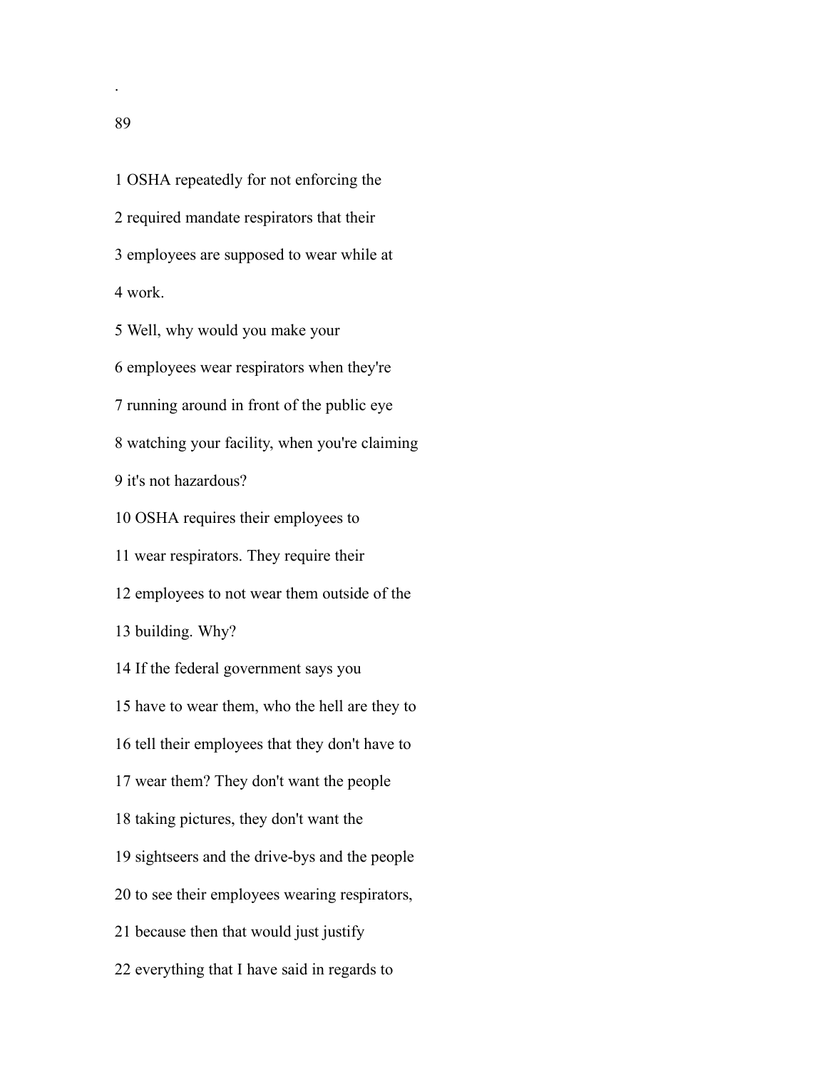1 OSHA repeatedly for not enforcing the

2 required mandate respirators that their

3 employees are supposed to wear while at

4 work.

5 Well, why would you make your

6 employees wear respirators when they're

7 running around in front of the public eye

8 watching your facility, when you're claiming

9 it's not hazardous?

10 OSHA requires their employees to

11 wear respirators. They require their

12 employees to not wear them outside of the

13 building. Why?

14 If the federal government says you

15 have to wear them, who the hell are they to

16 tell their employees that they don't have to

17 wear them? They don't want the people

18 taking pictures, they don't want the

19 sightseers and the drive-bys and the people

20 to see their employees wearing respirators,

21 because then that would just justify

22 everything that I have said in regards to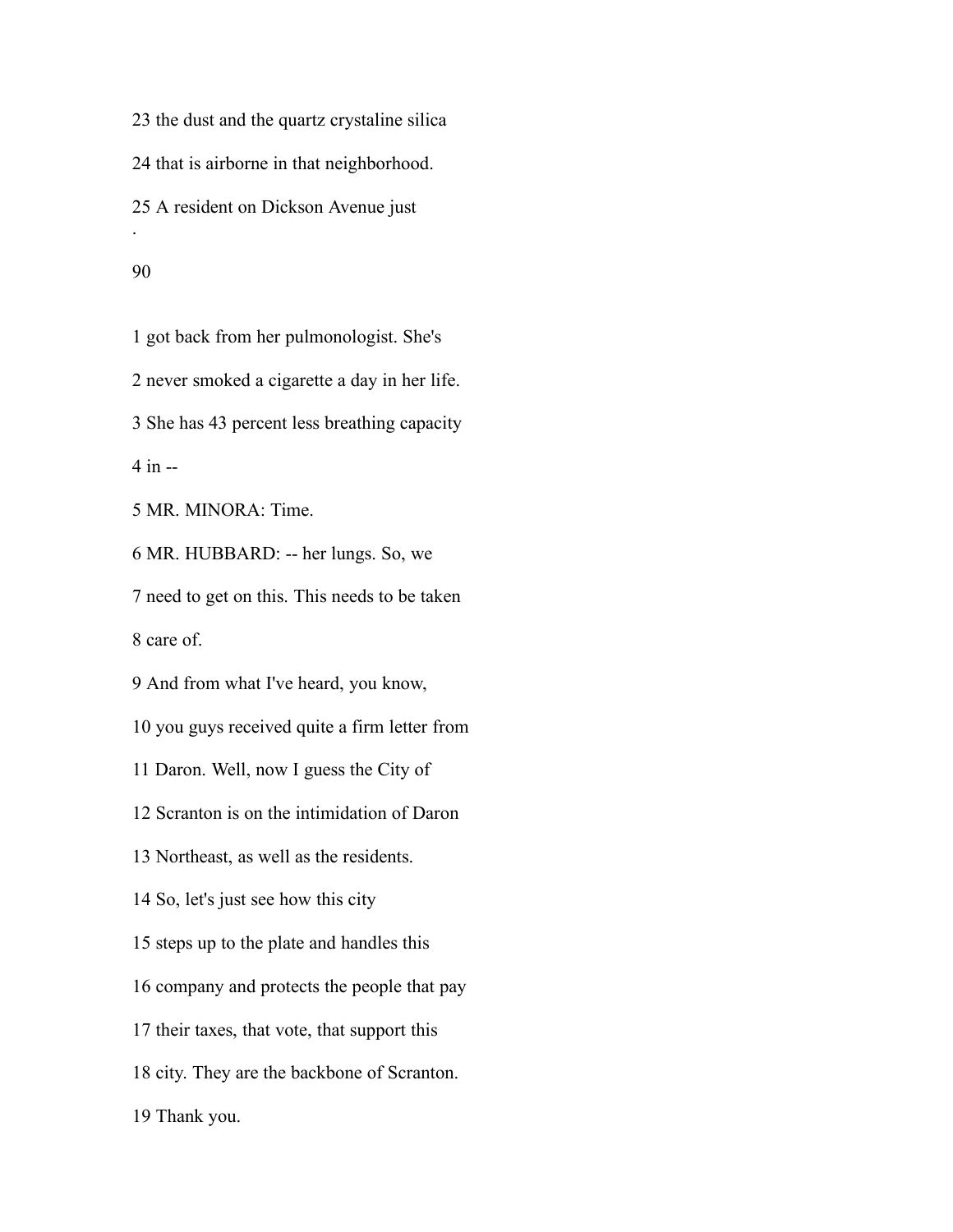23 the dust and the quartz crystaline silica

24 that is airborne in that neighborhood.

25 A resident on Dickson Avenue just

.

1 got back from her pulmonologist. She's

2 never smoked a cigarette a day in her life.

3 She has 43 percent less breathing capacity

4 in --

5 MR. MINORA: Time.

6 MR. HUBBARD: -- her lungs. So, we

7 need to get on this. This needs to be taken

8 care of.

9 And from what I've heard, you know,

10 you guys received quite a firm letter from

11 Daron. Well, now I guess the City of

12 Scranton is on the intimidation of Daron

13 Northeast, as well as the residents.

14 So, let's just see how this city

15 steps up to the plate and handles this

16 company and protects the people that pay

17 their taxes, that vote, that support this

18 city. They are the backbone of Scranton.

19 Thank you.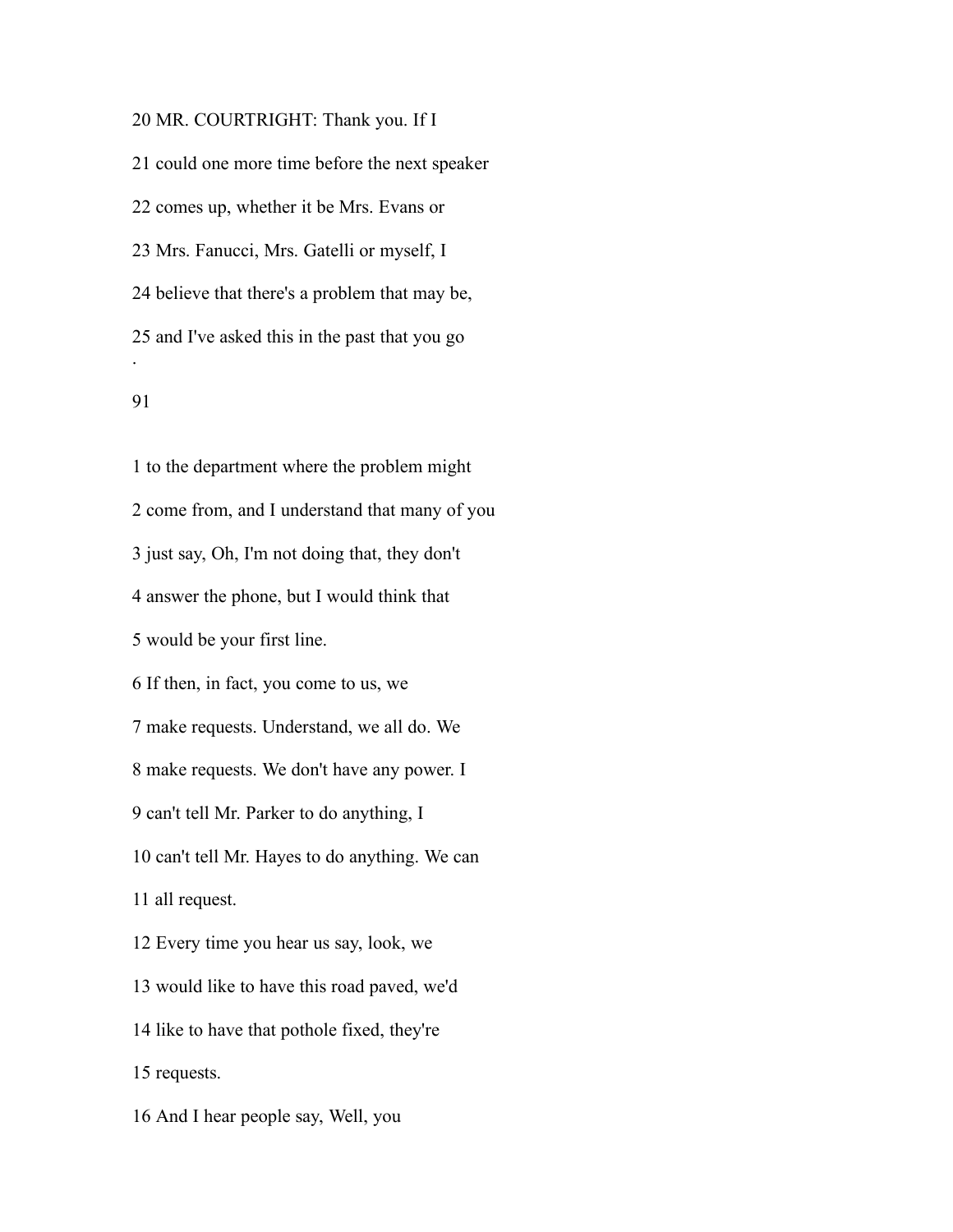20 MR. COURTRIGHT: Thank you. If I

21 could one more time before the next speaker

22 comes up, whether it be Mrs. Evans or

23 Mrs. Fanucci, Mrs. Gatelli or myself, I

24 believe that there's a problem that may be,

25 and I've asked this in the past that you go

1 to the department where the problem might

2 come from, and I understand that many of you

3 just say, Oh, I'm not doing that, they don't

4 answer the phone, but I would think that

5 would be your first line.

6 If then, in fact, you come to us, we

7 make requests. Understand, we all do. We

8 make requests. We don't have any power. I

9 can't tell Mr. Parker to do anything, I

10 can't tell Mr. Hayes to do anything. We can

11 all request.

12 Every time you hear us say, look, we

13 would like to have this road paved, we'd

14 like to have that pothole fixed, they're

15 requests.

16 And I hear people say, Well, you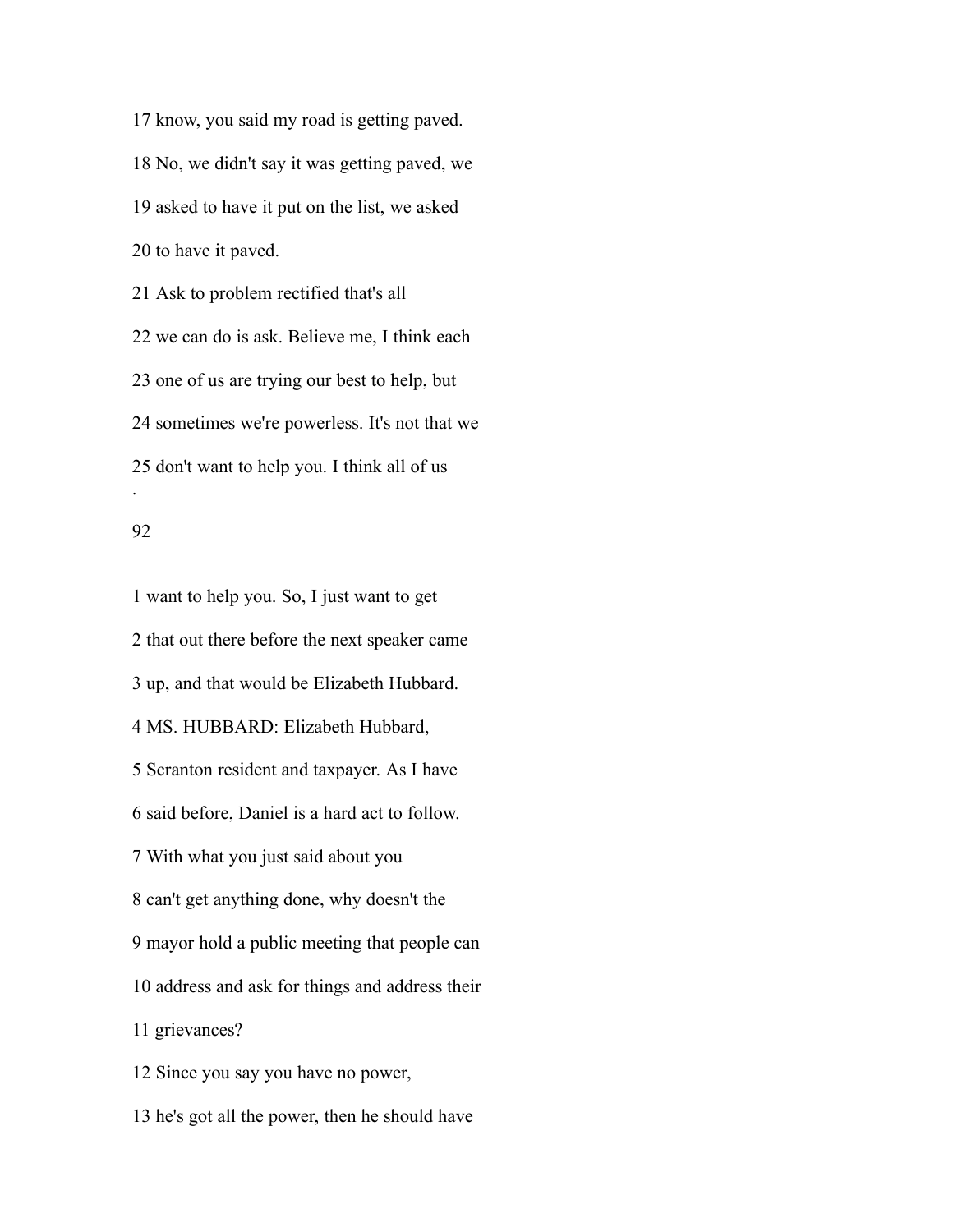17 know, you said my road is getting paved.

18 No, we didn't say it was getting paved, we

19 asked to have it put on the list, we asked

20 to have it paved.

21 Ask to problem rectified that's all

22 we can do is ask. Believe me, I think each

23 one of us are trying our best to help, but

24 sometimes we're powerless. It's not that we

25 don't want to help you. I think all of us

1 want to help you. So, I just want to get

2 that out there before the next speaker came

3 up, and that would be Elizabeth Hubbard.

4 MS. HUBBARD: Elizabeth Hubbard,

5 Scranton resident and taxpayer. As I have

6 said before, Daniel is a hard act to follow.

7 With what you just said about you

8 can't get anything done, why doesn't the

9 mayor hold a public meeting that people can

10 address and ask for things and address their

11 grievances?

12 Since you say you have no power,

13 he's got all the power, then he should have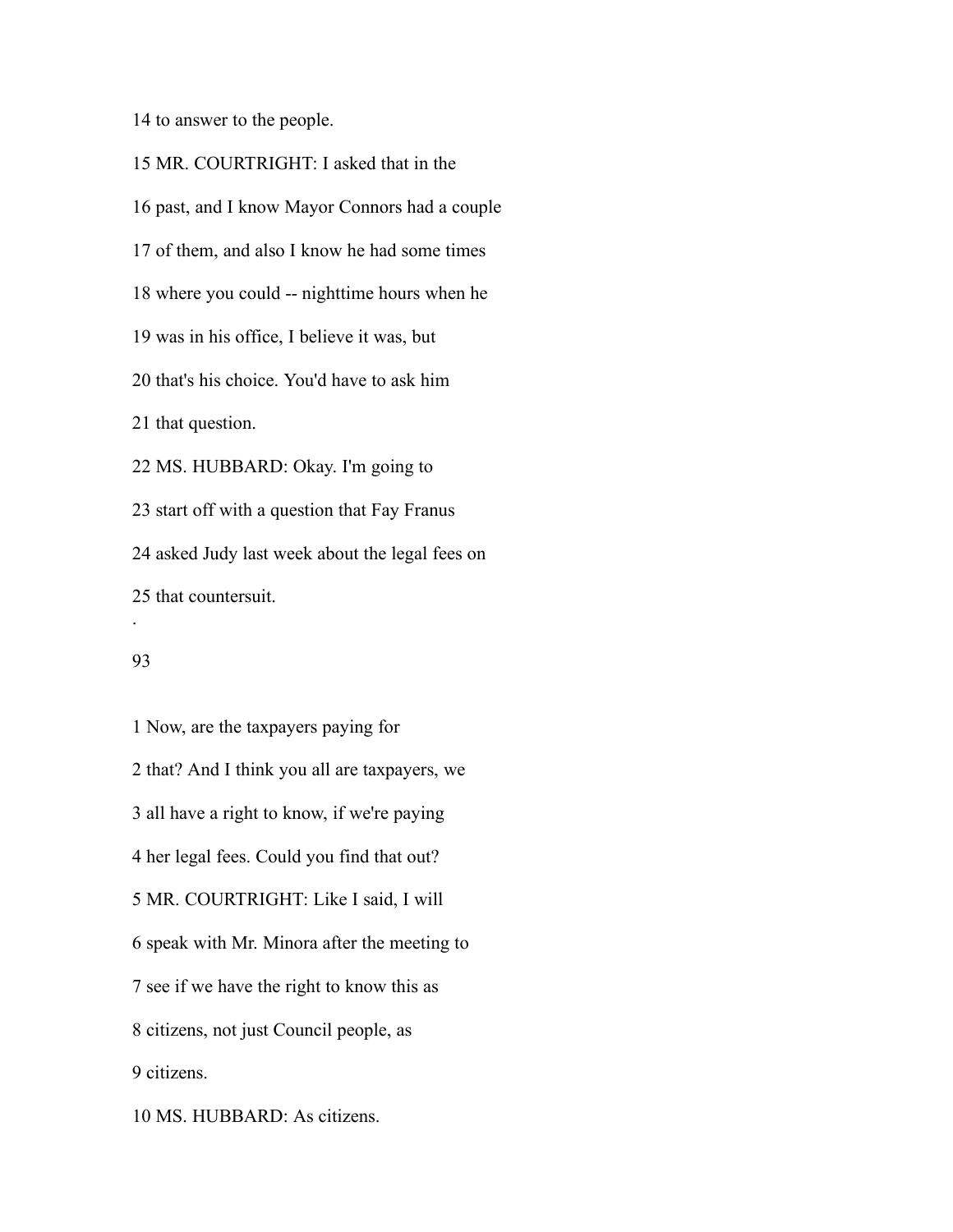14 to answer to the people.

15 MR. COURTRIGHT: I asked that in the

16 past, and I know Mayor Connors had a couple

17 of them, and also I know he had some times

18 where you could -- nighttime hours when he

19 was in his office, I believe it was, but

20 that's his choice. You'd have to ask him

21 that question.

22 MS. HUBBARD: Okay. I'm going to

23 start off with a question that Fay Franus

24 asked Judy last week about the legal fees on

25 that countersuit.

1 Now, are the taxpayers paying for

2 that? And I think you all are taxpayers, we

3 all have a right to know, if we're paying

4 her legal fees. Could you find that out?

5 MR. COURTRIGHT: Like I said, I will

6 speak with Mr. Minora after the meeting to

7 see if we have the right to know this as

8 citizens, not just Council people, as

9 citizens.

10 MS. HUBBARD: As citizens.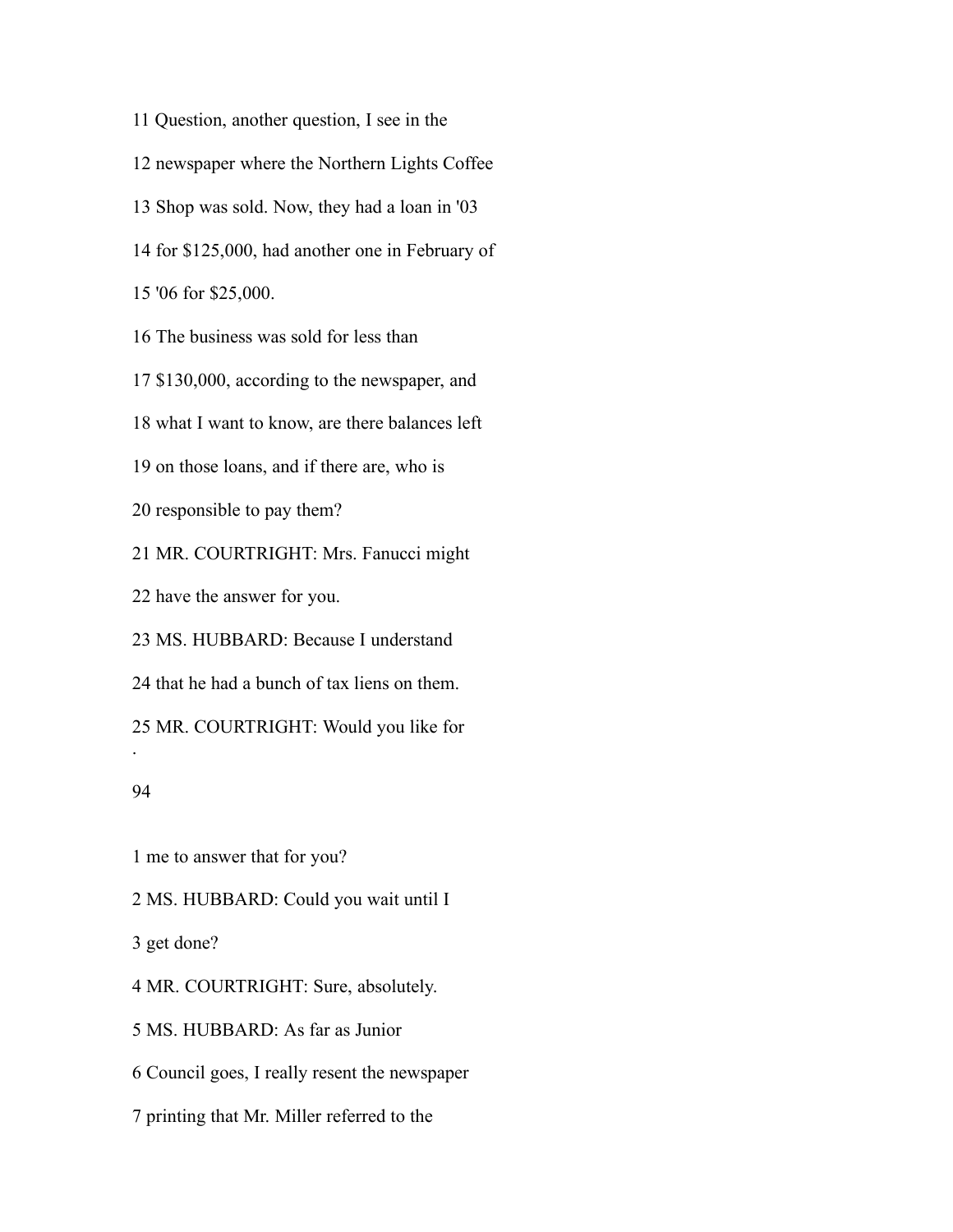11 Question, another question, I see in the

12 newspaper where the Northern Lights Coffee

13 Shop was sold. Now, they had a loan in '03

14 for $125,000, had another one in February of

15 '06 for $25,000.

16 The business was sold for less than

17 $130,000, according to the newspaper, and

18 what I want to know, are there balances left

19 on those loans, and if there are, who is

20 responsible to pay them?

21 MR. COURTRIGHT: Mrs. Fanucci might

22 have the answer for you.

23 MS. HUBBARD: Because I understand

24 that he had a bunch of tax liens on them.

25 MR. COURTRIGHT: Would you like for

1 me to answer that for you?

2 MS. HUBBARD: Could you wait until I

3 get done?

4 MR. COURTRIGHT: Sure, absolutely.

5 MS. HUBBARD: As far as Junior

6 Council goes, I really resent the newspaper

7 printing that Mr. Miller referred to the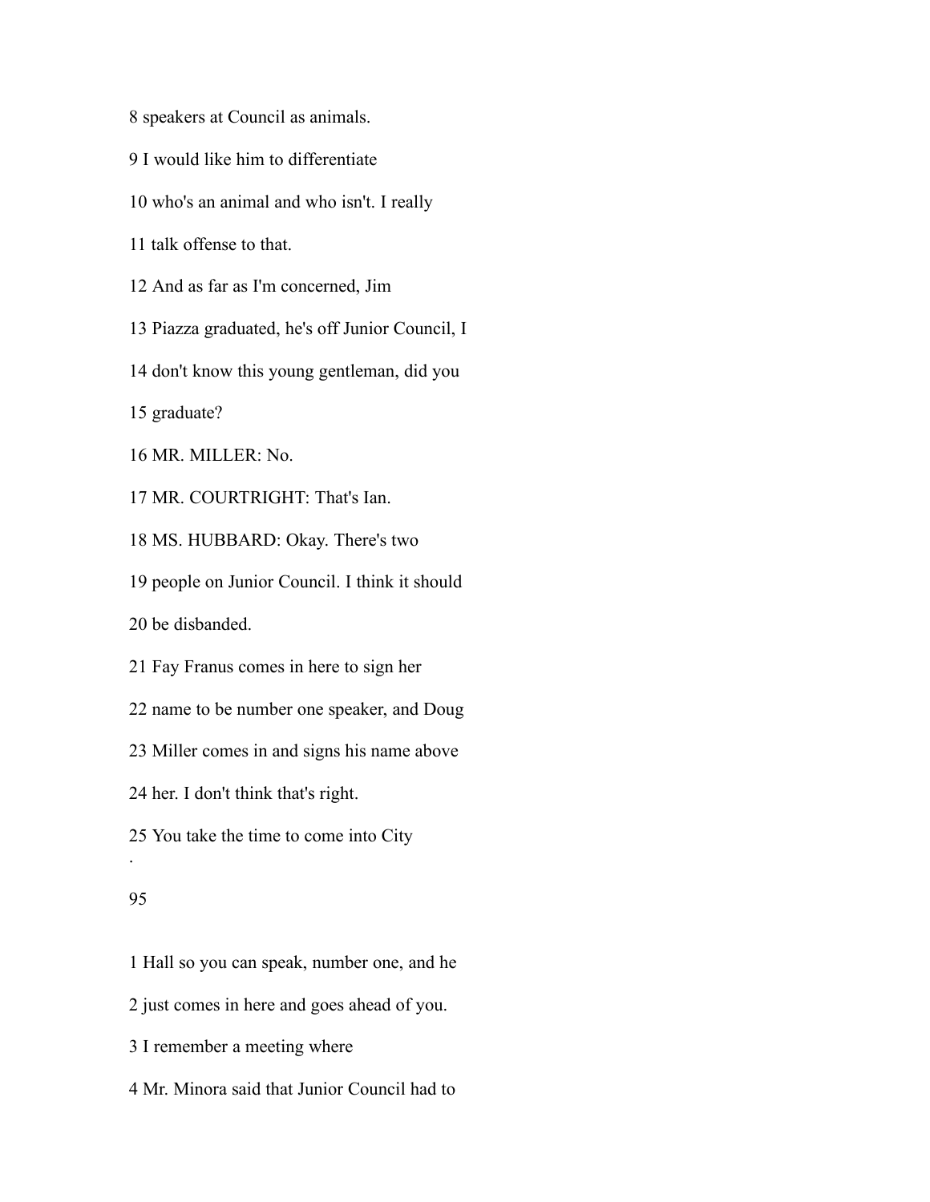8 speakers at Council as animals.

9 I would like him to differentiate

10 who's an animal and who isn't. I really

11 talk offense to that.

12 And as far as I'm concerned, Jim

13 Piazza graduated, he's off Junior Council, I

14 don't know this young gentleman, did you

15 graduate?

16 MR. MILLER: No.

17 MR. COURTRIGHT: That's Ian.

18 MS. HUBBARD: Okay. There's two

19 people on Junior Council. I think it should

20 be disbanded.

21 Fay Franus comes in here to sign her

22 name to be number one speaker, and Doug

23 Miller comes in and signs his name above

24 her. I don't think that's right.

25 You take the time to come into City

1 Hall so you can speak, number one, and he

2 just comes in here and goes ahead of you.

3 I remember a meeting where

4 Mr. Minora said that Junior Council had to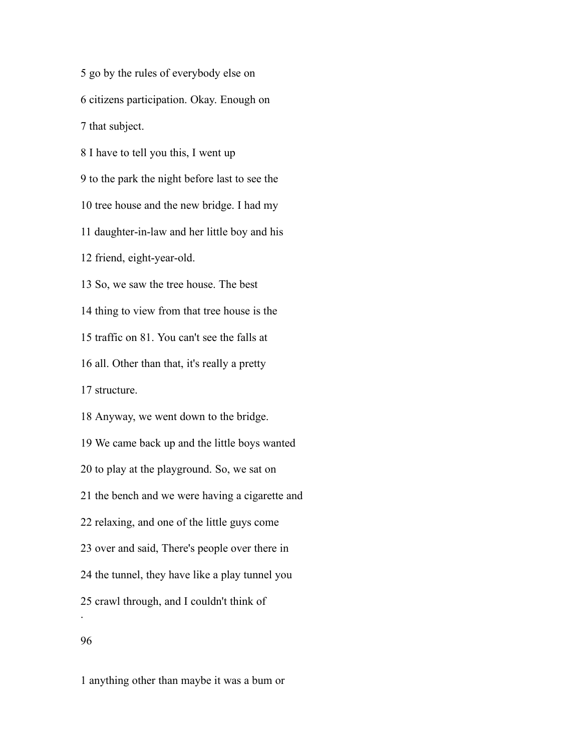5 go by the rules of everybody else on

6 citizens participation. Okay. Enough on

7 that subject.

8 I have to tell you this, I went up

9 to the park the night before last to see the

10 tree house and the new bridge. I had my

11 daughter-in-law and her little boy and his

12 friend, eight-year-old.

13 So, we saw the tree house. The best

14 thing to view from that tree house is the

15 traffic on 81. You can't see the falls at

16 all. Other than that, it's really a pretty

17 structure.

18 Anyway, we went down to the bridge.

19 We came back up and the little boys wanted

20 to play at the playground. So, we sat on

21 the bench and we were having a cigarette and

22 relaxing, and one of the little guys come

23 over and said, There's people over there in

24 the tunnel, they have like a play tunnel you

25 crawl through, and I couldn't think of

1 anything other than maybe it was a bum or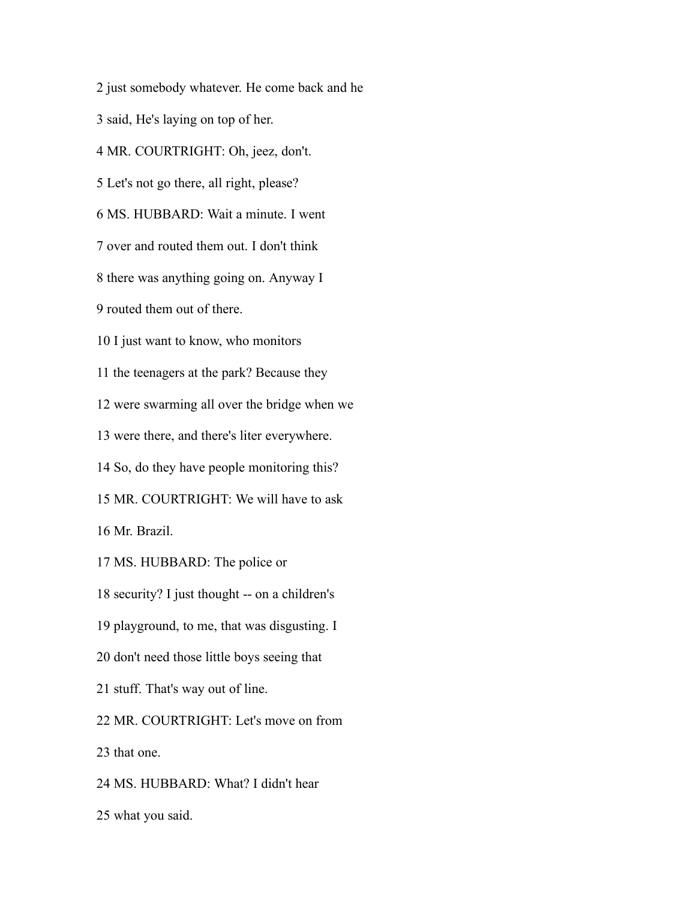2 just somebody whatever. He come back and he

3 said, He's laying on top of her.

4 MR. COURTRIGHT: Oh, jeez, don't.

5 Let's not go there, all right, please?

6 MS. HUBBARD: Wait a minute. I went

7 over and routed them out. I don't think

8 there was anything going on. Anyway I

9 routed them out of there.

10 I just want to know, who monitors

11 the teenagers at the park? Because they

12 were swarming all over the bridge when we

13 were there, and there's liter everywhere.

14 So, do they have people monitoring this?

15 MR. COURTRIGHT: We will have to ask

16 Mr. Brazil.

17 MS. HUBBARD: The police or

18 security? I just thought -- on a children's

19 playground, to me, that was disgusting. I

20 don't need those little boys seeing that

21 stuff. That's way out of line.

22 MR. COURTRIGHT: Let's move on from

23 that one.

24 MS. HUBBARD: What? I didn't hear

25 what you said.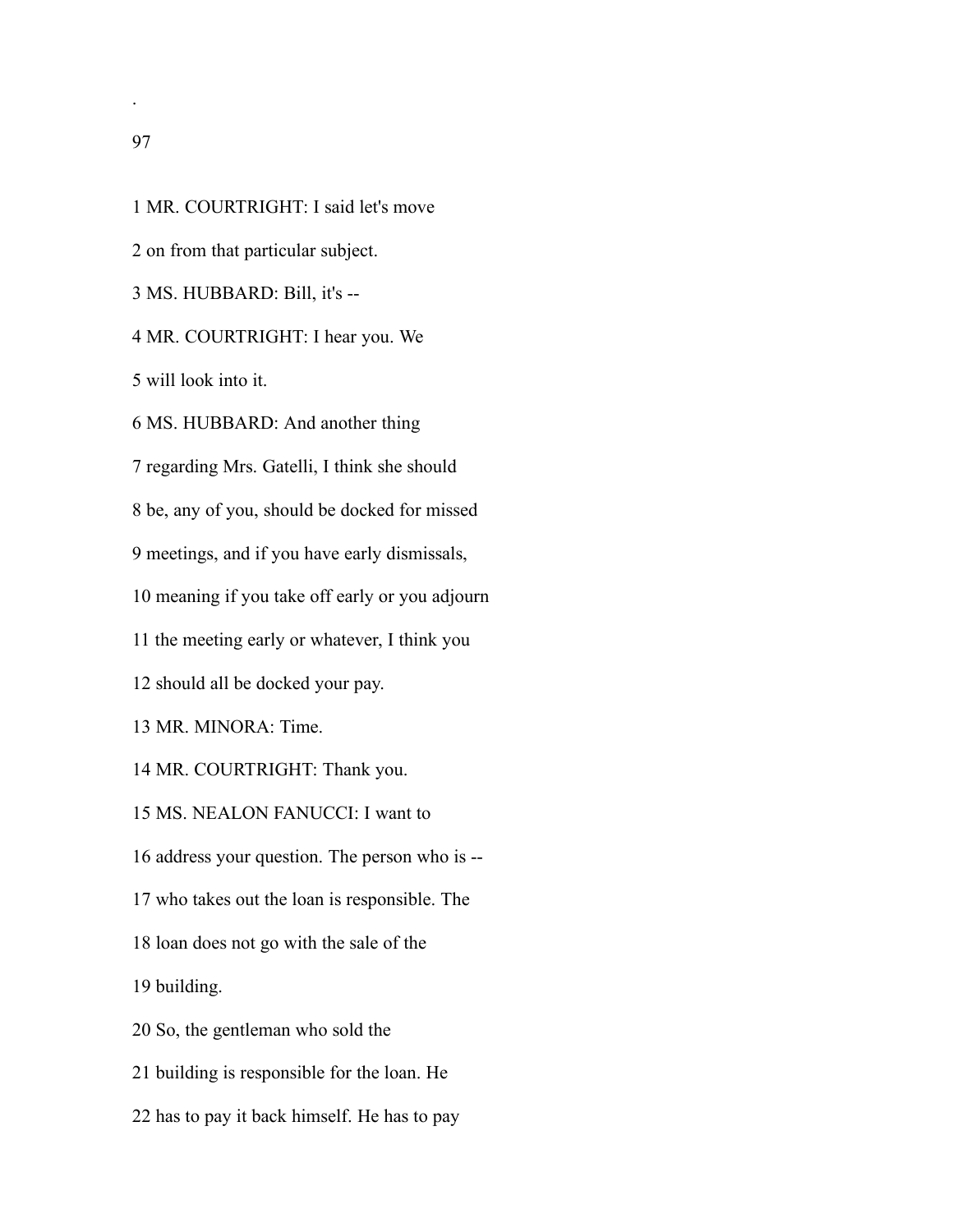1 MR. COURTRIGHT: I said let's move

2 on from that particular subject.

3 MS. HUBBARD: Bill, it's --

4 MR. COURTRIGHT: I hear you. We

5 will look into it.

6 MS. HUBBARD: And another thing

7 regarding Mrs. Gatelli, I think she should

8 be, any of you, should be docked for missed

9 meetings, and if you have early dismissals,

10 meaning if you take off early or you adjourn

11 the meeting early or whatever, I think you

12 should all be docked your pay.

13 MR. MINORA: Time.

14 MR. COURTRIGHT: Thank you.

15 MS. NEALON FANUCCI: I want to

16 address your question. The person who is --

17 who takes out the loan is responsible. The

18 loan does not go with the sale of the

19 building.

20 So, the gentleman who sold the

21 building is responsible for the loan. He

22 has to pay it back himself. He has to pay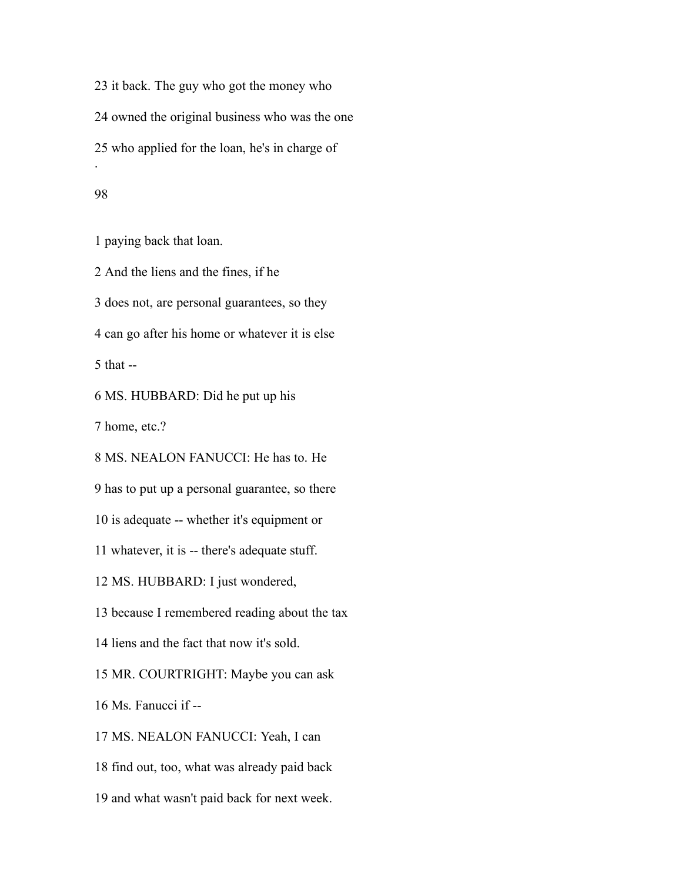23 it back. The guy who got the money who

24 owned the original business who was the one

25 who applied for the loan, he's in charge of

1 paying back that loan.

2 And the liens and the fines, if he

3 does not, are personal guarantees, so they

4 can go after his home or whatever it is else

5 that --

6 MS. HUBBARD: Did he put up his

7 home, etc.?

8 MS. NEALON FANUCCI: He has to. He

9 has to put up a personal guarantee, so there

10 is adequate -- whether it's equipment or

11 whatever, it is -- there's adequate stuff.

12 MS. HUBBARD: I just wondered,

13 because I remembered reading about the tax

14 liens and the fact that now it's sold.

15 MR. COURTRIGHT: Maybe you can ask

16 Ms. Fanucci if --

17 MS. NEALON FANUCCI: Yeah, I can

18 find out, too, what was already paid back

19 and what wasn't paid back for next week.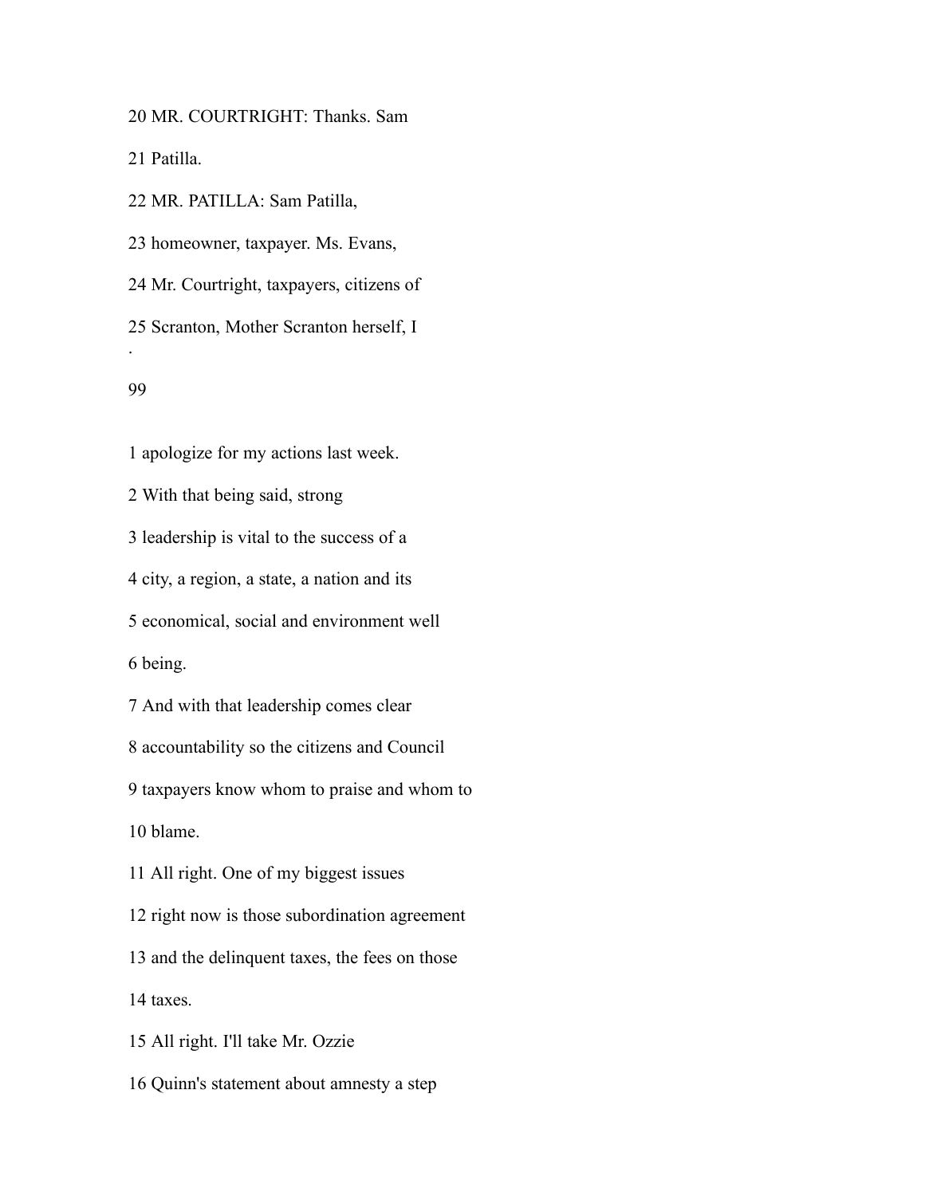20 MR. COURTRIGHT: Thanks. Sam

21 Patilla.

22 MR. PATILLA: Sam Patilla,

23 homeowner, taxpayer. Ms. Evans,

24 Mr. Courtright, taxpayers, citizens of

25 Scranton, Mother Scranton herself, I

1 apologize for my actions last week.

2 With that being said, strong

3 leadership is vital to the success of a

4 city, a region, a state, a nation and its

5 economical, social and environment well

6 being.

7 And with that leadership comes clear

8 accountability so the citizens and Council

9 taxpayers know whom to praise and whom to

10 blame.

11 All right. One of my biggest issues

12 right now is those subordination agreement

13 and the delinquent taxes, the fees on those

14 taxes.

15 All right. I'll take Mr. Ozzie

16 Quinn's statement about amnesty a step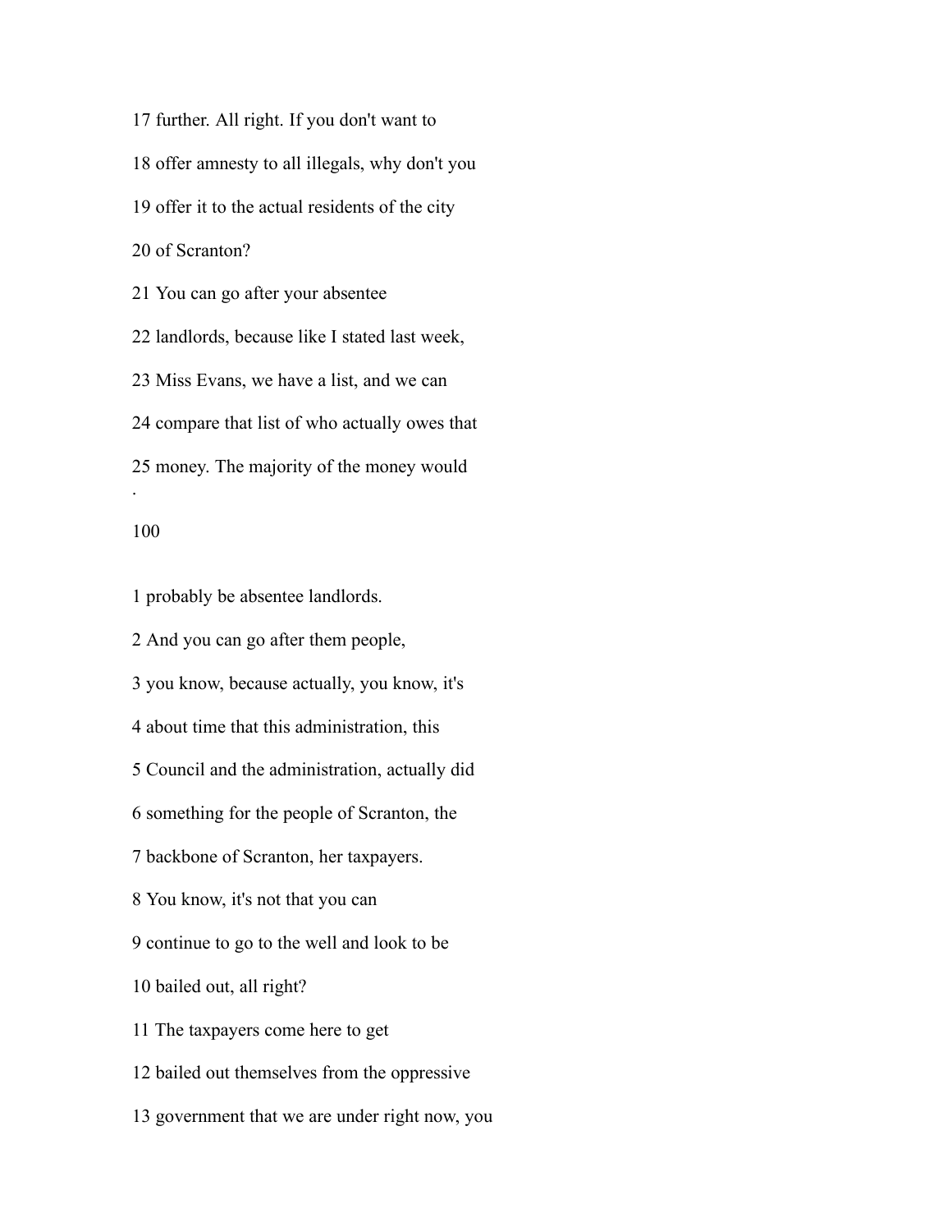17 further. All right. If you don't want to

18 offer amnesty to all illegals, why don't you

19 offer it to the actual residents of the city

20 of Scranton?

21 You can go after your absentee

22 landlords, because like I stated last week,

23 Miss Evans, we have a list, and we can

24 compare that list of who actually owes that

25 money. The majority of the money would

1 probably be absentee landlords.

2 And you can go after them people,

3 you know, because actually, you know, it's

4 about time that this administration, this

5 Council and the administration, actually did

6 something for the people of Scranton, the

7 backbone of Scranton, her taxpayers.

8 You know, it's not that you can

9 continue to go to the well and look to be

10 bailed out, all right?

11 The taxpayers come here to get

12 bailed out themselves from the oppressive

13 government that we are under right now, you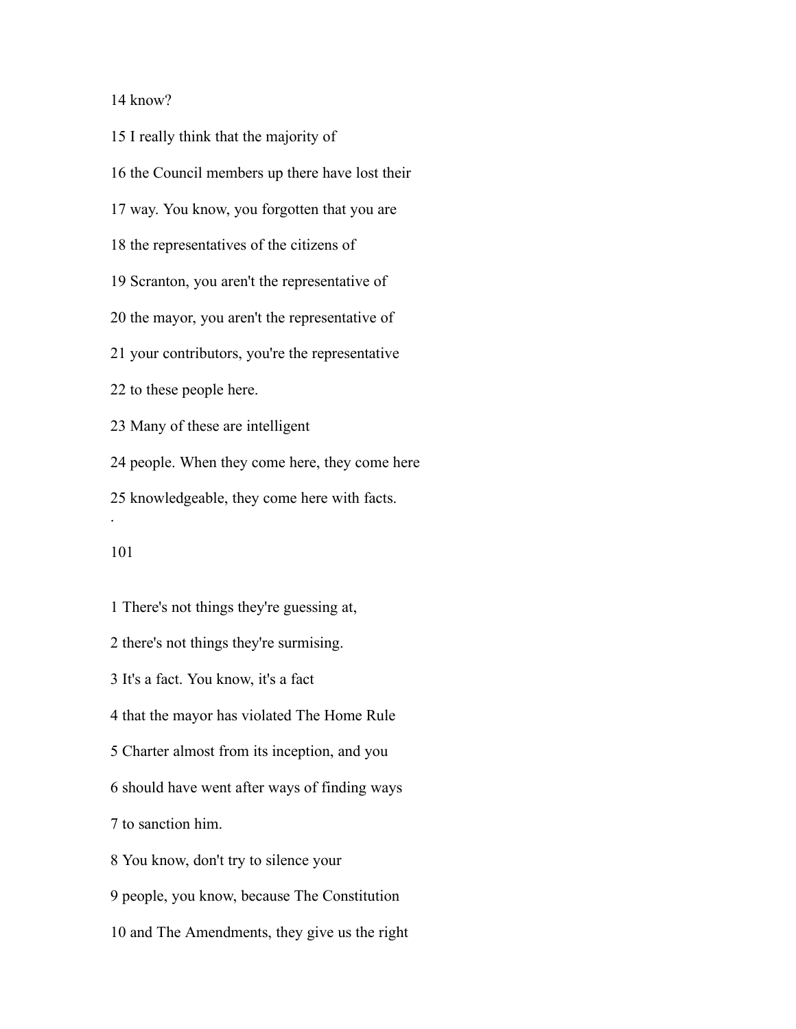14 know?

15 I really think that the majority of

16 the Council members up there have lost their

17 way. You know, you forgotten that you are

18 the representatives of the citizens of

19 Scranton, you aren't the representative of

20 the mayor, you aren't the representative of

21 your contributors, you're the representative

22 to these people here.

23 Many of these are intelligent

24 people. When they come here, they come here

25 knowledgeable, they come here with facts.

1 There's not things they're guessing at,

2 there's not things they're surmising.

3 It's a fact. You know, it's a fact

4 that the mayor has violated The Home Rule

5 Charter almost from its inception, and you

6 should have went after ways of finding ways

7 to sanction him.

8 You know, don't try to silence your

9 people, you know, because The Constitution

10 and The Amendments, they give us the right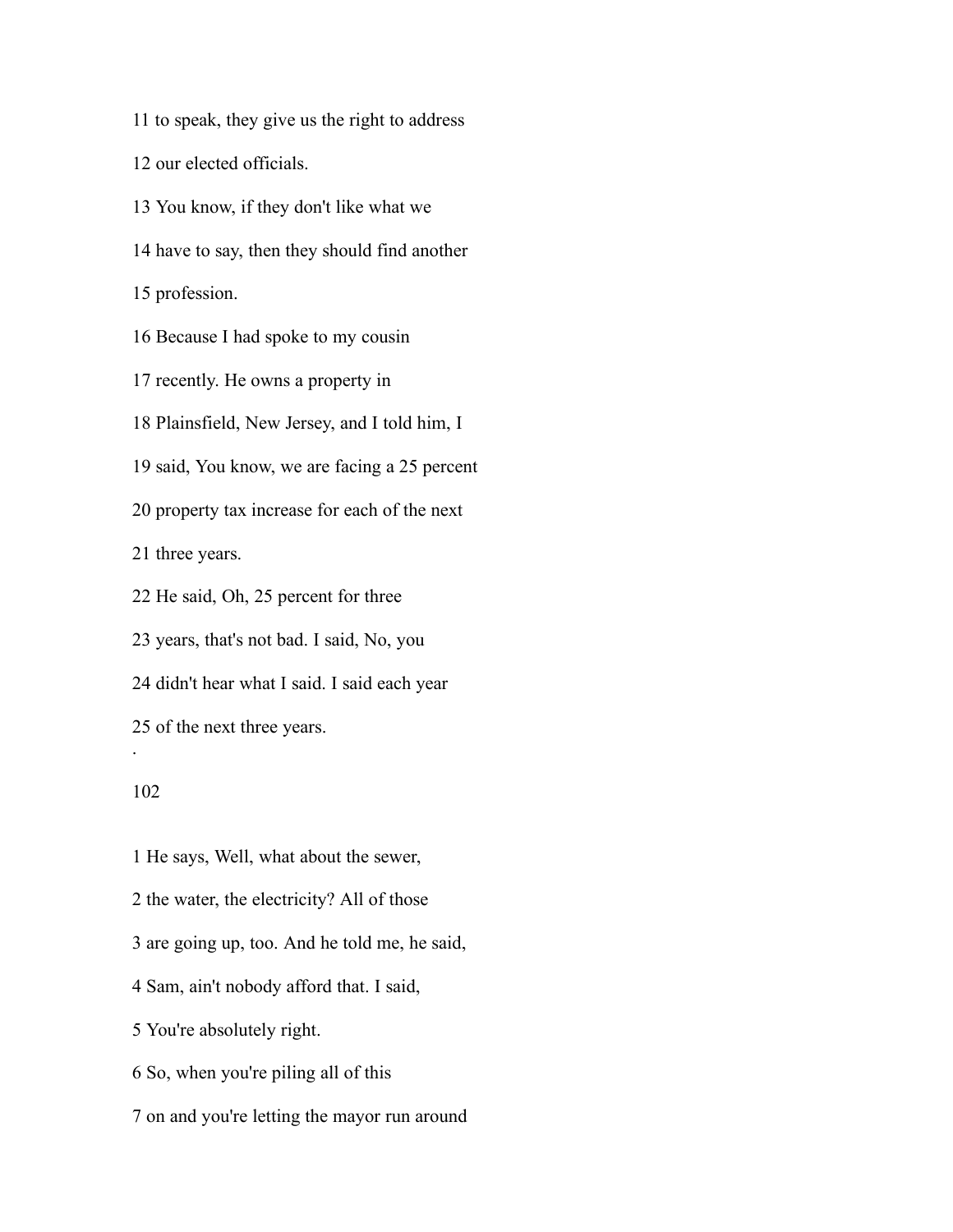11 to speak, they give us the right to address

12 our elected officials.

13 You know, if they don't like what we

14 have to say, then they should find another

15 profession.

16 Because I had spoke to my cousin

17 recently. He owns a property in

18 Plainsfield, New Jersey, and I told him, I

19 said, You know, we are facing a 25 percent

20 property tax increase for each of the next

21 three years.

22 He said, Oh, 25 percent for three

23 years, that's not bad. I said, No, you

24 didn't hear what I said. I said each year

25 of the next three years.

1 He says, Well, what about the sewer,

2 the water, the electricity? All of those

3 are going up, too. And he told me, he said,

4 Sam, ain't nobody afford that. I said,

5 You're absolutely right.

6 So, when you're piling all of this

7 on and you're letting the mayor run around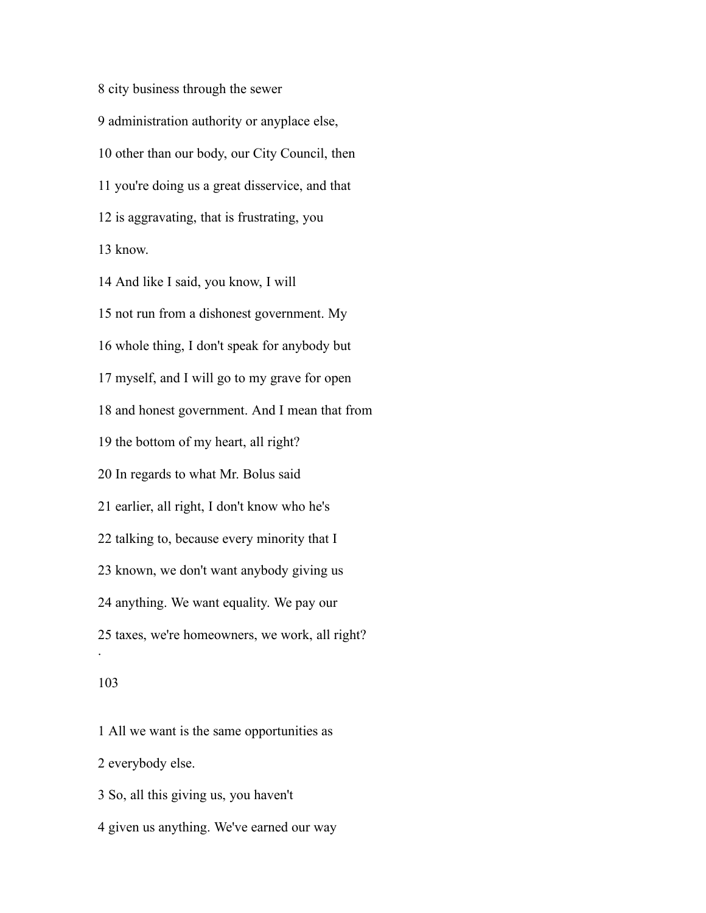8 city business through the sewer

9 administration authority or anyplace else,

10 other than our body, our City Council, then

11 you're doing us a great disservice, and that

12 is aggravating, that is frustrating, you

13 know.

14 And like I said, you know, I will

15 not run from a dishonest government. My

16 whole thing, I don't speak for anybody but

17 myself, and I will go to my grave for open

18 and honest government. And I mean that from

19 the bottom of my heart, all right?

20 In regards to what Mr. Bolus said

21 earlier, all right, I don't know who he's

22 talking to, because every minority that I

23 known, we don't want anybody giving us

24 anything. We want equality. We pay our

25 taxes, we're homeowners, we work, all right?

1 All we want is the same opportunities as

2 everybody else.

3 So, all this giving us, you haven't

4 given us anything. We've earned our way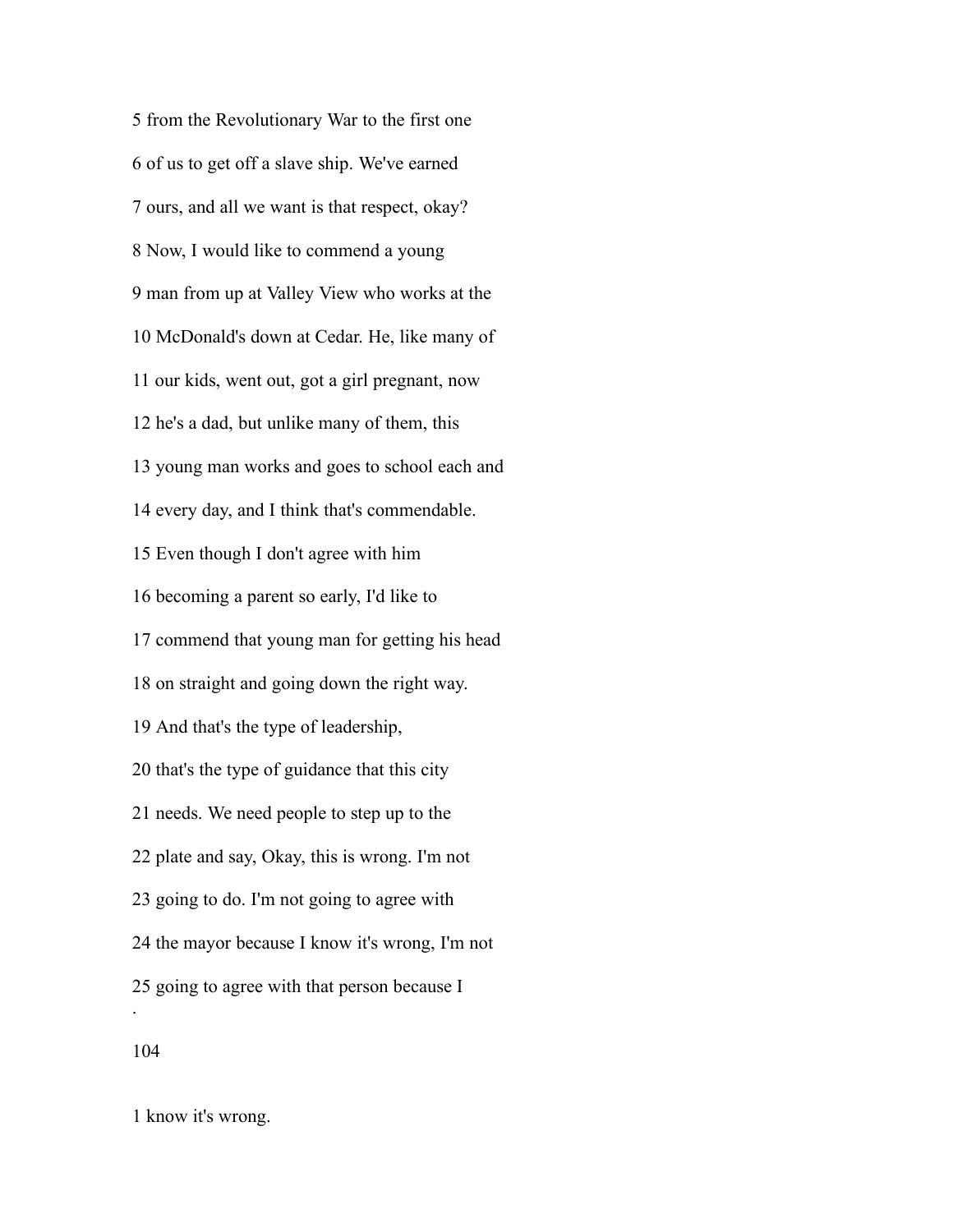5 from the Revolutionary War to the first one

6 of us to get off a slave ship. We've earned

7 ours, and all we want is that respect, okay?

8 Now, I would like to commend a young

9 man from up at Valley View who works at the

10 McDonald's down at Cedar. He, like many of

11 our kids, went out, got a girl pregnant, now

12 he's a dad, but unlike many of them, this

13 young man works and goes to school each and

14 every day, and I think that's commendable.

15 Even though I don't agree with him

16 becoming a parent so early, I'd like to

17 commend that young man for getting his head

18 on straight and going down the right way.

19 And that's the type of leadership,

20 that's the type of guidance that this city

21 needs. We need people to step up to the

22 plate and say, Okay, this is wrong. I'm not

23 going to do. I'm not going to agree with

24 the mayor because I know it's wrong, I'm not

25 going to agree with that person because I

1 know it's wrong.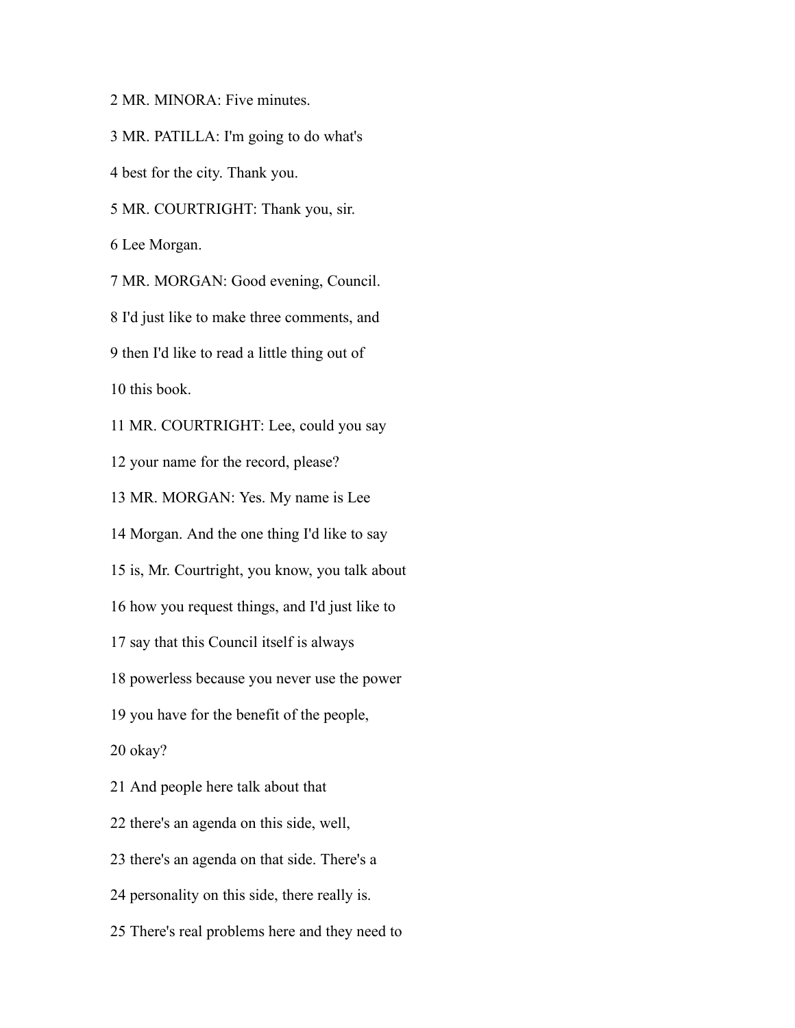2 MR. MINORA: Five minutes.

3 MR. PATILLA: I'm going to do what's

4 best for the city. Thank you.

5 MR. COURTRIGHT: Thank you, sir.

6 Lee Morgan.

7 MR. MORGAN: Good evening, Council.

8 I'd just like to make three comments, and

9 then I'd like to read a little thing out of

10 this book.

11 MR. COURTRIGHT: Lee, could you say

12 your name for the record, please?

13 MR. MORGAN: Yes. My name is Lee

14 Morgan. And the one thing I'd like to say

15 is, Mr. Courtright, you know, you talk about

16 how you request things, and I'd just like to

17 say that this Council itself is always

18 powerless because you never use the power

19 you have for the benefit of the people,

20 okay?

21 And people here talk about that

22 there's an agenda on this side, well,

23 there's an agenda on that side. There's a

24 personality on this side, there really is.

25 There's real problems here and they need to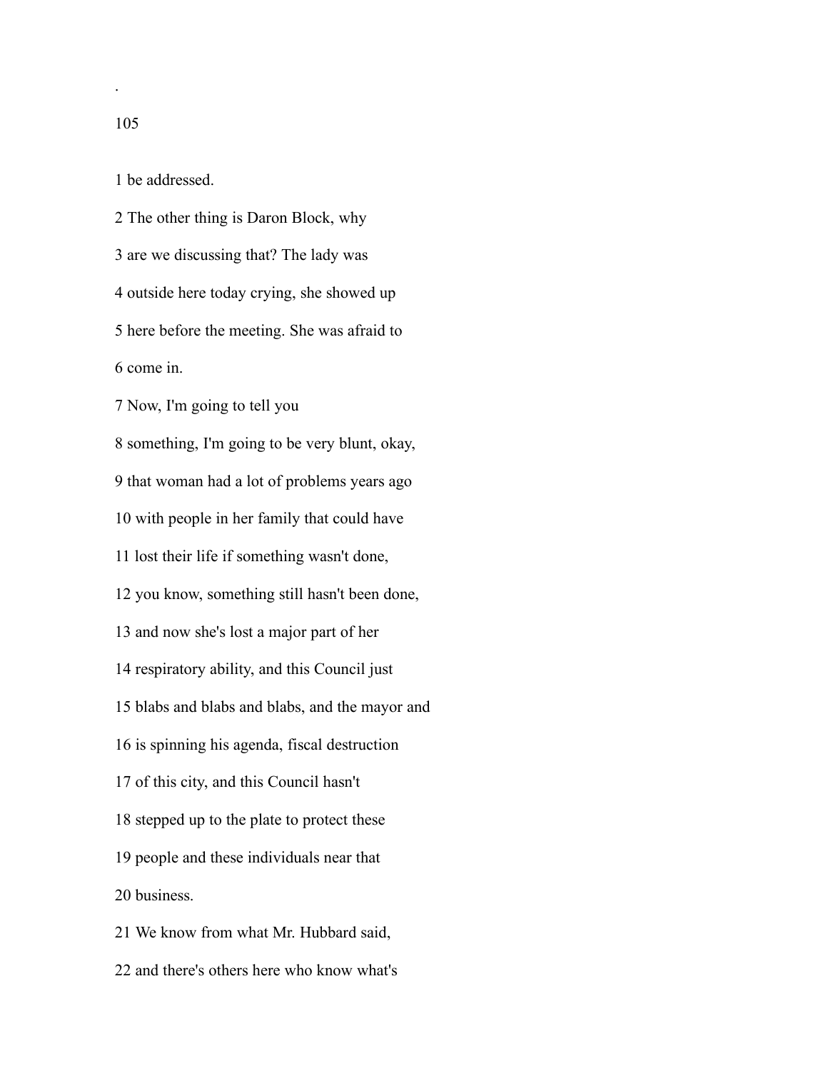1 be addressed.

2 The other thing is Daron Block, why

3 are we discussing that? The lady was

4 outside here today crying, she showed up

5 here before the meeting. She was afraid to

6 come in.

7 Now, I'm going to tell you

8 something, I'm going to be very blunt, okay,

9 that woman had a lot of problems years ago

10 with people in her family that could have

11 lost their life if something wasn't done,

12 you know, something still hasn't been done,

13 and now she's lost a major part of her

14 respiratory ability, and this Council just

15 blabs and blabs and blabs, and the mayor and

16 is spinning his agenda, fiscal destruction

17 of this city, and this Council hasn't

18 stepped up to the plate to protect these

19 people and these individuals near that

20 business.

21 We know from what Mr. Hubbard said,

22 and there's others here who know what's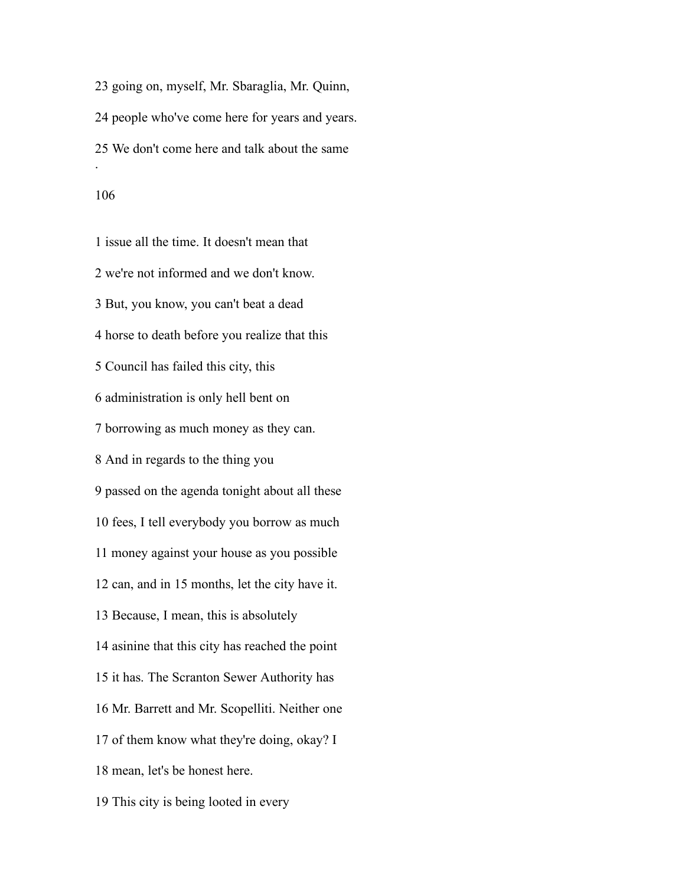23 going on, myself, Mr. Sbaraglia, Mr. Quinn,

24 people who've come here for years and years.

25 We don't come here and talk about the same

1 issue all the time. It doesn't mean that

2 we're not informed and we don't know.

3 But, you know, you can't beat a dead

4 horse to death before you realize that this

5 Council has failed this city, this

6 administration is only hell bent on

7 borrowing as much money as they can.

8 And in regards to the thing you

9 passed on the agenda tonight about all these

10 fees, I tell everybody you borrow as much

11 money against your house as you possible

12 can, and in 15 months, let the city have it.

13 Because, I mean, this is absolutely

14 asinine that this city has reached the point

15 it has. The Scranton Sewer Authority has

16 Mr. Barrett and Mr. Scopelliti. Neither one

17 of them know what they're doing, okay? I

18 mean, let's be honest here.

19 This city is being looted in every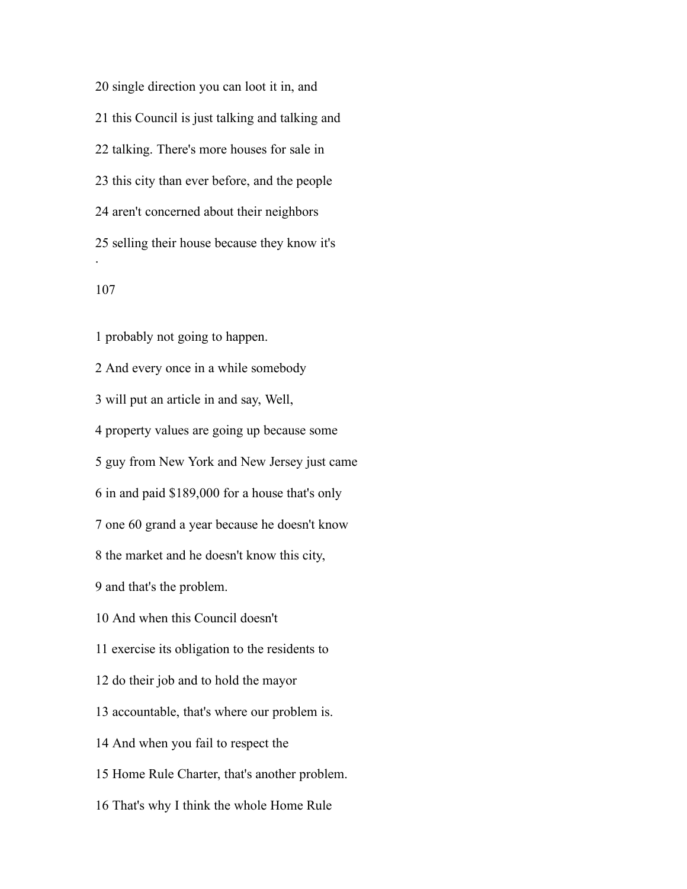20 single direction you can loot it in, and

21 this Council is just talking and talking and

22 talking. There's more houses for sale in

23 this city than ever before, and the people

24 aren't concerned about their neighbors

25 selling their house because they know it's

1 probably not going to happen.

2 And every once in a while somebody

3 will put an article in and say, Well,

4 property values are going up because some

5 guy from New York and New Jersey just came

6 in and paid $189,000 for a house that's only

7 one 60 grand a year because he doesn't know

8 the market and he doesn't know this city,

9 and that's the problem.

10 And when this Council doesn't

11 exercise its obligation to the residents to

12 do their job and to hold the mayor

13 accountable, that's where our problem is.

14 And when you fail to respect the

15 Home Rule Charter, that's another problem.

16 That's why I think the whole Home Rule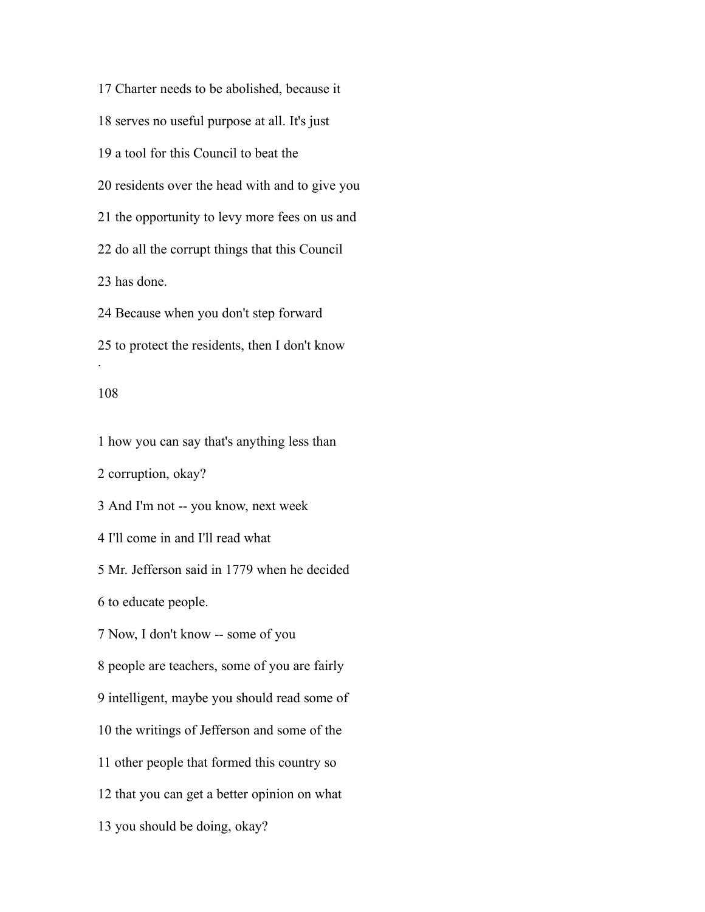17 Charter needs to be abolished, because it

18 serves no useful purpose at all. It's just

19 a tool for this Council to beat the

20 residents over the head with and to give you

21 the opportunity to levy more fees on us and

22 do all the corrupt things that this Council

23 has done.

24 Because when you don't step forward

25 to protect the residents, then I don't know

1 how you can say that's anything less than

2 corruption, okay?

3 And I'm not -- you know, next week

4 I'll come in and I'll read what

5 Mr. Jefferson said in 1779 when he decided

6 to educate people.

7 Now, I don't know -- some of you

8 people are teachers, some of you are fairly

9 intelligent, maybe you should read some of

10 the writings of Jefferson and some of the

11 other people that formed this country so

12 that you can get a better opinion on what

13 you should be doing, okay?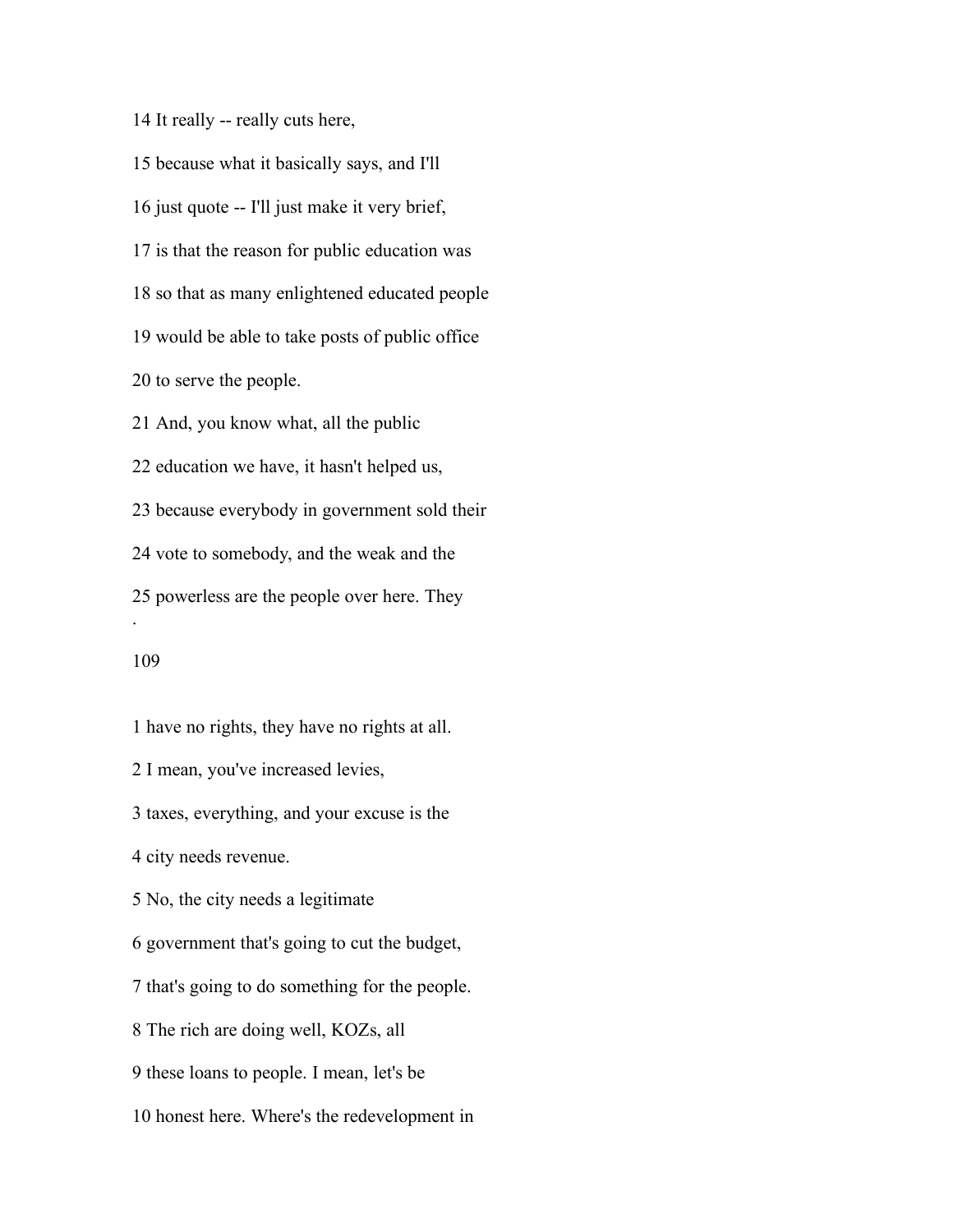14 It really -- really cuts here,

15 because what it basically says, and I'll

16 just quote -- I'll just make it very brief,

17 is that the reason for public education was

18 so that as many enlightened educated people

19 would be able to take posts of public office

20 to serve the people.

21 And, you know what, all the public

22 education we have, it hasn't helped us,

23 because everybody in government sold their

24 vote to somebody, and the weak and the

25 powerless are the people over here. They

1 have no rights, they have no rights at all.

2 I mean, you've increased levies,

3 taxes, everything, and your excuse is the

4 city needs revenue.

5 No, the city needs a legitimate

6 government that's going to cut the budget,

7 that's going to do something for the people.

8 The rich are doing well, KOZs, all

9 these loans to people. I mean, let's be

10 honest here. Where's the redevelopment in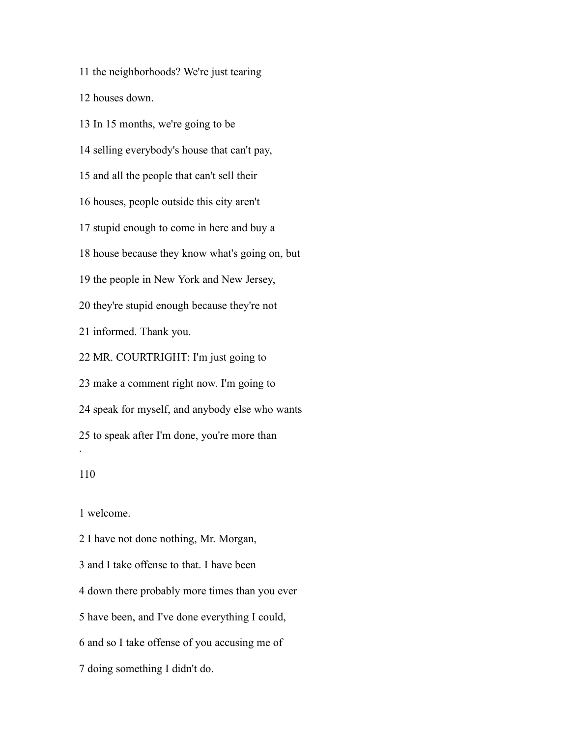11 the neighborhoods? We're just tearing

12 houses down.

13 In 15 months, we're going to be

14 selling everybody's house that can't pay,

15 and all the people that can't sell their

16 houses, people outside this city aren't

17 stupid enough to come in here and buy a

18 house because they know what's going on, but

19 the people in New York and New Jersey,

20 they're stupid enough because they're not

21 informed. Thank you.

22 MR. COURTRIGHT: I'm just going to

23 make a comment right now. I'm going to

24 speak for myself, and anybody else who wants

25 to speak after I'm done, you're more than

1 welcome.

2 I have not done nothing, Mr. Morgan,

3 and I take offense to that. I have been

4 down there probably more times than you ever

5 have been, and I've done everything I could,

6 and so I take offense of you accusing me of

7 doing something I didn't do.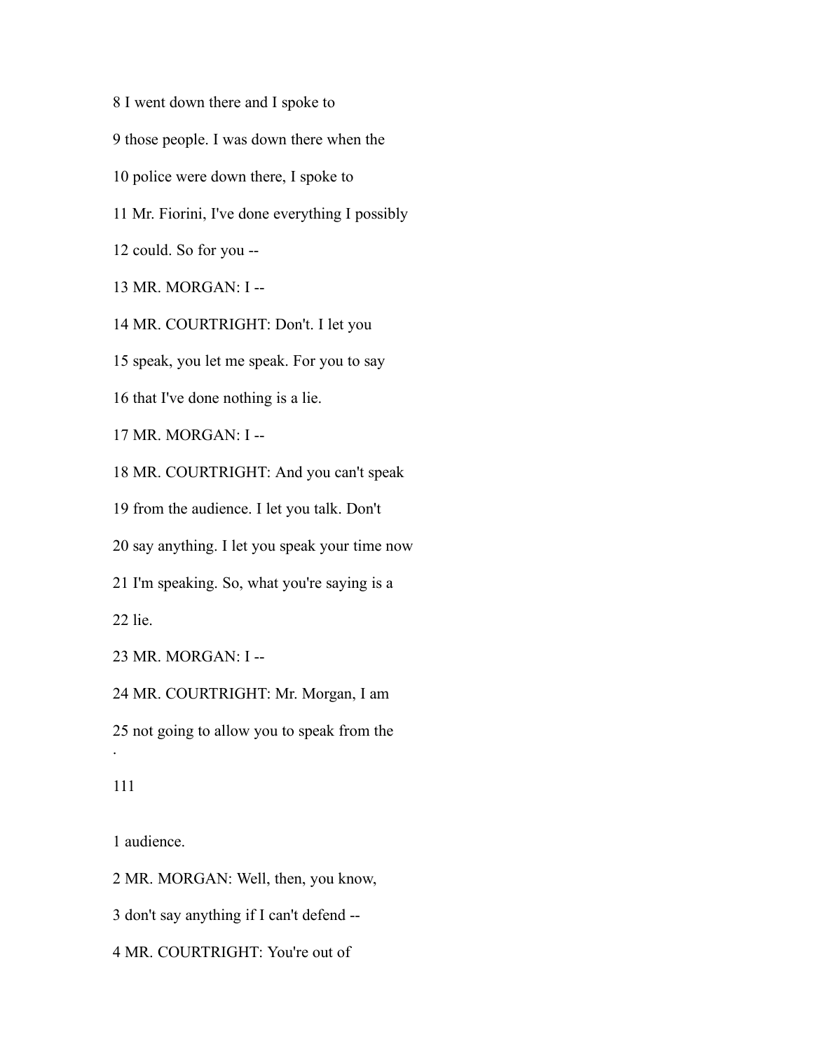8 I went down there and I spoke to

9 those people. I was down there when the

10 police were down there, I spoke to

11 Mr. Fiorini, I've done everything I possibly

12 could. So for you --

13 MR. MORGAN: I --

14 MR. COURTRIGHT: Don't. I let you

15 speak, you let me speak. For you to say

16 that I've done nothing is a lie.

17 MR. MORGAN: I --

18 MR. COURTRIGHT: And you can't speak

19 from the audience. I let you talk. Don't

20 say anything. I let you speak your time now

21 I'm speaking. So, what you're saying is a

22 lie.

23 MR. MORGAN: I --

24 MR. COURTRIGHT: Mr. Morgan, I am

25 not going to allow you to speak from the

1 audience.

2 MR. MORGAN: Well, then, you know,

3 don't say anything if I can't defend --

4 MR. COURTRIGHT: You're out of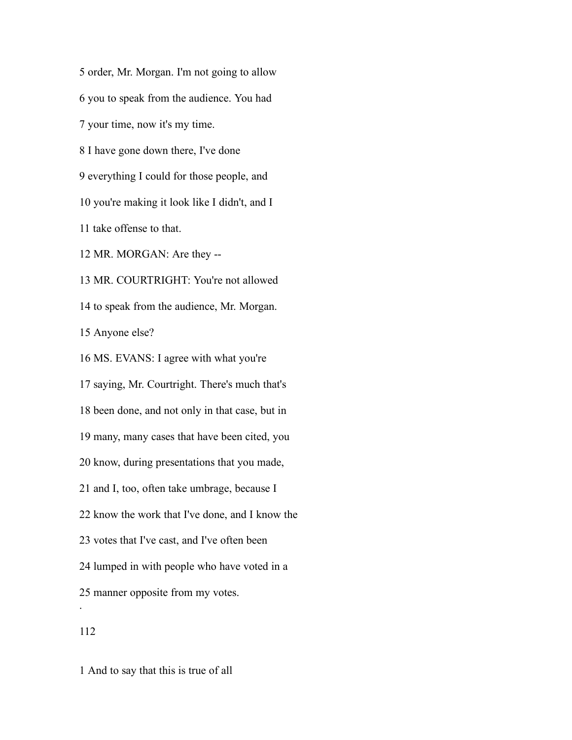5 order, Mr. Morgan. I'm not going to allow

6 you to speak from the audience. You had

7 your time, now it's my time.

8 I have gone down there, I've done

9 everything I could for those people, and

10 you're making it look like I didn't, and I

11 take offense to that.

12 MR. MORGAN: Are they --

13 MR. COURTRIGHT: You're not allowed

14 to speak from the audience, Mr. Morgan.

15 Anyone else?

16 MS. EVANS: I agree with what you're

17 saying, Mr. Courtright. There's much that's

18 been done, and not only in that case, but in

19 many, many cases that have been cited, you

20 know, during presentations that you made,

21 and I, too, often take umbrage, because I

22 know the work that I've done, and I know the

23 votes that I've cast, and I've often been

24 lumped in with people who have voted in a

25 manner opposite from my votes.

1 And to say that this is true of all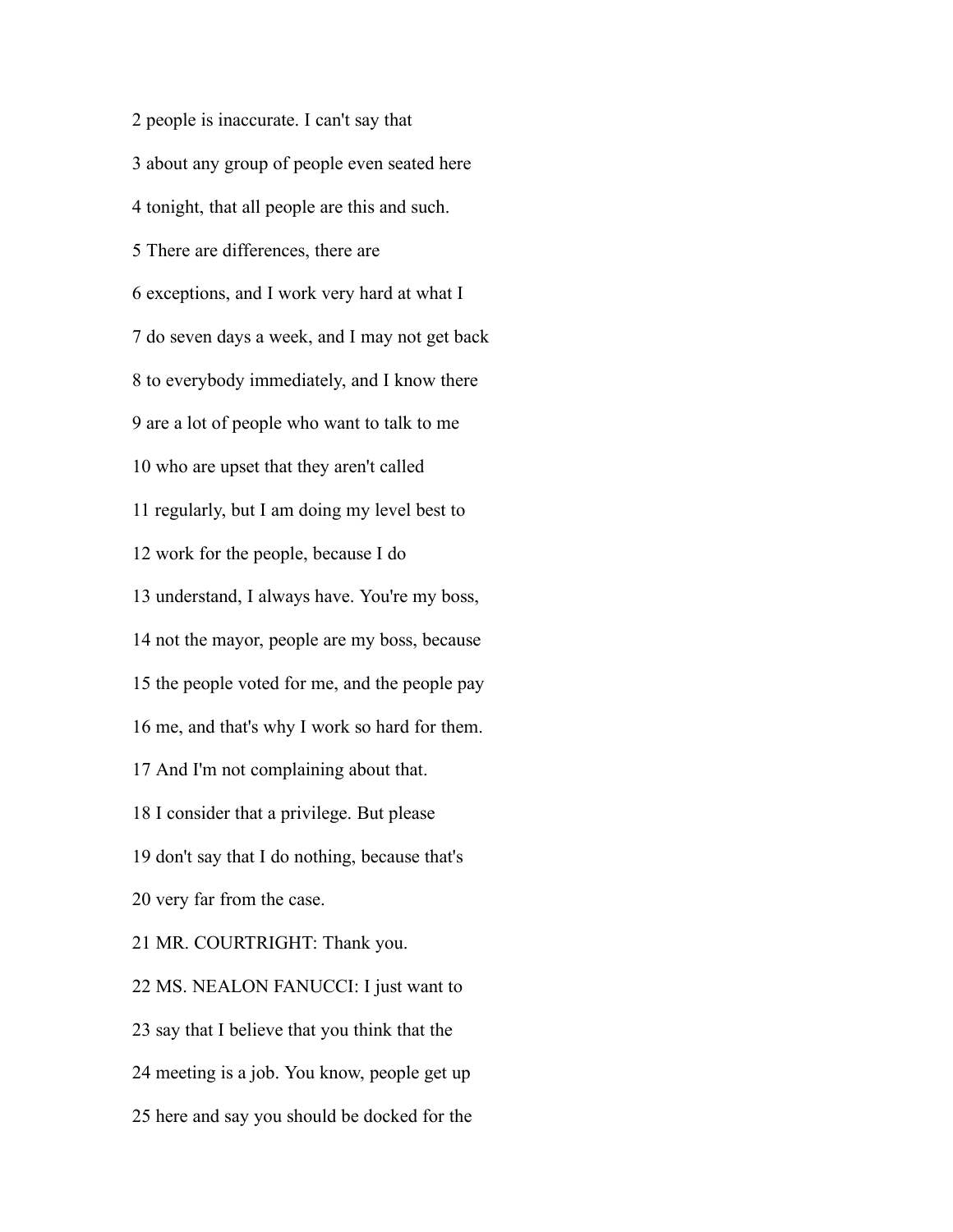2 people is inaccurate. I can't say that

3 about any group of people even seated here

4 tonight, that all people are this and such.

5 There are differences, there are

6 exceptions, and I work very hard at what I

7 do seven days a week, and I may not get back

8 to everybody immediately, and I know there

9 are a lot of people who want to talk to me

10 who are upset that they aren't called

11 regularly, but I am doing my level best to

12 work for the people, because I do

13 understand, I always have. You're my boss,

14 not the mayor, people are my boss, because

15 the people voted for me, and the people pay

16 me, and that's why I work so hard for them.

17 And I'm not complaining about that.

18 I consider that a privilege. But please

19 don't say that I do nothing, because that's

20 very far from the case.

21 MR. COURTRIGHT: Thank you.

22 MS. NEALON FANUCCI: I just want to

23 say that I believe that you think that the

24 meeting is a job. You know, people get up

25 here and say you should be docked for the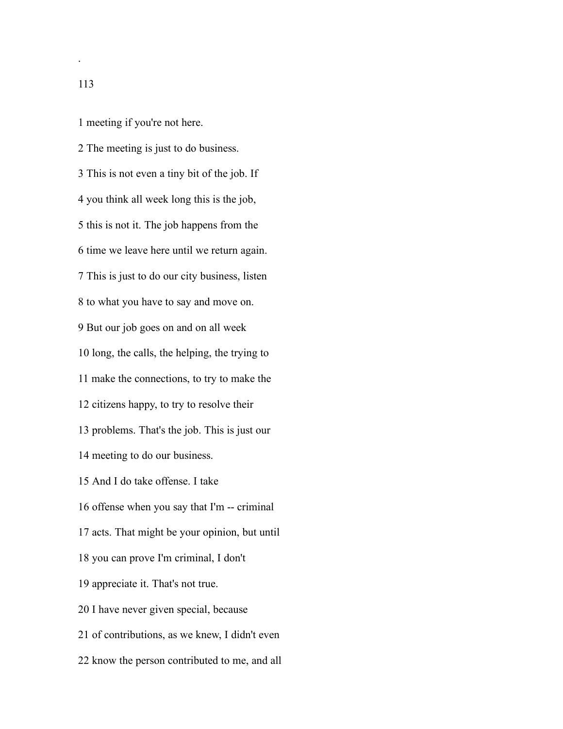1 meeting if you're not here.

2 The meeting is just to do business.

3 This is not even a tiny bit of the job. If

4 you think all week long this is the job,

5 this is not it. The job happens from the

6 time we leave here until we return again.

7 This is just to do our city business, listen

8 to what you have to say and move on.

9 But our job goes on and on all week

10 long, the calls, the helping, the trying to

11 make the connections, to try to make the

12 citizens happy, to try to resolve their

13 problems. That's the job. This is just our

14 meeting to do our business.

15 And I do take offense. I take

16 offense when you say that I'm -- criminal

17 acts. That might be your opinion, but until

18 you can prove I'm criminal, I don't

19 appreciate it. That's not true.

20 I have never given special, because

21 of contributions, as we knew, I didn't even

22 know the person contributed to me, and all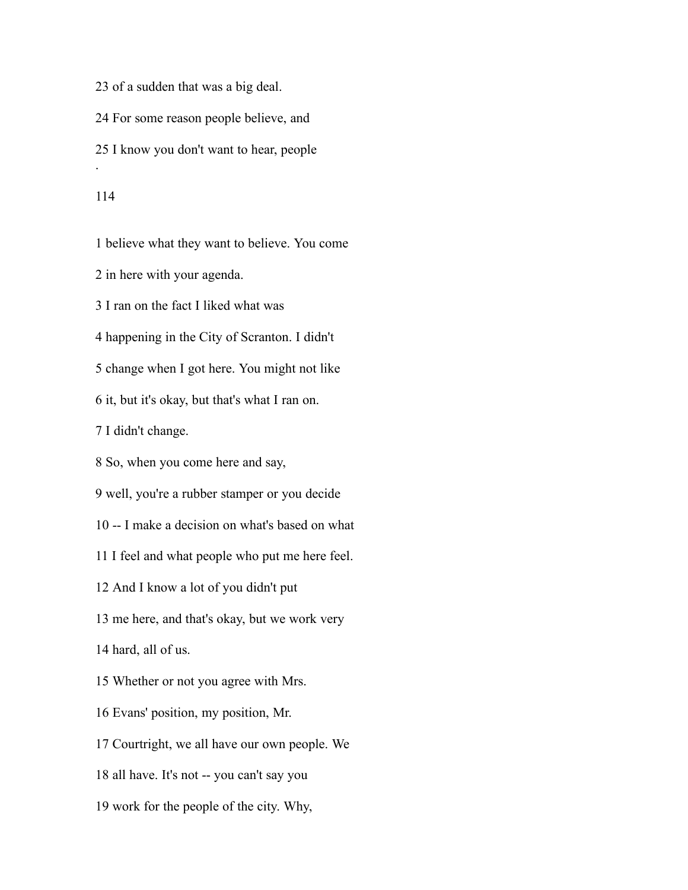23 of a sudden that was a big deal.

24 For some reason people believe, and

25 I know you don't want to hear, people

1 believe what they want to believe. You come

2 in here with your agenda.

3 I ran on the fact I liked what was

4 happening in the City of Scranton. I didn't

5 change when I got here. You might not like

6 it, but it's okay, but that's what I ran on.

7 I didn't change.

8 So, when you come here and say,

9 well, you're a rubber stamper or you decide

10 -- I make a decision on what's based on what

11 I feel and what people who put me here feel.

12 And I know a lot of you didn't put

13 me here, and that's okay, but we work very

14 hard, all of us.

15 Whether or not you agree with Mrs.

16 Evans' position, my position, Mr.

17 Courtright, we all have our own people. We

18 all have. It's not -- you can't say you

19 work for the people of the city. Why,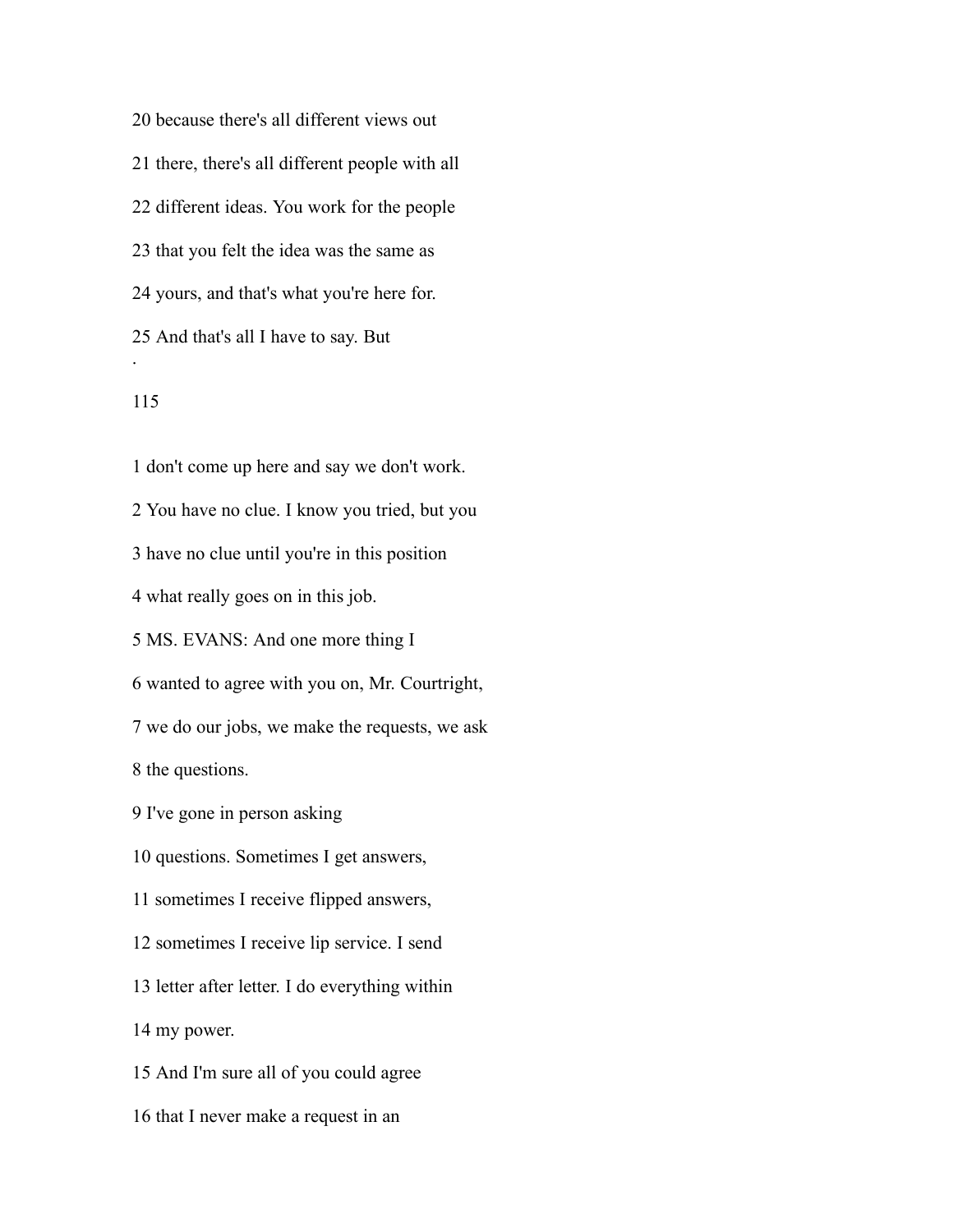20 because there's all different views out

21 there, there's all different people with all

22 different ideas. You work for the people

23 that you felt the idea was the same as

24 yours, and that's what you're here for.

25 And that's all I have to say. But

1 don't come up here and say we don't work.

2 You have no clue. I know you tried, but you

3 have no clue until you're in this position

4 what really goes on in this job.

5 MS. EVANS: And one more thing I

6 wanted to agree with you on, Mr. Courtright,

7 we do our jobs, we make the requests, we ask

8 the questions.

9 I've gone in person asking

10 questions. Sometimes I get answers,

11 sometimes I receive flipped answers,

12 sometimes I receive lip service. I send

13 letter after letter. I do everything within

14 my power.

15 And I'm sure all of you could agree

16 that I never make a request in an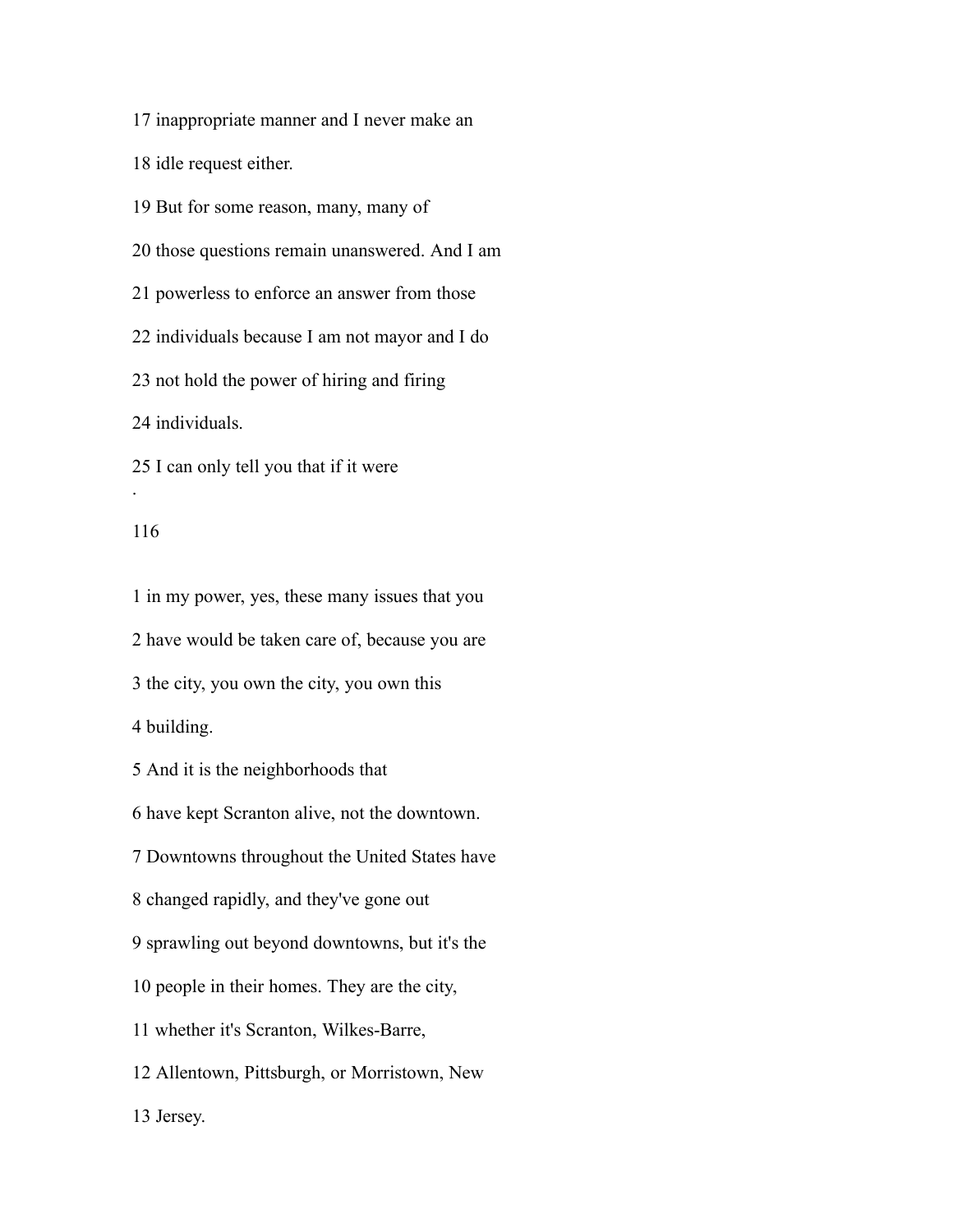17 inappropriate manner and I never make an

18 idle request either.

19 But for some reason, many, many of

20 those questions remain unanswered. And I am

21 powerless to enforce an answer from those

22 individuals because I am not mayor and I do

23 not hold the power of hiring and firing

24 individuals.

25 I can only tell you that if it were

1 in my power, yes, these many issues that you

2 have would be taken care of, because you are

3 the city, you own the city, you own this

4 building.

5 And it is the neighborhoods that

6 have kept Scranton alive, not the downtown.

7 Downtowns throughout the United States have

8 changed rapidly, and they've gone out

9 sprawling out beyond downtowns, but it's the

10 people in their homes. They are the city,

11 whether it's Scranton, Wilkes-Barre,

12 Allentown, Pittsburgh, or Morristown, New

13 Jersey.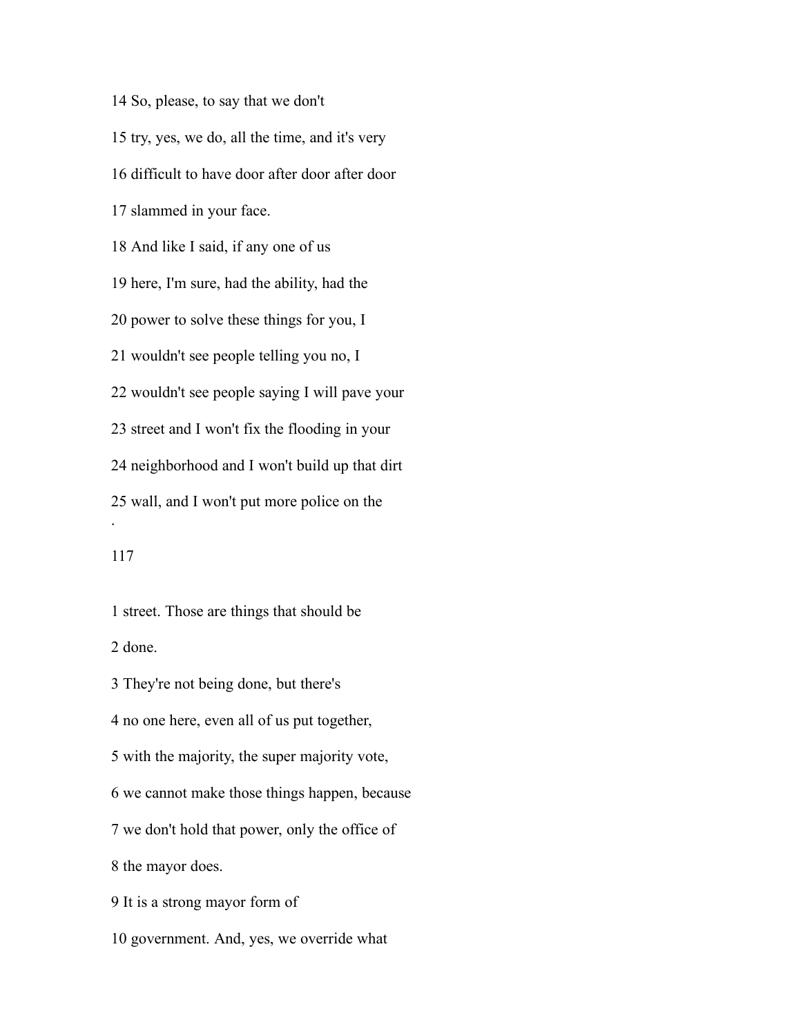14 So, please, to say that we don't

15 try, yes, we do, all the time, and it's very

16 difficult to have door after door after door

17 slammed in your face.

18 And like I said, if any one of us

19 here, I'm sure, had the ability, had the

20 power to solve these things for you, I

21 wouldn't see people telling you no, I

22 wouldn't see people saying I will pave your

23 street and I won't fix the flooding in your

24 neighborhood and I won't build up that dirt

25 wall, and I won't put more police on the

1 street. Those are things that should be

2 done.

3 They're not being done, but there's

4 no one here, even all of us put together,

5 with the majority, the super majority vote,

6 we cannot make those things happen, because

7 we don't hold that power, only the office of

8 the mayor does.

9 It is a strong mayor form of

10 government. And, yes, we override what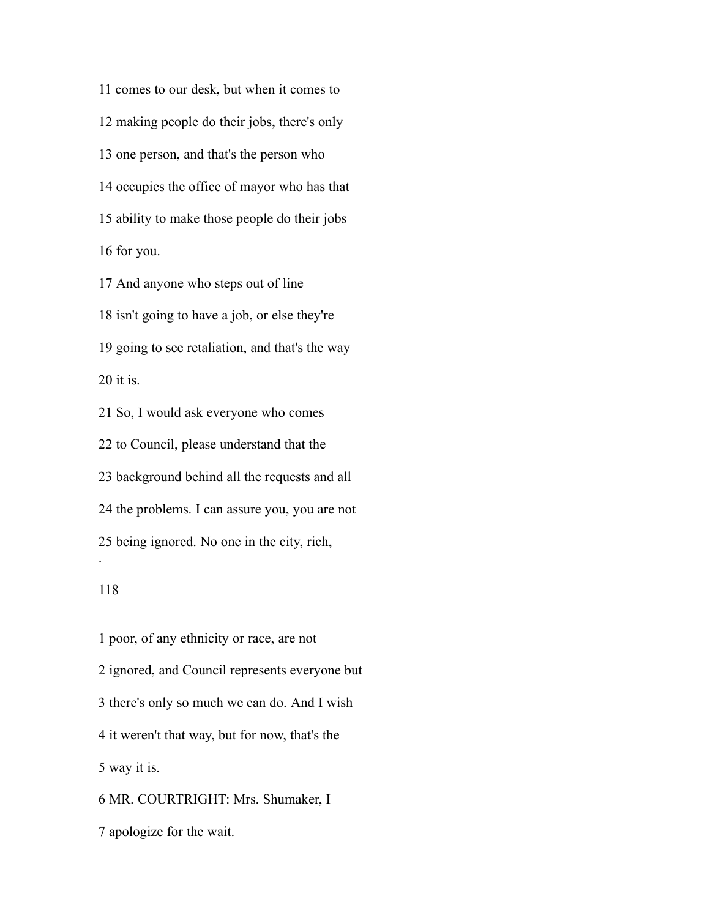11 comes to our desk, but when it comes to

12 making people do their jobs, there's only

13 one person, and that's the person who

14 occupies the office of mayor who has that

15 ability to make those people do their jobs

16 for you.

17 And anyone who steps out of line

18 isn't going to have a job, or else they're

19 going to see retaliation, and that's the way

20 it is.

21 So, I would ask everyone who comes

22 to Council, please understand that the

23 background behind all the requests and all

24 the problems. I can assure you, you are not

25 being ignored. No one in the city, rich,

118

1 poor, of any ethnicity or race, are not

2 ignored, and Council represents everyone but

3 there's only so much we can do. And I wish

4 it weren't that way, but for now, that's the

5 way it is.

6 MR. COURTRIGHT: Mrs. Shumaker, I

7 apologize for the wait.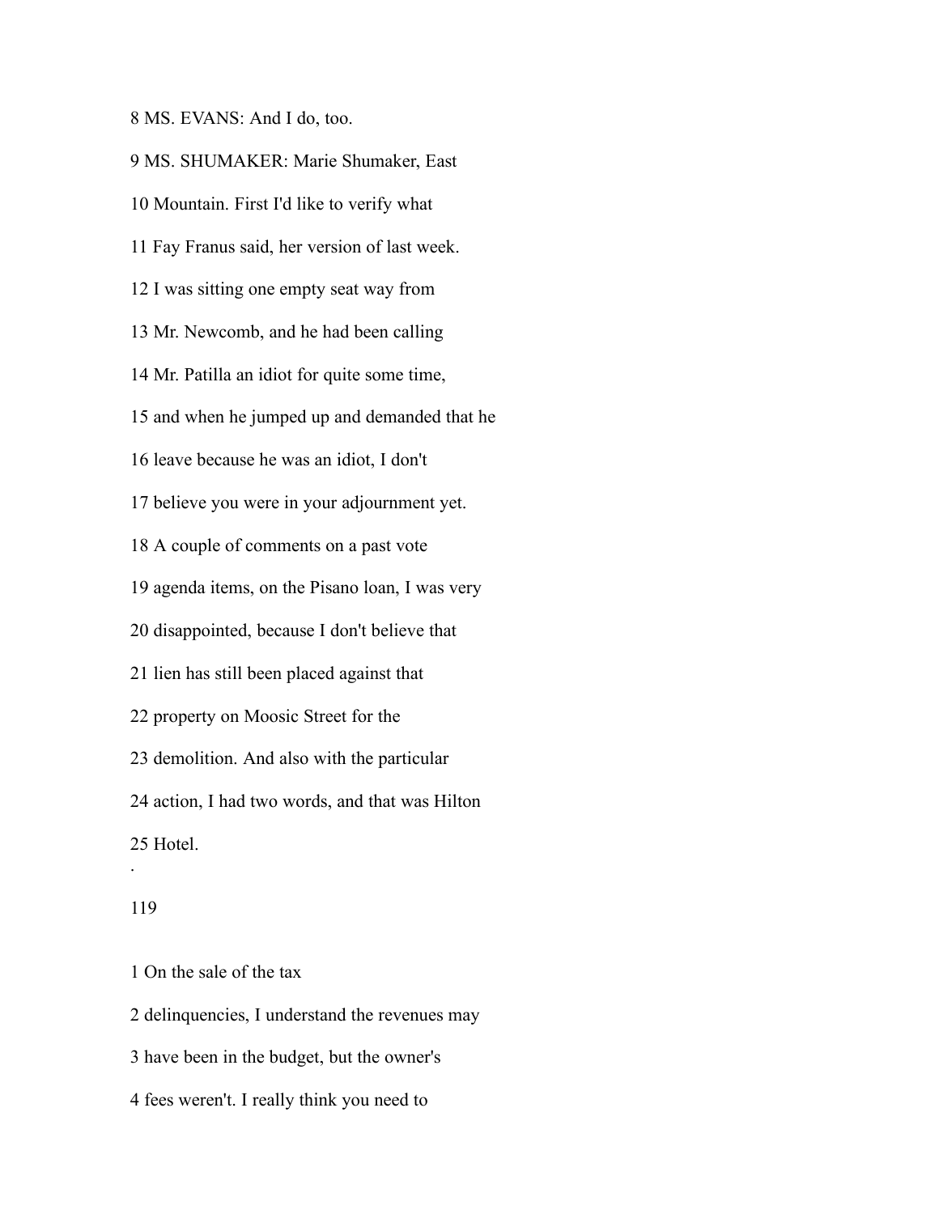8 MS. EVANS: And I do, too.

9 MS. SHUMAKER: Marie Shumaker, East

10 Mountain. First I'd like to verify what

11 Fay Franus said, her version of last week.

12 I was sitting one empty seat way from

13 Mr. Newcomb, and he had been calling

14 Mr. Patilla an idiot for quite some time,

15 and when he jumped up and demanded that he

16 leave because he was an idiot, I don't

17 believe you were in your adjournment yet.

18 A couple of comments on a past vote

19 agenda items, on the Pisano loan, I was very

20 disappointed, because I don't believe that

21 lien has still been placed against that

22 property on Moosic Street for the

23 demolition. And also with the particular

24 action, I had two words, and that was Hilton

25 Hotel.

.

119

1 On the sale of the tax

2 delinquencies, I understand the revenues may

3 have been in the budget, but the owner's

4 fees weren't. I really think you need to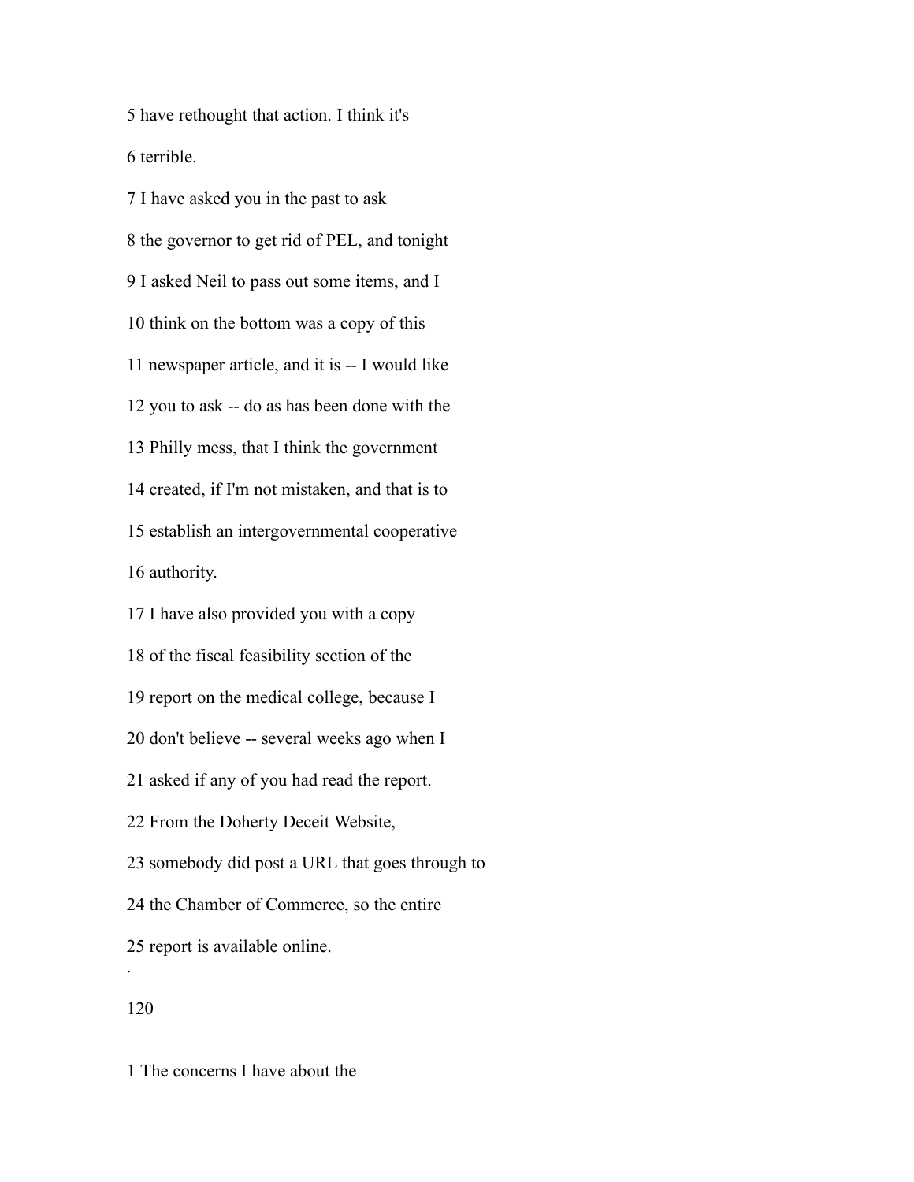5 have rethought that action. I think it's

6 terrible.

7 I have asked you in the past to ask

8 the governor to get rid of PEL, and tonight

9 I asked Neil to pass out some items, and I

10 think on the bottom was a copy of this

11 newspaper article, and it is -- I would like

12 you to ask -- do as has been done with the

13 Philly mess, that I think the government

14 created, if I'm not mistaken, and that is to

15 establish an intergovernmental cooperative

16 authority.

17 I have also provided you with a copy

18 of the fiscal feasibility section of the

19 report on the medical college, because I

20 don't believe -- several weeks ago when I

21 asked if any of you had read the report.

22 From the Doherty Deceit Website,

23 somebody did post a URL that goes through to

24 the Chamber of Commerce, so the entire

25 report is available online.

.

1 The concerns I have about the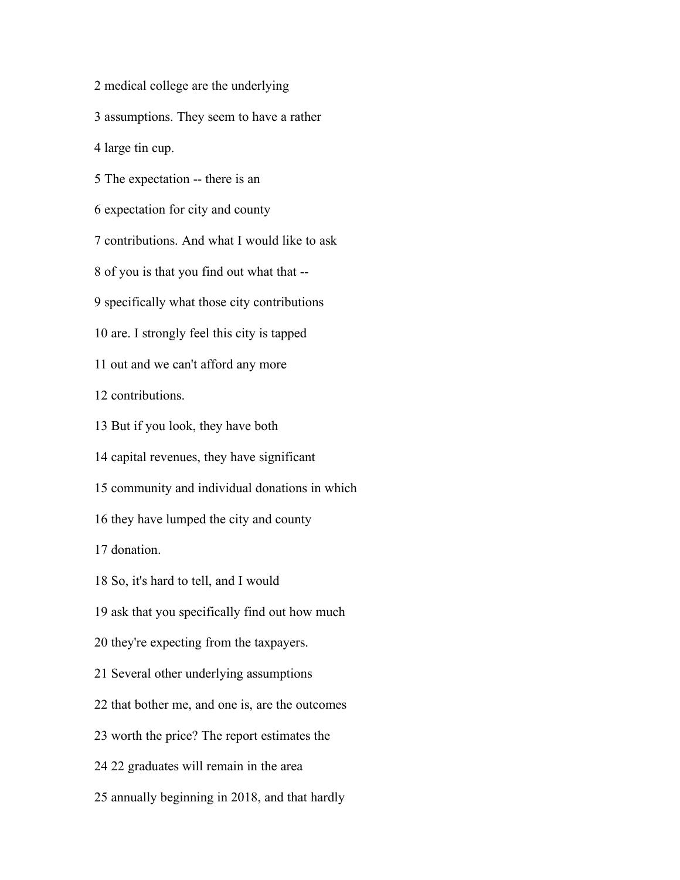2 medical college are the underlying

3 assumptions. They seem to have a rather

4 large tin cup.

5 The expectation -- there is an

6 expectation for city and county

7 contributions. And what I would like to ask

8 of you is that you find out what that --

9 specifically what those city contributions

10 are. I strongly feel this city is tapped

11 out and we can't afford any more

12 contributions.

13 But if you look, they have both

14 capital revenues, they have significant

15 community and individual donations in which

16 they have lumped the city and county

17 donation.

18 So, it's hard to tell, and I would

19 ask that you specifically find out how much

20 they're expecting from the taxpayers.

21 Several other underlying assumptions

22 that bother me, and one is, are the outcomes

23 worth the price? The report estimates the

24 22 graduates will remain in the area

25 annually beginning in 2018, and that hardly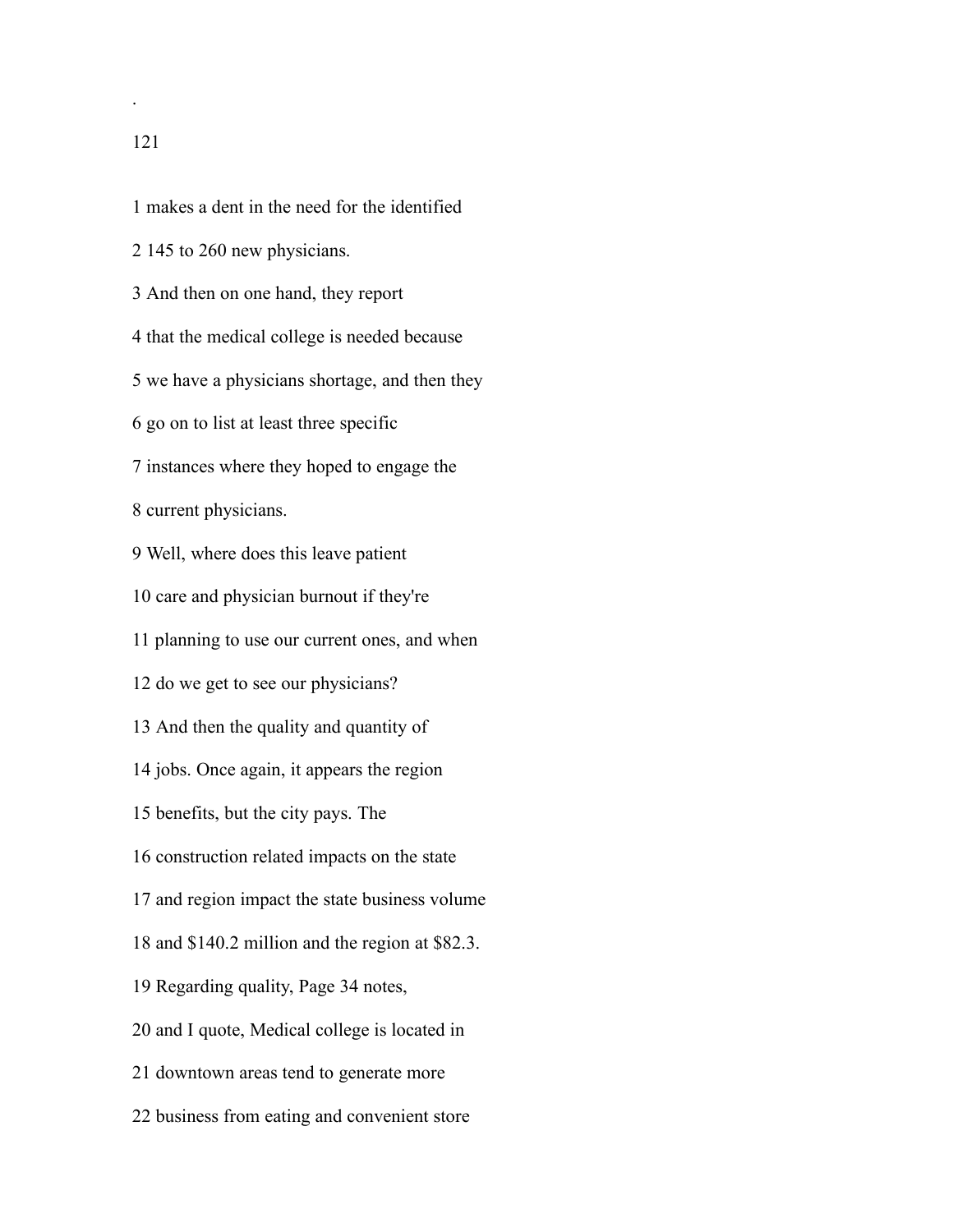1 makes a dent in the need for the identified

2 145 to 260 new physicians.

3 And then on one hand, they report

4 that the medical college is needed because

5 we have a physicians shortage, and then they

6 go on to list at least three specific

7 instances where they hoped to engage the

8 current physicians.

9 Well, where does this leave patient

10 care and physician burnout if they're

11 planning to use our current ones, and when

12 do we get to see our physicians?

13 And then the quality and quantity of

14 jobs. Once again, it appears the region

15 benefits, but the city pays. The

16 construction related impacts on the state

17 and region impact the state business volume

18 and $140.2 million and the region at $82.3.

19 Regarding quality, Page 34 notes,

20 and I quote, Medical college is located in

21 downtown areas tend to generate more

22 business from eating and convenient store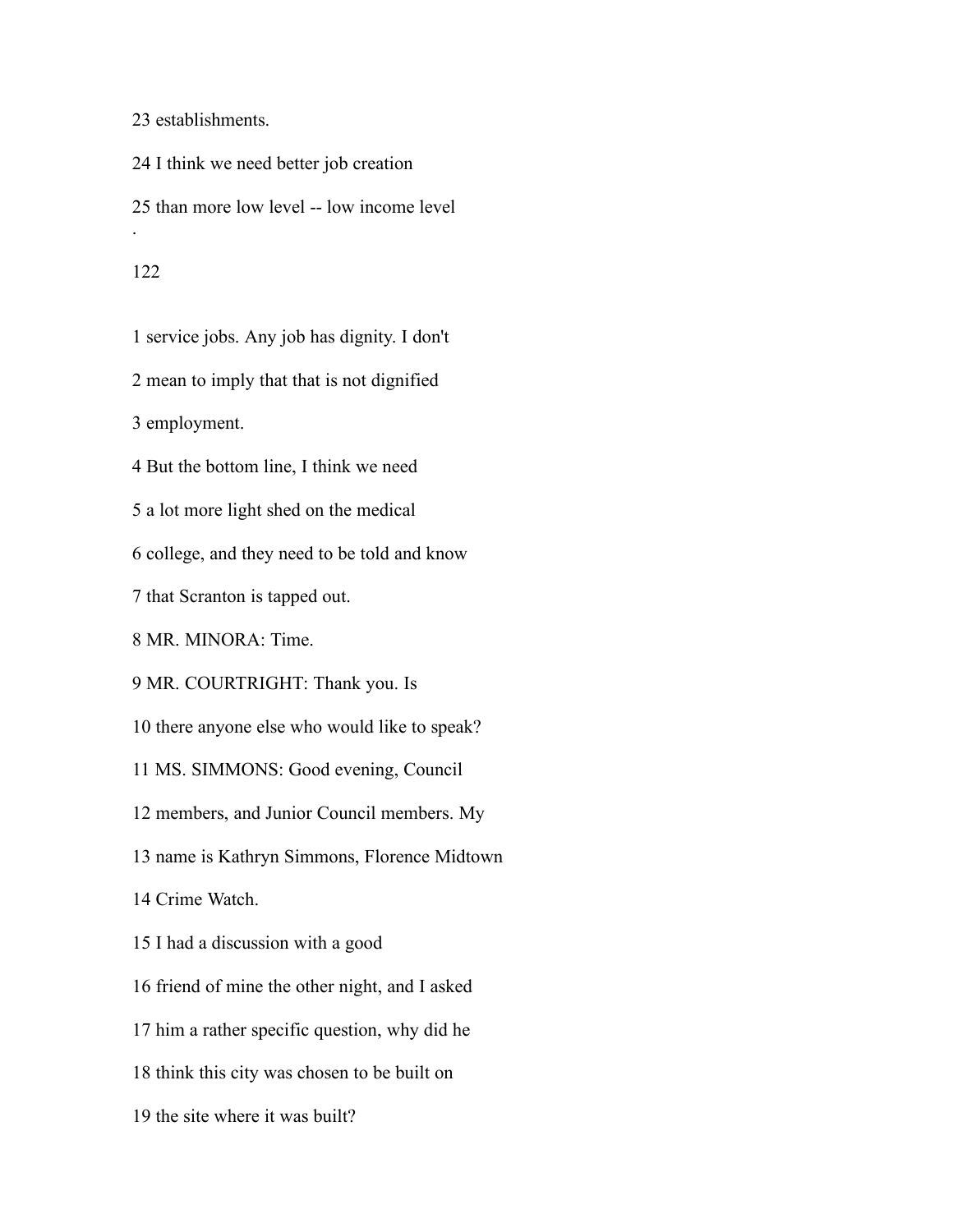23 establishments.

24 I think we need better job creation

25 than more low level -- low income level

.

1 service jobs. Any job has dignity. I don't

2 mean to imply that that is not dignified

3 employment.

4 But the bottom line, I think we need

5 a lot more light shed on the medical

6 college, and they need to be told and know

7 that Scranton is tapped out.

8 MR. MINORA: Time.

9 MR. COURTRIGHT: Thank you. Is

10 there anyone else who would like to speak?

11 MS. SIMMONS: Good evening, Council

12 members, and Junior Council members. My

13 name is Kathryn Simmons, Florence Midtown

14 Crime Watch.

15 I had a discussion with a good

16 friend of mine the other night, and I asked

17 him a rather specific question, why did he

18 think this city was chosen to be built on

19 the site where it was built?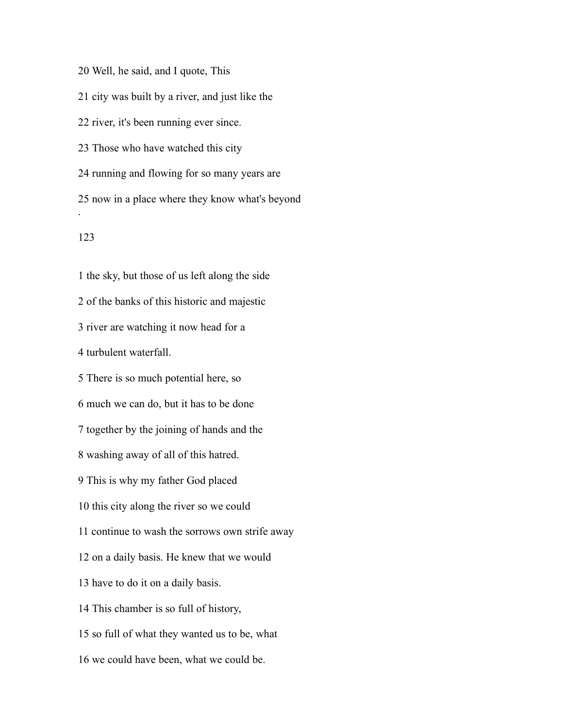20 Well, he said, and I quote, This

21 city was built by a river, and just like the

22 river, it's been running ever since.

23 Those who have watched this city

24 running and flowing for so many years are

25 now in a place where they know what's beyond

1 the sky, but those of us left along the side

2 of the banks of this historic and majestic

3 river are watching it now head for a

4 turbulent waterfall.

5 There is so much potential here, so

6 much we can do, but it has to be done

7 together by the joining of hands and the

8 washing away of all of this hatred.

9 This is why my father God placed

10 this city along the river so we could

11 continue to wash the sorrows own strife away

12 on a daily basis. He knew that we would

13 have to do it on a daily basis.

14 This chamber is so full of history,

15 so full of what they wanted us to be, what

16 we could have been, what we could be.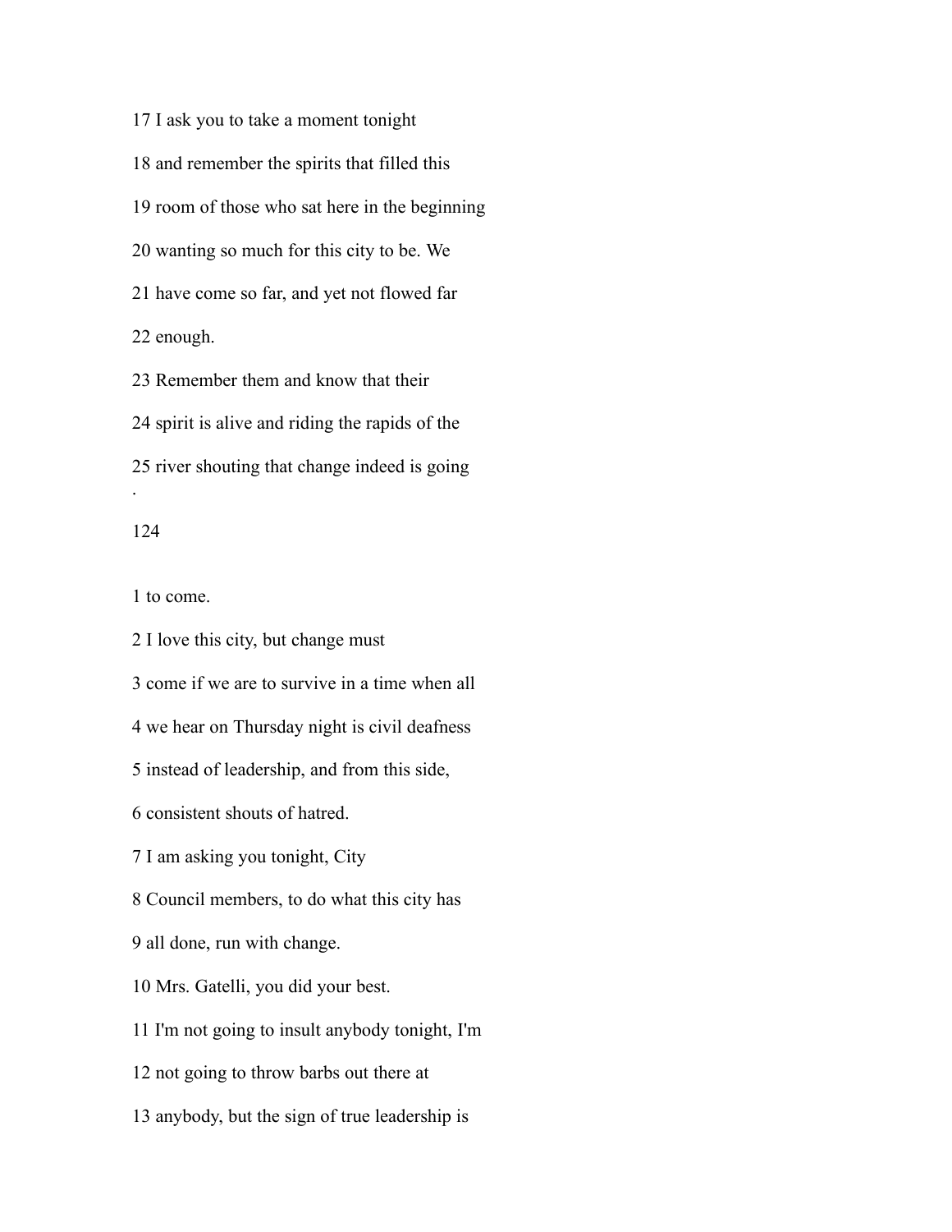17 I ask you to take a moment tonight

18 and remember the spirits that filled this

19 room of those who sat here in the beginning

20 wanting so much for this city to be. We

21 have come so far, and yet not flowed far

22 enough.

23 Remember them and know that their

24 spirit is alive and riding the rapids of the

25 river shouting that change indeed is going

1 to come.

2 I love this city, but change must

3 come if we are to survive in a time when all

4 we hear on Thursday night is civil deafness

5 instead of leadership, and from this side,

6 consistent shouts of hatred.

7 I am asking you tonight, City

8 Council members, to do what this city has

9 all done, run with change.

10 Mrs. Gatelli, you did your best.

11 I'm not going to insult anybody tonight, I'm

12 not going to throw barbs out there at

13 anybody, but the sign of true leadership is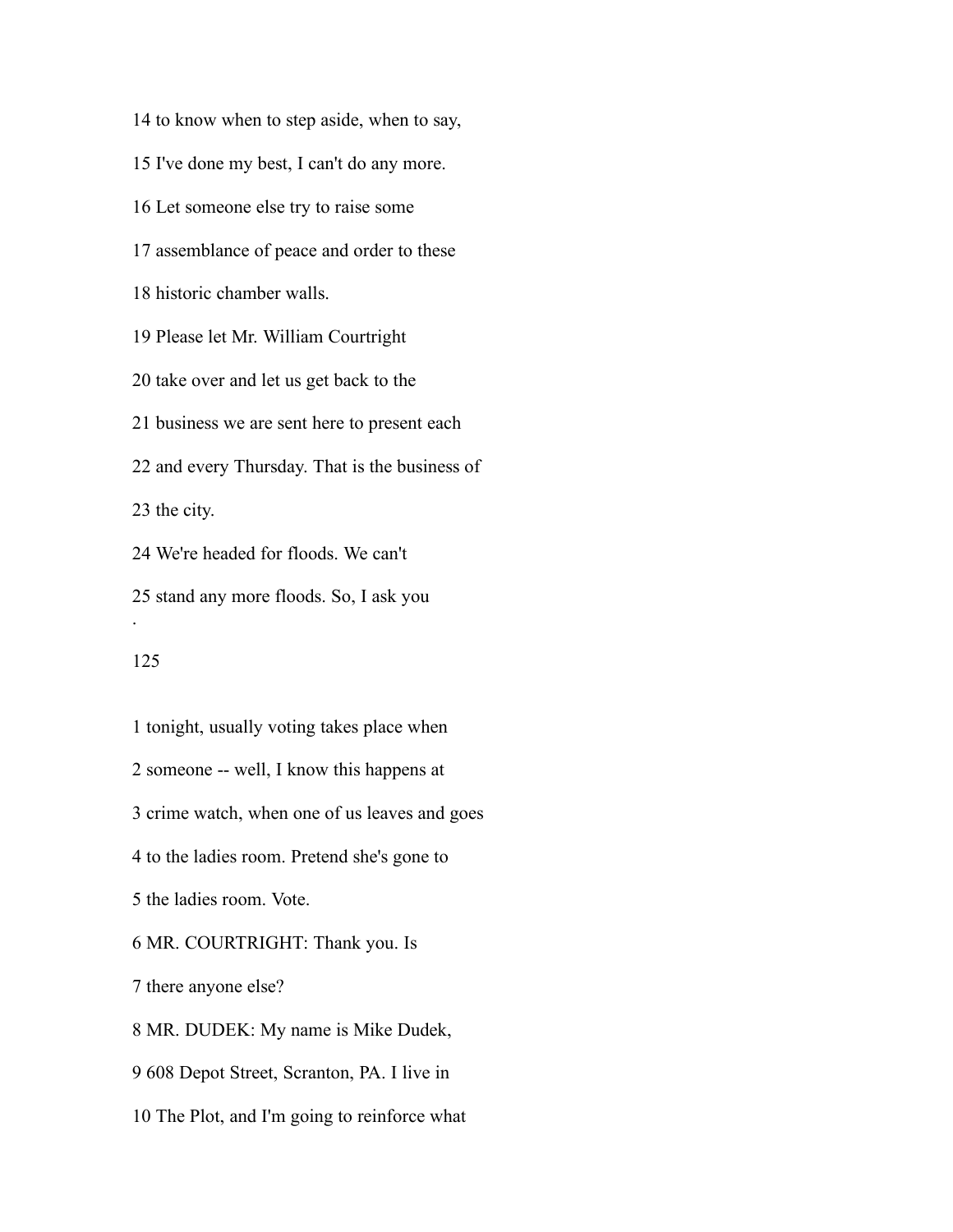14 to know when to step aside, when to say,

15 I've done my best, I can't do any more.

16 Let someone else try to raise some

17 assemblance of peace and order to these

18 historic chamber walls.

19 Please let Mr. William Courtright

20 take over and let us get back to the

21 business we are sent here to present each

22 and every Thursday. That is the business of

23 the city.

24 We're headed for floods. We can't

25 stand any more floods. So, I ask you

1 tonight, usually voting takes place when

2 someone -- well, I know this happens at

3 crime watch, when one of us leaves and goes

4 to the ladies room. Pretend she's gone to

5 the ladies room. Vote.

6 MR. COURTRIGHT: Thank you. Is

7 there anyone else?

8 MR. DUDEK: My name is Mike Dudek,

9 608 Depot Street, Scranton, PA. I live in

10 The Plot, and I'm going to reinforce what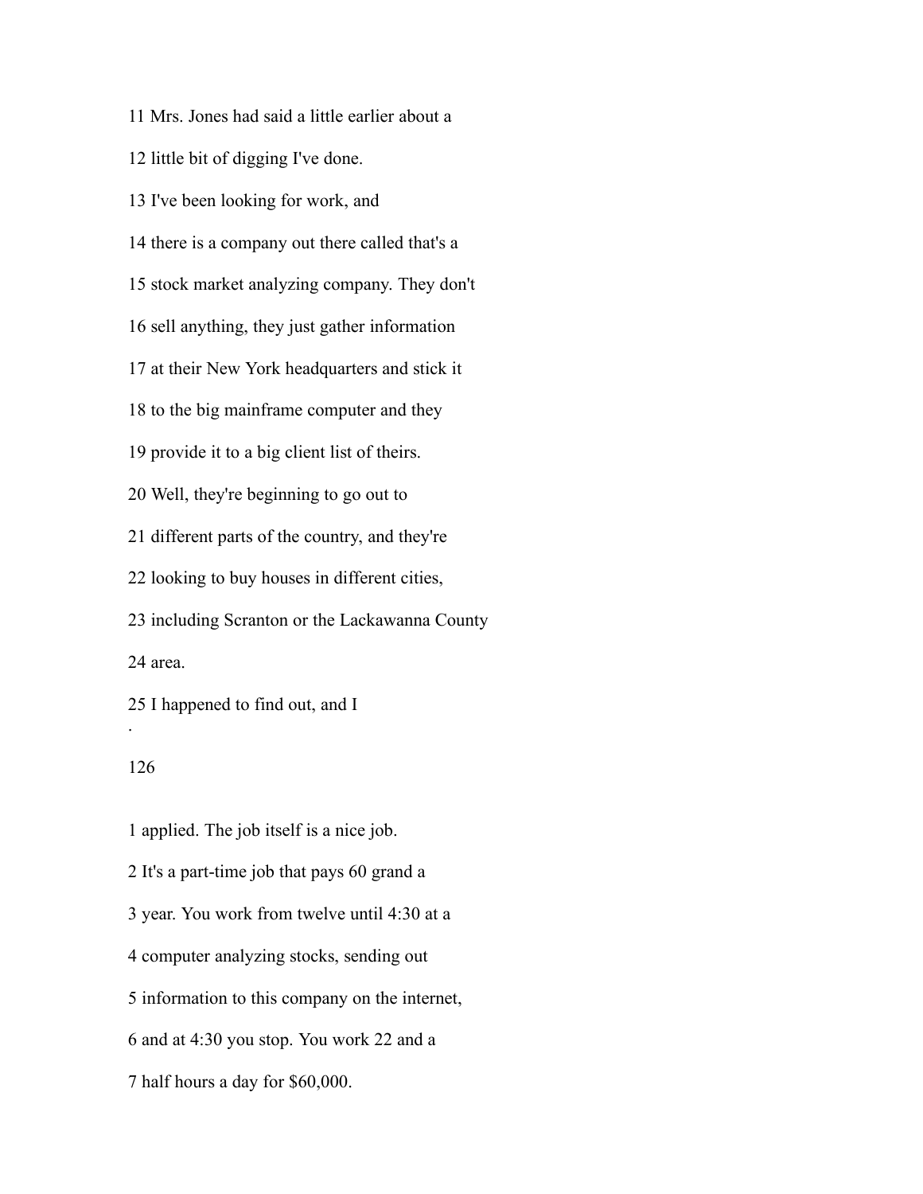11 Mrs. Jones had said a little earlier about a

12 little bit of digging I've done.

13 I've been looking for work, and

14 there is a company out there called that's a

15 stock market analyzing company. They don't

16 sell anything, they just gather information

17 at their New York headquarters and stick it

18 to the big mainframe computer and they

19 provide it to a big client list of theirs.

20 Well, they're beginning to go out to

21 different parts of the country, and they're

22 looking to buy houses in different cities,

23 including Scranton or the Lackawanna County

24 area.

25 I happened to find out, and I

.

126

1 applied. The job itself is a nice job.

2 It's a part-time job that pays 60 grand a

3 year. You work from twelve until 4:30 at a

4 computer analyzing stocks, sending out

5 information to this company on the internet,

6 and at 4:30 you stop. You work 22 and a

7 half hours a day for $60,000.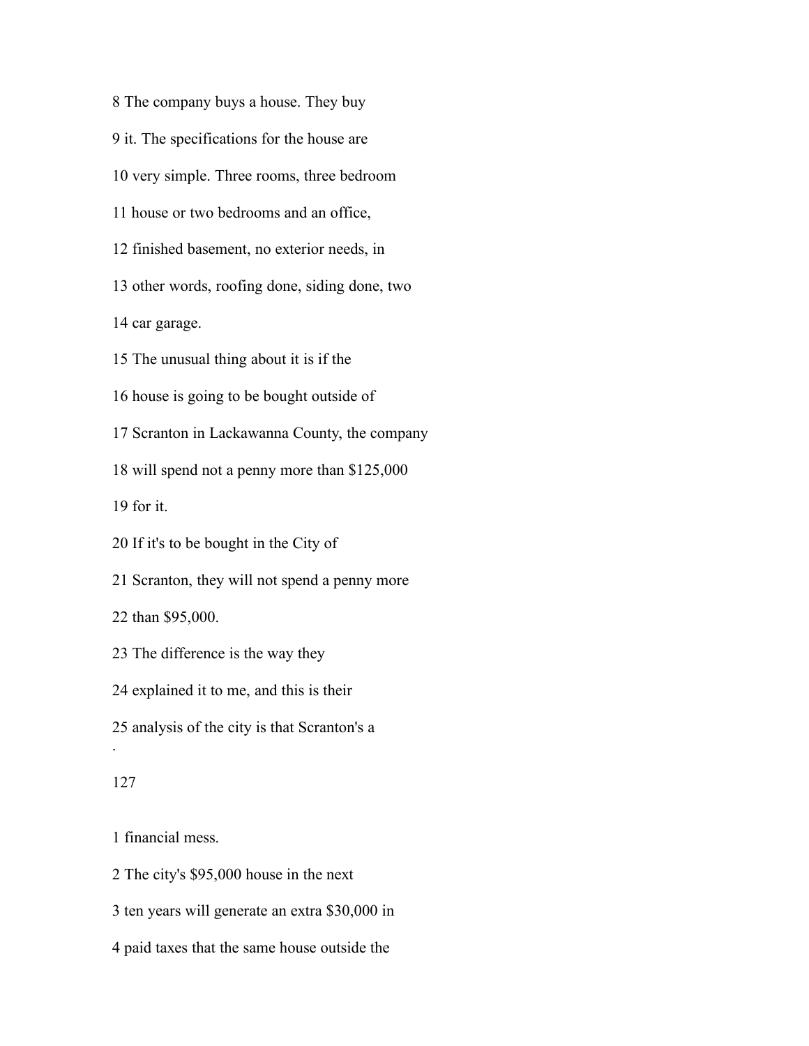8 The company buys a house. They buy

9 it. The specifications for the house are

10 very simple. Three rooms, three bedroom

11 house or two bedrooms and an office,

12 finished basement, no exterior needs, in

13 other words, roofing done, siding done, two

14 car garage.

15 The unusual thing about it is if the

16 house is going to be bought outside of

17 Scranton in Lackawanna County, the company

18 will spend not a penny more than $125,000

19 for it.

20 If it's to be bought in the City of

21 Scranton, they will not spend a penny more

22 than $95,000.

23 The difference is the way they

24 explained it to me, and this is their

25 analysis of the city is that Scranton's a

1 financial mess.

2 The city's $95,000 house in the next

3 ten years will generate an extra $30,000 in

4 paid taxes that the same house outside the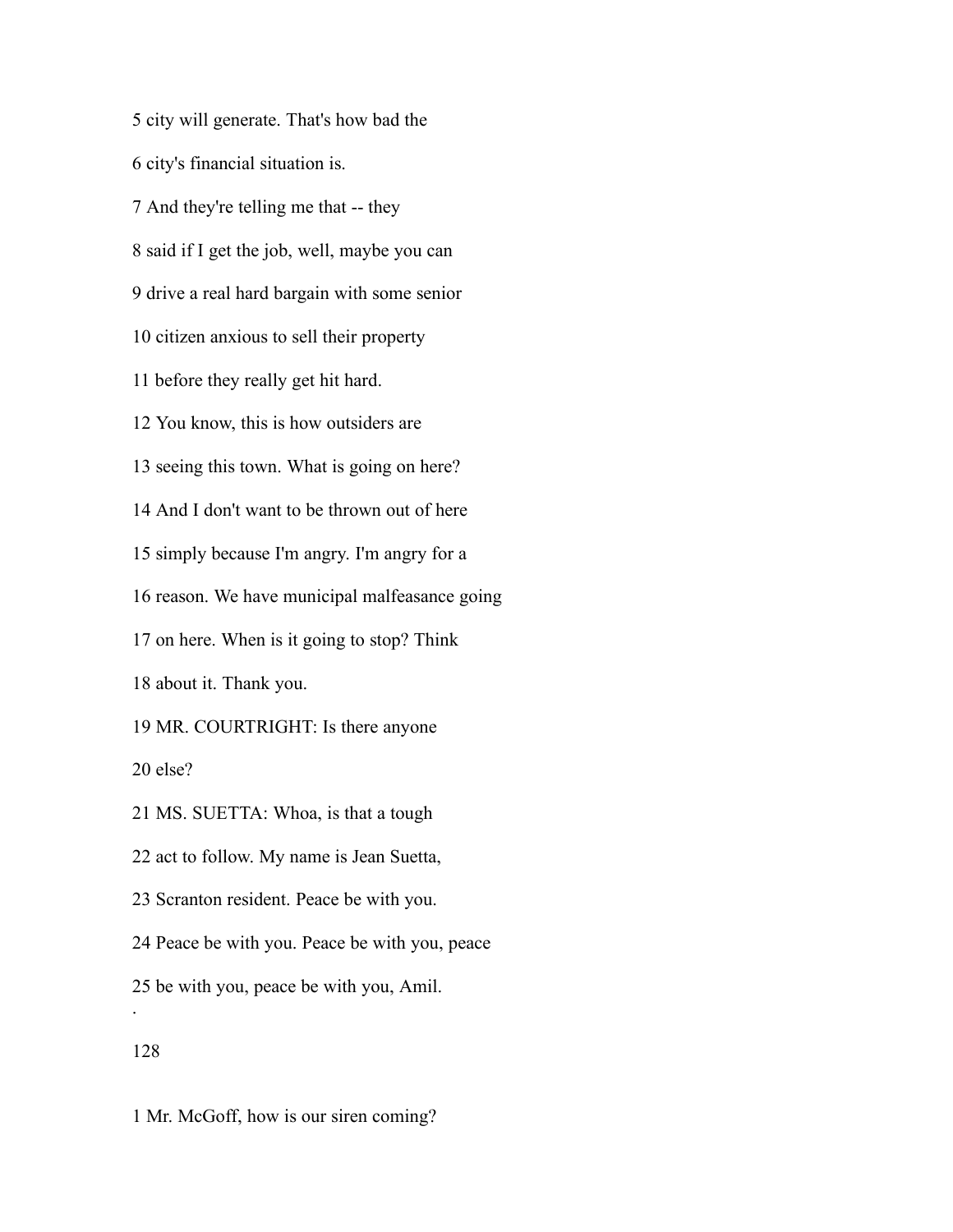5 city will generate. That's how bad the

6 city's financial situation is.

7 And they're telling me that -- they

8 said if I get the job, well, maybe you can

9 drive a real hard bargain with some senior

10 citizen anxious to sell their property

11 before they really get hit hard.

12 You know, this is how outsiders are

13 seeing this town. What is going on here?

14 And I don't want to be thrown out of here

15 simply because I'm angry. I'm angry for a

16 reason. We have municipal malfeasance going

17 on here. When is it going to stop? Think

18 about it. Thank you.

19 MR. COURTRIGHT: Is there anyone

20 else?

21 MS. SUETTA: Whoa, is that a tough

22 act to follow. My name is Jean Suetta,

23 Scranton resident. Peace be with you.

24 Peace be with you. Peace be with you, peace

25 be with you, peace be with you, Amil.

1 Mr. McGoff, how is our siren coming?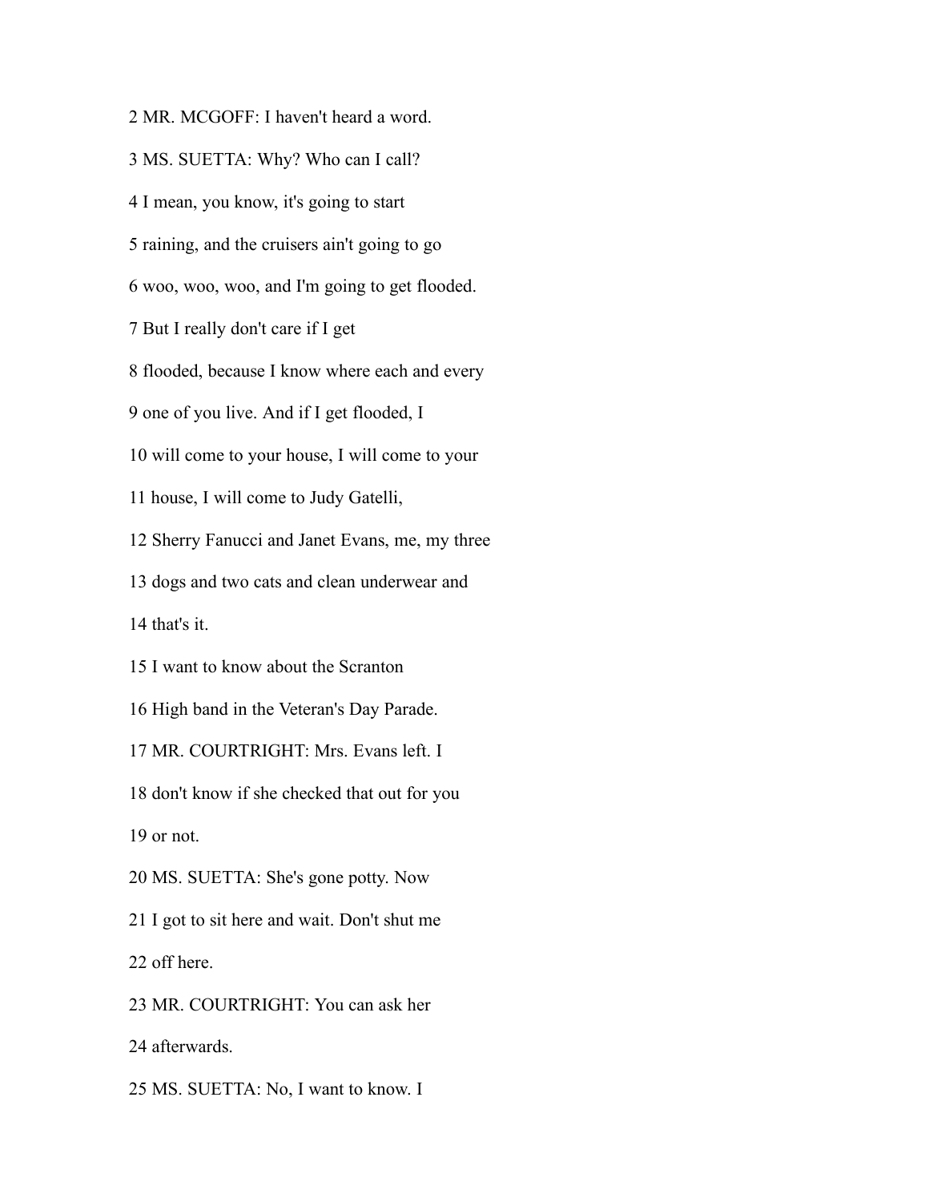2 MR. MCGOFF: I haven't heard a word.

3 MS. SUETTA: Why? Who can I call?

4 I mean, you know, it's going to start

5 raining, and the cruisers ain't going to go

6 woo, woo, woo, and I'm going to get flooded.

7 But I really don't care if I get

8 flooded, because I know where each and every

9 one of you live. And if I get flooded, I

10 will come to your house, I will come to your

11 house, I will come to Judy Gatelli,

12 Sherry Fanucci and Janet Evans, me, my three

13 dogs and two cats and clean underwear and

14 that's it.

15 I want to know about the Scranton

16 High band in the Veteran's Day Parade.

17 MR. COURTRIGHT: Mrs. Evans left. I

18 don't know if she checked that out for you

19 or not.

20 MS. SUETTA: She's gone potty. Now

21 I got to sit here and wait. Don't shut me

22 off here.

23 MR. COURTRIGHT: You can ask her

24 afterwards.

25 MS. SUETTA: No, I want to know. I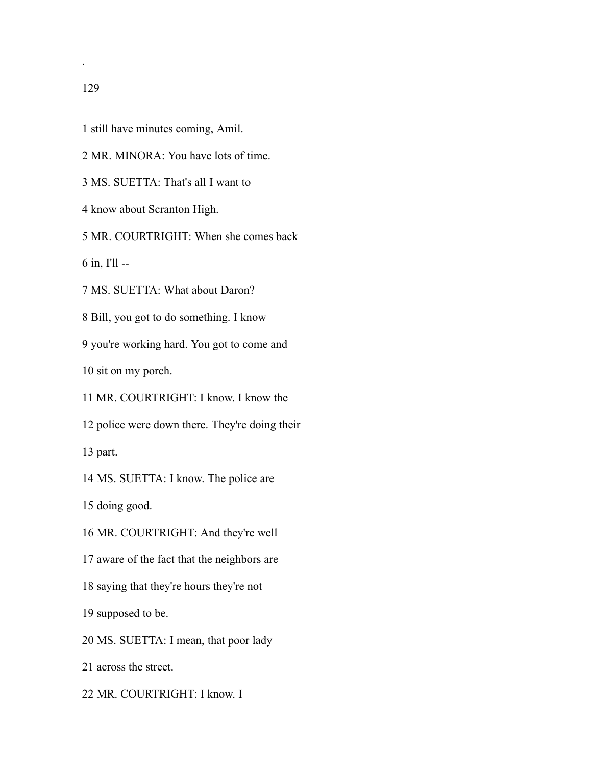1 still have minutes coming, Amil.

2 MR. MINORA: You have lots of time.

3 MS. SUETTA: That's all I want to

4 know about Scranton High.

5 MR. COURTRIGHT: When she comes back

6 in, I'll --

7 MS. SUETTA: What about Daron?

8 Bill, you got to do something. I know

9 you're working hard. You got to come and

10 sit on my porch.

11 MR. COURTRIGHT: I know. I know the

12 police were down there. They're doing their

13 part.

14 MS. SUETTA: I know. The police are

15 doing good.

16 MR. COURTRIGHT: And they're well

17 aware of the fact that the neighbors are

18 saying that they're hours they're not

19 supposed to be.

20 MS. SUETTA: I mean, that poor lady

21 across the street.

22 MR. COURTRIGHT: I know. I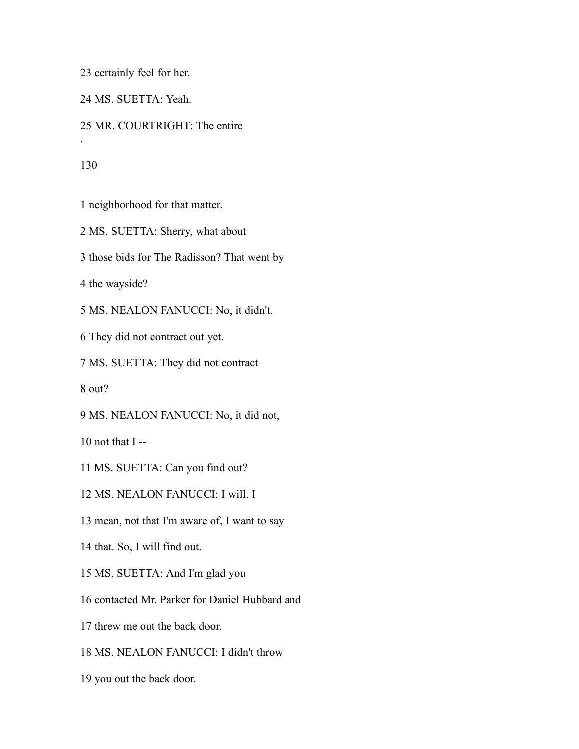23 certainly feel for her.

24 MS. SUETTA: Yeah.

25 MR. COURTRIGHT: The entire

1 neighborhood for that matter.

2 MS. SUETTA: Sherry, what about

3 those bids for The Radisson? That went by

4 the wayside?

5 MS. NEALON FANUCCI: No, it didn't.

6 They did not contract out yet.

7 MS. SUETTA: They did not contract

8 out?

9 MS. NEALON FANUCCI: No, it did not,

10 not that I --

11 MS. SUETTA: Can you find out?

12 MS. NEALON FANUCCI: I will. I

13 mean, not that I'm aware of, I want to say

14 that. So, I will find out.

15 MS. SUETTA: And I'm glad you

16 contacted Mr. Parker for Daniel Hubbard and

17 threw me out the back door.

18 MS. NEALON FANUCCI: I didn't throw

19 you out the back door.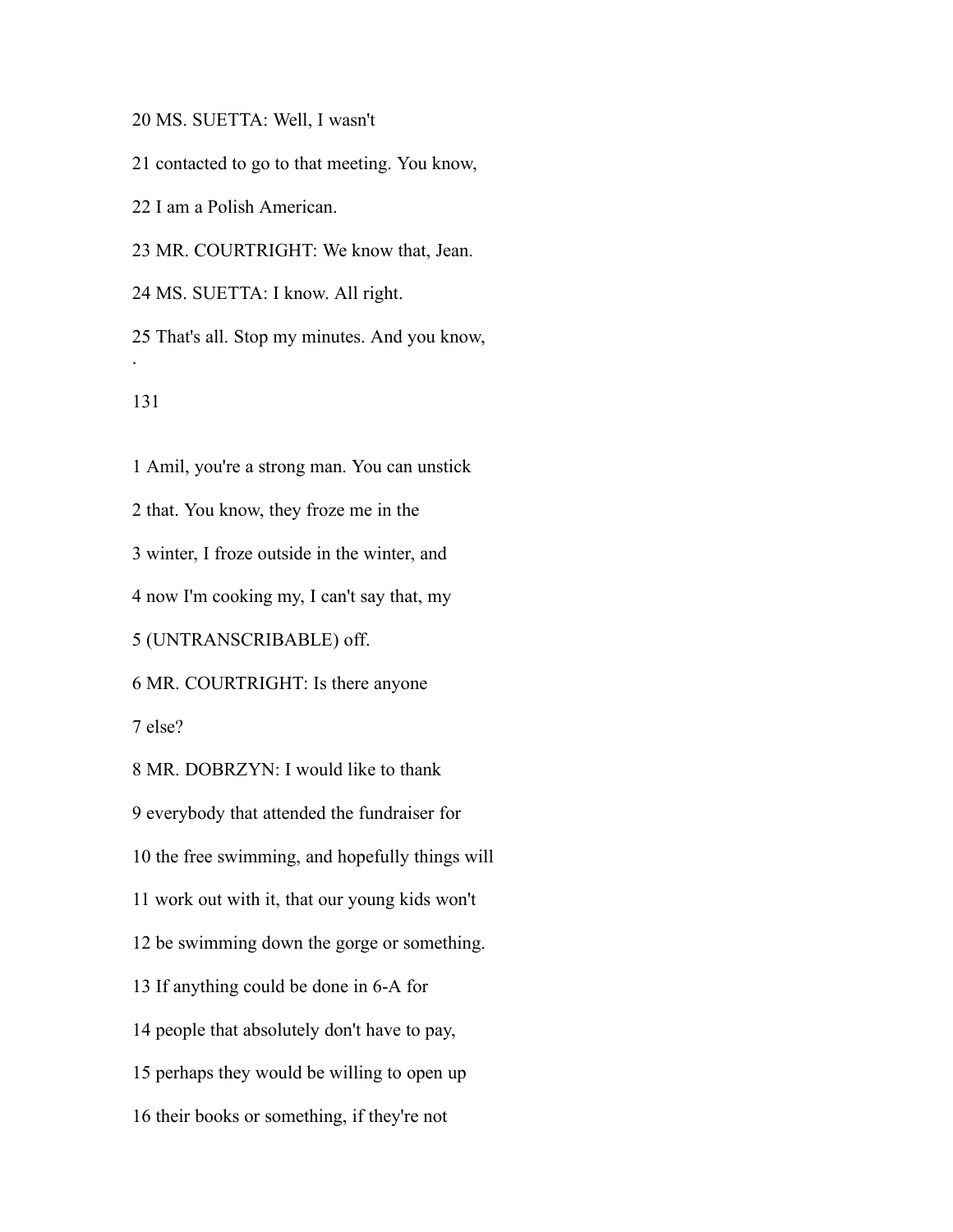20 MS. SUETTA: Well, I wasn't

21 contacted to go to that meeting. You know,

22 I am a Polish American.

23 MR. COURTRIGHT: We know that, Jean.

24 MS. SUETTA: I know. All right.

25 That's all. Stop my minutes. And you know,

.

131

1 Amil, you're a strong man. You can unstick

2 that. You know, they froze me in the

3 winter, I froze outside in the winter, and

4 now I'm cooking my, I can't say that, my

5 (UNTRANSCRIBABLE) off.

6 MR. COURTRIGHT: Is there anyone

7 else?

8 MR. DOBRZYN: I would like to thank

9 everybody that attended the fundraiser for

10 the free swimming, and hopefully things will

11 work out with it, that our young kids won't

12 be swimming down the gorge or something.

13 If anything could be done in 6-A for

14 people that absolutely don't have to pay,

15 perhaps they would be willing to open up

16 their books or something, if they're not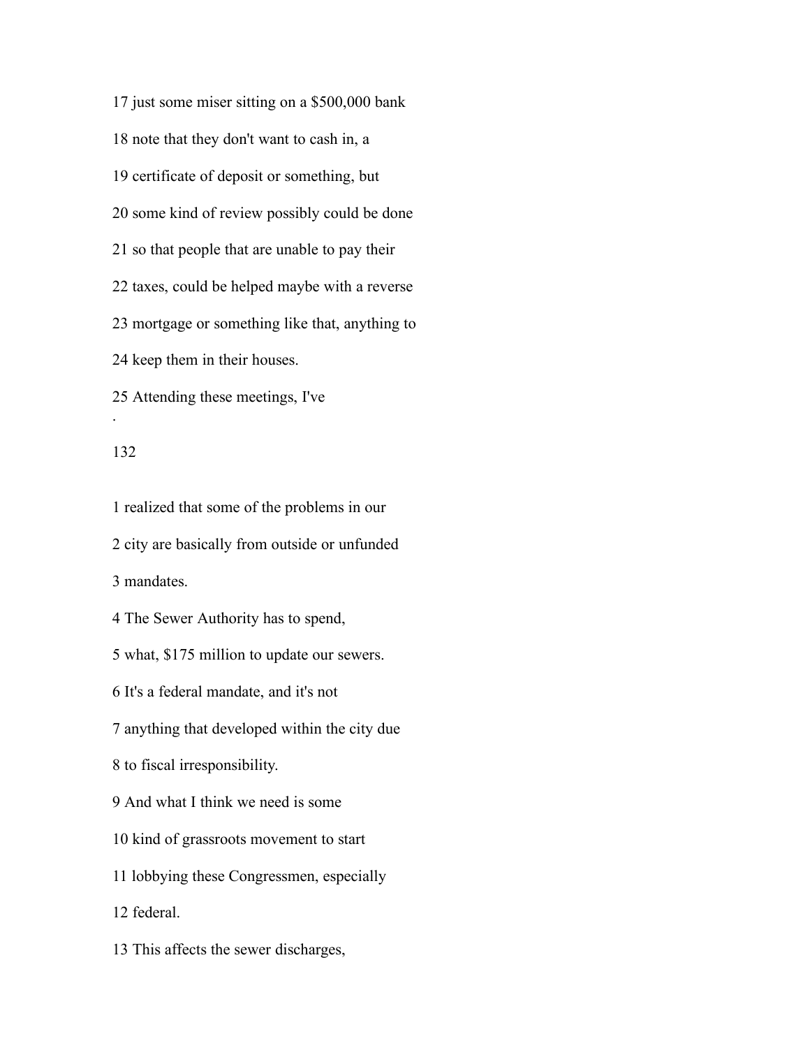17 just some miser sitting on a $500,000 bank

18 note that they don't want to cash in, a

19 certificate of deposit or something, but

20 some kind of review possibly could be done

21 so that people that are unable to pay their

22 taxes, could be helped maybe with a reverse

23 mortgage or something like that, anything to

24 keep them in their houses.

25 Attending these meetings, I've

1 realized that some of the problems in our

2 city are basically from outside or unfunded

3 mandates.

4 The Sewer Authority has to spend,

5 what, $175 million to update our sewers.

6 It's a federal mandate, and it's not

7 anything that developed within the city due

8 to fiscal irresponsibility.

9 And what I think we need is some

10 kind of grassroots movement to start

11 lobbying these Congressmen, especially

12 federal.

13 This affects the sewer discharges,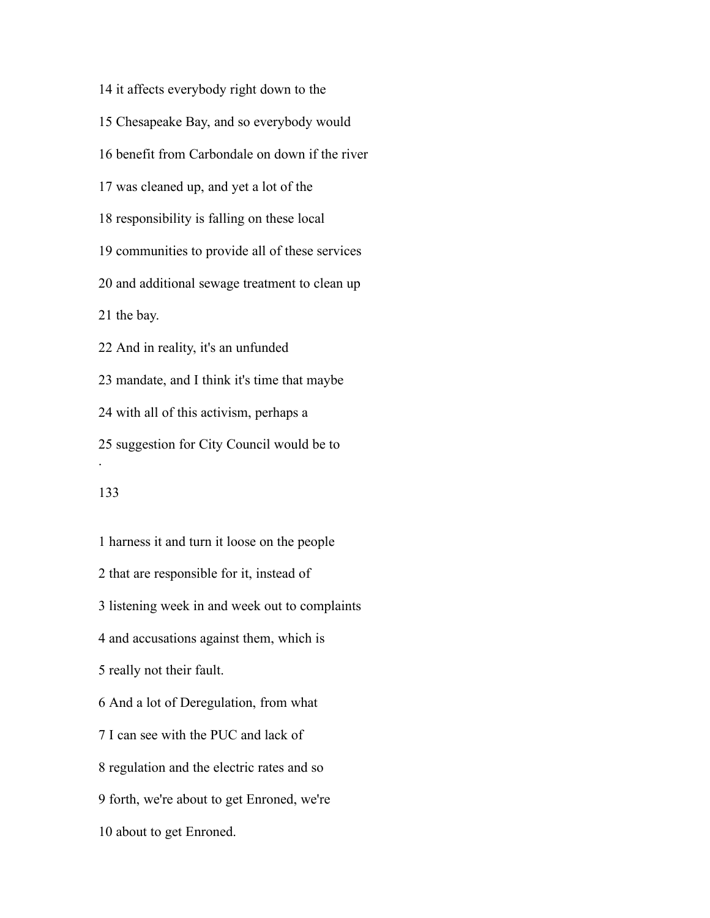14 it affects everybody right down to the

15 Chesapeake Bay, and so everybody would

16 benefit from Carbondale on down if the river

17 was cleaned up, and yet a lot of the

18 responsibility is falling on these local

19 communities to provide all of these services

20 and additional sewage treatment to clean up

21 the bay.

22 And in reality, it's an unfunded

23 mandate, and I think it's time that maybe

24 with all of this activism, perhaps a

25 suggestion for City Council would be to

1 harness it and turn it loose on the people

2 that are responsible for it, instead of

3 listening week in and week out to complaints

4 and accusations against them, which is

5 really not their fault.

6 And a lot of Deregulation, from what

7 I can see with the PUC and lack of

8 regulation and the electric rates and so

9 forth, we're about to get Enroned, we're

10 about to get Enroned.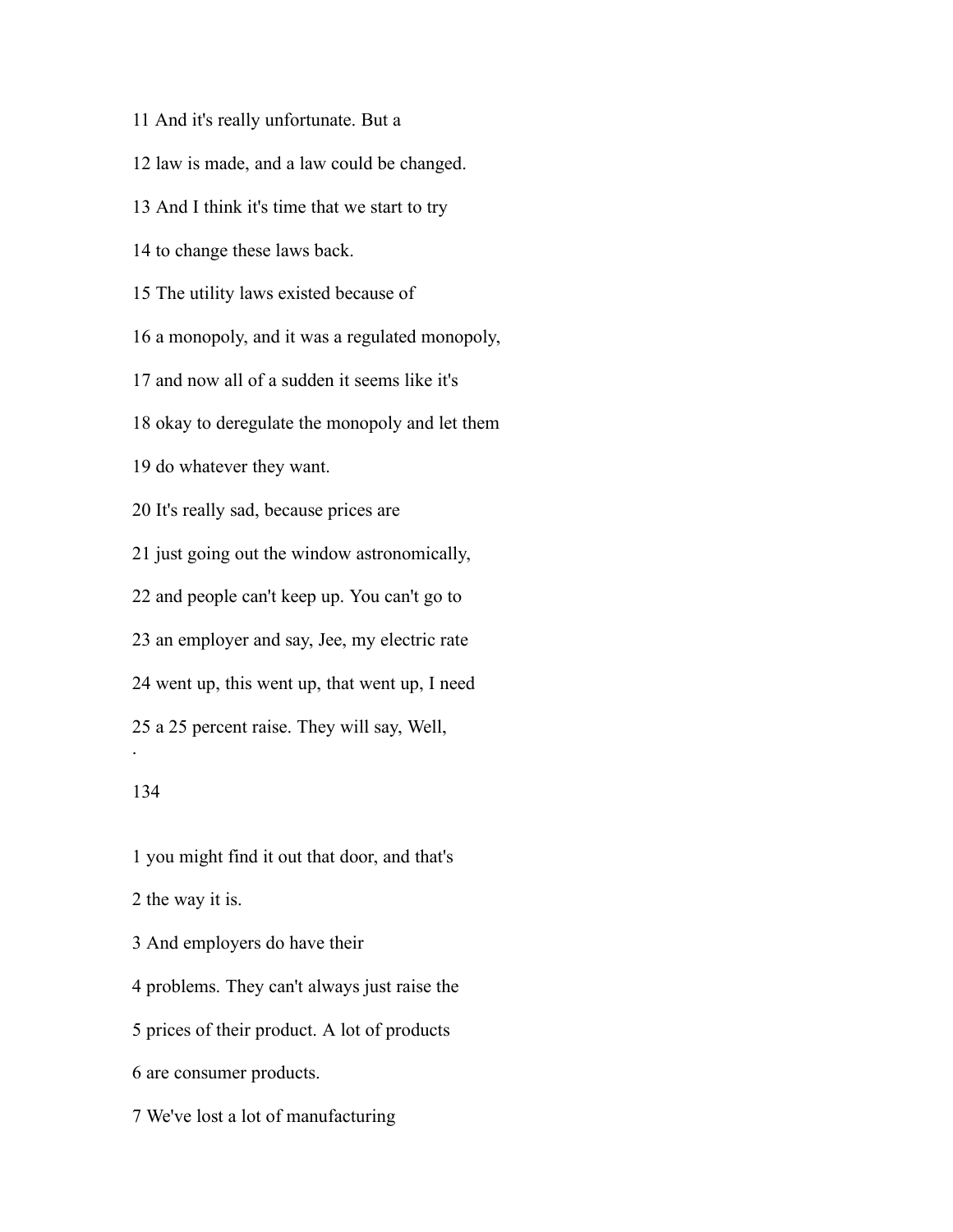11 And it's really unfortunate. But a

12 law is made, and a law could be changed.

13 And I think it's time that we start to try

14 to change these laws back.

15 The utility laws existed because of

16 a monopoly, and it was a regulated monopoly,

17 and now all of a sudden it seems like it's

18 okay to deregulate the monopoly and let them

19 do whatever they want.

20 It's really sad, because prices are

21 just going out the window astronomically,

22 and people can't keep up. You can't go to

23 an employer and say, Jee, my electric rate

24 went up, this went up, that went up, I need

25 a 25 percent raise. They will say, Well,

1 you might find it out that door, and that's

2 the way it is.

3 And employers do have their

4 problems. They can't always just raise the

5 prices of their product. A lot of products

6 are consumer products.

7 We've lost a lot of manufacturing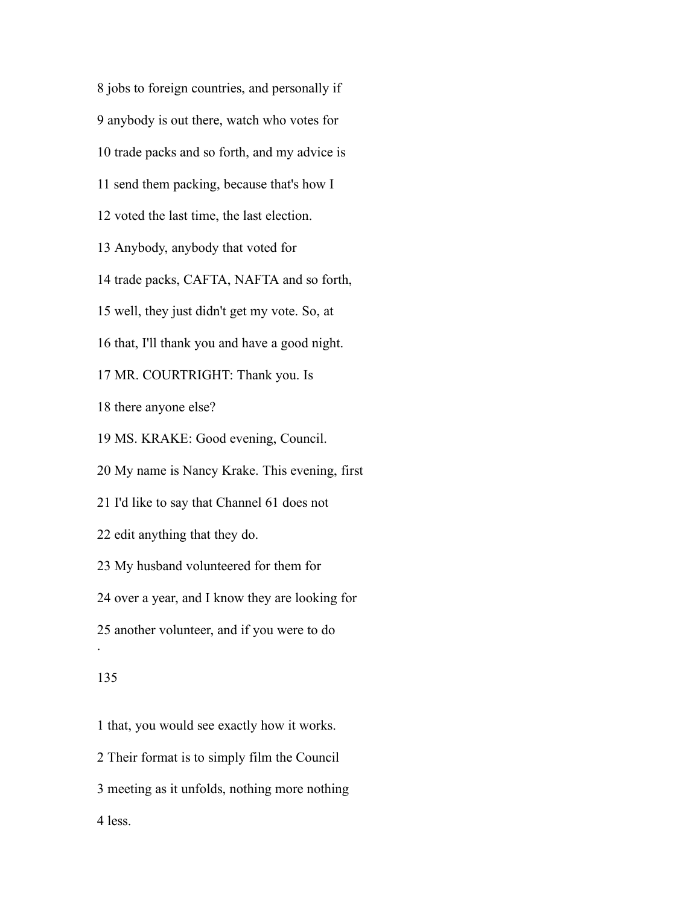8 jobs to foreign countries, and personally if

9 anybody is out there, watch who votes for

10 trade packs and so forth, and my advice is

11 send them packing, because that's how I

12 voted the last time, the last election.

13 Anybody, anybody that voted for

14 trade packs, CAFTA, NAFTA and so forth,

15 well, they just didn't get my vote. So, at

16 that, I'll thank you and have a good night.

17 MR. COURTRIGHT: Thank you. Is

18 there anyone else?

19 MS. KRAKE: Good evening, Council.

20 My name is Nancy Krake. This evening, first

21 I'd like to say that Channel 61 does not

22 edit anything that they do.

23 My husband volunteered for them for

24 over a year, and I know they are looking for

25 another volunteer, and if you were to do

1 that, you would see exactly how it works.

2 Their format is to simply film the Council

3 meeting as it unfolds, nothing more nothing

4 less.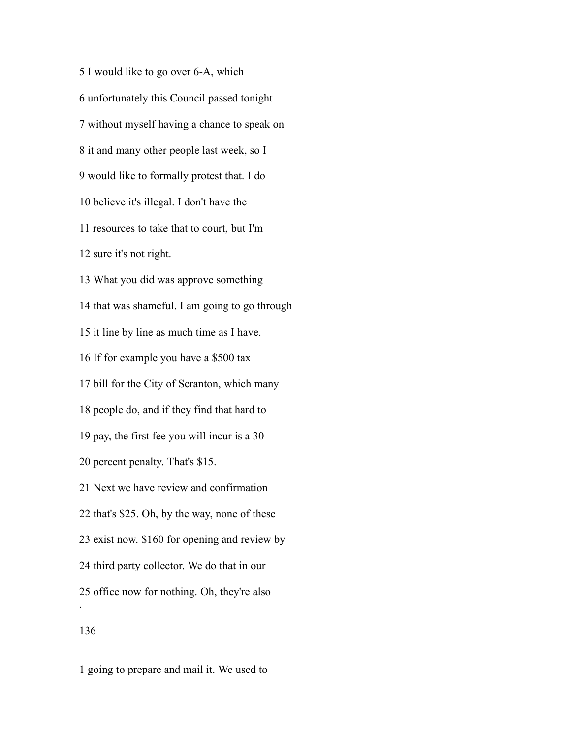5 I would like to go over 6-A, which

6 unfortunately this Council passed tonight

7 without myself having a chance to speak on

8 it and many other people last week, so I

9 would like to formally protest that. I do

10 believe it's illegal. I don't have the

11 resources to take that to court, but I'm

12 sure it's not right.

13 What you did was approve something

14 that was shameful. I am going to go through

15 it line by line as much time as I have.

16 If for example you have a $500 tax

17 bill for the City of Scranton, which many

18 people do, and if they find that hard to

19 pay, the first fee you will incur is a 30

20 percent penalty. That's $15.

21 Next we have review and confirmation

22 that's $25. Oh, by the way, none of these

23 exist now. $160 for opening and review by

24 third party collector. We do that in our

25 office now for nothing. Oh, they're also

1 going to prepare and mail it. We used to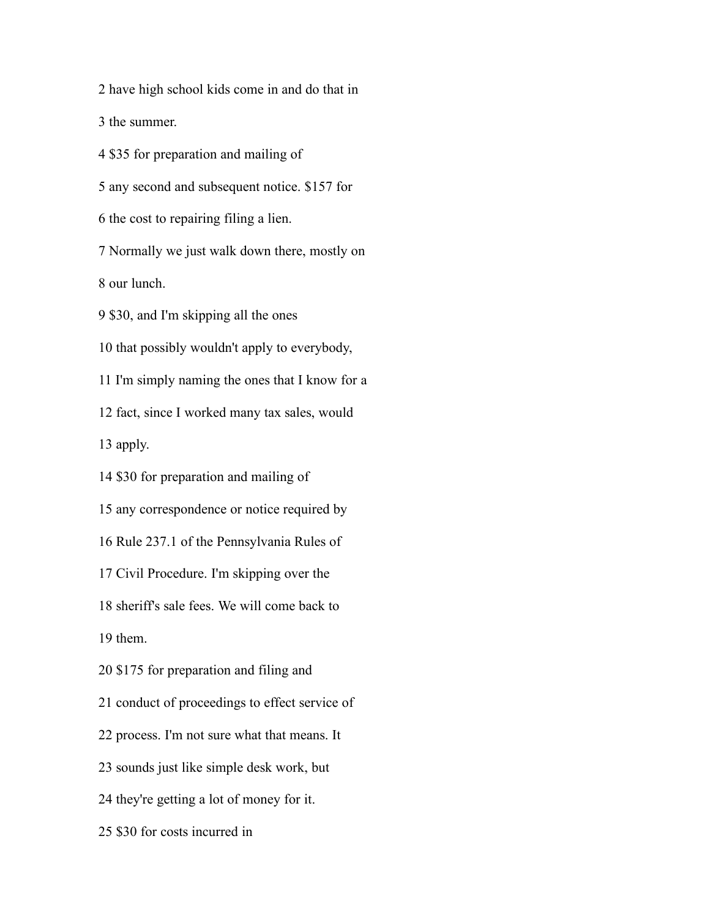2 have high school kids come in and do that in

3 the summer.

4 $35 for preparation and mailing of

5 any second and subsequent notice. $157 for

6 the cost to repairing filing a lien.

7 Normally we just walk down there, mostly on

8 our lunch.

9 $30, and I'm skipping all the ones

10 that possibly wouldn't apply to everybody,

11 I'm simply naming the ones that I know for a

12 fact, since I worked many tax sales, would

13 apply.

14 $30 for preparation and mailing of

15 any correspondence or notice required by

16 Rule 237.1 of the Pennsylvania Rules of

17 Civil Procedure. I'm skipping over the

18 sheriff's sale fees. We will come back to

19 them.

20 $175 for preparation and filing and

21 conduct of proceedings to effect service of

22 process. I'm not sure what that means. It

23 sounds just like simple desk work, but

24 they're getting a lot of money for it.

25 $30 for costs incurred in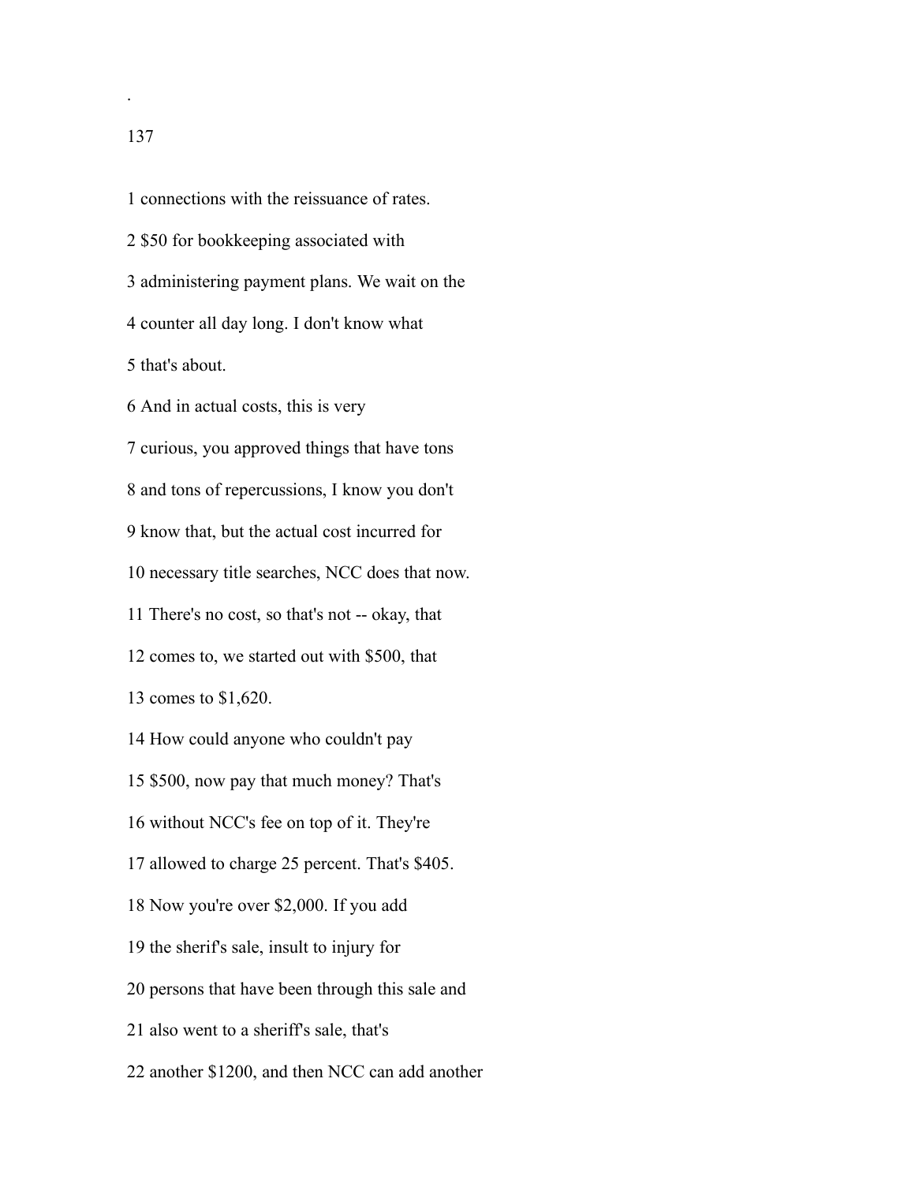1 connections with the reissuance of rates.

2 $50 for bookkeeping associated with

3 administering payment plans. We wait on the

4 counter all day long. I don't know what

5 that's about.

6 And in actual costs, this is very

7 curious, you approved things that have tons

8 and tons of repercussions, I know you don't

9 know that, but the actual cost incurred for

10 necessary title searches, NCC does that now.

11 There's no cost, so that's not -- okay, that

12 comes to, we started out with $500, that

13 comes to $1,620.

14 How could anyone who couldn't pay

15 $500, now pay that much money? That's

16 without NCC's fee on top of it. They're

17 allowed to charge 25 percent. That's $405.

18 Now you're over $2,000. If you add

19 the sherif's sale, insult to injury for

20 persons that have been through this sale and

21 also went to a sheriff's sale, that's

22 another $1200, and then NCC can add another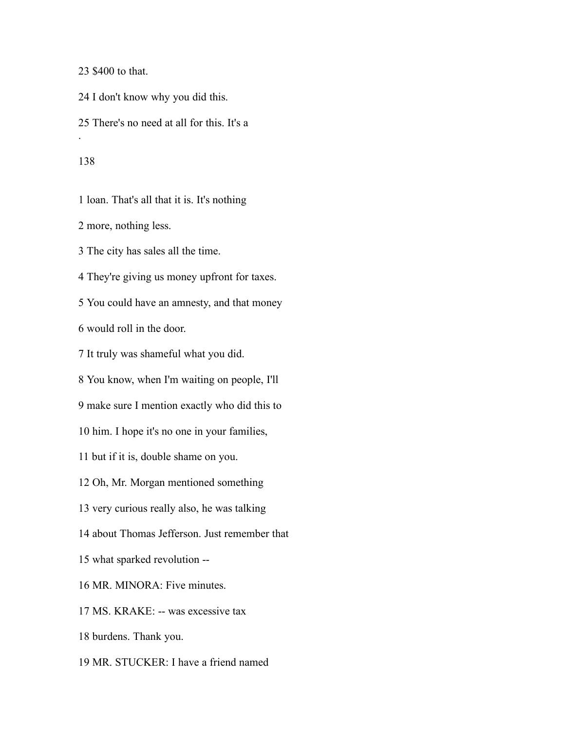23 $400 to that.

24 I don't know why you did this.

25 There's no need at all for this. It's a

1 loan. That's all that it is. It's nothing

2 more, nothing less.

3 The city has sales all the time.

4 They're giving us money upfront for taxes.

5 You could have an amnesty, and that money

6 would roll in the door.

7 It truly was shameful what you did.

8 You know, when I'm waiting on people, I'll

9 make sure I mention exactly who did this to

10 him. I hope it's no one in your families,

11 but if it is, double shame on you.

12 Oh, Mr. Morgan mentioned something

13 very curious really also, he was talking

14 about Thomas Jefferson. Just remember that

15 what sparked revolution --

16 MR. MINORA: Five minutes.

17 MS. KRAKE: -- was excessive tax

18 burdens. Thank you.

19 MR. STUCKER: I have a friend named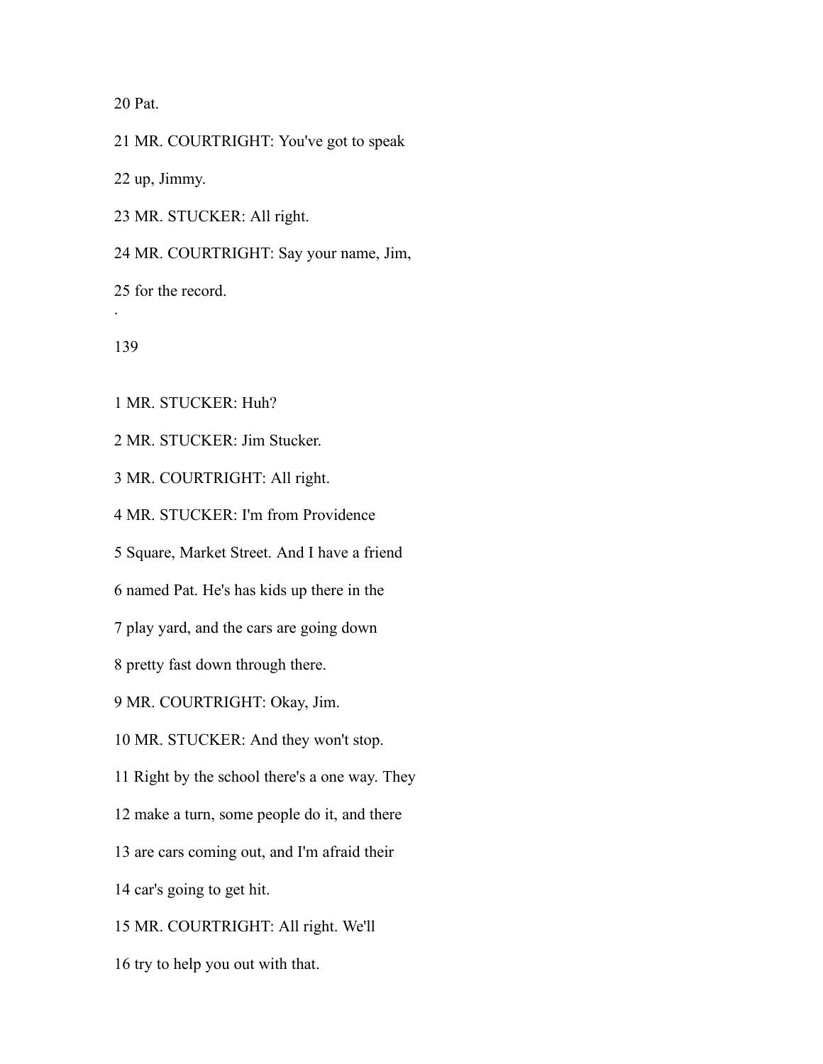20 Pat.

21 MR. COURTRIGHT: You've got to speak

22 up, Jimmy.

23 MR. STUCKER: All right.

24 MR. COURTRIGHT: Say your name, Jim,

25 for the record.

1 MR. STUCKER: Huh?

2 MR. STUCKER: Jim Stucker.

3 MR. COURTRIGHT: All right.

4 MR. STUCKER: I'm from Providence

5 Square, Market Street. And I have a friend

6 named Pat. He's has kids up there in the

7 play yard, and the cars are going down

8 pretty fast down through there.

9 MR. COURTRIGHT: Okay, Jim.

10 MR. STUCKER: And they won't stop.

11 Right by the school there's a one way. They

12 make a turn, some people do it, and there

13 are cars coming out, and I'm afraid their

14 car's going to get hit.

15 MR. COURTRIGHT: All right. We'll

16 try to help you out with that.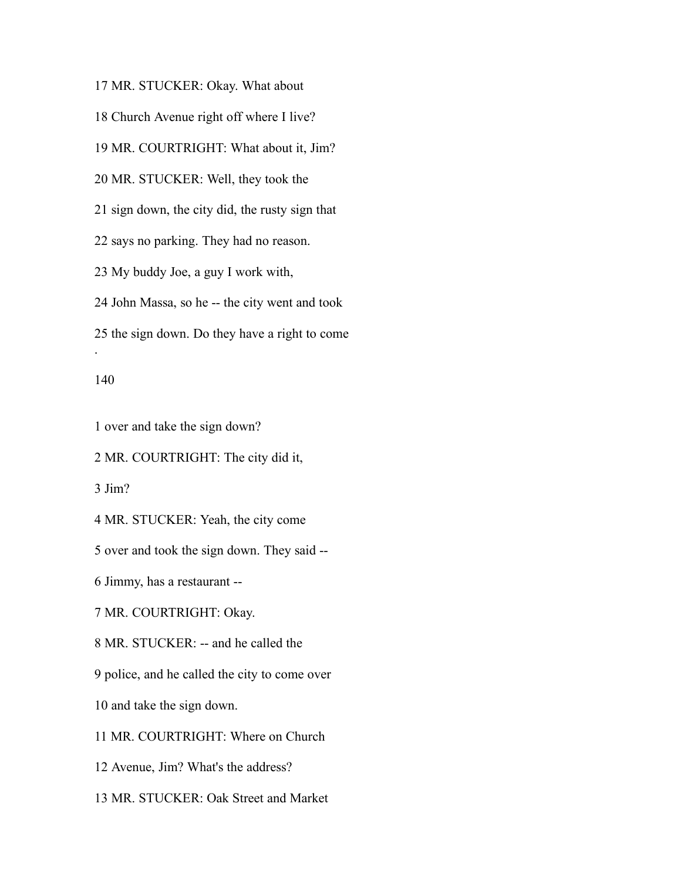17 MR. STUCKER: Okay. What about

18 Church Avenue right off where I live?

19 MR. COURTRIGHT: What about it, Jim?

20 MR. STUCKER: Well, they took the

21 sign down, the city did, the rusty sign that

22 says no parking. They had no reason.

23 My buddy Joe, a guy I work with,

24 John Massa, so he -- the city went and took

25 the sign down. Do they have a right to come

1 over and take the sign down?

2 MR. COURTRIGHT: The city did it,

3 Jim?

4 MR. STUCKER: Yeah, the city come

5 over and took the sign down. They said --

6 Jimmy, has a restaurant --

7 MR. COURTRIGHT: Okay.

8 MR. STUCKER: -- and he called the

9 police, and he called the city to come over

10 and take the sign down.

11 MR. COURTRIGHT: Where on Church

12 Avenue, Jim? What's the address?

13 MR. STUCKER: Oak Street and Market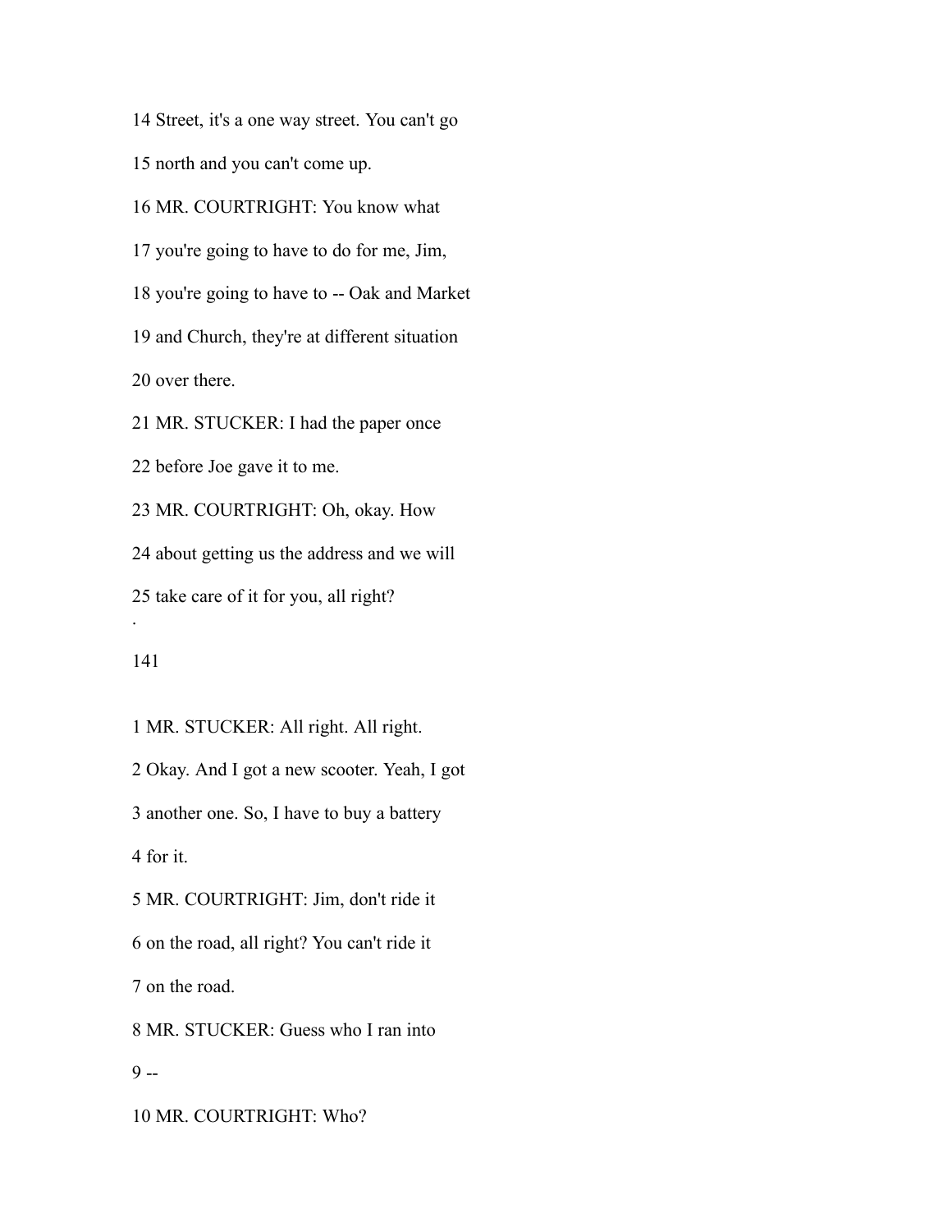14 Street, it's a one way street. You can't go

15 north and you can't come up.

16 MR. COURTRIGHT: You know what

17 you're going to have to do for me, Jim,

18 you're going to have to -- Oak and Market

19 and Church, they're at different situation

20 over there.

21 MR. STUCKER: I had the paper once

22 before Joe gave it to me.

23 MR. COURTRIGHT: Oh, okay. How

24 about getting us the address and we will

25 take care of it for you, all right?

1 MR. STUCKER: All right. All right.

2 Okay. And I got a new scooter. Yeah, I got

3 another one. So, I have to buy a battery

4 for it.

5 MR. COURTRIGHT: Jim, don't ride it

6 on the road, all right? You can't ride it

7 on the road.

8 MR. STUCKER: Guess who I ran into

9 --

10 MR. COURTRIGHT: Who?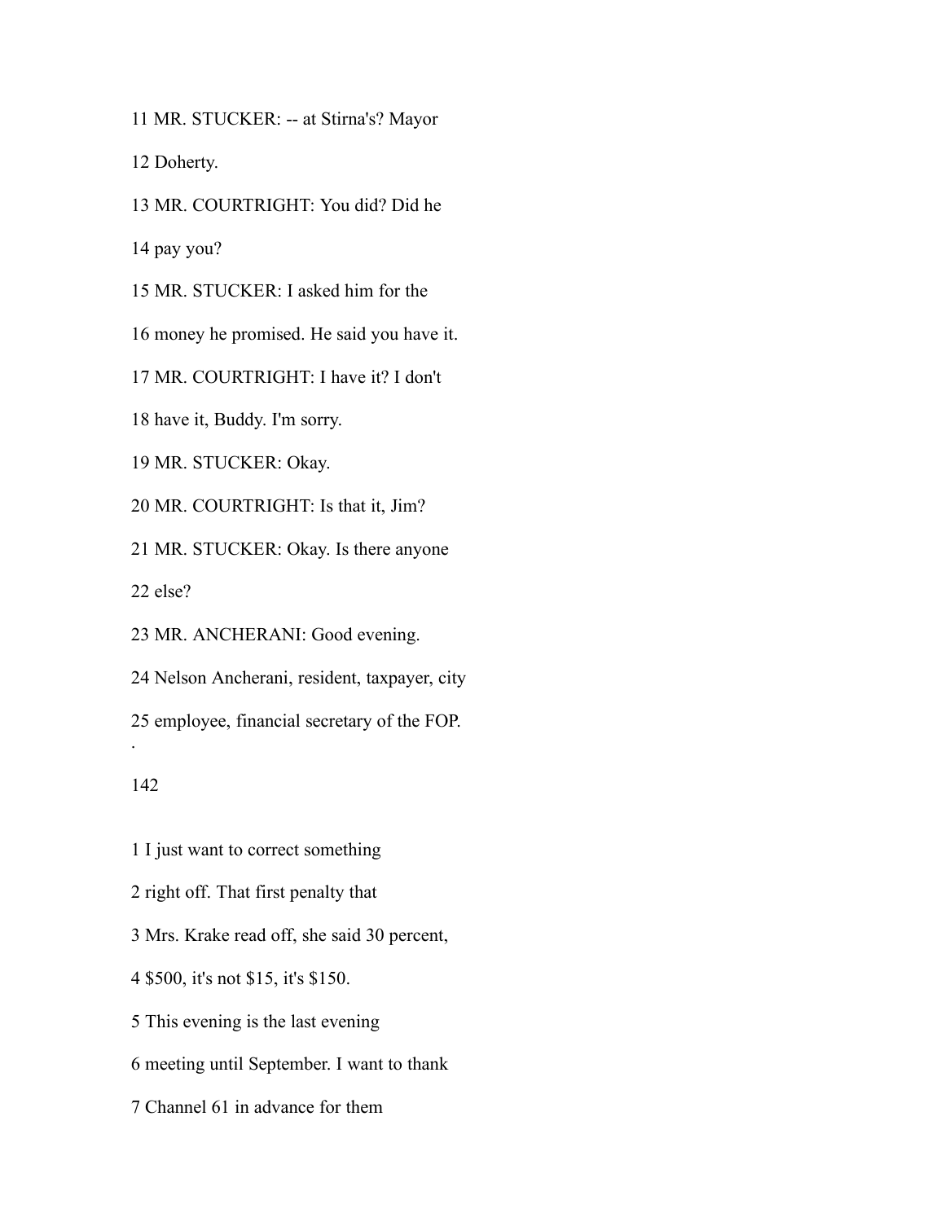11 MR. STUCKER: -- at Stirna's? Mayor

12 Doherty.

13 MR. COURTRIGHT: You did? Did he

14 pay you?

15 MR. STUCKER: I asked him for the

16 money he promised. He said you have it.

17 MR. COURTRIGHT: I have it? I don't

18 have it, Buddy. I'm sorry.

19 MR. STUCKER: Okay.

20 MR. COURTRIGHT: Is that it, Jim?

21 MR. STUCKER: Okay. Is there anyone

22 else?

23 MR. ANCHERANI: Good evening.

24 Nelson Ancherani, resident, taxpayer, city

25 employee, financial secretary of the FOP.

1 I just want to correct something

2 right off. That first penalty that

3 Mrs. Krake read off, she said 30 percent,

4 $500, it's not $15, it's $150.

5 This evening is the last evening

6 meeting until September. I want to thank

7 Channel 61 in advance for them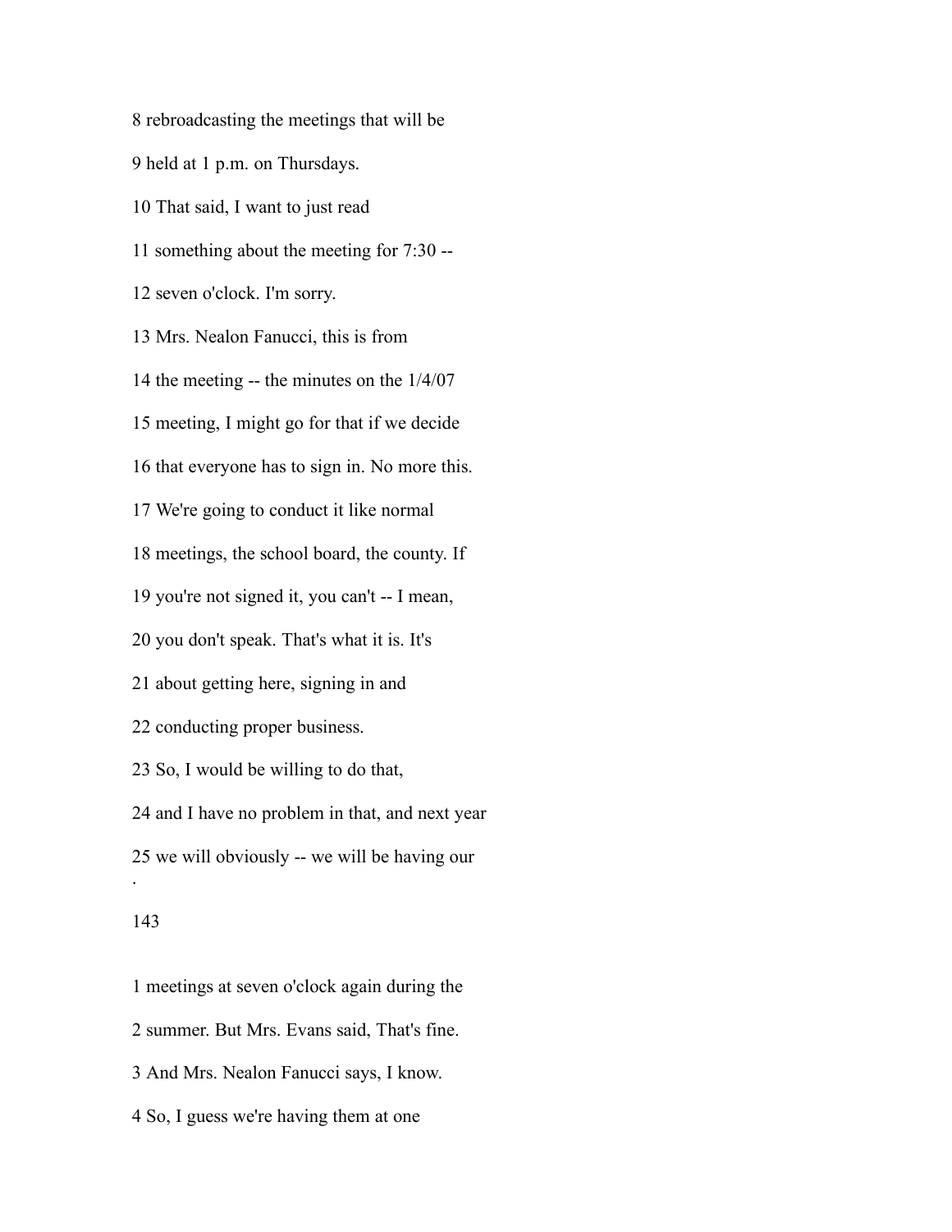8 rebroadcasting the meetings that will be

9 held at 1 p.m. on Thursdays.

10 That said, I want to just read

11 something about the meeting for 7:30 --

12 seven o'clock. I'm sorry.

13 Mrs. Nealon Fanucci, this is from

14 the meeting -- the minutes on the 1/4/07

15 meeting, I might go for that if we decide

16 that everyone has to sign in. No more this.

17 We're going to conduct it like normal

18 meetings, the school board, the county. If

19 you're not signed it, you can't -- I mean,

20 you don't speak. That's what it is. It's

21 about getting here, signing in and

22 conducting proper business.

23 So, I would be willing to do that,

24 and I have no problem in that, and next year

25 we will obviously -- we will be having our

1 meetings at seven o'clock again during the

2 summer. But Mrs. Evans said, That's fine.

3 And Mrs. Nealon Fanucci says, I know.

4 So, I guess we're having them at one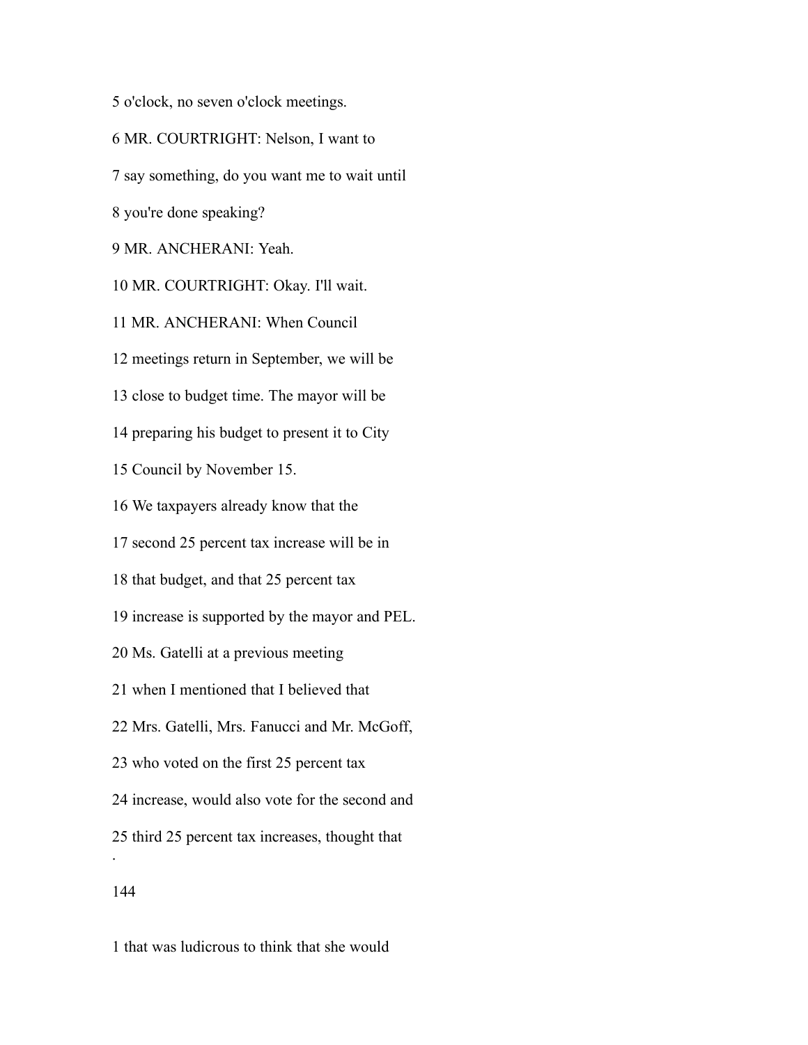5 o'clock, no seven o'clock meetings.

6 MR. COURTRIGHT: Nelson, I want to

7 say something, do you want me to wait until

8 you're done speaking?

9 MR. ANCHERANI: Yeah.

10 MR. COURTRIGHT: Okay. I'll wait.

11 MR. ANCHERANI: When Council

12 meetings return in September, we will be

13 close to budget time. The mayor will be

14 preparing his budget to present it to City

15 Council by November 15.

16 We taxpayers already know that the

17 second 25 percent tax increase will be in

18 that budget, and that 25 percent tax

19 increase is supported by the mayor and PEL.

20 Ms. Gatelli at a previous meeting

21 when I mentioned that I believed that

22 Mrs. Gatelli, Mrs. Fanucci and Mr. McGoff,

23 who voted on the first 25 percent tax

24 increase, would also vote for the second and

25 third 25 percent tax increases, thought that

1 that was ludicrous to think that she would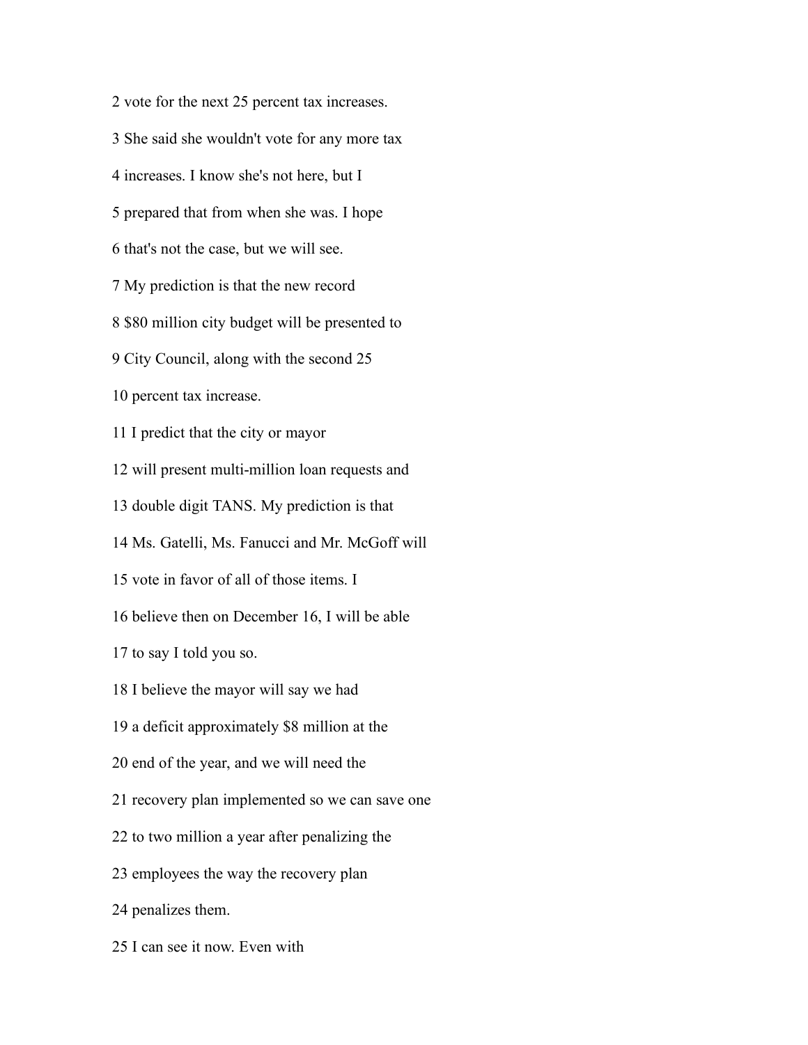2 vote for the next 25 percent tax increases.

3 She said she wouldn't vote for any more tax

4 increases. I know she's not here, but I

5 prepared that from when she was. I hope

6 that's not the case, but we will see.

7 My prediction is that the new record

8 $80 million city budget will be presented to

9 City Council, along with the second 25

10 percent tax increase.

11 I predict that the city or mayor

12 will present multi-million loan requests and

13 double digit TANS. My prediction is that

14 Ms. Gatelli, Ms. Fanucci and Mr. McGoff will

15 vote in favor of all of those items. I

16 believe then on December 16, I will be able

17 to say I told you so.

18 I believe the mayor will say we had

19 a deficit approximately $8 million at the

20 end of the year, and we will need the

21 recovery plan implemented so we can save one

22 to two million a year after penalizing the

23 employees the way the recovery plan

24 penalizes them.

25 I can see it now. Even with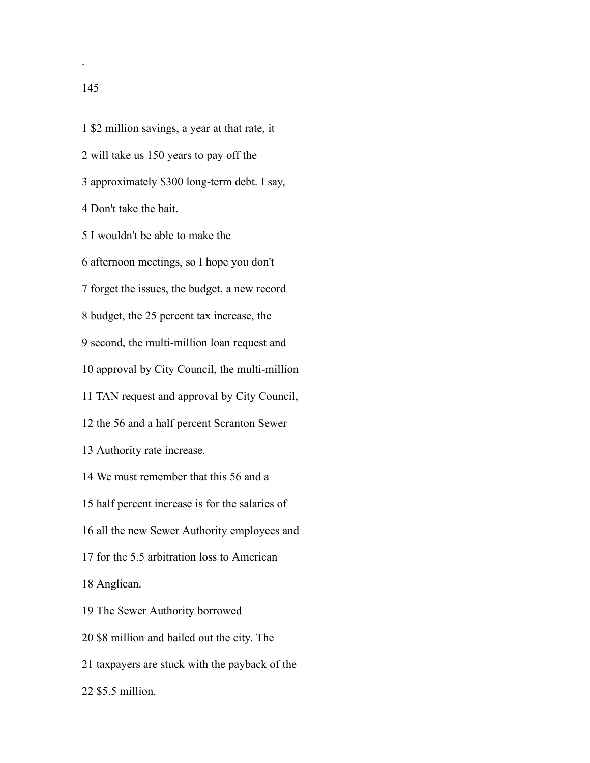1 $2 million savings, a year at that rate, it

2 will take us 150 years to pay off the

3 approximately $300 long-term debt. I say,

4 Don't take the bait.

5 I wouldn't be able to make the

6 afternoon meetings, so I hope you don't

7 forget the issues, the budget, a new record

8 budget, the 25 percent tax increase, the

9 second, the multi-million loan request and

10 approval by City Council, the multi-million

11 TAN request and approval by City Council,

12 the 56 and a half percent Scranton Sewer

13 Authority rate increase.

14 We must remember that this 56 and a

15 half percent increase is for the salaries of

16 all the new Sewer Authority employees and

17 for the 5.5 arbitration loss to American

18 Anglican.

19 The Sewer Authority borrowed

20 $8 million and bailed out the city. The

21 taxpayers are stuck with the payback of the

22 $5.5 million.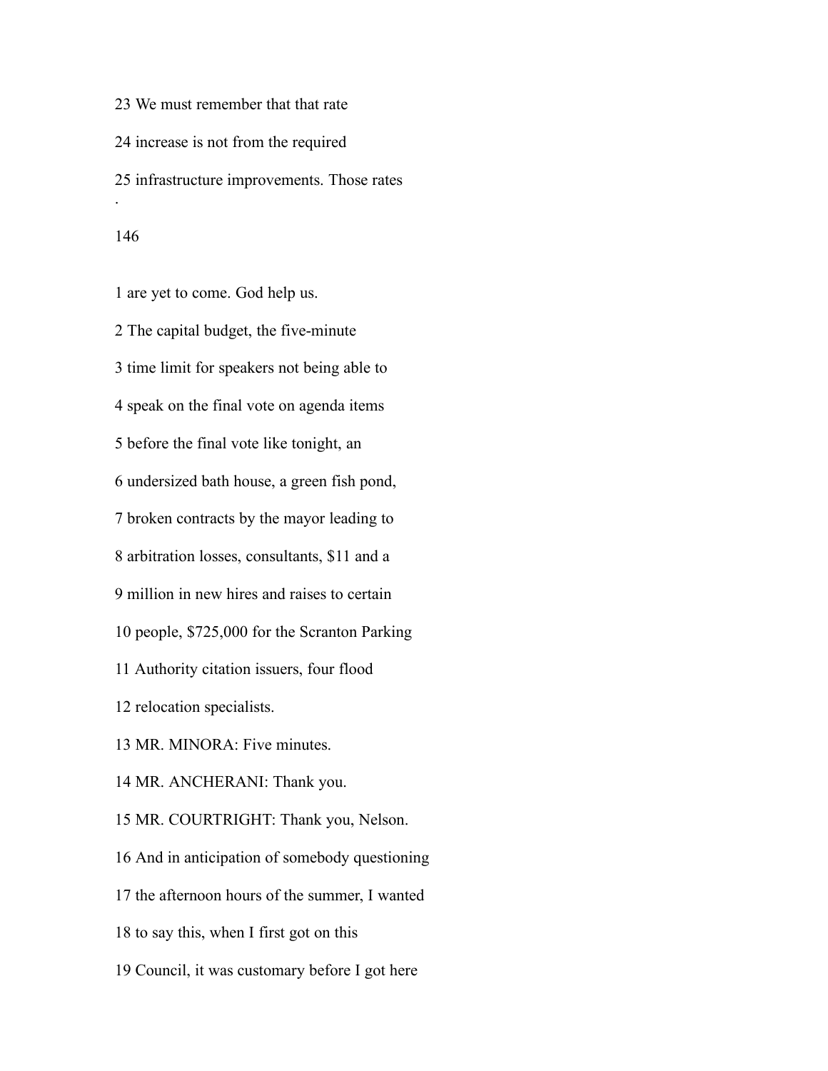23 We must remember that that rate

24 increase is not from the required

25 infrastructure improvements. Those rates

1 are yet to come. God help us.

2 The capital budget, the five-minute

3 time limit for speakers not being able to

4 speak on the final vote on agenda items

5 before the final vote like tonight, an

6 undersized bath house, a green fish pond,

7 broken contracts by the mayor leading to

8 arbitration losses, consultants, $11 and a

9 million in new hires and raises to certain

10 people, $725,000 for the Scranton Parking

11 Authority citation issuers, four flood

12 relocation specialists.

13 MR. MINORA: Five minutes.

14 MR. ANCHERANI: Thank you.

15 MR. COURTRIGHT: Thank you, Nelson.

16 And in anticipation of somebody questioning

17 the afternoon hours of the summer, I wanted

18 to say this, when I first got on this

19 Council, it was customary before I got here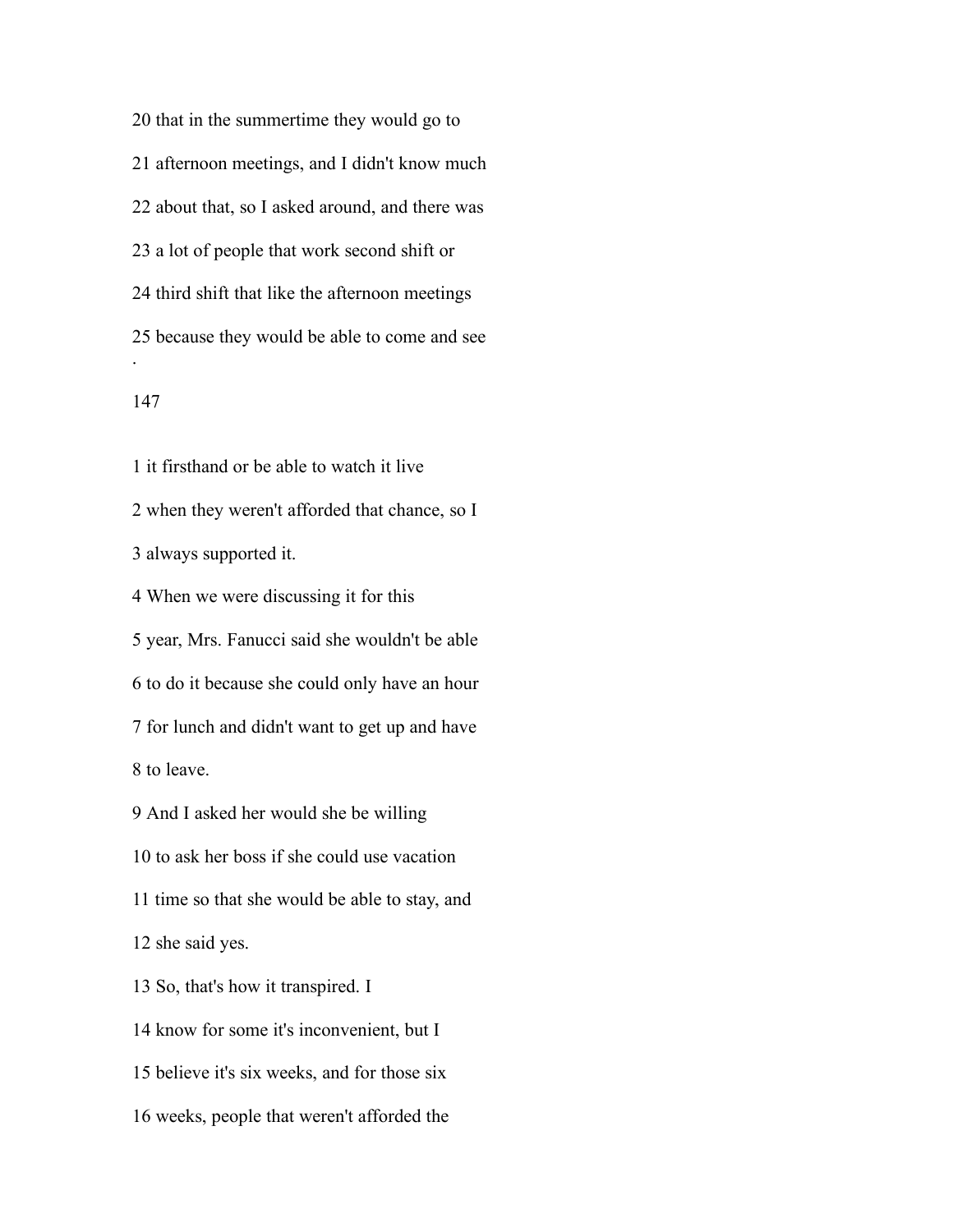20 that in the summertime they would go to

21 afternoon meetings, and I didn't know much

22 about that, so I asked around, and there was

23 a lot of people that work second shift or

24 third shift that like the afternoon meetings

25 because they would be able to come and see

1 it firsthand or be able to watch it live

2 when they weren't afforded that chance, so I

3 always supported it.

4 When we were discussing it for this

5 year, Mrs. Fanucci said she wouldn't be able

6 to do it because she could only have an hour

7 for lunch and didn't want to get up and have

8 to leave.

9 And I asked her would she be willing

10 to ask her boss if she could use vacation

11 time so that she would be able to stay, and

12 she said yes.

13 So, that's how it transpired. I

14 know for some it's inconvenient, but I

15 believe it's six weeks, and for those six

16 weeks, people that weren't afforded the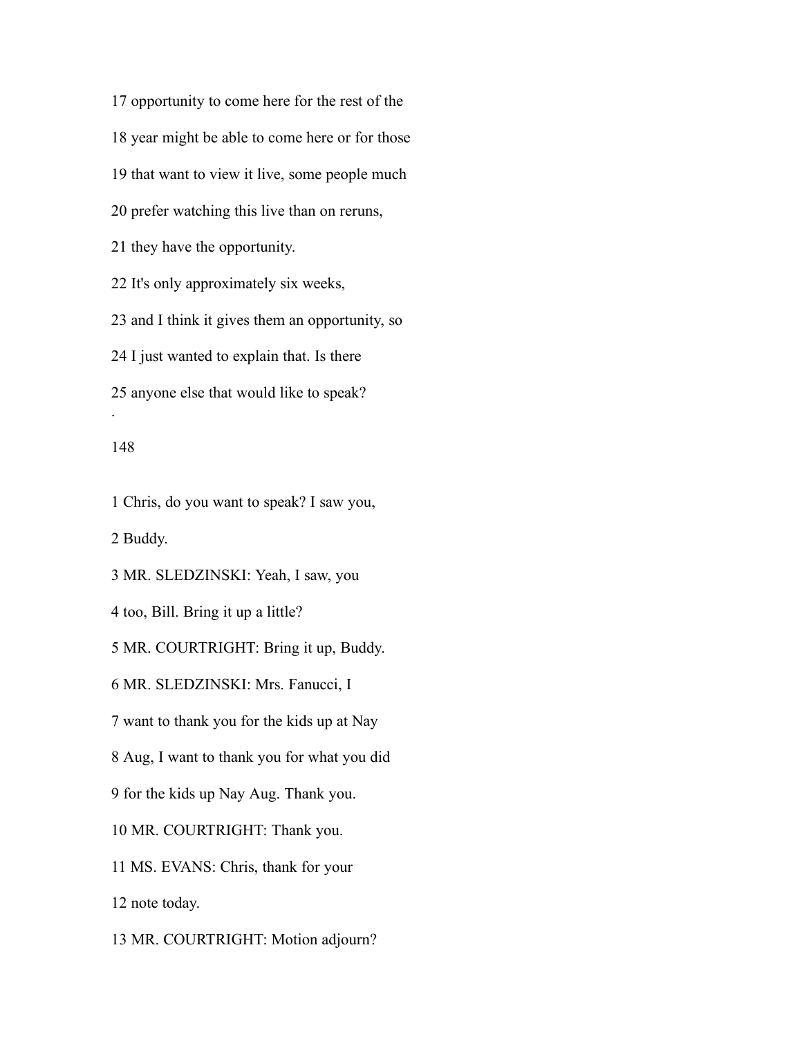17 opportunity to come here for the rest of the

18 year might be able to come here or for those

19 that want to view it live, some people much

20 prefer watching this live than on reruns,

21 they have the opportunity.

22 It's only approximately six weeks,

23 and I think it gives them an opportunity, so

24 I just wanted to explain that. Is there

25 anyone else that would like to speak?

.

148

1 Chris, do you want to speak? I saw you,

2 Buddy.

3 MR. SLEDZINSKI: Yeah, I saw, you

4 too, Bill. Bring it up a little?

5 MR. COURTRIGHT: Bring it up, Buddy.

6 MR. SLEDZINSKI: Mrs. Fanucci, I

7 want to thank you for the kids up at Nay

8 Aug, I want to thank you for what you did

9 for the kids up Nay Aug. Thank you.

10 MR. COURTRIGHT: Thank you.

11 MS. EVANS: Chris, thank for your

12 note today.

13 MR. COURTRIGHT: Motion adjourn?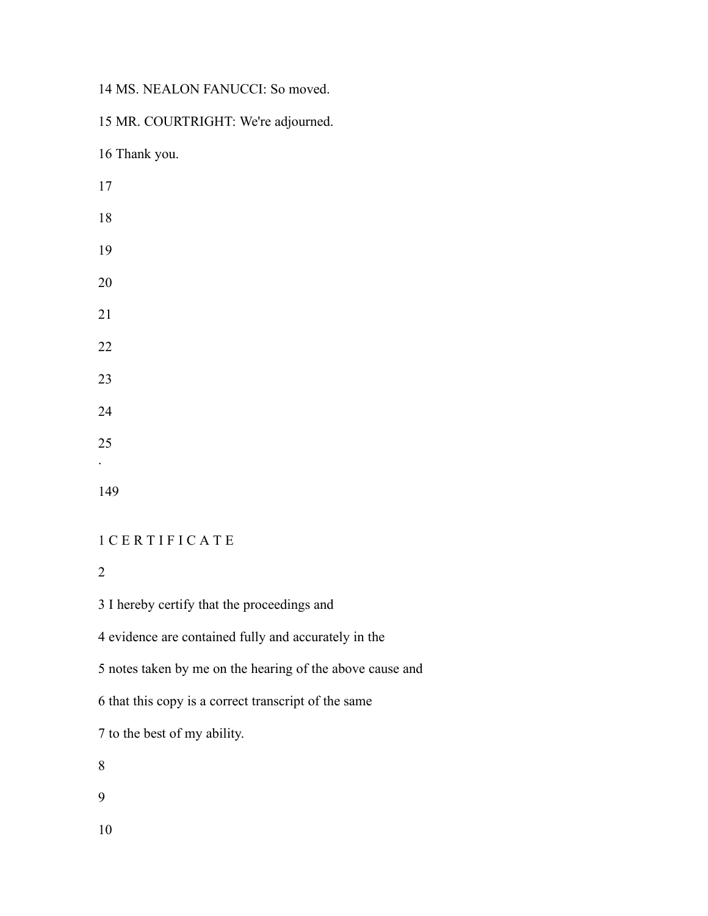14 MS. NEALON FANUCCI: So moved.

15 MR. COURTRIGHT: We're adjourned.

16 Thank you.

17

18

19

20

21

22

23

24

25

1 C E R T I F I C A T E

2

3 I hereby certify that the proceedings and

4 evidence are contained fully and accurately in the

5 notes taken by me on the hearing of the above cause and

6 that this copy is a correct transcript of the same

7 to the best of my ability.

8

9

10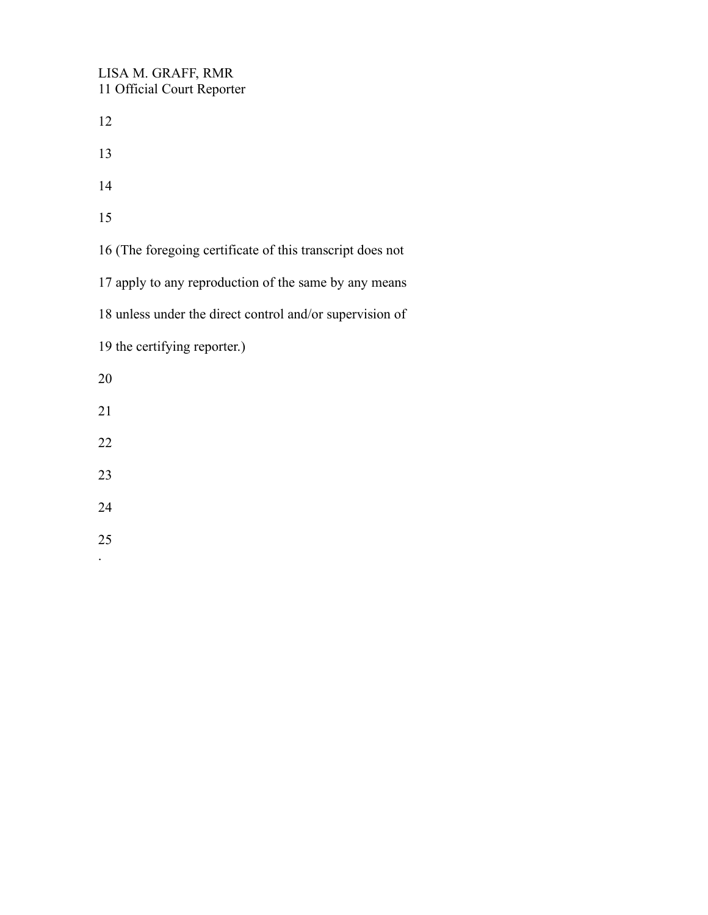LISA M. GRAFF, RMR
11 Official Court Reporter

12

13

14

15

16 (The foregoing certificate of this transcript does not

17 apply to any reproduction of the same by any means

18 unless under the direct control and/or supervision of

19 the certifying reporter.)

20

21

22

23

24

25